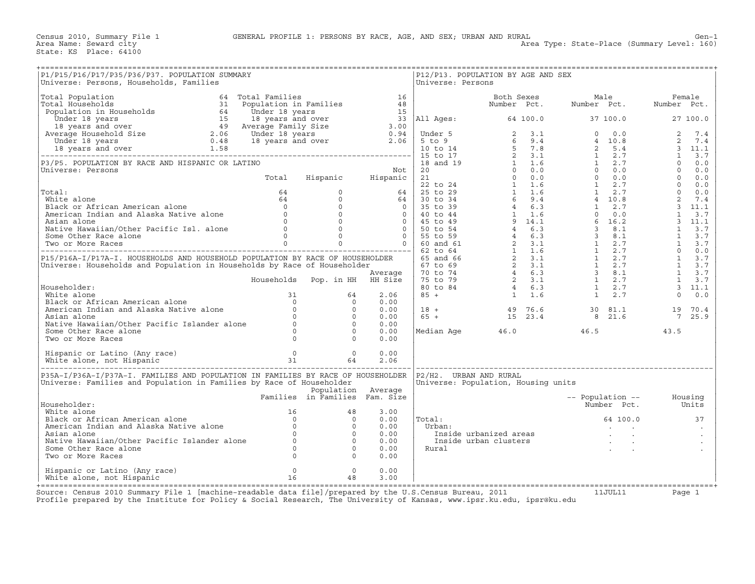Census 2010, Summary File 1 — GENERAL PROFILE 1: PERSONS BY RACE, AGE, AND SEX; URBAN AND RURAL — Gen-1

Area Name: Seward city — Area Type: State-Place (Summary Level: 160)

State: KS Place: 64100

## P1/P15/P16/P17/P35/P36/P37. POPULATION SUMMARY

Universe: Persons, Households, Families

| | | | |
|---|---|---|---|
| Total Population | 64 | Total Families | 16 |
| Total Households | 31 | Population in Families | 48 |
| Population in Households | 64 | Under 18 years | 15 |
| Under 18 years | 15 | 18 years and over | 33 |
| 18 years and over | 49 | Average Family Size | 3.00 |
| Average Household Size | 2.06 | Under 18 years | 0.94 |
| Under 18 years | 0.48 | 18 years and over | 2.06 |
| 18 years and over | 1.58 | | |

## P3/P5. POPULATION BY RACE AND HISPANIC OR LATINO

Universe: Persons

| | Total | Hispanic | Not Hispanic |
|---|---|---|---|
| Total: | 64 | 0 | 64 |
| White alone | 64 | 0 | 64 |
| Black or African American alone | 0 | 0 | 0 |
| American Indian and Alaska Native alone | 0 | 0 | 0 |
| Asian alone | 0 | 0 | 0 |
| Native Hawaiian/Other Pacific Isl. alone | 0 | 0 | 0 |
| Some Other Race alone | 0 | 0 | 0 |
| Two or More Races | 0 | 0 | 0 |

## P15/P16A-I/P17A-I. HOUSEHOLDS AND HOUSEHOLD POPULATION BY RACE OF HOUSEHOLDER

Universe: Households and Population in Households by Race of Householder

| Householder: | Households | Pop. in HH | Average HH Size |
|---|---|---|---|
| White alone | 31 | 64 | 2.06 |
| Black or African American alone | 0 | 0 | 0.00 |
| American Indian and Alaska Native alone | 0 | 0 | 0.00 |
| Asian alone | 0 | 0 | 0.00 |
| Native Hawaiian/Other Pacific Islander alone | 0 | 0 | 0.00 |
| Some Other Race alone | 0 | 0 | 0.00 |
| Two or More Races | 0 | 0 | 0.00 |
| Hispanic or Latino (Any race) | 0 | 0 | 0.00 |
| White alone, not Hispanic | 31 | 64 | 2.06 |

## P35A-I/P36A-I/P37A-I. FAMILIES AND POPULATION IN FAMILIES BY RACE OF HOUSEHOLDER

Universe: Families and Population in Families by Race of Householder

| Householder: | Families | Population in Families | Average Fam. Size |
|---|---|---|---|
| White alone | 16 | 48 | 3.00 |
| Black or African American alone | 0 | 0 | 0.00 |
| American Indian and Alaska Native alone | 0 | 0 | 0.00 |
| Asian alone | 0 | 0 | 0.00 |
| Native Hawaiian/Other Pacific Islander alone | 0 | 0 | 0.00 |
| Some Other Race alone | 0 | 0 | 0.00 |
| Two or More Races | 0 | 0 | 0.00 |
| Hispanic or Latino (Any race) | 0 | 0 | 0.00 |
| White alone, not Hispanic | 16 | 48 | 3.00 |

## P12/P13. POPULATION BY AGE AND SEX

Universe: Persons

| | Both Sexes Number | Both Sexes Pct. | Male Number | Male Pct. | Female Number | Female Pct. |
|---|---|---|---|---|---|---|
| All Ages: | 64 | 100.0 | 37 | 100.0 | 27 | 100.0 |
| Under 5 | 2 | 3.1 | 0 | 0.0 | 2 | 7.4 |
| 5 to 9 | 6 | 9.4 | 4 | 10.8 | 2 | 7.4 |
| 10 to 14 | 5 | 7.8 | 2 | 5.4 | 3 | 11.1 |
| 15 to 17 | 2 | 3.1 | 1 | 2.7 | 1 | 3.7 |
| 18 and 19 | 1 | 1.6 | 1 | 2.7 | 0 | 0.0 |
| 20 | 0 | 0.0 | 0 | 0.0 | 0 | 0.0 |
| 21 | 0 | 0.0 | 0 | 0.0 | 0 | 0.0 |
| 22 to 24 | 1 | 1.6 | 1 | 2.7 | 0 | 0.0 |
| 25 to 29 | 1 | 1.6 | 1 | 2.7 | 0 | 0.0 |
| 30 to 34 | 6 | 9.4 | 4 | 10.8 | 2 | 7.4 |
| 35 to 39 | 4 | 6.3 | 1 | 2.7 | 3 | 11.1 |
| 40 to 44 | 1 | 1.6 | 0 | 0.0 | 1 | 3.7 |
| 45 to 49 | 9 | 14.1 | 6 | 16.2 | 3 | 11.1 |
| 50 to 54 | 4 | 6.3 | 3 | 8.1 | 1 | 3.7 |
| 55 to 59 | 4 | 6.3 | 3 | 8.1 | 1 | 3.7 |
| 60 and 61 | 2 | 3.1 | 1 | 2.7 | 1 | 3.7 |
| 62 to 64 | 1 | 1.6 | 1 | 2.7 | 0 | 0.0 |
| 65 and 66 | 2 | 3.1 | 1 | 2.7 | 1 | 3.7 |
| 67 to 69 | 2 | 3.1 | 1 | 2.7 | 1 | 3.7 |
| 70 to 74 | 4 | 6.3 | 3 | 8.1 | 1 | 3.7 |
| 75 to 79 | 2 | 3.1 | 1 | 2.7 | 1 | 3.7 |
| 80 to 84 | 4 | 6.3 | 1 | 2.7 | 3 | 11.1 |
| 85 + | 1 | 1.6 | 1 | 2.7 | 0 | 0.0 |
| 18 + | 49 | 76.6 | 30 | 81.1 | 19 | 70.4 |
| 65 + | 15 | 23.4 | 8 | 21.6 | 7 | 25.9 |
| Median Age | 46.0 | | 46.5 | | 43.5 | |

## P2/H2. URBAN AND RURAL

Universe: Population, Housing units

| | Population Number | Population Pct. | Housing Units |
|---|---|---|---|
| Total: | 64 | 100.0 | 37 |
| Urban: | . | . | . |
| Inside urbanized areas | . | . | . |
| Inside urban clusters | . | . | . |
| Rural | . | . | . |

Source: Census 2010 Summary File 1 [machine-readable data file]/prepared by the U.S.Census Bureau, 2011 — 11JUL11

Profile prepared by the Institute for Policy & Social Research, The University of Kansas, www.ipsr.ku.edu, ipsr@ku.edu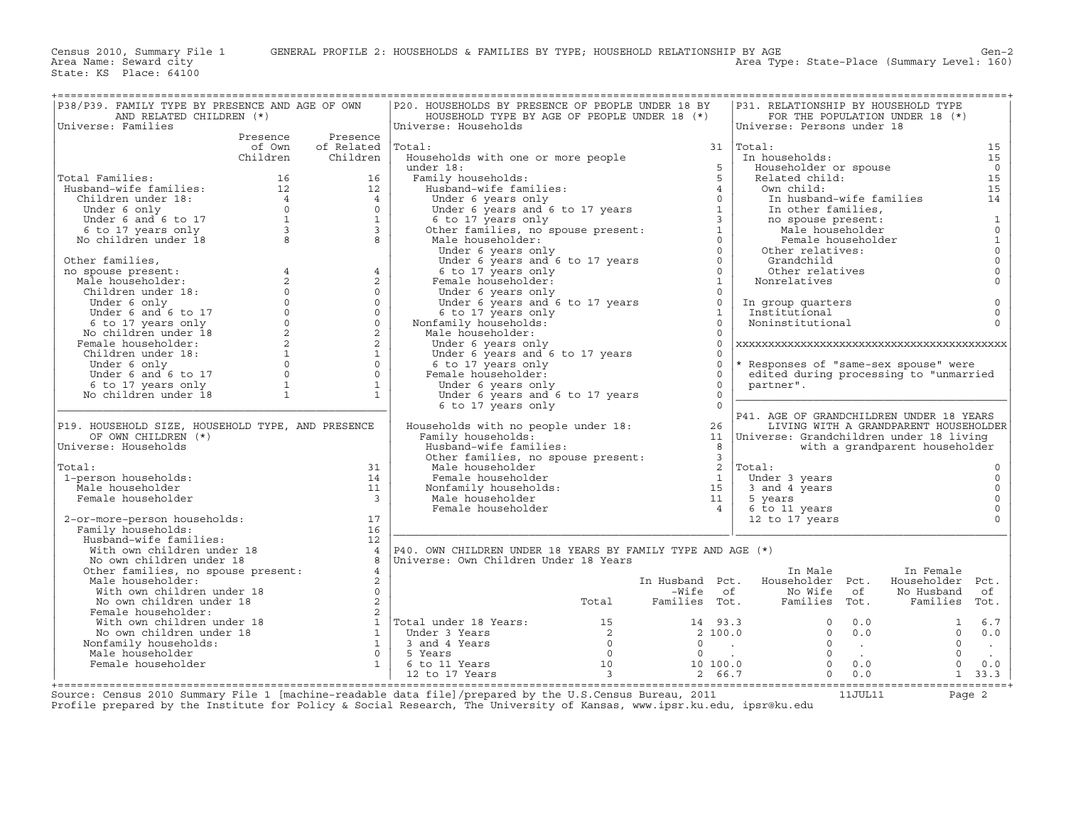Census 2010, Summary File 1 GENERAL PROFILE 2: HOUSEHOLDS & FAMILIES BY TYPE; HOUSEHOLD RELATIONSHIP BY AGE Gen-2
Area Name: Seward city Area Type: State-Place (Summary Level: 160)
State: KS Place: 64100

## P38/P39. FAMILY TYPE BY PRESENCE AND AGE OF OWN AND RELATED CHILDREN (*)

Universe: Families

| | Presence of Own Children | Presence of Related Children |
|---|---|---|
| Total Families: | 16 | 16 |
| Husband-wife families: | 12 | 12 |
| Children under 18: | 4 | 4 |
| Under 6 only | 0 | 0 |
| Under 6 and 6 to 17 | 1 | 1 |
| 6 to 17 years only | 3 | 3 |
| No children under 18 | 8 | 8 |
| Other families, no spouse present: | 4 | 4 |
| Male householder: | 2 | 2 |
| Children under 18: | 0 | 0 |
| Under 6 only | 0 | 0 |
| Under 6 and 6 to 17 | 0 | 0 |
| 6 to 17 years only | 0 | 0 |
| No children under 18 | 2 | 2 |
| Female householder: | 2 | 2 |
| Children under 18: | 1 | 1 |
| Under 6 only | 0 | 0 |
| Under 6 and 6 to 17 | 0 | 0 |
| 6 to 17 years only | 1 | 1 |
| No children under 18 | 1 | 1 |

## P19. HOUSEHOLD SIZE, HOUSEHOLD TYPE, AND PRESENCE OF OWN CHILDREN (*)

Universe: Households

| | |
|---|---|
| Total: | 31 |
| 1-person households: | 14 |
| Male householder | 11 |
| Female householder | 3 |
| 2-or-more-person households: | 17 |
| Family households: | 16 |
| Husband-wife families: | 12 |
| With own children under 18 | 4 |
| No own children under 18 | 8 |
| Other families, no spouse present: | 4 |
| Male householder: | 2 |
| With own children under 18 | 0 |
| No own children under 18 | 2 |
| Female householder: | 2 |
| With own children under 18 | 1 |
| No own children under 18 | 1 |
| Nonfamily households: | 1 |
| Male householder | 0 |
| Female householder | 1 |

## P20. HOUSEHOLDS BY PRESENCE OF PEOPLE UNDER 18 BY HOUSEHOLD TYPE BY AGE OF PEOPLE UNDER 18 (*)

Universe: Households

| | |
|---|---|
| Total: | 31 |
| Households with one or more people under 18: | 5 |
| Family households: | 5 |
| Husband-wife families: | 4 |
| Under 6 years only | 0 |
| Under 6 years and 6 to 17 years | 1 |
| 6 to 17 years only | 3 |
| Other families, no spouse present: | 1 |
| Male householder: | 0 |
| Under 6 years only | 0 |
| Under 6 years and 6 to 17 years | 0 |
| 6 to 17 years only | 0 |
| Female householder: | 1 |
| Under 6 years only | 0 |
| Under 6 years and 6 to 17 years | 0 |
| 6 to 17 years only | 1 |
| Nonfamily households: | 0 |
| Male householder: | 0 |
| Under 6 years only | 0 |
| Under 6 years and 6 to 17 years | 0 |
| 6 to 17 years only | 0 |
| Female householder: | 0 |
| Under 6 years only | 0 |
| Under 6 years and 6 to 17 years | 0 |
| 6 to 17 years only | 0 |
| Households with no people under 18: | 26 |
| Family households: | 11 |
| Husband-wife families: | 8 |
| Other families, no spouse present: | 3 |
| Male householder | 2 |
| Female householder | 1 |
| Nonfamily households: | 15 |
| Male householder | 11 |
| Female householder | 4 |

## P31. RELATIONSHIP BY HOUSEHOLD TYPE FOR THE POPULATION UNDER 18 (*)

Universe: Persons under 18

| | |
|---|---|
| Total: | 15 |
| In households: | 15 |
| Householder or spouse | 0 |
| Related child: | 15 |
| Own child: | 15 |
| In husband-wife families | 14 |
| In other families, no spouse present: | 1 |
| Male householder | 0 |
| Female householder | 1 |
| Other relatives: | 0 |
| Grandchild | 0 |
| Other relatives | 0 |
| Nonrelatives | 0 |
| In group quarters | 0 |
| Institutional | 0 |
| Noninstitutional | 0 |

\* Responses of "same-sex spouse" were edited during processing to "unmarried partner".

## P41. AGE OF GRANDCHILDREN UNDER 18 YEARS LIVING WITH A GRANDPARENT HOUSEHOLDER

Universe: Grandchildren under 18 living with a grandparent householder

| | |
|---|---|
| Total: | 0 |
| Under 3 years | 0 |
| 3 and 4 years | 0 |
| 5 years | 0 |
| 6 to 11 years | 0 |
| 12 to 17 years | 0 |

## P40. OWN CHILDREN UNDER 18 YEARS BY FAMILY TYPE AND AGE (*)

Universe: Own Children Under 18 Years

| | Total | In Husband-Wife Families | Pct. of Tot. | In Male Householder No Wife Families | Pct. of Tot. | In Female Householder No Husband Families | Pct. of Tot. |
|---|---|---|---|---|---|---|---|
| Total under 18 Years: | 15 | 14 | 93.3 | 0 | 0.0 | 1 | 6.7 |
| Under 3 Years | 2 | 2 | 100.0 | 0 | 0.0 | 0 | 0.0 |
| 3 and 4 Years | 0 | 0 | . | 0 | . | 0 | . |
| 5 Years | 0 | 0 | . | 0 | . | 0 | . |
| 6 to 11 Years | 10 | 10 | 100.0 | 0 | 0.0 | 0 | 0.0 |
| 12 to 17 Years | 3 | 2 | 66.7 | 0 | 0.0 | 1 | 33.3 |

Source: Census 2010 Summary File 1 [machine-readable data file]/prepared by the U.S.Census Bureau, 2011 11JUL11
Profile prepared by the Institute for Policy & Social Research, The University of Kansas, www.ipsr.ku.edu, ipsr@ku.edu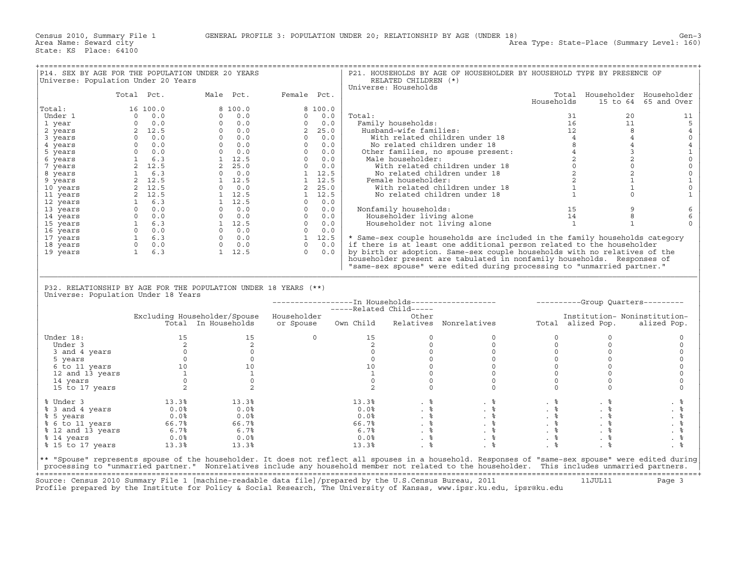Census 2010, Summary File 1 GENERAL PROFILE 3: POPULATION UNDER 20; RELATIONSHIP BY AGE (UNDER 18) Gen-3
Area Name: Seward city Area Type: State-Place (Summary Level: 160)
State: KS Place: 64100

## P14. SEX BY AGE FOR THE POPULATION UNDER 20 YEARS

Universe: Population Under 20 Years

| | Total | Pct. | Male | Pct. | Female | Pct. |
|---|---|---|---|---|---|---|
| Total: | 16 | 100.0 | 8 | 100.0 | 8 | 100.0 |
| Under 1 | 0 | 0.0 | 0 | 0.0 | 0 | 0.0 |
| 1 year | 0 | 0.0 | 0 | 0.0 | 0 | 0.0 |
| 2 years | 2 | 12.5 | 0 | 0.0 | 2 | 25.0 |
| 3 years | 0 | 0.0 | 0 | 0.0 | 0 | 0.0 |
| 4 years | 0 | 0.0 | 0 | 0.0 | 0 | 0.0 |
| 5 years | 0 | 0.0 | 0 | 0.0 | 0 | 0.0 |
| 6 years | 1 | 6.3 | 1 | 12.5 | 0 | 0.0 |
| 7 years | 2 | 12.5 | 2 | 25.0 | 0 | 0.0 |
| 8 years | 1 | 6.3 | 0 | 0.0 | 1 | 12.5 |
| 9 years | 2 | 12.5 | 1 | 12.5 | 1 | 12.5 |
| 10 years | 2 | 12.5 | 0 | 0.0 | 2 | 25.0 |
| 11 years | 2 | 12.5 | 1 | 12.5 | 1 | 12.5 |
| 12 years | 1 | 6.3 | 1 | 12.5 | 0 | 0.0 |
| 13 years | 0 | 0.0 | 0 | 0.0 | 0 | 0.0 |
| 14 years | 0 | 0.0 | 0 | 0.0 | 0 | 0.0 |
| 15 years | 1 | 6.3 | 1 | 12.5 | 0 | 0.0 |
| 16 years | 0 | 0.0 | 0 | 0.0 | 0 | 0.0 |
| 17 years | 1 | 6.3 | 0 | 0.0 | 1 | 12.5 |
| 18 years | 0 | 0.0 | 0 | 0.0 | 0 | 0.0 |
| 19 years | 1 | 6.3 | 1 | 12.5 | 0 | 0.0 |

## P21. HOUSEHOLDS BY AGE OF HOUSEHOLDER BY HOUSEHOLD TYPE BY PRESENCE OF RELATED CHILDREN (*)

Universe: Households

| | Total Households | Householder 15 to 64 | Householder 65 and Over |
|---|---|---|---|
| Total: | 31 | 20 | 11 |
| Family households: | 16 | 11 | 5 |
| Husband-wife families: | 12 | 8 | 4 |
| With related children under 18 | 4 | 4 | 0 |
| No related children under 18 | 8 | 4 | 4 |
| Other families, no spouse present: | 4 | 3 | 1 |
| Male householder: | 2 | 2 | 0 |
| With related children under 18 | 0 | 0 | 0 |
| No related children under 18 | 2 | 2 | 0 |
| Female householder: | 2 | 1 | 1 |
| With related children under 18 | 1 | 1 | 0 |
| No related children under 18 | 1 | 0 | 1 |
| Nonfamily households: | 15 | 9 | 6 |
| Householder living alone | 14 | 8 | 6 |
| Householder not living alone | 1 | 1 | 0 |

* Same-sex couple households are included in the family households category if there is at least one additional person related to the householder by birth or adoption. Same-sex couple households with no relatives of the householder present are tabulated in nonfamily households. Responses of "same-sex spouse" were edited during processing to "unmarried partner."

## P32. RELATIONSHIP BY AGE FOR THE POPULATION UNDER 18 YEARS (**)

Universe: Population Under 18 Years

| | Excluding Householder/Spouse Total | Excluding Householder/Spouse In Households | In Households: Householder or Spouse | In Households: Related Child: Own Child | In Households: Related Child: Other Relatives | In Households: Nonrelatives | Group Quarters: Total | Group Quarters: Institutionalized Pop. | Group Quarters: Noninstitutionalized Pop. |
|---|---|---|---|---|---|---|---|---|---|
| Under 18: | 15 | 15 | 0 | 15 | 0 | 0 | 0 | 0 | 0 |
| Under 3 | 2 | 2 | | 2 | 0 | 0 | 0 | 0 | 0 |
| 3 and 4 years | 0 | 0 | | 0 | 0 | 0 | 0 | 0 | 0 |
| 5 years | 0 | 0 | | 0 | 0 | 0 | 0 | 0 | 0 |
| 6 to 11 years | 10 | 10 | | 10 | 0 | 0 | 0 | 0 | 0 |
| 12 and 13 years | 1 | 1 | | 1 | 0 | 0 | 0 | 0 | 0 |
| 14 years | 0 | 0 | | 0 | 0 | 0 | 0 | 0 | 0 |
| 15 to 17 years | 2 | 2 | | 2 | 0 | 0 | 0 | 0 | 0 |
| % Under 3 | 13.3% | 13.3% | | 13.3% | . % | . % | . % | . % | . % |
| % 3 and 4 years | 0.0% | 0.0% | | 0.0% | . % | . % | . % | . % | . % |
| % 5 years | 0.0% | 0.0% | | 0.0% | . % | . % | . % | . % | . % |
| % 6 to 11 years | 66.7% | 66.7% | | 66.7% | . % | . % | . % | . % | . % |
| % 12 and 13 years | 6.7% | 6.7% | | 6.7% | . % | . % | . % | . % | . % |
| % 14 years | 0.0% | 0.0% | | 0.0% | . % | . % | . % | . % | . % |
| % 15 to 17 years | 13.3% | 13.3% | | 13.3% | . % | . % | . % | . % | . % |

** "Spouse" represents spouse of the householder. It does not reflect all spouses in a household. Responses of "same-sex spouse" were edited during processing to "unmarried partner." Nonrelatives include any household member not related to the householder. This includes unmarried partners.

Source: Census 2010 Summary File 1 [machine-readable data file]/prepared by the U.S.Census Bureau, 2011 11JUL11
Profile prepared by the Institute for Policy & Social Research, The University of Kansas, www.ipsr.ku.edu, ipsr@ku.edu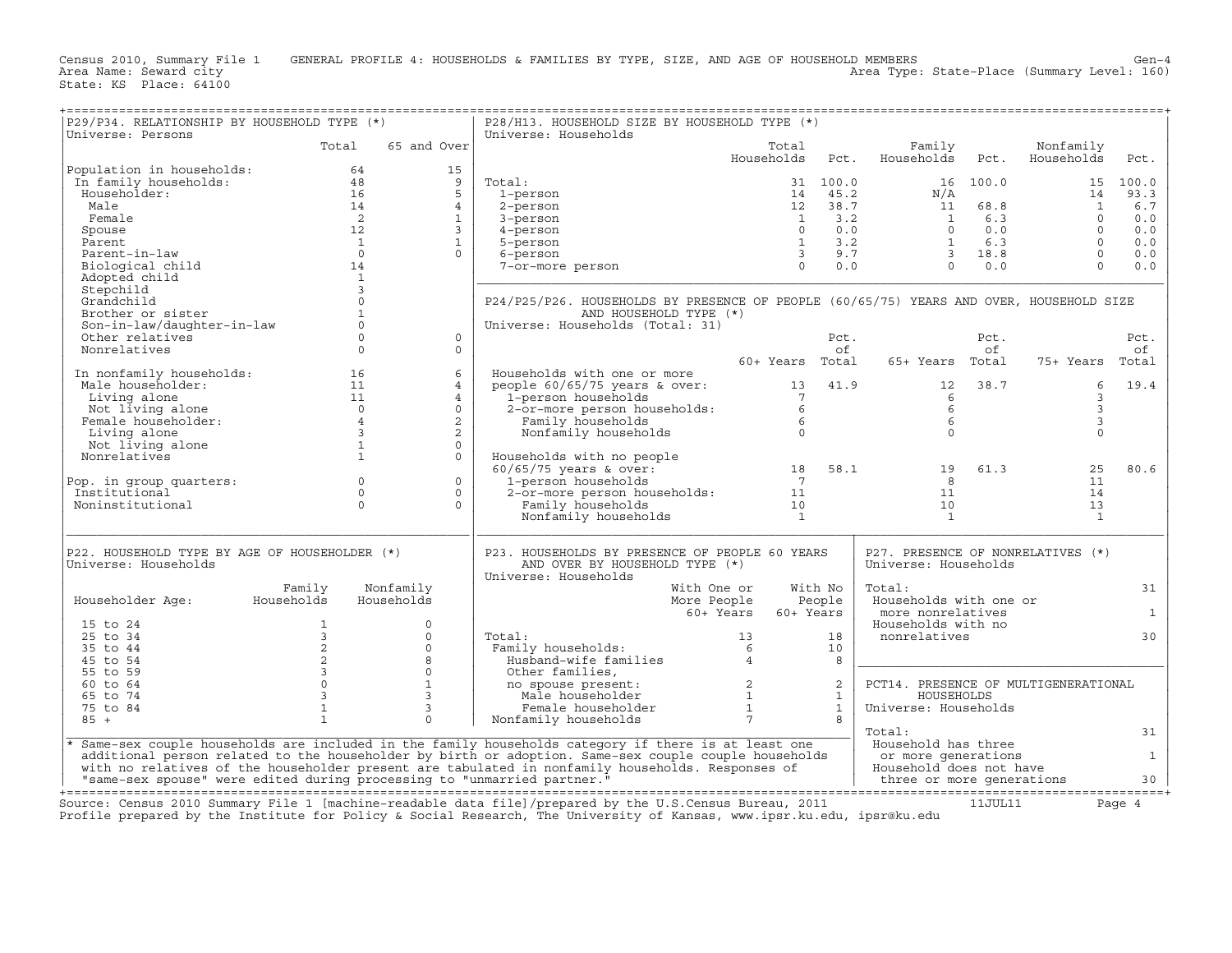Census 2010, Summary File 1 GENERAL PROFILE 4: HOUSEHOLDS & FAMILIES BY TYPE, SIZE, AND AGE OF HOUSEHOLD MEMBERS Gen-4
Area Name: Seward city Area Type: State-Place (Summary Level: 160)
State: KS Place: 64100

## P29/P34. RELATIONSHIP BY HOUSEHOLD TYPE (*)

Universe: Persons

| | Total | 65 and Over |
|---|---|---|
| Population in households: | 64 | 15 |
| In family households: | 48 | 9 |
| Householder: | 16 | 5 |
| Male | 14 | 4 |
| Female | 2 | 1 |
| Spouse | 12 | 3 |
| Parent | 1 | 1 |
| Parent-in-law | 0 | 0 |
| Biological child | 14 | |
| Adopted child | 1 | |
| Stepchild | 3 | |
| Grandchild | 0 | |
| Brother or sister | 1 | |
| Son-in-law/daughter-in-law | 0 | |
| Other relatives | 0 | 0 |
| Nonrelatives | 0 | 0 |
| In nonfamily households: | 16 | 6 |
| Male householder: | 11 | 4 |
| Living alone | 11 | 4 |
| Not living alone | 0 | 0 |
| Female householder: | 4 | 2 |
| Living alone | 3 | 2 |
| Not living alone | 1 | 0 |
| Nonrelatives | 1 | 0 |
| Pop. in group quarters: | 0 | 0 |
| Institutional | 0 | 0 |
| Noninstitutional | 0 | 0 |

## P28/H13. HOUSEHOLD SIZE BY HOUSEHOLD TYPE (*)

Universe: Households

| | Total Households | Pct. | Family Households | Pct. | Nonfamily Households | Pct. |
|---|---|---|---|---|---|---|
| Total: | 31 | 100.0 | 16 | 100.0 | 15 | 100.0 |
| 1-person | 14 | 45.2 | N/A | | 14 | 93.3 |
| 2-person | 12 | 38.7 | 11 | 68.8 | 1 | 6.7 |
| 3-person | 1 | 3.2 | 1 | 6.3 | 0 | 0.0 |
| 4-person | 0 | 0.0 | 0 | 0.0 | 0 | 0.0 |
| 5-person | 1 | 3.2 | 1 | 6.3 | 0 | 0.0 |
| 6-person | 3 | 9.7 | 3 | 18.8 | 0 | 0.0 |
| 7-or-more person | 0 | 0.0 | 0 | 0.0 | 0 | 0.0 |

## P24/P25/P26. HOUSEHOLDS BY PRESENCE OF PEOPLE (60/65/75) YEARS AND OVER, HOUSEHOLD SIZE AND HOUSEHOLD TYPE (*)

Universe: Households (Total: 31)

| | 60+ Years | Pct. of Total | 65+ Years | Pct. of Total | 75+ Years | Pct. of Total |
|---|---|---|---|---|---|---|
| Households with one or more people 60/65/75 years & over: | 13 | 41.9 | 12 | 38.7 | 6 | 19.4 |
| 1-person households | 7 | | 6 | | 3 | |
| 2-or-more person households: | 6 | | 6 | | 3 | |
| Family households | 6 | | 6 | | 3 | |
| Nonfamily households | 0 | | 0 | | 0 | |
| Households with no people 60/65/75 years & over: | 18 | 58.1 | 19 | 61.3 | 25 | 80.6 |
| 1-person households | 7 | | 8 | | 11 | |
| 2-or-more person households: | 11 | | 11 | | 14 | |
| Family households | 10 | | 10 | | 13 | |
| Nonfamily households | 1 | | 1 | | 1 | |

## P22. HOUSEHOLD TYPE BY AGE OF HOUSEHOLDER (*)

Universe: Households

| Householder Age: | Family Households | Nonfamily Households |
|---|---|---|
| 15 to 24 | 1 | 0 |
| 25 to 34 | 3 | 0 |
| 35 to 44 | 2 | 0 |
| 45 to 54 | 2 | 8 |
| 55 to 59 | 3 | 0 |
| 60 to 64 | 0 | 1 |
| 65 to 74 | 3 | 3 |
| 75 to 84 | 1 | 3 |
| 85 + | 1 | 0 |

## P23. HOUSEHOLDS BY PRESENCE OF PEOPLE 60 YEARS AND OVER BY HOUSEHOLD TYPE (*)

Universe: Households

| | With One or More People 60+ Years | With No People 60+ Years |
|---|---|---|
| Total: | 13 | 18 |
| Family households: | 6 | 10 |
| Husband-wife families | 4 | 8 |
| Other families, no spouse present: | 2 | 2 |
| Male householder | 1 | 1 |
| Female householder | 1 | 1 |
| Nonfamily households | 7 | 8 |

## P27. PRESENCE OF NONRELATIVES (*)

Universe: Households

| | |
|---|---|
| Total: | 31 |
| Households with one or more nonrelatives | 1 |
| Households with no nonrelatives | 30 |

## PCT14. PRESENCE OF MULTIGENERATIONAL HOUSEHOLDS

Universe: Households

| | |
|---|---|
| Total: | 31 |
| Household has three or more generations | 1 |
| Household does not have three or more generations | 30 |

\* Same-sex couple households are included in the family households category if there is at least one additional person related to the householder by birth or adoption. Same-sex couple couple households with no relatives of the householder present are tabulated in nonfamily households. Responses of "same-sex spouse" were edited during processing to "unmarried partner."

Source: Census 2010 Summary File 1 [machine-readable data file]/prepared by the U.S.Census Bureau, 2011 11JUL11
Profile prepared by the Institute for Policy & Social Research, The University of Kansas, www.ipsr.ku.edu, ipsr@ku.edu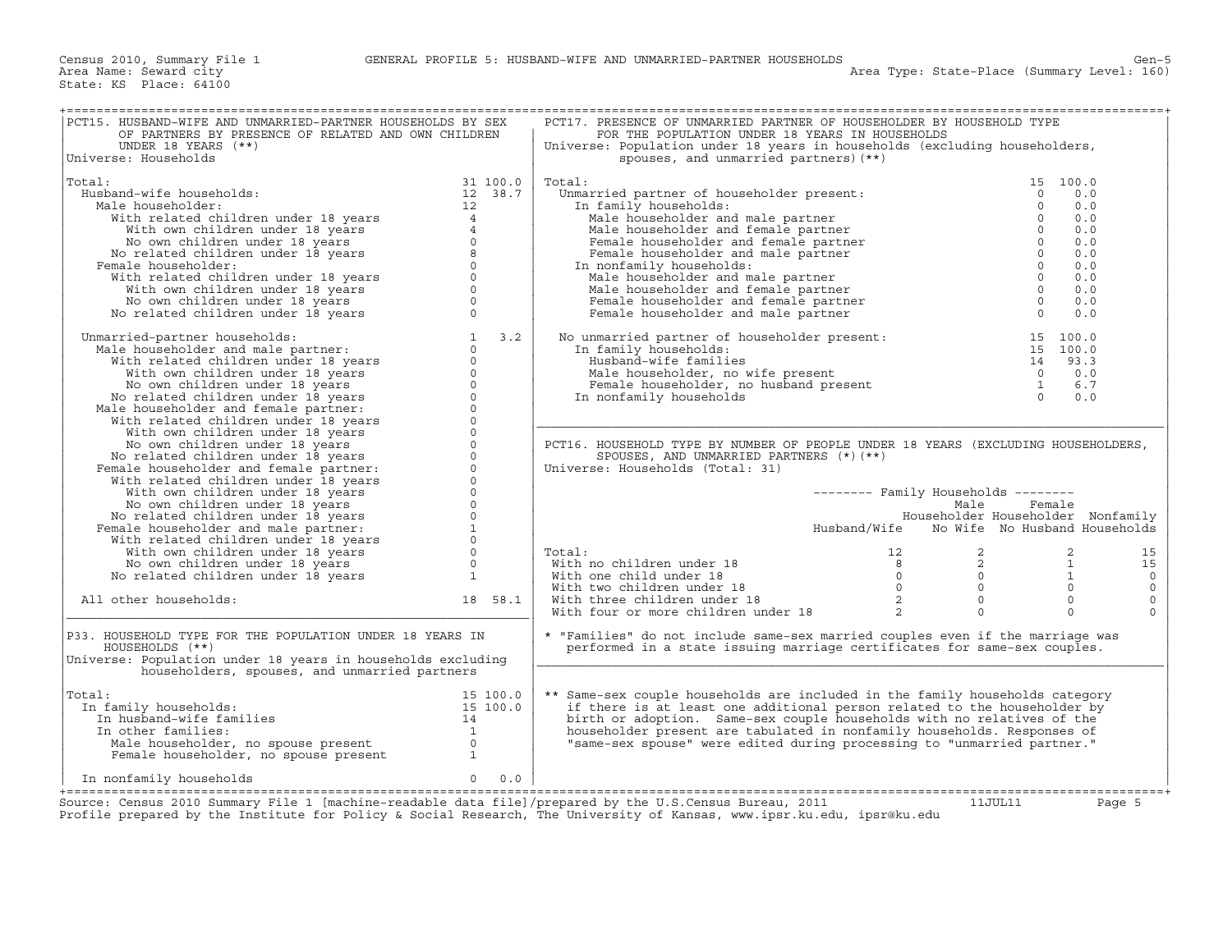Census 2010, Summary File 1 GENERAL PROFILE 5: HUSBAND-WIFE AND UNMARRIED-PARTNER HOUSEHOLDS

Area Name: Seward city
State: KS Place: 64100

Area Type: State-Place (Summary Level: 160)

## PCT15. HUSBAND-WIFE AND UNMARRIED-PARTNER HOUSEHOLDS BY SEX OF PARTNERS BY PRESENCE OF RELATED AND OWN CHILDREN UNDER 18 YEARS (**)

Universe: Households

| | Number | Percent |
|---|---|---|
| Total: | 31 | 100.0 |
| Husband-wife households: | 12 | 38.7 |
| Male householder: | 12 | |
| With related children under 18 years | 4 | |
| With own children under 18 years | 4 | |
| No own children under 18 years | 0 | |
| No related children under 18 years | 8 | |
| Female householder: | 0 | |
| With related children under 18 years | 0 | |
| With own children under 18 years | 0 | |
| No own children under 18 years | 0 | |
| No related children under 18 years | 0 | |
| Unmarried-partner households: | 1 | 3.2 |
| Male householder and male partner: | 0 | |
| With related children under 18 years | 0 | |
| With own children under 18 years | 0 | |
| No own children under 18 years | 0 | |
| No related children under 18 years | 0 | |
| Male householder and female partner: | 0 | |
| With related children under 18 years | 0 | |
| With own children under 18 years | 0 | |
| No own children under 18 years | 0 | |
| No related children under 18 years | 0 | |
| Female householder and female partner: | 0 | |
| With related children under 18 years | 0 | |
| With own children under 18 years | 0 | |
| No own children under 18 years | 0 | |
| No related children under 18 years | 0 | |
| Female householder and male partner: | 1 | |
| With related children under 18 years | 0 | |
| With own children under 18 years | 0 | |
| No own children under 18 years | 0 | |
| No related children under 18 years | 1 | |
| All other households: | 18 | 58.1 |

## P33. HOUSEHOLD TYPE FOR THE POPULATION UNDER 18 YEARS IN HOUSEHOLDS (**)

Universe: Population under 18 years in households excluding householders, spouses, and unmarried partners

| | Number | Percent |
|---|---|---|
| Total: | 15 | 100.0 |
| In family households: | 15 | 100.0 |
| In husband-wife families | 14 | |
| In other families: | 1 | |
| Male householder, no spouse present | 0 | |
| Female householder, no spouse present | 1 | |
| In nonfamily households | 0 | 0.0 |

## PCT17. PRESENCE OF UNMARRIED PARTNER OF HOUSEHOLDER BY HOUSEHOLD TYPE FOR THE POPULATION UNDER 18 YEARS IN HOUSEHOLDS

Universe: Population under 18 years in households (excluding householders, spouses, and unmarried partners) (**)

| | Number | Percent |
|---|---|---|
| Total: | 15 | 100.0 |
| Unmarried partner of householder present: | 0 | 0.0 |
| In family households: | 0 | 0.0 |
| Male householder and male partner | 0 | 0.0 |
| Male householder and female partner | 0 | 0.0 |
| Female householder and female partner | 0 | 0.0 |
| Female householder and male partner | 0 | 0.0 |
| In nonfamily households: | 0 | 0.0 |
| Male householder and male partner | 0 | 0.0 |
| Male householder and female partner | 0 | 0.0 |
| Female householder and female partner | 0 | 0.0 |
| Female householder and male partner | 0 | 0.0 |
| No unmarried partner of householder present: | 15 | 100.0 |
| In family households: | 15 | 100.0 |
| Husband-wife families | 14 | 93.3 |
| Male householder, no wife present | 0 | 0.0 |
| Female householder, no husband present | 1 | 6.7 |
| In nonfamily households | 0 | 0.0 |

## PCT16. HOUSEHOLD TYPE BY NUMBER OF PEOPLE UNDER 18 YEARS (EXCLUDING HOUSEHOLDERS, SPOUSES, AND UNMARRIED PARTNERS (*) (**)

Universe: Households (Total: 31)

| | Family Households | | | |
|---|---|---|---|---|
| | Husband/Wife | Male Householder No Wife | Female Householder No Husband | Nonfamily Households |
| Total: | 12 | 2 | 2 | 15 |
| With no children under 18 | 8 | 2 | 1 | 15 |
| With one child under 18 | 0 | 0 | 1 | 0 |
| With two children under 18 | 0 | 0 | 0 | 0 |
| With three children under 18 | 2 | 0 | 0 | 0 |
| With four or more children under 18 | 2 | 0 | 0 | 0 |

* "Families" do not include same-sex married couples even if the marriage was performed in a state issuing marriage certificates for same-sex couples.

** Same-sex couple households are included in the family households category if there is at least one additional person related to the householder by birth or adoption. Same-sex couple households with no relatives of the householder present are tabulated in nonfamily households. Responses of "same-sex spouse" were edited during processing to "unmarried partner."

Source: Census 2010 Summary File 1 [machine-readable data file]/prepared by the U.S.Census Bureau, 2011 11JUL11

Profile prepared by the Institute for Policy & Social Research, The University of Kansas, www.ipsr.ku.edu, ipsr@ku.edu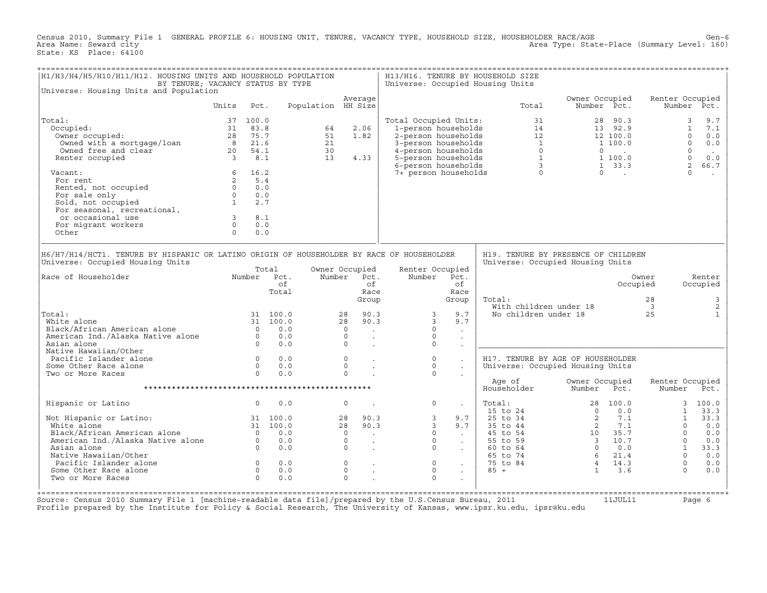Census 2010, Summary File 1 GENERAL PROFILE 6: HOUSING UNIT, TENURE, VACANCY TYPE, HOUSEHOLD SIZE, HOUSEHOLDER RACE/AGE Gen-6
Area Name: Seward city Area Type: State-Place (Summary Level: 160)
State: KS Place: 64100

## H1/H3/H4/H5/H10/H11/H12. HOUSING UNITS AND HOUSEHOLD POPULATION BY TENURE; VACANCY STATUS BY TYPE

Universe: Housing Units and Population

| | Units | Pct. | Population | Average HH Size |
|---|---|---|---|---|
| Total: | 37 | 100.0 | | |
| Occupied: | 31 | 83.8 | 64 | 2.06 |
| Owner occupied: | 28 | 75.7 | 51 | 1.82 |
| Owned with a mortgage/loan | 8 | 21.6 | 21 | |
| Owned free and clear | 20 | 54.1 | 30 | |
| Renter occupied | 3 | 8.1 | 13 | 4.33 |
| Vacant: | 6 | 16.2 | | |
| For rent | 2 | 5.4 | | |
| Rented, not occupied | 0 | 0.0 | | |
| For sale only | 0 | 0.0 | | |
| Sold, not occupied | 1 | 2.7 | | |
| For seasonal, recreational, or occasional use | 3 | 8.1 | | |
| For migrant workers | 0 | 0.0 | | |
| Other | 0 | 0.0 | | |

## H13/H16. TENURE BY HOUSEHOLD SIZE

Universe: Occupied Housing Units

| | Total | Owner Occupied Number | Owner Occupied Pct. | Renter Occupied Number | Renter Occupied Pct. |
|---|---|---|---|---|---|
| Total Occupied Units: | 31 | 28 | 90.3 | 3 | 9.7 |
| 1-person households | 14 | 13 | 92.9 | 1 | 7.1 |
| 2-person households | 12 | 12 | 100.0 | 0 | 0.0 |
| 3-person households | 1 | 1 | 100.0 | 0 | 0.0 |
| 4-person households | 0 | 0 | . | 0 | . |
| 5-person households | 1 | 1 | 100.0 | 0 | 0.0 |
| 6-person households | 3 | 1 | 33.3 | 2 | 66.7 |
| 7+ person households | 0 | 0 | . | 0 | . |

## H6/H7/H14/HCT1. TENURE BY HISPANIC OR LATINO ORIGIN OF HOUSEHOLDER BY RACE OF HOUSEHOLDER

Universe: Occupied Housing Units

| Race of Householder | Total Number | Total Pct. of Total | Owner Occupied Number | Owner Occupied Pct. of Race Group | Renter Occupied Number | Renter Occupied Pct. of Race Group |
|---|---|---|---|---|---|---|
| Total: | 31 | 100.0 | 28 | 90.3 | 3 | 9.7 |
| White alone | 31 | 100.0 | 28 | 90.3 | 3 | 9.7 |
| Black/African American alone | 0 | 0.0 | 0 | . | 0 | . |
| American Ind./Alaska Native alone | 0 | 0.0 | 0 | . | 0 | . |
| Asian alone | 0 | 0.0 | 0 | . | 0 | . |
| Native Hawaiian/Other Pacific Islander alone | 0 | 0.0 | 0 | . | 0 | . |
| Some Other Race alone | 0 | 0.0 | 0 | . | 0 | . |
| Two or More Races | 0 | 0.0 | 0 | . | 0 | . |
| Hispanic or Latino | 0 | 0.0 | 0 | . | 0 | . |
| Not Hispanic or Latino: | 31 | 100.0 | 28 | 90.3 | 3 | 9.7 |
| White alone | 31 | 100.0 | 28 | 90.3 | 3 | 9.7 |
| Black/African American alone | 0 | 0.0 | 0 | . | 0 | . |
| American Ind./Alaska Native alone | 0 | 0.0 | 0 | . | 0 | . |
| Asian alone | 0 | 0.0 | 0 | . | 0 | . |
| Native Hawaiian/Other Pacific Islander alone | 0 | 0.0 | 0 | . | 0 | . |
| Some Other Race alone | 0 | 0.0 | 0 | . | 0 | . |
| Two or More Races | 0 | 0.0 | 0 | . | 0 | . |

## H19. TENURE BY PRESENCE OF CHILDREN

Universe: Occupied Housing Units

| | Owner Occupied | Renter Occupied |
|---|---|---|
| Total: | 28 | 3 |
| With children under 18 | 3 | 2 |
| No children under 18 | 25 | 1 |

## H17. TENURE BY AGE OF HOUSEHOLDER

Universe: Occupied Housing Units

| Age of Householder | Owner Occupied Number | Owner Occupied Pct. | Renter Occupied Number | Renter Occupied Pct. |
|---|---|---|---|---|
| Total: | 28 | 100.0 | 3 | 100.0 |
| 15 to 24 | 0 | 0.0 | 1 | 33.3 |
| 25 to 34 | 2 | 7.1 | 1 | 33.3 |
| 35 to 44 | 2 | 7.1 | 0 | 0.0 |
| 45 to 54 | 10 | 35.7 | 0 | 0.0 |
| 55 to 59 | 3 | 10.7 | 0 | 0.0 |
| 60 to 64 | 0 | 0.0 | 1 | 33.3 |
| 65 to 74 | 6 | 21.4 | 0 | 0.0 |
| 75 to 84 | 4 | 14.3 | 0 | 0.0 |
| 85 + | 1 | 3.6 | 0 | 0.0 |

Source: Census 2010 Summary File 1 [machine-readable data file]/prepared by the U.S.Census Bureau, 2011 11JUL11
Profile prepared by the Institute for Policy & Social Research, The University of Kansas, www.ipsr.ku.edu, ipsr@ku.edu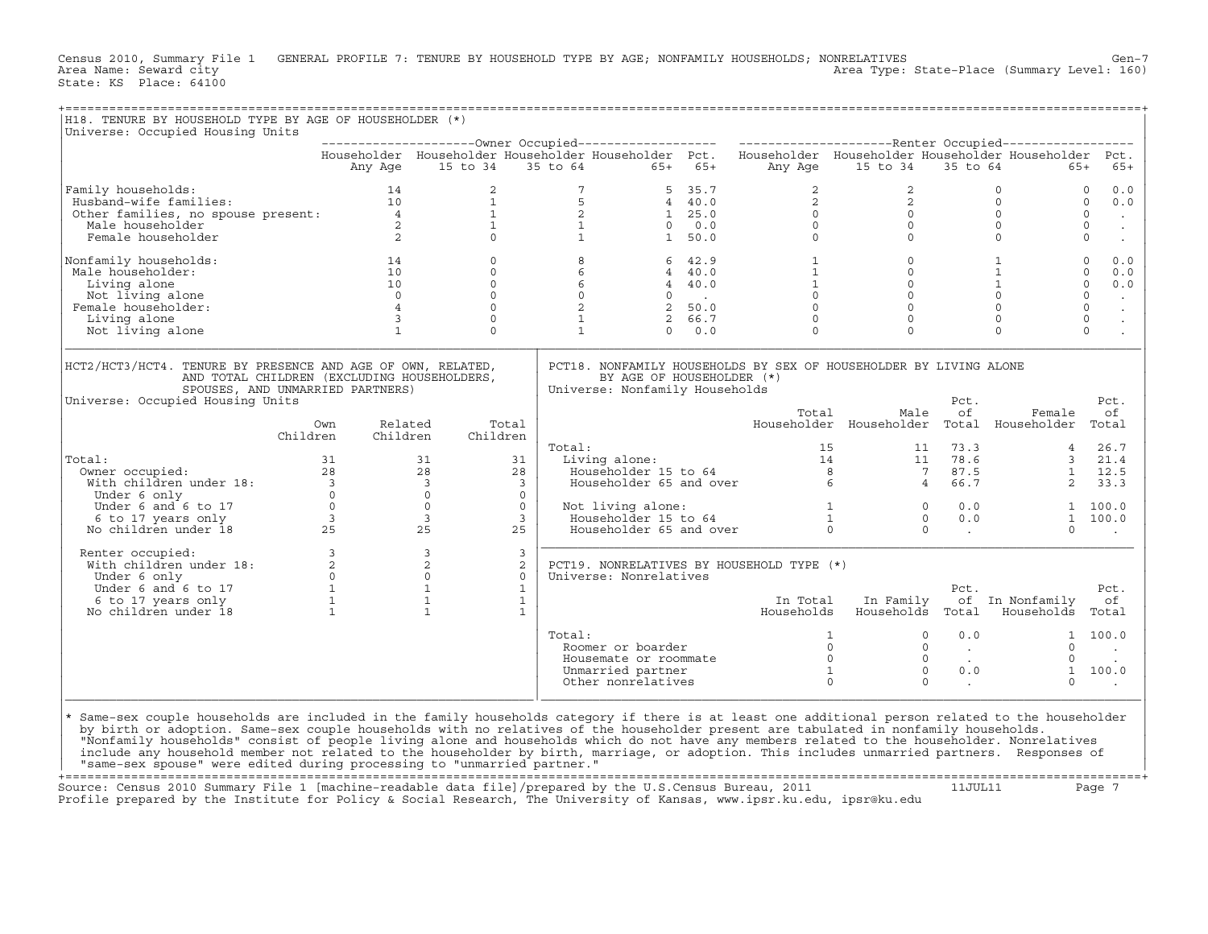Census 2010, Summary File 1 GENERAL PROFILE 7: TENURE BY HOUSEHOLD TYPE BY AGE; NONFAMILY HOUSEHOLDS; NONRELATIVES Gen-7
Area Name: Seward city Area Type: State-Place (Summary Level: 160)
State: KS Place: 64100

## H18. TENURE BY HOUSEHOLD TYPE BY AGE OF HOUSEHOLDER (*)

Universe: Occupied Housing Units

| | Owner Occupied | | | | | Renter Occupied | | | | |
|---|---|---|---|---|---|---|---|---|---|---|
| | Householder Any Age | Householder 15 to 34 | Householder 35 to 64 | Householder 65+ | Pct. 65+ | Householder Any Age | Householder 15 to 34 | Householder 35 to 64 | Householder 65+ | Pct. 65+ |
| Family households: | 14 | 2 | 7 | 5 | 35.7 | 2 | 2 | 0 | 0 | 0.0 |
| Husband-wife families: | 10 | 1 | 5 | 4 | 40.0 | 2 | 2 | 0 | 0 | 0.0 |
| Other families, no spouse present: | 4 | 1 | 2 | 1 | 25.0 | 0 | 0 | 0 | 0 | . |
| Male householder | 2 | 1 | 1 | 0 | 0.0 | 0 | 0 | 0 | 0 | . |
| Female householder | 2 | 0 | 1 | 1 | 50.0 | 0 | 0 | 0 | 0 | . |
| Nonfamily households: | 14 | 0 | 8 | 6 | 42.9 | 1 | 0 | 1 | 0 | 0.0 |
| Male householder: | 10 | 0 | 6 | 4 | 40.0 | 1 | 0 | 1 | 0 | 0.0 |
| Living alone | 10 | 0 | 6 | 4 | 40.0 | 1 | 0 | 1 | 0 | 0.0 |
| Not living alone | 0 | 0 | 0 | 0 | . | 0 | 0 | 0 | 0 | . |
| Female householder: | 4 | 0 | 2 | 2 | 50.0 | 0 | 0 | 0 | 0 | . |
| Living alone | 3 | 0 | 1 | 2 | 66.7 | 0 | 0 | 0 | 0 | . |
| Not living alone | 1 | 0 | 1 | 0 | 0.0 | 0 | 0 | 0 | 0 | . |

## HCT2/HCT3/HCT4. TENURE BY PRESENCE AND AGE OF OWN, RELATED, AND TOTAL CHILDREN (EXCLUDING HOUSEHOLDERS, SPOUSES, AND UNMARRIED PARTNERS)

Universe: Occupied Housing Units

| | Own Children | Related Children | Total Children |
|---|---|---|---|
| Total: | 31 | 31 | 31 |
| Owner occupied: | 28 | 28 | 28 |
| With children under 18: | 3 | 3 | 3 |
| Under 6 only | 0 | 0 | 0 |
| Under 6 and 6 to 17 | 0 | 0 | 0 |
| 6 to 17 years only | 3 | 3 | 3 |
| No children under 18 | 25 | 25 | 25 |
| Renter occupied: | 3 | 3 | 3 |
| With children under 18: | 2 | 2 | 2 |
| Under 6 only | 0 | 0 | 0 |
| Under 6 and 6 to 17 | 1 | 1 | 1 |
| 6 to 17 years only | 1 | 1 | 1 |
| No children under 18 | 1 | 1 | 1 |

## PCT18. NONFAMILY HOUSEHOLDS BY SEX OF HOUSEHOLDER BY LIVING ALONE BY AGE OF HOUSEHOLDER (*)

Universe: Nonfamily Households

| | Total Householder | Male Householder | Pct. of Total | Female Householder | Pct. of Total |
|---|---|---|---|---|---|
| Total: | 15 | 11 | 73.3 | 4 | 26.7 |
| Living alone: | 14 | 11 | 78.6 | 3 | 21.4 |
| Householder 15 to 64 | 8 | 7 | 87.5 | 1 | 12.5 |
| Householder 65 and over | 6 | 4 | 66.7 | 2 | 33.3 |
| Not living alone: | 1 | 0 | 0.0 | 1 | 100.0 |
| Householder 15 to 64 | 1 | 0 | 0.0 | 1 | 100.0 |
| Householder 65 and over | 0 | 0 | . | 0 | . |

## PCT19. NONRELATIVES BY HOUSEHOLD TYPE (*)

Universe: Nonrelatives

| | In Total Households | In Family Households | Pct. of Total | In Nonfamily Households | Pct. of Total |
|---|---|---|---|---|---|
| Total: | 1 | 0 | 0.0 | 1 | 100.0 |
| Roomer or boarder | 0 | 0 | . | 0 | . |
| Housemate or roommate | 0 | 0 | . | 0 | . |
| Unmarried partner | 1 | 0 | 0.0 | 1 | 100.0 |
| Other nonrelatives | 0 | 0 | . | 0 | . |

* Same-sex couple households are included in the family households category if there is at least one additional person related to the householder by birth or adoption. Same-sex couple households with no relatives of the householder present are tabulated in nonfamily households. "Nonfamily households" consist of people living alone and households which do not have any members related to the householder. Nonrelatives include any household member not related to the householder by birth, marriage, or adoption. This includes unmarried partners. Responses of "same-sex spouse" were edited during processing to "unmarried partner."

Source: Census 2010 Summary File 1 [machine-readable data file]/prepared by the U.S.Census Bureau, 2011 11JUL11
Profile prepared by the Institute for Policy & Social Research, The University of Kansas, www.ipsr.ku.edu, ipsr@ku.edu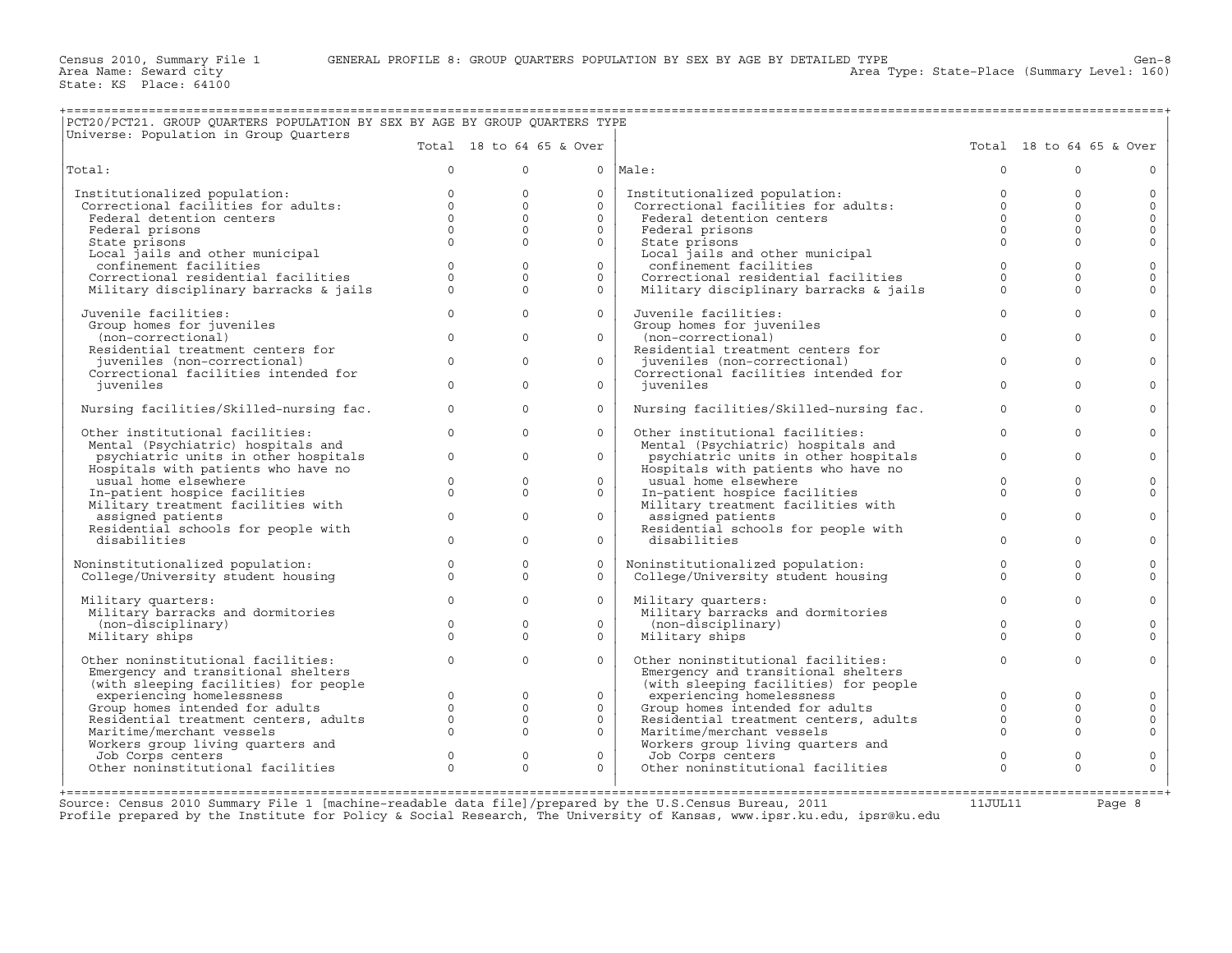Census 2010, Summary File 1 GENERAL PROFILE 8: GROUP QUARTERS POPULATION BY SEX BY AGE BY DETAILED TYPE

Area Name: Seward city Area Type: State-Place (Summary Level: 160)

State: KS Place: 64100

## PCT20/PCT21. GROUP QUARTERS POPULATION BY SEX BY AGE BY GROUP QUARTERS TYPE

Universe: Population in Group Quarters

| | Total | 18 to 64 | 65 & Over | | Total | 18 to 64 | 65 & Over |
|---|---|---|---|---|---|---|---|
| Total: | 0 | 0 | 0 | Male: | 0 | 0 | 0 |
| Institutionalized population: | 0 | 0 | 0 | Institutionalized population: | 0 | 0 | 0 |
| Correctional facilities for adults: | 0 | 0 | 0 | Correctional facilities for adults: | 0 | 0 | 0 |
| Federal detention centers | 0 | 0 | 0 | Federal detention centers | 0 | 0 | 0 |
| Federal prisons | 0 | 0 | 0 | Federal prisons | 0 | 0 | 0 |
| State prisons | 0 | 0 | 0 | State prisons | 0 | 0 | 0 |
| Local jails and other municipal confinement facilities | 0 | 0 | 0 | Local jails and other municipal confinement facilities | 0 | 0 | 0 |
| Correctional residential facilities | 0 | 0 | 0 | Correctional residential facilities | 0 | 0 | 0 |
| Military disciplinary barracks & jails | 0 | 0 | 0 | Military disciplinary barracks & jails | 0 | 0 | 0 |
| Juvenile facilities: | 0 | 0 | 0 | Juvenile facilities: | 0 | 0 | 0 |
| Group homes for juveniles (non-correctional) | 0 | 0 | 0 | Group homes for juveniles (non-correctional) | 0 | 0 | 0 |
| Residential treatment centers for juveniles (non-correctional) | 0 | 0 | 0 | Residential treatment centers for juveniles (non-correctional) | 0 | 0 | 0 |
| Correctional facilities intended for juveniles | 0 | 0 | 0 | Correctional facilities intended for juveniles | 0 | 0 | 0 |
| Nursing facilities/Skilled-nursing fac. | 0 | 0 | 0 | Nursing facilities/Skilled-nursing fac. | 0 | 0 | 0 |
| Other institutional facilities: | 0 | 0 | 0 | Other institutional facilities: | 0 | 0 | 0 |
| Mental (Psychiatric) hospitals and psychiatric units in other hospitals | 0 | 0 | 0 | Mental (Psychiatric) hospitals and psychiatric units in other hospitals | 0 | 0 | 0 |
| Hospitals with patients who have no usual home elsewhere | 0 | 0 | 0 | Hospitals with patients who have no usual home elsewhere | 0 | 0 | 0 |
| In-patient hospice facilities | 0 | 0 | 0 | In-patient hospice facilities | 0 | 0 | 0 |
| Military treatment facilities with assigned patients | 0 | 0 | 0 | Military treatment facilities with assigned patients | 0 | 0 | 0 |
| Residential schools for people with disabilities | 0 | 0 | 0 | Residential schools for people with disabilities | 0 | 0 | 0 |
| Noninstitutionalized population: | 0 | 0 | 0 | Noninstitutionalized population: | 0 | 0 | 0 |
| College/University student housing | 0 | 0 | 0 | College/University student housing | 0 | 0 | 0 |
| Military quarters: | 0 | 0 | 0 | Military quarters: | 0 | 0 | 0 |
| Military barracks and dormitories (non-disciplinary) | 0 | 0 | 0 | Military barracks and dormitories (non-disciplinary) | 0 | 0 | 0 |
| Military ships | 0 | 0 | 0 | Military ships | 0 | 0 | 0 |
| Other noninstitutional facilities: | 0 | 0 | 0 | Other noninstitutional facilities: | 0 | 0 | 0 |
| Emergency and transitional shelters (with sleeping facilities) for people experiencing homelessness | 0 | 0 | 0 | Emergency and transitional shelters (with sleeping facilities) for people experiencing homelessness | 0 | 0 | 0 |
| Group homes intended for adults | 0 | 0 | 0 | Group homes intended for adults | 0 | 0 | 0 |
| Residential treatment centers, adults | 0 | 0 | 0 | Residential treatment centers, adults | 0 | 0 | 0 |
| Maritime/merchant vessels | 0 | 0 | 0 | Maritime/merchant vessels | 0 | 0 | 0 |
| Workers group living quarters and Job Corps centers | 0 | 0 | 0 | Workers group living quarters and Job Corps centers | 0 | 0 | 0 |
| Other noninstitutional facilities | 0 | 0 | 0 | Other noninstitutional facilities | 0 | 0 | 0 |

Source: Census 2010 Summary File 1 [machine-readable data file]/prepared by the U.S.Census Bureau, 2011 11JUL11

Profile prepared by the Institute for Policy & Social Research, The University of Kansas, www.ipsr.ku.edu, ipsr@ku.edu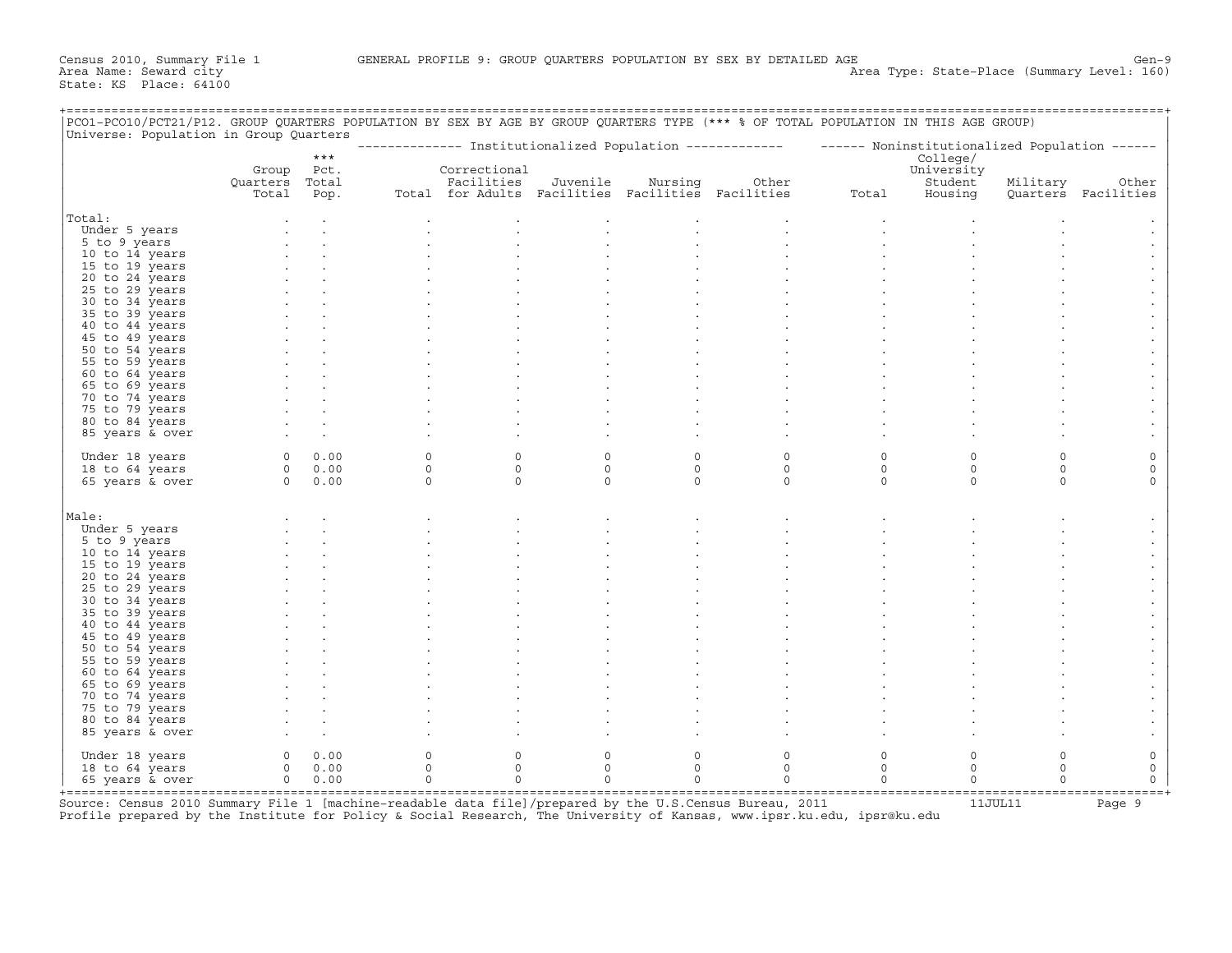Census 2010, Summary File 1 GENERAL PROFILE 9: GROUP QUARTERS POPULATION BY SEX BY DETAILED AGE Gen-9
Area Name: Seward city Area Type: State-Place (Summary Level: 160)
State: KS Place: 64100

PCO1-PCO10/PCT21/P12. GROUP QUARTERS POPULATION BY SEX BY AGE BY GROUP QUARTERS TYPE (*** % OF TOTAL POPULATION IN THIS AGE GROUP)
Universe: Population in Group Quarters

| | Group Quarters Total | *** Pct. Total Pop. | Institutionalized Population: Total | Correctional Facilities for Adults | Juvenile Facilities | Nursing Facilities | Other Facilities | Noninstitutionalized Population: Total | College/ University Student Housing | Military Quarters | Other Facilities |
|---|---|---|---|---|---|---|---|---|---|---|---|
| Total: | . | . | . | . | . | . | . | . | . | . | . |
| Under 5 years | . | . | . | . | . | . | . | . | . | . | . |
| 5 to 9 years | . | . | . | . | . | . | . | . | . | . | . |
| 10 to 14 years | . | . | . | . | . | . | . | . | . | . | . |
| 15 to 19 years | . | . | . | . | . | . | . | . | . | . | . |
| 20 to 24 years | . | . | . | . | . | . | . | . | . | . | . |
| 25 to 29 years | . | . | . | . | . | . | . | . | . | . | . |
| 30 to 34 years | . | . | . | . | . | . | . | . | . | . | . |
| 35 to 39 years | . | . | . | . | . | . | . | . | . | . | . |
| 40 to 44 years | . | . | . | . | . | . | . | . | . | . | . |
| 45 to 49 years | . | . | . | . | . | . | . | . | . | . | . |
| 50 to 54 years | . | . | . | . | . | . | . | . | . | . | . |
| 55 to 59 years | . | . | . | . | . | . | . | . | . | . | . |
| 60 to 64 years | . | . | . | . | . | . | . | . | . | . | . |
| 65 to 69 years | . | . | . | . | . | . | . | . | . | . | . |
| 70 to 74 years | . | . | . | . | . | . | . | . | . | . | . |
| 75 to 79 years | . | . | . | . | . | . | . | . | . | . | . |
| 80 to 84 years | . | . | . | . | . | . | . | . | . | . | . |
| 85 years & over | . | . | . | . | . | . | . | . | . | . | . |
| Under 18 years | 0 | 0.00 | 0 | 0 | 0 | 0 | 0 | 0 | 0 | 0 | 0 |
| 18 to 64 years | 0 | 0.00 | 0 | 0 | 0 | 0 | 0 | 0 | 0 | 0 | 0 |
| 65 years & over | 0 | 0.00 | 0 | 0 | 0 | 0 | 0 | 0 | 0 | 0 | 0 |
| Male: | . | . | . | . | . | . | . | . | . | . | . |
| Under 5 years | . | . | . | . | . | . | . | . | . | . | . |
| 5 to 9 years | . | . | . | . | . | . | . | . | . | . | . |
| 10 to 14 years | . | . | . | . | . | . | . | . | . | . | . |
| 15 to 19 years | . | . | . | . | . | . | . | . | . | . | . |
| 20 to 24 years | . | . | . | . | . | . | . | . | . | . | . |
| 25 to 29 years | . | . | . | . | . | . | . | . | . | . | . |
| 30 to 34 years | . | . | . | . | . | . | . | . | . | . | . |
| 35 to 39 years | . | . | . | . | . | . | . | . | . | . | . |
| 40 to 44 years | . | . | . | . | . | . | . | . | . | . | . |
| 45 to 49 years | . | . | . | . | . | . | . | . | . | . | . |
| 50 to 54 years | . | . | . | . | . | . | . | . | . | . | . |
| 55 to 59 years | . | . | . | . | . | . | . | . | . | . | . |
| 60 to 64 years | . | . | . | . | . | . | . | . | . | . | . |
| 65 to 69 years | . | . | . | . | . | . | . | . | . | . | . |
| 70 to 74 years | . | . | . | . | . | . | . | . | . | . | . |
| 75 to 79 years | . | . | . | . | . | . | . | . | . | . | . |
| 80 to 84 years | . | . | . | . | . | . | . | . | . | . | . |
| 85 years & over | . | . | . | . | . | . | . | . | . | . | . |
| Under 18 years | 0 | 0.00 | 0 | 0 | 0 | 0 | 0 | 0 | 0 | 0 | 0 |
| 18 to 64 years | 0 | 0.00 | 0 | 0 | 0 | 0 | 0 | 0 | 0 | 0 | 0 |
| 65 years & over | 0 | 0.00 | 0 | 0 | 0 | 0 | 0 | 0 | 0 | 0 | 0 |

Source: Census 2010 Summary File 1 [machine-readable data file]/prepared by the U.S.Census Bureau, 2011 11JUL11
Profile prepared by the Institute for Policy & Social Research, The University of Kansas, www.ipsr.ku.edu, ipsr@ku.edu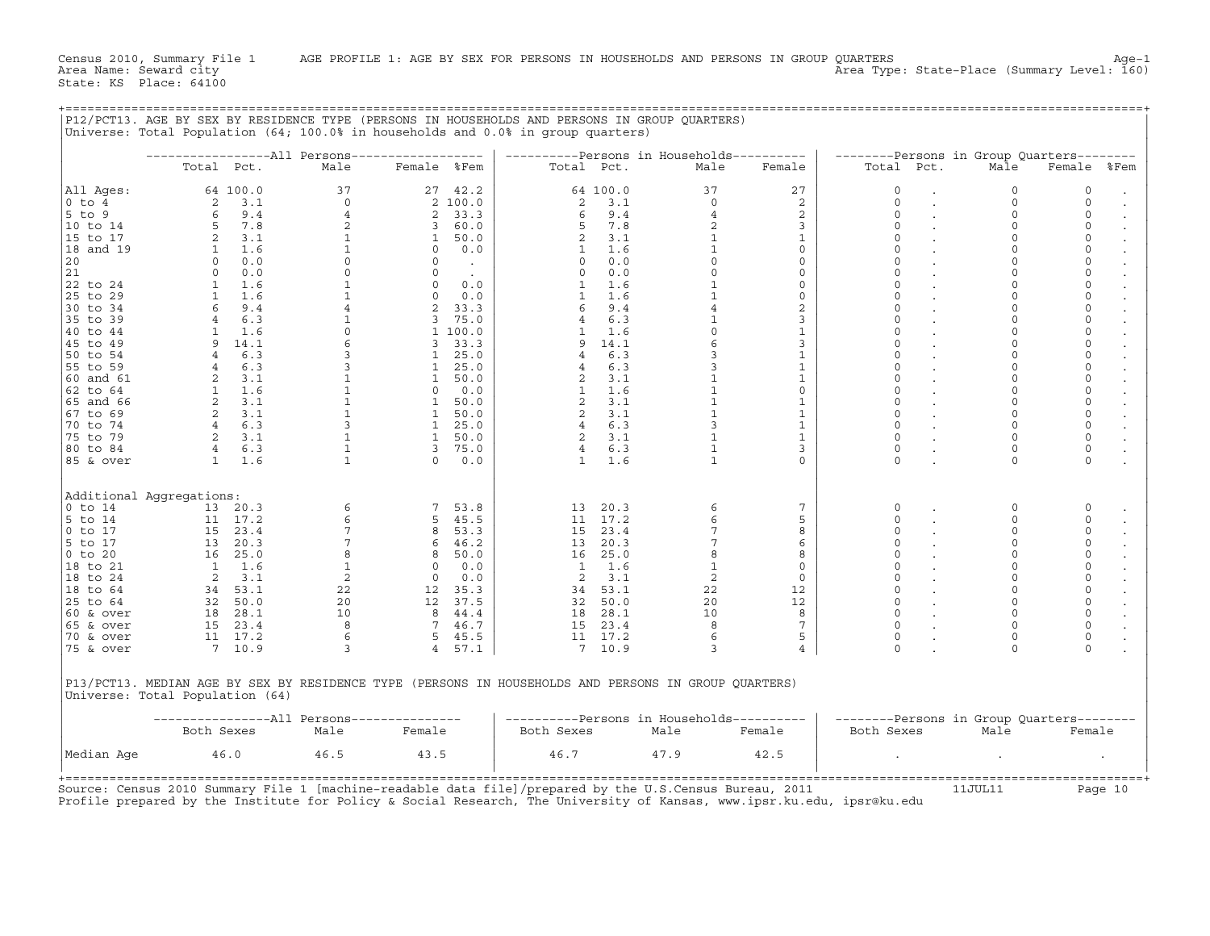Census 2010, Summary File 1 AGE PROFILE 1: AGE BY SEX FOR PERSONS IN HOUSEHOLDS AND PERSONS IN GROUP QUARTERS Age-1
Area Name: Seward city Area Type: State-Place (Summary Level: 160)
State: KS Place: 64100

## P12/PCT13. AGE BY SEX BY RESIDENCE TYPE (PERSONS IN HOUSEHOLDS AND PERSONS IN GROUP QUARTERS)

Universe: Total Population (64; 100.0% in households and 0.0% in group quarters)

| | All Persons | | | | | Persons in Households | | | | Persons in Group Quarters | | | | |
|---|---|---|---|---|---|---|---|---|---|---|---|---|---|---|
| | Total | Pct. | Male | Female | %Fem | Total | Pct. | Male | Female | Total | Pct. | Male | Female | %Fem |
| All Ages: | 64 | 100.0 | 37 | 27 | 42.2 | 64 | 100.0 | 37 | 27 | 0 | . | 0 | 0 | . |
| 0 to 4 | 2 | 3.1 | 0 | 2 | 100.0 | 2 | 3.1 | 0 | 2 | 0 | . | 0 | 0 | . |
| 5 to 9 | 6 | 9.4 | 4 | 2 | 33.3 | 6 | 9.4 | 4 | 2 | 0 | . | 0 | 0 | . |
| 10 to 14 | 5 | 7.8 | 2 | 3 | 60.0 | 5 | 7.8 | 2 | 3 | 0 | . | 0 | 0 | . |
| 15 to 17 | 2 | 3.1 | 1 | 1 | 50.0 | 2 | 3.1 | 1 | 1 | 0 | . | 0 | 0 | . |
| 18 and 19 | 1 | 1.6 | 1 | 0 | 0.0 | 1 | 1.6 | 1 | 0 | 0 | . | 0 | 0 | . |
| 20 | 0 | 0.0 | 0 | 0 | . | 0 | 0.0 | 0 | 0 | 0 | . | 0 | 0 | . |
| 21 | 0 | 0.0 | 0 | 0 | . | 0 | 0.0 | 0 | 0 | 0 | . | 0 | 0 | . |
| 22 to 24 | 1 | 1.6 | 1 | 0 | 0.0 | 1 | 1.6 | 1 | 0 | 0 | . | 0 | 0 | . |
| 25 to 29 | 1 | 1.6 | 1 | 0 | 0.0 | 1 | 1.6 | 1 | 0 | 0 | . | 0 | 0 | . |
| 30 to 34 | 6 | 9.4 | 4 | 2 | 33.3 | 6 | 9.4 | 4 | 2 | 0 | . | 0 | 0 | . |
| 35 to 39 | 4 | 6.3 | 1 | 3 | 75.0 | 4 | 6.3 | 1 | 3 | 0 | . | 0 | 0 | . |
| 40 to 44 | 1 | 1.6 | 0 | 1 | 100.0 | 1 | 1.6 | 0 | 1 | 0 | . | 0 | 0 | . |
| 45 to 49 | 9 | 14.1 | 6 | 3 | 33.3 | 9 | 14.1 | 6 | 3 | 0 | . | 0 | 0 | . |
| 50 to 54 | 4 | 6.3 | 3 | 1 | 25.0 | 4 | 6.3 | 3 | 1 | 0 | . | 0 | 0 | . |
| 55 to 59 | 4 | 6.3 | 3 | 1 | 25.0 | 4 | 6.3 | 3 | 1 | 0 | . | 0 | 0 | . |
| 60 and 61 | 2 | 3.1 | 1 | 1 | 50.0 | 2 | 3.1 | 1 | 1 | 0 | . | 0 | 0 | . |
| 62 to 64 | 1 | 1.6 | 1 | 0 | 0.0 | 1 | 1.6 | 1 | 0 | 0 | . | 0 | 0 | . |
| 65 and 66 | 2 | 3.1 | 1 | 1 | 50.0 | 2 | 3.1 | 1 | 1 | 0 | . | 0 | 0 | . |
| 67 to 69 | 2 | 3.1 | 1 | 1 | 50.0 | 2 | 3.1 | 1 | 1 | 0 | . | 0 | 0 | . |
| 70 to 74 | 4 | 6.3 | 3 | 1 | 25.0 | 4 | 6.3 | 3 | 1 | 0 | . | 0 | 0 | . |
| 75 to 79 | 2 | 3.1 | 1 | 1 | 50.0 | 2 | 3.1 | 1 | 1 | 0 | . | 0 | 0 | . |
| 80 to 84 | 4 | 6.3 | 1 | 3 | 75.0 | 4 | 6.3 | 1 | 3 | 0 | . | 0 | 0 | . |
| 85 & over | 1 | 1.6 | 1 | 0 | 0.0 | 1 | 1.6 | 1 | 0 | 0 | . | 0 | 0 | . |
| **Additional Aggregations:** | | | | | | | | | | | | | | |
| 0 to 14 | 13 | 20.3 | 6 | 7 | 53.8 | 13 | 20.3 | 6 | 7 | 0 | . | 0 | 0 | . |
| 5 to 14 | 11 | 17.2 | 6 | 5 | 45.5 | 11 | 17.2 | 6 | 5 | 0 | . | 0 | 0 | . |
| 0 to 17 | 15 | 23.4 | 7 | 8 | 53.3 | 15 | 23.4 | 7 | 8 | 0 | . | 0 | 0 | . |
| 5 to 17 | 13 | 20.3 | 7 | 6 | 46.2 | 13 | 20.3 | 7 | 6 | 0 | . | 0 | 0 | . |
| 0 to 20 | 16 | 25.0 | 8 | 8 | 50.0 | 16 | 25.0 | 8 | 8 | 0 | . | 0 | 0 | . |
| 18 to 21 | 1 | 1.6 | 1 | 0 | 0.0 | 1 | 1.6 | 1 | 0 | 0 | . | 0 | 0 | . |
| 18 to 24 | 2 | 3.1 | 2 | 0 | 0.0 | 2 | 3.1 | 2 | 0 | 0 | . | 0 | 0 | . |
| 18 to 64 | 34 | 53.1 | 22 | 12 | 35.3 | 34 | 53.1 | 22 | 12 | 0 | . | 0 | 0 | . |
| 25 to 64 | 32 | 50.0 | 20 | 12 | 37.5 | 32 | 50.0 | 20 | 12 | 0 | . | 0 | 0 | . |
| 60 & over | 18 | 28.1 | 10 | 8 | 44.4 | 18 | 28.1 | 10 | 8 | 0 | . | 0 | 0 | . |
| 65 & over | 15 | 23.4 | 8 | 7 | 46.7 | 15 | 23.4 | 8 | 7 | 0 | . | 0 | 0 | . |
| 70 & over | 11 | 17.2 | 6 | 5 | 45.5 | 11 | 17.2 | 6 | 5 | 0 | . | 0 | 0 | . |
| 75 & over | 7 | 10.9 | 3 | 4 | 57.1 | 7 | 10.9 | 3 | 4 | 0 | . | 0 | 0 | . |

## P13/PCT13. MEDIAN AGE BY SEX BY RESIDENCE TYPE (PERSONS IN HOUSEHOLDS AND PERSONS IN GROUP QUARTERS)

Universe: Total Population (64)

| | All Persons | | | Persons in Households | | | Persons in Group Quarters | | |
|---|---|---|---|---|---|---|---|---|---|
| | Both Sexes | Male | Female | Both Sexes | Male | Female | Both Sexes | Male | Female |
| Median Age | 46.0 | 46.5 | 43.5 | 46.7 | 47.9 | 42.5 | . | . | . |

Source: Census 2010 Summary File 1 [machine-readable data file]/prepared by the U.S.Census Bureau, 2011 11JUL11
Profile prepared by the Institute for Policy & Social Research, The University of Kansas, www.ipsr.ku.edu, ipsr@ku.edu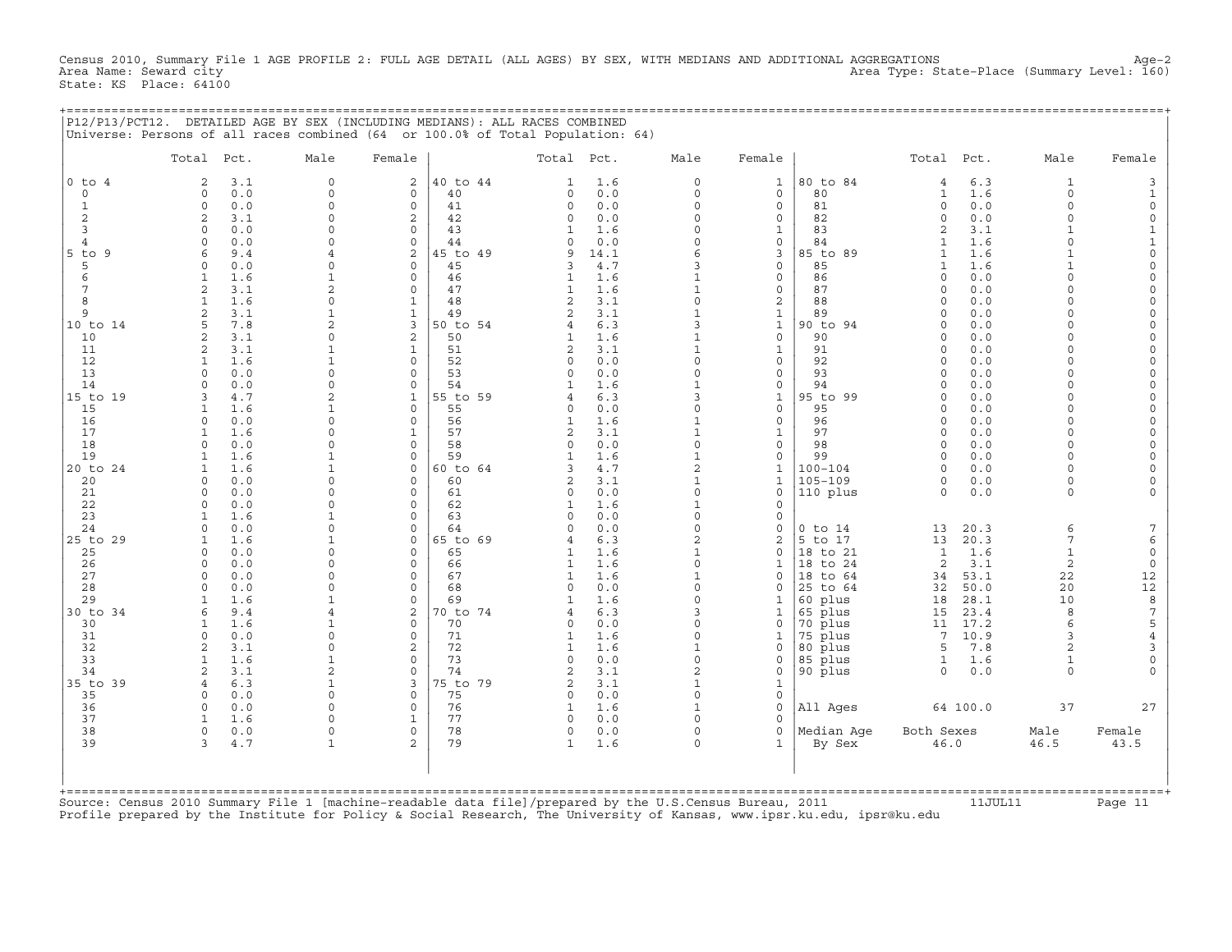Census 2010, Summary File 1 AGE PROFILE 2: FULL AGE DETAIL (ALL AGES) BY SEX, WITH MEDIANS AND ADDITIONAL AGGREGATIONS Age-2
Area Name: Seward city Area Type: State-Place (Summary Level: 160)
State: KS Place: 64100

P12/P13/PCT12. DETAILED AGE BY SEX (INCLUDING MEDIANS): ALL RACES COMBINED
Universe: Persons of all races combined (64 or 100.0% of Total Population: 64)

| | Total | Pct. | Male | Female | | Total | Pct. | Male | Female | | Total | Pct. | Male | Female |
|---|---|---|---|---|---|---|---|---|---|---|---|---|---|---|
| 0 to 4 | 2 | 3.1 | 0 | 2 | 40 to 44 | 1 | 1.6 | 0 | 1 | 80 to 84 | 4 | 6.3 | 1 | 3 |
| 0 | 0 | 0.0 | 0 | 0 | 40 | 0 | 0.0 | 0 | 0 | 80 | 1 | 1.6 | 0 | 1 |
| 1 | 0 | 0.0 | 0 | 0 | 41 | 0 | 0.0 | 0 | 0 | 81 | 0 | 0.0 | 0 | 0 |
| 2 | 2 | 3.1 | 0 | 2 | 42 | 0 | 0.0 | 0 | 0 | 82 | 0 | 0.0 | 0 | 0 |
| 3 | 0 | 0.0 | 0 | 0 | 43 | 1 | 1.6 | 0 | 1 | 83 | 2 | 3.1 | 1 | 1 |
| 4 | 0 | 0.0 | 0 | 0 | 44 | 0 | 0.0 | 0 | 0 | 84 | 1 | 1.6 | 0 | 1 |
| 5 to 9 | 6 | 9.4 | 4 | 2 | 45 to 49 | 9 | 14.1 | 6 | 3 | 85 to 89 | 1 | 1.6 | 1 | 0 |
| 5 | 0 | 0.0 | 0 | 0 | 45 | 3 | 4.7 | 3 | 0 | 85 | 1 | 1.6 | 1 | 0 |
| 6 | 1 | 1.6 | 1 | 0 | 46 | 1 | 1.6 | 1 | 0 | 86 | 0 | 0.0 | 0 | 0 |
| 7 | 2 | 3.1 | 2 | 0 | 47 | 1 | 1.6 | 1 | 0 | 87 | 0 | 0.0 | 0 | 0 |
| 8 | 1 | 1.6 | 0 | 1 | 48 | 2 | 3.1 | 0 | 2 | 88 | 0 | 0.0 | 0 | 0 |
| 9 | 2 | 3.1 | 1 | 1 | 49 | 2 | 3.1 | 1 | 1 | 89 | 0 | 0.0 | 0 | 0 |
| 10 to 14 | 5 | 7.8 | 2 | 3 | 50 to 54 | 4 | 6.3 | 3 | 1 | 90 to 94 | 0 | 0.0 | 0 | 0 |
| 10 | 2 | 3.1 | 0 | 2 | 50 | 1 | 1.6 | 1 | 0 | 90 | 0 | 0.0 | 0 | 0 |
| 11 | 2 | 3.1 | 1 | 1 | 51 | 2 | 3.1 | 1 | 1 | 91 | 0 | 0.0 | 0 | 0 |
| 12 | 1 | 1.6 | 1 | 0 | 52 | 0 | 0.0 | 0 | 0 | 92 | 0 | 0.0 | 0 | 0 |
| 13 | 0 | 0.0 | 0 | 0 | 53 | 0 | 0.0 | 0 | 0 | 93 | 0 | 0.0 | 0 | 0 |
| 14 | 0 | 0.0 | 0 | 0 | 54 | 1 | 1.6 | 1 | 0 | 94 | 0 | 0.0 | 0 | 0 |
| 15 to 19 | 3 | 4.7 | 2 | 1 | 55 to 59 | 4 | 6.3 | 3 | 1 | 95 to 99 | 0 | 0.0 | 0 | 0 |
| 15 | 1 | 1.6 | 1 | 0 | 55 | 0 | 0.0 | 0 | 0 | 95 | 0 | 0.0 | 0 | 0 |
| 16 | 0 | 0.0 | 0 | 0 | 56 | 1 | 1.6 | 1 | 0 | 96 | 0 | 0.0 | 0 | 0 |
| 17 | 1 | 1.6 | 0 | 1 | 57 | 2 | 3.1 | 1 | 1 | 97 | 0 | 0.0 | 0 | 0 |
| 18 | 0 | 0.0 | 0 | 0 | 58 | 0 | 0.0 | 0 | 0 | 98 | 0 | 0.0 | 0 | 0 |
| 19 | 1 | 1.6 | 1 | 0 | 59 | 1 | 1.6 | 1 | 0 | 99 | 0 | 0.0 | 0 | 0 |
| 20 to 24 | 1 | 1.6 | 1 | 0 | 60 to 64 | 3 | 4.7 | 2 | 1 | 100-104 | 0 | 0.0 | 0 | 0 |
| 20 | 0 | 0.0 | 0 | 0 | 60 | 2 | 3.1 | 1 | 1 | 105-109 | 0 | 0.0 | 0 | 0 |
| 21 | 0 | 0.0 | 0 | 0 | 61 | 0 | 0.0 | 0 | 0 | 110 plus | 0 | 0.0 | 0 | 0 |
| 22 | 0 | 0.0 | 0 | 0 | 62 | 1 | 1.6 | 1 | 0 | | | | | |
| 23 | 1 | 1.6 | 1 | 0 | 63 | 0 | 0.0 | 0 | 0 | | | | | |
| 24 | 0 | 0.0 | 0 | 0 | 64 | 0 | 0.0 | 0 | 0 | 0 to 14 | 13 | 20.3 | 6 | 7 |
| 25 to 29 | 1 | 1.6 | 1 | 0 | 65 to 69 | 4 | 6.3 | 2 | 2 | 5 to 17 | 13 | 20.3 | 7 | 6 |
| 25 | 0 | 0.0 | 0 | 0 | 65 | 1 | 1.6 | 1 | 0 | 18 to 21 | 1 | 1.6 | 1 | 0 |
| 26 | 0 | 0.0 | 0 | 0 | 66 | 1 | 1.6 | 0 | 1 | 18 to 24 | 2 | 3.1 | 2 | 0 |
| 27 | 0 | 0.0 | 0 | 0 | 67 | 1 | 1.6 | 1 | 0 | 18 to 64 | 34 | 53.1 | 22 | 12 |
| 28 | 0 | 0.0 | 0 | 0 | 68 | 0 | 0.0 | 0 | 0 | 25 to 64 | 32 | 50.0 | 20 | 12 |
| 29 | 1 | 1.6 | 1 | 0 | 69 | 1 | 1.6 | 0 | 1 | 60 plus | 18 | 28.1 | 10 | 8 |
| 30 to 34 | 6 | 9.4 | 4 | 2 | 70 to 74 | 4 | 6.3 | 3 | 1 | 65 plus | 15 | 23.4 | 8 | 7 |
| 30 | 1 | 1.6 | 1 | 0 | 70 | 0 | 0.0 | 0 | 0 | 70 plus | 11 | 17.2 | 6 | 5 |
| 31 | 0 | 0.0 | 0 | 0 | 71 | 1 | 1.6 | 0 | 1 | 75 plus | 7 | 10.9 | 3 | 4 |
| 32 | 2 | 3.1 | 0 | 2 | 72 | 1 | 1.6 | 1 | 0 | 80 plus | 5 | 7.8 | 2 | 3 |
| 33 | 1 | 1.6 | 1 | 0 | 73 | 0 | 0.0 | 0 | 0 | 85 plus | 1 | 1.6 | 1 | 0 |
| 34 | 2 | 3.1 | 2 | 0 | 74 | 2 | 3.1 | 2 | 0 | 90 plus | 0 | 0.0 | 0 | 0 |
| 35 to 39 | 4 | 6.3 | 1 | 3 | 75 to 79 | 2 | 3.1 | 1 | 1 | | | | | |
| 35 | 0 | 0.0 | 0 | 0 | 75 | 0 | 0.0 | 0 | 0 | | | | | |
| 36 | 0 | 0.0 | 0 | 0 | 76 | 1 | 1.6 | 1 | 0 | All Ages | 64 | 100.0 | 37 | 27 |
| 37 | 1 | 1.6 | 0 | 1 | 77 | 0 | 0.0 | 0 | 0 | | | | | |
| 38 | 0 | 0.0 | 0 | 0 | 78 | 0 | 0.0 | 0 | 0 | Median Age | Both Sexes | | Male | Female |
| 39 | 3 | 4.7 | 1 | 2 | 79 | 1 | 1.6 | 0 | 1 | By Sex | 46.0 | | 46.5 | 43.5 |

Source: Census 2010 Summary File 1 [machine-readable data file]/prepared by the U.S.Census Bureau, 2011 11JUL11
Profile prepared by the Institute for Policy & Social Research, The University of Kansas, www.ipsr.ku.edu, ipsr@ku.edu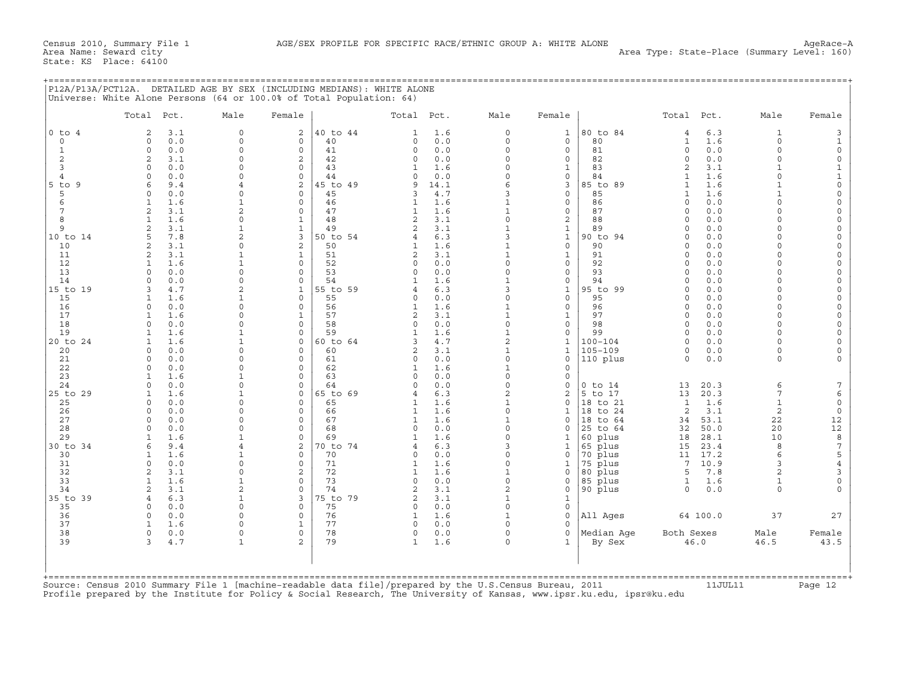Census 2010, Summary File 1 AGE/SEX PROFILE FOR SPECIFIC RACE/ETHNIC GROUP A: WHITE ALONE AgeRace-A
Area Name: Seward city Area Type: State-Place (Summary Level: 160)
State: KS Place: 64100

## P12A/P13A/PCT12A. DETAILED AGE BY SEX (INCLUDING MEDIANS): WHITE ALONE

Universe: White Alone Persons (64 or 100.0% of Total Population: 64)

| | Total | Pct. | Male | Female | | Total | Pct. | Male | Female | | Total | Pct. | Male | Female |
|---|---|---|---|---|---|---|---|---|---|---|---|---|---|---|
| 0 to 4 | 2 | 3.1 | 0 | 2 | 40 to 44 | 1 | 1.6 | 0 | 1 | 80 to 84 | 4 | 6.3 | 1 | 3 |
| 0 | 0 | 0.0 | 0 | 0 | 40 | 0 | 0.0 | 0 | 0 | 80 | 1 | 1.6 | 0 | 1 |
| 1 | 0 | 0.0 | 0 | 0 | 41 | 0 | 0.0 | 0 | 0 | 81 | 0 | 0.0 | 0 | 0 |
| 2 | 2 | 3.1 | 0 | 2 | 42 | 0 | 0.0 | 0 | 0 | 82 | 0 | 0.0 | 0 | 0 |
| 3 | 0 | 0.0 | 0 | 0 | 43 | 1 | 1.6 | 0 | 1 | 83 | 2 | 3.1 | 1 | 1 |
| 4 | 0 | 0.0 | 0 | 0 | 44 | 0 | 0.0 | 0 | 0 | 84 | 1 | 1.6 | 0 | 1 |
| 5 to 9 | 6 | 9.4 | 4 | 2 | 45 to 49 | 9 | 14.1 | 6 | 3 | 85 to 89 | 1 | 1.6 | 1 | 0 |
| 5 | 0 | 0.0 | 0 | 0 | 45 | 3 | 4.7 | 3 | 0 | 85 | 1 | 1.6 | 1 | 0 |
| 6 | 1 | 1.6 | 1 | 0 | 46 | 1 | 1.6 | 1 | 0 | 86 | 0 | 0.0 | 0 | 0 |
| 7 | 2 | 3.1 | 2 | 0 | 47 | 1 | 1.6 | 1 | 0 | 87 | 0 | 0.0 | 0 | 0 |
| 8 | 1 | 1.6 | 0 | 1 | 48 | 2 | 3.1 | 0 | 2 | 88 | 0 | 0.0 | 0 | 0 |
| 9 | 2 | 3.1 | 1 | 1 | 49 | 2 | 3.1 | 1 | 1 | 89 | 0 | 0.0 | 0 | 0 |
| 10 to 14 | 5 | 7.8 | 2 | 3 | 50 to 54 | 4 | 6.3 | 3 | 1 | 90 to 94 | 0 | 0.0 | 0 | 0 |
| 10 | 2 | 3.1 | 0 | 2 | 50 | 1 | 1.6 | 1 | 0 | 90 | 0 | 0.0 | 0 | 0 |
| 11 | 2 | 3.1 | 1 | 1 | 51 | 2 | 3.1 | 1 | 1 | 91 | 0 | 0.0 | 0 | 0 |
| 12 | 1 | 1.6 | 1 | 0 | 52 | 0 | 0.0 | 0 | 0 | 92 | 0 | 0.0 | 0 | 0 |
| 13 | 0 | 0.0 | 0 | 0 | 53 | 0 | 0.0 | 0 | 0 | 93 | 0 | 0.0 | 0 | 0 |
| 14 | 0 | 0.0 | 0 | 0 | 54 | 1 | 1.6 | 1 | 0 | 94 | 0 | 0.0 | 0 | 0 |
| 15 to 19 | 3 | 4.7 | 2 | 1 | 55 to 59 | 4 | 6.3 | 3 | 1 | 95 to 99 | 0 | 0.0 | 0 | 0 |
| 15 | 1 | 1.6 | 1 | 0 | 55 | 0 | 0.0 | 0 | 0 | 95 | 0 | 0.0 | 0 | 0 |
| 16 | 0 | 0.0 | 0 | 0 | 56 | 1 | 1.6 | 1 | 0 | 96 | 0 | 0.0 | 0 | 0 |
| 17 | 1 | 1.6 | 0 | 1 | 57 | 2 | 3.1 | 1 | 1 | 97 | 0 | 0.0 | 0 | 0 |
| 18 | 0 | 0.0 | 0 | 0 | 58 | 0 | 0.0 | 0 | 0 | 98 | 0 | 0.0 | 0 | 0 |
| 19 | 1 | 1.6 | 1 | 0 | 59 | 1 | 1.6 | 1 | 0 | 99 | 0 | 0.0 | 0 | 0 |
| 20 to 24 | 1 | 1.6 | 1 | 0 | 60 to 64 | 3 | 4.7 | 2 | 1 | 100-104 | 0 | 0.0 | 0 | 0 |
| 20 | 0 | 0.0 | 0 | 0 | 60 | 2 | 3.1 | 1 | 1 | 105-109 | 0 | 0.0 | 0 | 0 |
| 21 | 0 | 0.0 | 0 | 0 | 61 | 0 | 0.0 | 0 | 0 | 110 plus | 0 | 0.0 | 0 | 0 |
| 22 | 0 | 0.0 | 0 | 0 | 62 | 1 | 1.6 | 1 | 0 | | | | | |
| 23 | 1 | 1.6 | 1 | 0 | 63 | 0 | 0.0 | 0 | 0 | | | | | |
| 24 | 0 | 0.0 | 0 | 0 | 64 | 0 | 0.0 | 0 | 0 | 0 to 14 | 13 | 20.3 | 6 | 7 |
| 25 to 29 | 1 | 1.6 | 1 | 0 | 65 to 69 | 4 | 6.3 | 2 | 2 | 5 to 17 | 13 | 20.3 | 7 | 6 |
| 25 | 0 | 0.0 | 0 | 0 | 65 | 1 | 1.6 | 1 | 0 | 18 to 21 | 1 | 1.6 | 1 | 0 |
| 26 | 0 | 0.0 | 0 | 0 | 66 | 1 | 1.6 | 0 | 1 | 18 to 24 | 2 | 3.1 | 2 | 0 |
| 27 | 0 | 0.0 | 0 | 0 | 67 | 1 | 1.6 | 1 | 0 | 18 to 64 | 34 | 53.1 | 22 | 12 |
| 28 | 0 | 0.0 | 0 | 0 | 68 | 0 | 0.0 | 0 | 0 | 25 to 64 | 32 | 50.0 | 20 | 12 |
| 29 | 1 | 1.6 | 1 | 0 | 69 | 1 | 1.6 | 0 | 1 | 60 plus | 18 | 28.1 | 10 | 8 |
| 30 to 34 | 6 | 9.4 | 4 | 2 | 70 to 74 | 4 | 6.3 | 3 | 1 | 65 plus | 15 | 23.4 | 8 | 7 |
| 30 | 1 | 1.6 | 1 | 0 | 70 | 0 | 0.0 | 0 | 0 | 70 plus | 11 | 17.2 | 6 | 5 |
| 31 | 0 | 0.0 | 0 | 0 | 71 | 1 | 1.6 | 0 | 1 | 75 plus | 7 | 10.9 | 3 | 4 |
| 32 | 2 | 3.1 | 0 | 2 | 72 | 1 | 1.6 | 1 | 0 | 80 plus | 5 | 7.8 | 2 | 3 |
| 33 | 1 | 1.6 | 1 | 0 | 73 | 0 | 0.0 | 0 | 0 | 85 plus | 1 | 1.6 | 1 | 0 |
| 34 | 2 | 3.1 | 2 | 0 | 74 | 2 | 3.1 | 2 | 0 | 90 plus | 0 | 0.0 | 0 | 0 |
| 35 to 39 | 4 | 6.3 | 1 | 3 | 75 to 79 | 2 | 3.1 | 1 | 1 | | | | | |
| 35 | 0 | 0.0 | 0 | 0 | 75 | 0 | 0.0 | 0 | 0 | | | | | |
| 36 | 0 | 0.0 | 0 | 0 | 76 | 1 | 1.6 | 1 | 0 | All Ages | 64 | 100.0 | 37 | 27 |
| 37 | 1 | 1.6 | 0 | 1 | 77 | 0 | 0.0 | 0 | 0 | | | | | |
| 38 | 0 | 0.0 | 0 | 0 | 78 | 0 | 0.0 | 0 | 0 | Median Age | Both Sexes | | Male | Female |
| 39 | 3 | 4.7 | 1 | 2 | 79 | 1 | 1.6 | 0 | 1 | By Sex | 46.0 | | 46.5 | 43.5 |

Source: Census 2010 Summary File 1 [machine-readable data file]/prepared by the U.S.Census Bureau, 2011 11JUL11
Profile prepared by the Institute for Policy & Social Research, The University of Kansas, www.ipsr.ku.edu, ipsr@ku.edu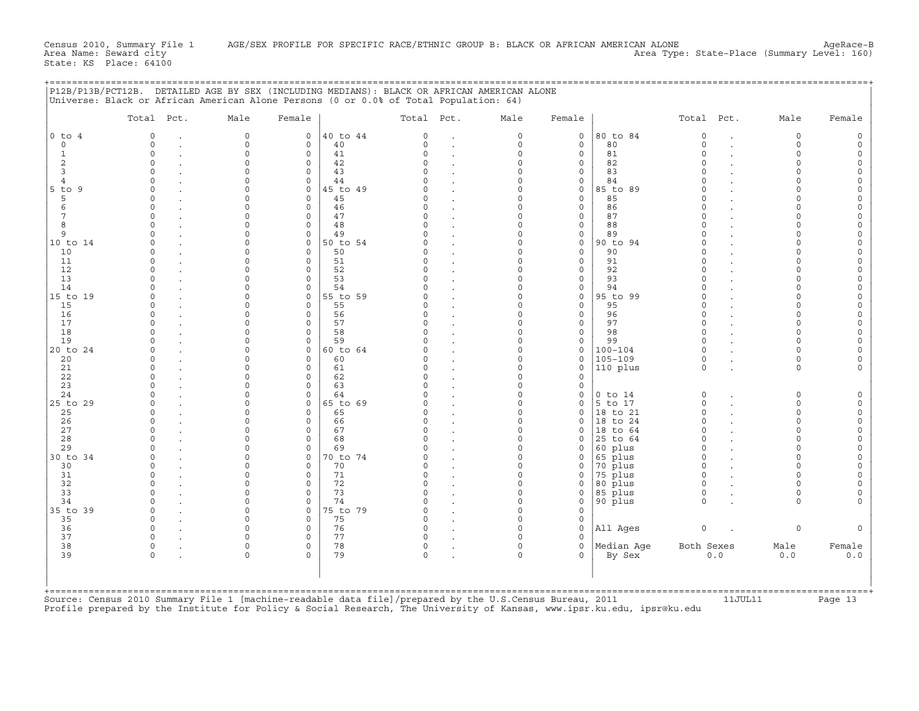Census 2010, Summary File 1 AGE/SEX PROFILE FOR SPECIFIC RACE/ETHNIC GROUP B: BLACK OR AFRICAN AMERICAN ALONE AgeRace-B
Area Name: Seward city Area Type: State-Place (Summary Level: 160)
State: KS Place: 64100

P12B/P13B/PCT12B. DETAILED AGE BY SEX (INCLUDING MEDIANS): BLACK OR AFRICAN AMERICAN ALONE
Universe: Black or African American Alone Persons (0 or 0.0% of Total Population: 64)

| | Total | Pct. | Male | Female | | Total | Pct. | Male | Female | | Total | Pct. | Male | Female |
|---|---|---|---|---|---|---|---|---|---|---|---|---|---|---|
| 0 to 4 | 0 | . | 0 | 0 | 40 to 44 | 0 | . | 0 | 0 | 80 to 84 | 0 | . | 0 | 0 |
| 0 | 0 | . | 0 | 0 | 40 | 0 | . | 0 | 0 | 80 | 0 | . | 0 | 0 |
| 1 | 0 | . | 0 | 0 | 41 | 0 | . | 0 | 0 | 81 | 0 | . | 0 | 0 |
| 2 | 0 | . | 0 | 0 | 42 | 0 | . | 0 | 0 | 82 | 0 | . | 0 | 0 |
| 3 | 0 | . | 0 | 0 | 43 | 0 | . | 0 | 0 | 83 | 0 | . | 0 | 0 |
| 4 | 0 | . | 0 | 0 | 44 | 0 | . | 0 | 0 | 84 | 0 | . | 0 | 0 |
| 5 to 9 | 0 | . | 0 | 0 | 45 to 49 | 0 | . | 0 | 0 | 85 to 89 | 0 | . | 0 | 0 |
| 5 | 0 | . | 0 | 0 | 45 | 0 | . | 0 | 0 | 85 | 0 | . | 0 | 0 |
| 6 | 0 | . | 0 | 0 | 46 | 0 | . | 0 | 0 | 86 | 0 | . | 0 | 0 |
| 7 | 0 | . | 0 | 0 | 47 | 0 | . | 0 | 0 | 87 | 0 | . | 0 | 0 |
| 8 | 0 | . | 0 | 0 | 48 | 0 | . | 0 | 0 | 88 | 0 | . | 0 | 0 |
| 9 | 0 | . | 0 | 0 | 49 | 0 | . | 0 | 0 | 89 | 0 | . | 0 | 0 |
| 10 to 14 | 0 | . | 0 | 0 | 50 to 54 | 0 | . | 0 | 0 | 90 to 94 | 0 | . | 0 | 0 |
| 10 | 0 | . | 0 | 0 | 50 | 0 | . | 0 | 0 | 90 | 0 | . | 0 | 0 |
| 11 | 0 | . | 0 | 0 | 51 | 0 | . | 0 | 0 | 91 | 0 | . | 0 | 0 |
| 12 | 0 | . | 0 | 0 | 52 | 0 | . | 0 | 0 | 92 | 0 | . | 0 | 0 |
| 13 | 0 | . | 0 | 0 | 53 | 0 | . | 0 | 0 | 93 | 0 | . | 0 | 0 |
| 14 | 0 | . | 0 | 0 | 54 | 0 | . | 0 | 0 | 94 | 0 | . | 0 | 0 |
| 15 to 19 | 0 | . | 0 | 0 | 55 to 59 | 0 | . | 0 | 0 | 95 to 99 | 0 | . | 0 | 0 |
| 15 | 0 | . | 0 | 0 | 55 | 0 | . | 0 | 0 | 95 | 0 | . | 0 | 0 |
| 16 | 0 | . | 0 | 0 | 56 | 0 | . | 0 | 0 | 96 | 0 | . | 0 | 0 |
| 17 | 0 | . | 0 | 0 | 57 | 0 | . | 0 | 0 | 97 | 0 | . | 0 | 0 |
| 18 | 0 | . | 0 | 0 | 58 | 0 | . | 0 | 0 | 98 | 0 | . | 0 | 0 |
| 19 | 0 | . | 0 | 0 | 59 | 0 | . | 0 | 0 | 99 | 0 | . | 0 | 0 |
| 20 to 24 | 0 | . | 0 | 0 | 60 to 64 | 0 | . | 0 | 0 | 100-104 | 0 | . | 0 | 0 |
| 20 | 0 | . | 0 | 0 | 60 | 0 | . | 0 | 0 | 105-109 | 0 | . | 0 | 0 |
| 21 | 0 | . | 0 | 0 | 61 | 0 | . | 0 | 0 | 110 plus | 0 | . | 0 | 0 |
| 22 | 0 | . | 0 | 0 | 62 | 0 | . | 0 | 0 | | | | | |
| 23 | 0 | . | 0 | 0 | 63 | 0 | . | 0 | 0 | | | | | |
| 24 | 0 | . | 0 | 0 | 64 | 0 | . | 0 | 0 | 0 to 14 | 0 | . | 0 | 0 |
| 25 to 29 | 0 | . | 0 | 0 | 65 to 69 | 0 | . | 0 | 0 | 5 to 17 | 0 | . | 0 | 0 |
| 25 | 0 | . | 0 | 0 | 65 | 0 | . | 0 | 0 | 18 to 21 | 0 | . | 0 | 0 |
| 26 | 0 | . | 0 | 0 | 66 | 0 | . | 0 | 0 | 18 to 24 | 0 | . | 0 | 0 |
| 27 | 0 | . | 0 | 0 | 67 | 0 | . | 0 | 0 | 18 to 64 | 0 | . | 0 | 0 |
| 28 | 0 | . | 0 | 0 | 68 | 0 | . | 0 | 0 | 25 to 64 | 0 | . | 0 | 0 |
| 29 | 0 | . | 0 | 0 | 69 | 0 | . | 0 | 0 | 60 plus | 0 | . | 0 | 0 |
| 30 to 34 | 0 | . | 0 | 0 | 70 to 74 | 0 | . | 0 | 0 | 65 plus | 0 | . | 0 | 0 |
| 30 | 0 | . | 0 | 0 | 70 | 0 | . | 0 | 0 | 70 plus | 0 | . | 0 | 0 |
| 31 | 0 | . | 0 | 0 | 71 | 0 | . | 0 | 0 | 75 plus | 0 | . | 0 | 0 |
| 32 | 0 | . | 0 | 0 | 72 | 0 | . | 0 | 0 | 80 plus | 0 | . | 0 | 0 |
| 33 | 0 | . | 0 | 0 | 73 | 0 | . | 0 | 0 | 85 plus | 0 | . | 0 | 0 |
| 34 | 0 | . | 0 | 0 | 74 | 0 | . | 0 | 0 | 90 plus | 0 | . | 0 | 0 |
| 35 to 39 | 0 | . | 0 | 0 | 75 to 79 | 0 | . | 0 | 0 | | | | | |
| 35 | 0 | . | 0 | 0 | 75 | 0 | . | 0 | 0 | | | | | |
| 36 | 0 | . | 0 | 0 | 76 | 0 | . | 0 | 0 | All Ages | 0 | . | 0 | 0 |
| 37 | 0 | . | 0 | 0 | 77 | 0 | . | 0 | 0 | | | | | |
| 38 | 0 | . | 0 | 0 | 78 | 0 | . | 0 | 0 | Median Age | Both Sexes | | Male | Female |
| 39 | 0 | . | 0 | 0 | 79 | 0 | . | 0 | 0 | By Sex | 0.0 | | 0.0 | 0.0 |

Source: Census 2010 Summary File 1 [machine-readable data file]/prepared by the U.S.Census Bureau, 2011 11JUL11
Profile prepared by the Institute for Policy & Social Research, The University of Kansas, www.ipsr.ku.edu, ipsr@ku.edu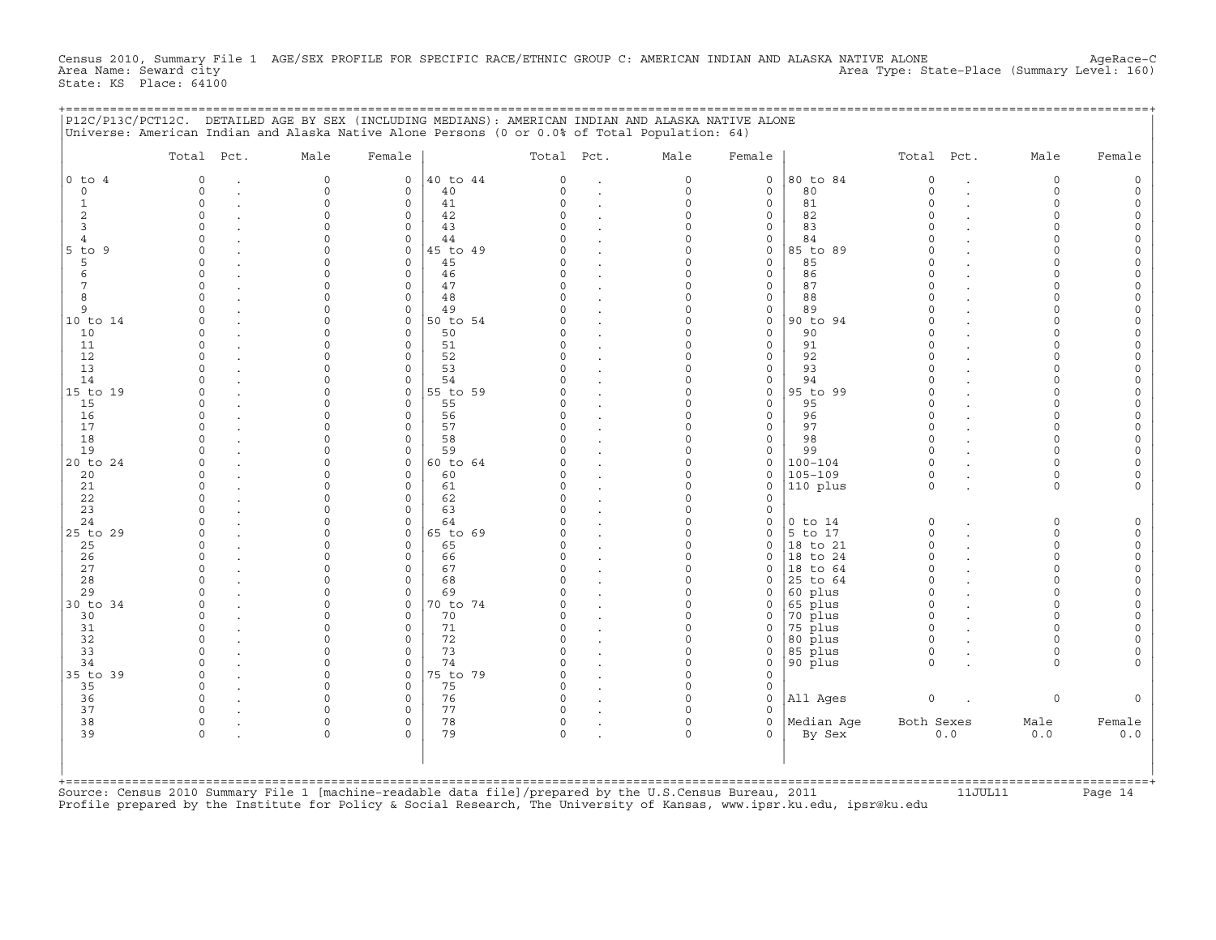Census 2010, Summary File 1 AGE/SEX PROFILE FOR SPECIFIC RACE/ETHNIC GROUP C: AMERICAN INDIAN AND ALASKA NATIVE ALONE AgeRace-C
Area Name: Seward city Area Type: State-Place (Summary Level: 160)
State: KS Place: 64100

P12C/P13C/PCT12C. DETAILED AGE BY SEX (INCLUDING MEDIANS): AMERICAN INDIAN AND ALASKA NATIVE ALONE
Universe: American Indian and Alaska Native Alone Persons (0 or 0.0% of Total Population: 64)

| | Total | Pct. | Male | Female | | Total | Pct. | Male | Female | | Total | Pct. | Male | Female |
|---|---|---|---|---|---|---|---|---|---|---|---|---|---|---|
| 0 to 4 | 0 | . | 0 | 0 | 40 to 44 | 0 | . | 0 | 0 | 80 to 84 | 0 | . | 0 | 0 |
| 0 | 0 | . | 0 | 0 | 40 | 0 | . | 0 | 0 | 80 | 0 | . | 0 | 0 |
| 1 | 0 | . | 0 | 0 | 41 | 0 | . | 0 | 0 | 81 | 0 | . | 0 | 0 |
| 2 | 0 | . | 0 | 0 | 42 | 0 | . | 0 | 0 | 82 | 0 | . | 0 | 0 |
| 3 | 0 | . | 0 | 0 | 43 | 0 | . | 0 | 0 | 83 | 0 | . | 0 | 0 |
| 4 | 0 | . | 0 | 0 | 44 | 0 | . | 0 | 0 | 84 | 0 | . | 0 | 0 |
| 5 to 9 | 0 | . | 0 | 0 | 45 to 49 | 0 | . | 0 | 0 | 85 to 89 | 0 | . | 0 | 0 |
| 5 | 0 | . | 0 | 0 | 45 | 0 | . | 0 | 0 | 85 | 0 | . | 0 | 0 |
| 6 | 0 | . | 0 | 0 | 46 | 0 | . | 0 | 0 | 86 | 0 | . | 0 | 0 |
| 7 | 0 | . | 0 | 0 | 47 | 0 | . | 0 | 0 | 87 | 0 | . | 0 | 0 |
| 8 | 0 | . | 0 | 0 | 48 | 0 | . | 0 | 0 | 88 | 0 | . | 0 | 0 |
| 9 | 0 | . | 0 | 0 | 49 | 0 | . | 0 | 0 | 89 | 0 | . | 0 | 0 |
| 10 to 14 | 0 | . | 0 | 0 | 50 to 54 | 0 | . | 0 | 0 | 90 to 94 | 0 | . | 0 | 0 |
| 10 | 0 | . | 0 | 0 | 50 | 0 | . | 0 | 0 | 90 | 0 | . | 0 | 0 |
| 11 | 0 | . | 0 | 0 | 51 | 0 | . | 0 | 0 | 91 | 0 | . | 0 | 0 |
| 12 | 0 | . | 0 | 0 | 52 | 0 | . | 0 | 0 | 92 | 0 | . | 0 | 0 |
| 13 | 0 | . | 0 | 0 | 53 | 0 | . | 0 | 0 | 93 | 0 | . | 0 | 0 |
| 14 | 0 | . | 0 | 0 | 54 | 0 | . | 0 | 0 | 94 | 0 | . | 0 | 0 |
| 15 to 19 | 0 | . | 0 | 0 | 55 to 59 | 0 | . | 0 | 0 | 95 to 99 | 0 | . | 0 | 0 |
| 15 | 0 | . | 0 | 0 | 55 | 0 | . | 0 | 0 | 95 | 0 | . | 0 | 0 |
| 16 | 0 | . | 0 | 0 | 56 | 0 | . | 0 | 0 | 96 | 0 | . | 0 | 0 |
| 17 | 0 | . | 0 | 0 | 57 | 0 | . | 0 | 0 | 97 | 0 | . | 0 | 0 |
| 18 | 0 | . | 0 | 0 | 58 | 0 | . | 0 | 0 | 98 | 0 | . | 0 | 0 |
| 19 | 0 | . | 0 | 0 | 59 | 0 | . | 0 | 0 | 99 | 0 | . | 0 | 0 |
| 20 to 24 | 0 | . | 0 | 0 | 60 to 64 | 0 | . | 0 | 0 | 100-104 | 0 | . | 0 | 0 |
| 20 | 0 | . | 0 | 0 | 60 | 0 | . | 0 | 0 | 105-109 | 0 | . | 0 | 0 |
| 21 | 0 | . | 0 | 0 | 61 | 0 | . | 0 | 0 | 110 plus | 0 | . | 0 | 0 |
| 22 | 0 | . | 0 | 0 | 62 | 0 | . | 0 | 0 | | | | | |
| 23 | 0 | . | 0 | 0 | 63 | 0 | . | 0 | 0 | | | | | |
| 24 | 0 | . | 0 | 0 | 64 | 0 | . | 0 | 0 | 0 to 14 | 0 | . | 0 | 0 |
| 25 to 29 | 0 | . | 0 | 0 | 65 to 69 | 0 | . | 0 | 0 | 5 to 17 | 0 | . | 0 | 0 |
| 25 | 0 | . | 0 | 0 | 65 | 0 | . | 0 | 0 | 18 to 21 | 0 | . | 0 | 0 |
| 26 | 0 | . | 0 | 0 | 66 | 0 | . | 0 | 0 | 18 to 24 | 0 | . | 0 | 0 |
| 27 | 0 | . | 0 | 0 | 67 | 0 | . | 0 | 0 | 18 to 64 | 0 | . | 0 | 0 |
| 28 | 0 | . | 0 | 0 | 68 | 0 | . | 0 | 0 | 25 to 64 | 0 | . | 0 | 0 |
| 29 | 0 | . | 0 | 0 | 69 | 0 | . | 0 | 0 | 60 plus | 0 | . | 0 | 0 |
| 30 to 34 | 0 | . | 0 | 0 | 70 to 74 | 0 | . | 0 | 0 | 65 plus | 0 | . | 0 | 0 |
| 30 | 0 | . | 0 | 0 | 70 | 0 | . | 0 | 0 | 70 plus | 0 | . | 0 | 0 |
| 31 | 0 | . | 0 | 0 | 71 | 0 | . | 0 | 0 | 75 plus | 0 | . | 0 | 0 |
| 32 | 0 | . | 0 | 0 | 72 | 0 | . | 0 | 0 | 80 plus | 0 | . | 0 | 0 |
| 33 | 0 | . | 0 | 0 | 73 | 0 | . | 0 | 0 | 85 plus | 0 | . | 0 | 0 |
| 34 | 0 | . | 0 | 0 | 74 | 0 | . | 0 | 0 | 90 plus | 0 | . | 0 | 0 |
| 35 to 39 | 0 | . | 0 | 0 | 75 to 79 | 0 | . | 0 | 0 | | | | | |
| 35 | 0 | . | 0 | 0 | 75 | 0 | . | 0 | 0 | | | | | |
| 36 | 0 | . | 0 | 0 | 76 | 0 | . | 0 | 0 | All Ages | 0 | . | 0 | 0 |
| 37 | 0 | . | 0 | 0 | 77 | 0 | . | 0 | 0 | | | | | |
| 38 | 0 | . | 0 | 0 | 78 | 0 | . | 0 | 0 | Median Age | Both Sexes | | Male | Female |
| 39 | 0 | . | 0 | 0 | 79 | 0 | . | 0 | 0 | By Sex | 0.0 | | 0.0 | 0.0 |

Source: Census 2010 Summary File 1 [machine-readable data file]/prepared by the U.S.Census Bureau, 2011 11JUL11
Profile prepared by the Institute for Policy & Social Research, The University of Kansas, www.ipsr.ku.edu, ipsr@ku.edu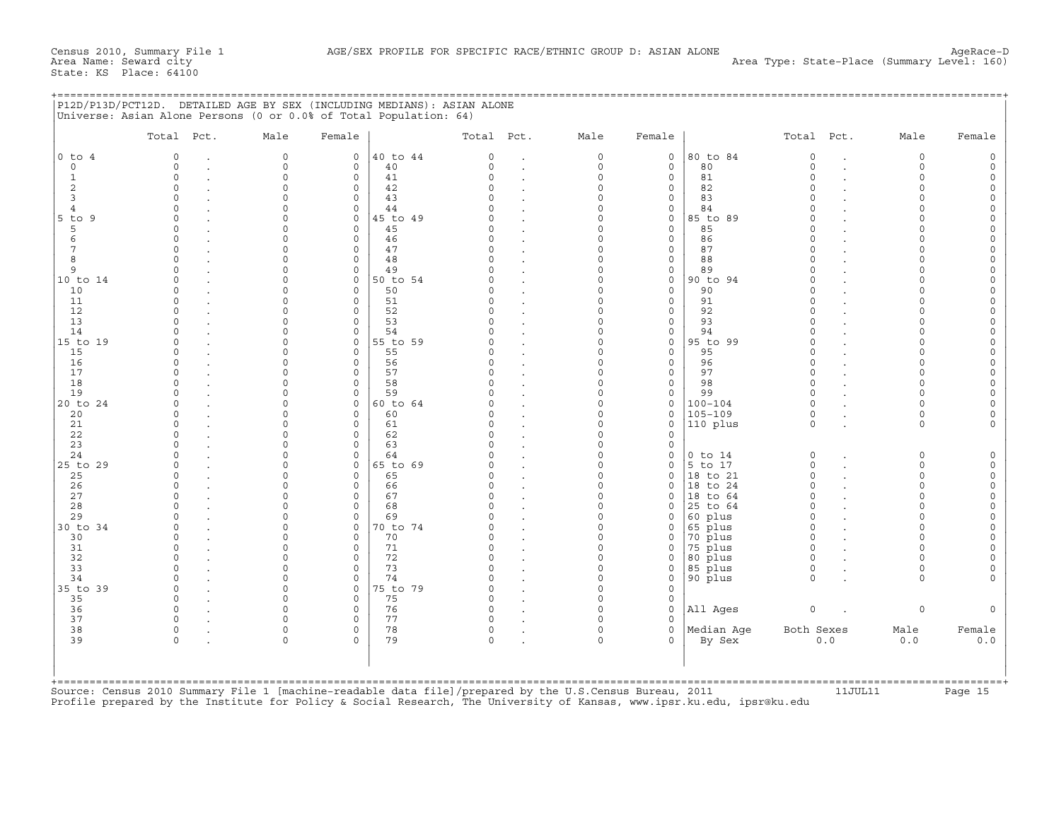Census 2010, Summary File 1 AGE/SEX PROFILE FOR SPECIFIC RACE/ETHNIC GROUP D: ASIAN ALONE AgeRace-D
Area Name: Seward city Area Type: State-Place (Summary Level: 160)
State: KS Place: 64100

## P12D/P13D/PCT12D. DETAILED AGE BY SEX (INCLUDING MEDIANS): ASIAN ALONE

Universe: Asian Alone Persons (0 or 0.0% of Total Population: 64)

| | Total | Pct. | Male | Female | | Total | Pct. | Male | Female | | Total | Pct. | Male | Female |
|---|---|---|---|---|---|---|---|---|---|---|---|---|---|---|
| 0 to 4 | 0 | . | 0 | 0 | 40 to 44 | 0 | . | 0 | 0 | 80 to 84 | 0 | . | 0 | 0 |
| 0 | 0 | . | 0 | 0 | 40 | 0 | . | 0 | 0 | 80 | 0 | . | 0 | 0 |
| 1 | 0 | . | 0 | 0 | 41 | 0 | . | 0 | 0 | 81 | 0 | . | 0 | 0 |
| 2 | 0 | . | 0 | 0 | 42 | 0 | . | 0 | 0 | 82 | 0 | . | 0 | 0 |
| 3 | 0 | . | 0 | 0 | 43 | 0 | . | 0 | 0 | 83 | 0 | . | 0 | 0 |
| 4 | 0 | . | 0 | 0 | 44 | 0 | . | 0 | 0 | 84 | 0 | . | 0 | 0 |
| 5 to 9 | 0 | . | 0 | 0 | 45 to 49 | 0 | . | 0 | 0 | 85 to 89 | 0 | . | 0 | 0 |
| 5 | 0 | . | 0 | 0 | 45 | 0 | . | 0 | 0 | 85 | 0 | . | 0 | 0 |
| 6 | 0 | . | 0 | 0 | 46 | 0 | . | 0 | 0 | 86 | 0 | . | 0 | 0 |
| 7 | 0 | . | 0 | 0 | 47 | 0 | . | 0 | 0 | 87 | 0 | . | 0 | 0 |
| 8 | 0 | . | 0 | 0 | 48 | 0 | . | 0 | 0 | 88 | 0 | . | 0 | 0 |
| 9 | 0 | . | 0 | 0 | 49 | 0 | . | 0 | 0 | 89 | 0 | . | 0 | 0 |
| 10 to 14 | 0 | . | 0 | 0 | 50 to 54 | 0 | . | 0 | 0 | 90 to 94 | 0 | . | 0 | 0 |
| 10 | 0 | . | 0 | 0 | 50 | 0 | . | 0 | 0 | 90 | 0 | . | 0 | 0 |
| 11 | 0 | . | 0 | 0 | 51 | 0 | . | 0 | 0 | 91 | 0 | . | 0 | 0 |
| 12 | 0 | . | 0 | 0 | 52 | 0 | . | 0 | 0 | 92 | 0 | . | 0 | 0 |
| 13 | 0 | . | 0 | 0 | 53 | 0 | . | 0 | 0 | 93 | 0 | . | 0 | 0 |
| 14 | 0 | . | 0 | 0 | 54 | 0 | . | 0 | 0 | 94 | 0 | . | 0 | 0 |
| 15 to 19 | 0 | . | 0 | 0 | 55 to 59 | 0 | . | 0 | 0 | 95 to 99 | 0 | . | 0 | 0 |
| 15 | 0 | . | 0 | 0 | 55 | 0 | . | 0 | 0 | 95 | 0 | . | 0 | 0 |
| 16 | 0 | . | 0 | 0 | 56 | 0 | . | 0 | 0 | 96 | 0 | . | 0 | 0 |
| 17 | 0 | . | 0 | 0 | 57 | 0 | . | 0 | 0 | 97 | 0 | . | 0 | 0 |
| 18 | 0 | . | 0 | 0 | 58 | 0 | . | 0 | 0 | 98 | 0 | . | 0 | 0 |
| 19 | 0 | . | 0 | 0 | 59 | 0 | . | 0 | 0 | 99 | 0 | . | 0 | 0 |
| 20 to 24 | 0 | . | 0 | 0 | 60 to 64 | 0 | . | 0 | 0 | 100-104 | 0 | . | 0 | 0 |
| 20 | 0 | . | 0 | 0 | 60 | 0 | . | 0 | 0 | 105-109 | 0 | . | 0 | 0 |
| 21 | 0 | . | 0 | 0 | 61 | 0 | . | 0 | 0 | 110 plus | 0 | . | 0 | 0 |
| 22 | 0 | . | 0 | 0 | 62 | 0 | . | 0 | 0 | | | | | |
| 23 | 0 | . | 0 | 0 | 63 | 0 | . | 0 | 0 | | | | | |
| 24 | 0 | . | 0 | 0 | 64 | 0 | . | 0 | 0 | 0 to 14 | 0 | . | 0 | 0 |
| 25 to 29 | 0 | . | 0 | 0 | 65 to 69 | 0 | . | 0 | 0 | 5 to 17 | 0 | . | 0 | 0 |
| 25 | 0 | . | 0 | 0 | 65 | 0 | . | 0 | 0 | 18 to 21 | 0 | . | 0 | 0 |
| 26 | 0 | . | 0 | 0 | 66 | 0 | . | 0 | 0 | 18 to 24 | 0 | . | 0 | 0 |
| 27 | 0 | . | 0 | 0 | 67 | 0 | . | 0 | 0 | 18 to 64 | 0 | . | 0 | 0 |
| 28 | 0 | . | 0 | 0 | 68 | 0 | . | 0 | 0 | 25 to 64 | 0 | . | 0 | 0 |
| 29 | 0 | . | 0 | 0 | 69 | 0 | . | 0 | 0 | 60 plus | 0 | . | 0 | 0 |
| 30 to 34 | 0 | . | 0 | 0 | 70 to 74 | 0 | . | 0 | 0 | 65 plus | 0 | . | 0 | 0 |
| 30 | 0 | . | 0 | 0 | 70 | 0 | . | 0 | 0 | 70 plus | 0 | . | 0 | 0 |
| 31 | 0 | . | 0 | 0 | 71 | 0 | . | 0 | 0 | 75 plus | 0 | . | 0 | 0 |
| 32 | 0 | . | 0 | 0 | 72 | 0 | . | 0 | 0 | 80 plus | 0 | . | 0 | 0 |
| 33 | 0 | . | 0 | 0 | 73 | 0 | . | 0 | 0 | 85 plus | 0 | . | 0 | 0 |
| 34 | 0 | . | 0 | 0 | 74 | 0 | . | 0 | 0 | 90 plus | 0 | . | 0 | 0 |
| 35 to 39 | 0 | . | 0 | 0 | 75 to 79 | 0 | . | 0 | 0 | | | | | |
| 35 | 0 | . | 0 | 0 | 75 | 0 | . | 0 | 0 | | | | | |
| 36 | 0 | . | 0 | 0 | 76 | 0 | . | 0 | 0 | All Ages | 0 | . | 0 | 0 |
| 37 | 0 | . | 0 | 0 | 77 | 0 | . | 0 | 0 | | | | | |
| 38 | 0 | . | 0 | 0 | 78 | 0 | . | 0 | 0 | Median Age | Both Sexes | | Male | Female |
| 39 | 0 | . | 0 | 0 | 79 | 0 | . | 0 | 0 | By Sex | 0.0 | | 0.0 | 0.0 |

Source: Census 2010 Summary File 1 [machine-readable data file]/prepared by the U.S.Census Bureau, 2011 11JUL11
Profile prepared by the Institute for Policy & Social Research, The University of Kansas, www.ipsr.ku.edu, ipsr@ku.edu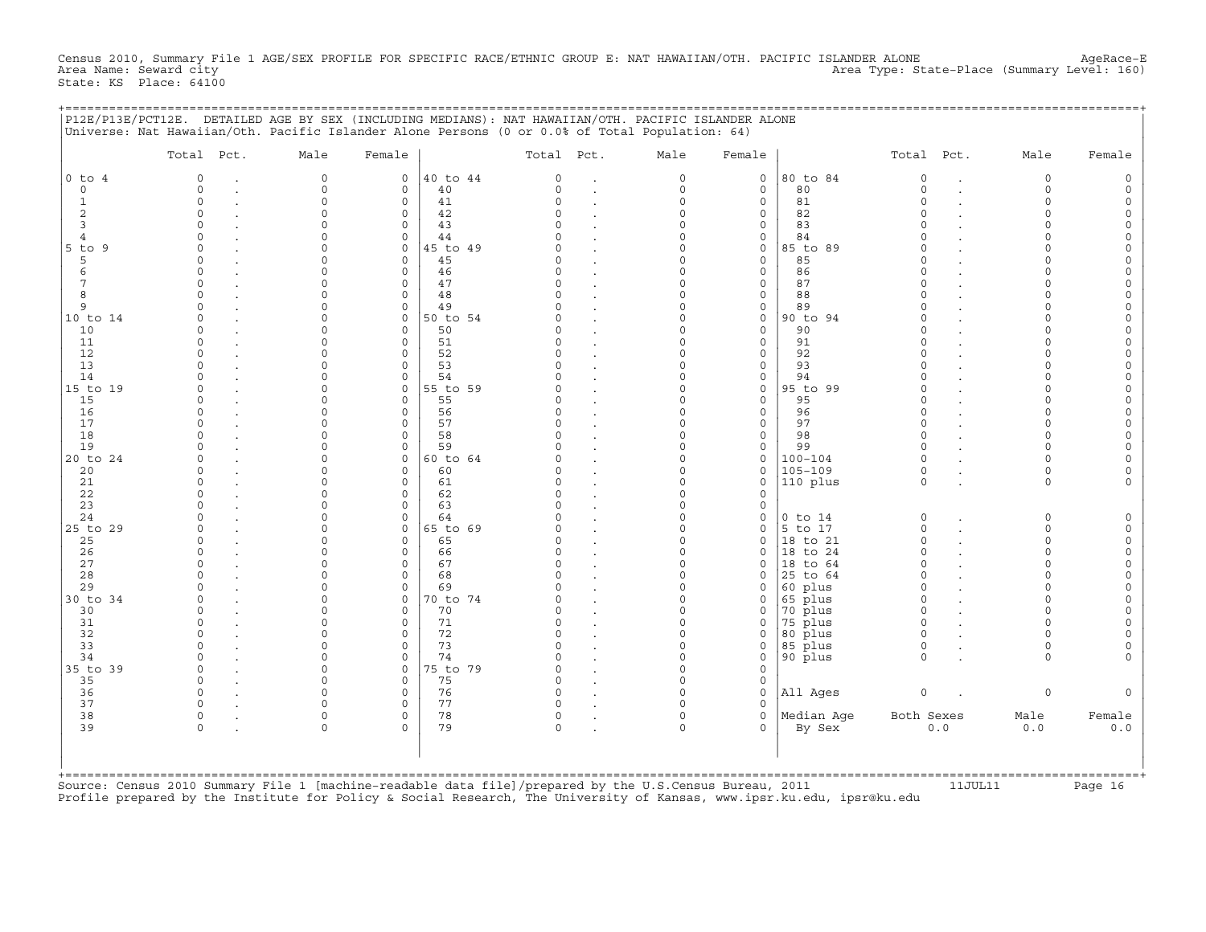Census 2010, Summary File 1 AGE/SEX PROFILE FOR SPECIFIC RACE/ETHNIC GROUP E: NAT HAWAIIAN/OTH. PACIFIC ISLANDER ALONE AgeRace-E
Area Name: Seward city Area Type: State-Place (Summary Level: 160)
State: KS Place: 64100

P12E/P13E/PCT12E. DETAILED AGE BY SEX (INCLUDING MEDIANS): NAT HAWAIIAN/OTH. PACIFIC ISLANDER ALONE
Universe: Nat Hawaiian/Oth. Pacific Islander Alone Persons (0 or 0.0% of Total Population: 64)

| | Total | Pct. | Male | Female | | Total | Pct. | Male | Female | | Total | Pct. | Male | Female |
|---|---|---|---|---|---|---|---|---|---|---|---|---|---|---|
| 0 to 4 | 0 | . | 0 | 0 | 40 to 44 | 0 | . | 0 | 0 | 80 to 84 | 0 | . | 0 | 0 |
| 0 | 0 | . | 0 | 0 | 40 | 0 | . | 0 | 0 | 80 | 0 | . | 0 | 0 |
| 1 | 0 | . | 0 | 0 | 41 | 0 | . | 0 | 0 | 81 | 0 | . | 0 | 0 |
| 2 | 0 | . | 0 | 0 | 42 | 0 | . | 0 | 0 | 82 | 0 | . | 0 | 0 |
| 3 | 0 | . | 0 | 0 | 43 | 0 | . | 0 | 0 | 83 | 0 | . | 0 | 0 |
| 4 | 0 | . | 0 | 0 | 44 | 0 | . | 0 | 0 | 84 | 0 | . | 0 | 0 |
| 5 to 9 | 0 | . | 0 | 0 | 45 to 49 | 0 | . | 0 | 0 | 85 to 89 | 0 | . | 0 | 0 |
| 5 | 0 | . | 0 | 0 | 45 | 0 | . | 0 | 0 | 85 | 0 | . | 0 | 0 |
| 6 | 0 | . | 0 | 0 | 46 | 0 | . | 0 | 0 | 86 | 0 | . | 0 | 0 |
| 7 | 0 | . | 0 | 0 | 47 | 0 | . | 0 | 0 | 87 | 0 | . | 0 | 0 |
| 8 | 0 | . | 0 | 0 | 48 | 0 | . | 0 | 0 | 88 | 0 | . | 0 | 0 |
| 9 | 0 | . | 0 | 0 | 49 | 0 | . | 0 | 0 | 89 | 0 | . | 0 | 0 |
| 10 to 14 | 0 | . | 0 | 0 | 50 to 54 | 0 | . | 0 | 0 | 90 to 94 | 0 | . | 0 | 0 |
| 10 | 0 | . | 0 | 0 | 50 | 0 | . | 0 | 0 | 90 | 0 | . | 0 | 0 |
| 11 | 0 | . | 0 | 0 | 51 | 0 | . | 0 | 0 | 91 | 0 | . | 0 | 0 |
| 12 | 0 | . | 0 | 0 | 52 | 0 | . | 0 | 0 | 92 | 0 | . | 0 | 0 |
| 13 | 0 | . | 0 | 0 | 53 | 0 | . | 0 | 0 | 93 | 0 | . | 0 | 0 |
| 14 | 0 | . | 0 | 0 | 54 | 0 | . | 0 | 0 | 94 | 0 | . | 0 | 0 |
| 15 to 19 | 0 | . | 0 | 0 | 55 to 59 | 0 | . | 0 | 0 | 95 to 99 | 0 | . | 0 | 0 |
| 15 | 0 | . | 0 | 0 | 55 | 0 | . | 0 | 0 | 95 | 0 | . | 0 | 0 |
| 16 | 0 | . | 0 | 0 | 56 | 0 | . | 0 | 0 | 96 | 0 | . | 0 | 0 |
| 17 | 0 | . | 0 | 0 | 57 | 0 | . | 0 | 0 | 97 | 0 | . | 0 | 0 |
| 18 | 0 | . | 0 | 0 | 58 | 0 | . | 0 | 0 | 98 | 0 | . | 0 | 0 |
| 19 | 0 | . | 0 | 0 | 59 | 0 | . | 0 | 0 | 99 | 0 | . | 0 | 0 |
| 20 to 24 | 0 | . | 0 | 0 | 60 to 64 | 0 | . | 0 | 0 | 100-104 | 0 | . | 0 | 0 |
| 20 | 0 | . | 0 | 0 | 60 | 0 | . | 0 | 0 | 105-109 | 0 | . | 0 | 0 |
| 21 | 0 | . | 0 | 0 | 61 | 0 | . | 0 | 0 | 110 plus | 0 | . | 0 | 0 |
| 22 | 0 | . | 0 | 0 | 62 | 0 | . | 0 | 0 | | | | | |
| 23 | 0 | . | 0 | 0 | 63 | 0 | . | 0 | 0 | | | | | |
| 24 | 0 | . | 0 | 0 | 64 | 0 | . | 0 | 0 | 0 to 14 | 0 | . | 0 | 0 |
| 25 to 29 | 0 | . | 0 | 0 | 65 to 69 | 0 | . | 0 | 0 | 5 to 17 | 0 | . | 0 | 0 |
| 25 | 0 | . | 0 | 0 | 65 | 0 | . | 0 | 0 | 18 to 21 | 0 | . | 0 | 0 |
| 26 | 0 | . | 0 | 0 | 66 | 0 | . | 0 | 0 | 18 to 24 | 0 | . | 0 | 0 |
| 27 | 0 | . | 0 | 0 | 67 | 0 | . | 0 | 0 | 18 to 64 | 0 | . | 0 | 0 |
| 28 | 0 | . | 0 | 0 | 68 | 0 | . | 0 | 0 | 25 to 64 | 0 | . | 0 | 0 |
| 29 | 0 | . | 0 | 0 | 69 | 0 | . | 0 | 0 | 60 plus | 0 | . | 0 | 0 |
| 30 to 34 | 0 | . | 0 | 0 | 70 to 74 | 0 | . | 0 | 0 | 65 plus | 0 | . | 0 | 0 |
| 30 | 0 | . | 0 | 0 | 70 | 0 | . | 0 | 0 | 70 plus | 0 | . | 0 | 0 |
| 31 | 0 | . | 0 | 0 | 71 | 0 | . | 0 | 0 | 75 plus | 0 | . | 0 | 0 |
| 32 | 0 | . | 0 | 0 | 72 | 0 | . | 0 | 0 | 80 plus | 0 | . | 0 | 0 |
| 33 | 0 | . | 0 | 0 | 73 | 0 | . | 0 | 0 | 85 plus | 0 | . | 0 | 0 |
| 34 | 0 | . | 0 | 0 | 74 | 0 | . | 0 | 0 | 90 plus | 0 | . | 0 | 0 |
| 35 to 39 | 0 | . | 0 | 0 | 75 to 79 | 0 | . | 0 | 0 | | | | | |
| 35 | 0 | . | 0 | 0 | 75 | 0 | . | 0 | 0 | | | | | |
| 36 | 0 | . | 0 | 0 | 76 | 0 | . | 0 | 0 | All Ages | 0 | . | 0 | 0 |
| 37 | 0 | . | 0 | 0 | 77 | 0 | . | 0 | 0 | | | | | |
| 38 | 0 | . | 0 | 0 | 78 | 0 | . | 0 | 0 | Median Age | Both Sexes | | Male | Female |
| 39 | 0 | . | 0 | 0 | 79 | 0 | . | 0 | 0 | By Sex | 0.0 | | 0.0 | 0.0 |

Source: Census 2010 Summary File 1 [machine-readable data file]/prepared by the U.S.Census Bureau, 2011 11JUL11
Profile prepared by the Institute for Policy & Social Research, The University of Kansas, www.ipsr.ku.edu, ipsr@ku.edu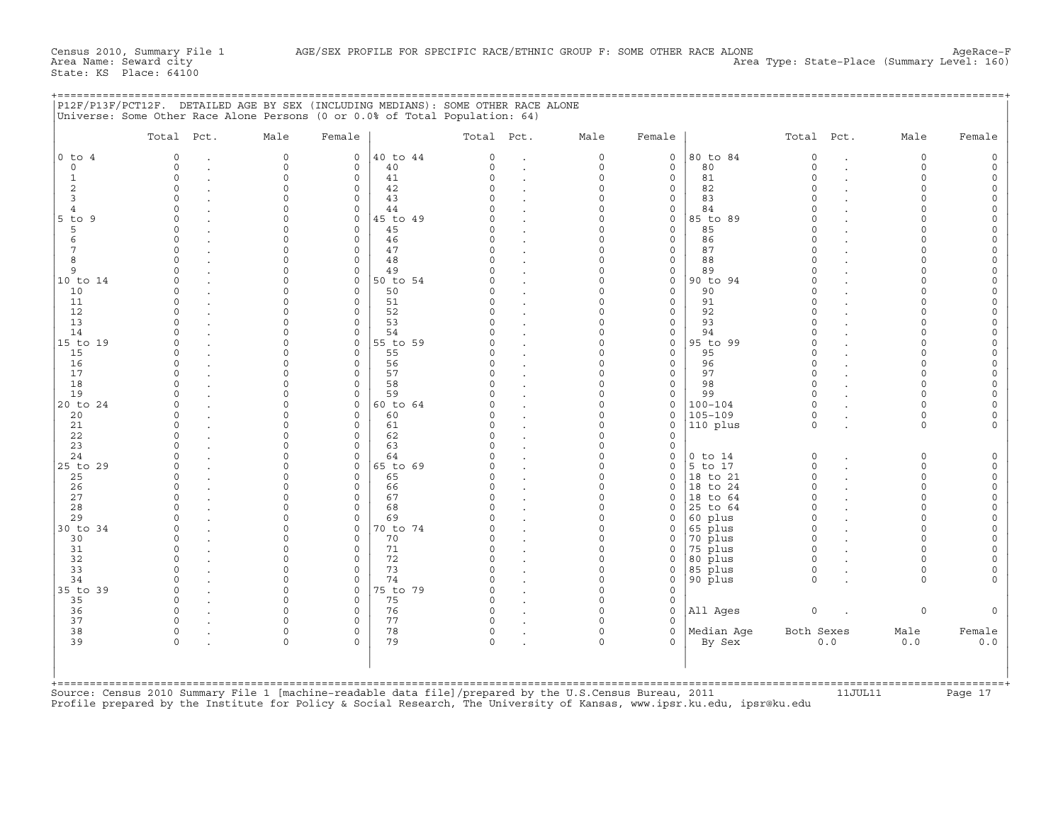Census 2010, Summary File 1 AGE/SEX PROFILE FOR SPECIFIC RACE/ETHNIC GROUP F: SOME OTHER RACE ALONE AgeRace-F
Area Name: Seward city Area Type: State-Place (Summary Level: 160)
State: KS Place: 64100

## P12F/P13F/PCT12F. DETAILED AGE BY SEX (INCLUDING MEDIANS): SOME OTHER RACE ALONE

Universe: Some Other Race Alone Persons (0 or 0.0% of Total Population: 64)

| | Total | Pct. | Male | Female | | Total | Pct. | Male | Female | | Total | Pct. | Male | Female |
|---|---|---|---|---|---|---|---|---|---|---|---|---|---|---|
| 0 to 4 | 0 | . | 0 | 0 | 40 to 44 | 0 | . | 0 | 0 | 80 to 84 | 0 | . | 0 | 0 |
| 0 | 0 | . | 0 | 0 | 40 | 0 | . | 0 | 0 | 80 | 0 | . | 0 | 0 |
| 1 | 0 | . | 0 | 0 | 41 | 0 | . | 0 | 0 | 81 | 0 | . | 0 | 0 |
| 2 | 0 | . | 0 | 0 | 42 | 0 | . | 0 | 0 | 82 | 0 | . | 0 | 0 |
| 3 | 0 | . | 0 | 0 | 43 | 0 | . | 0 | 0 | 83 | 0 | . | 0 | 0 |
| 4 | 0 | . | 0 | 0 | 44 | 0 | . | 0 | 0 | 84 | 0 | . | 0 | 0 |
| 5 to 9 | 0 | . | 0 | 0 | 45 to 49 | 0 | . | 0 | 0 | 85 to 89 | 0 | . | 0 | 0 |
| 5 | 0 | . | 0 | 0 | 45 | 0 | . | 0 | 0 | 85 | 0 | . | 0 | 0 |
| 6 | 0 | . | 0 | 0 | 46 | 0 | . | 0 | 0 | 86 | 0 | . | 0 | 0 |
| 7 | 0 | . | 0 | 0 | 47 | 0 | . | 0 | 0 | 87 | 0 | . | 0 | 0 |
| 8 | 0 | . | 0 | 0 | 48 | 0 | . | 0 | 0 | 88 | 0 | . | 0 | 0 |
| 9 | 0 | . | 0 | 0 | 49 | 0 | . | 0 | 0 | 89 | 0 | . | 0 | 0 |
| 10 to 14 | 0 | . | 0 | 0 | 50 to 54 | 0 | . | 0 | 0 | 90 to 94 | 0 | . | 0 | 0 |
| 10 | 0 | . | 0 | 0 | 50 | 0 | . | 0 | 0 | 90 | 0 | . | 0 | 0 |
| 11 | 0 | . | 0 | 0 | 51 | 0 | . | 0 | 0 | 91 | 0 | . | 0 | 0 |
| 12 | 0 | . | 0 | 0 | 52 | 0 | . | 0 | 0 | 92 | 0 | . | 0 | 0 |
| 13 | 0 | . | 0 | 0 | 53 | 0 | . | 0 | 0 | 93 | 0 | . | 0 | 0 |
| 14 | 0 | . | 0 | 0 | 54 | 0 | . | 0 | 0 | 94 | 0 | . | 0 | 0 |
| 15 to 19 | 0 | . | 0 | 0 | 55 to 59 | 0 | . | 0 | 0 | 95 to 99 | 0 | . | 0 | 0 |
| 15 | 0 | . | 0 | 0 | 55 | 0 | . | 0 | 0 | 95 | 0 | . | 0 | 0 |
| 16 | 0 | . | 0 | 0 | 56 | 0 | . | 0 | 0 | 96 | 0 | . | 0 | 0 |
| 17 | 0 | . | 0 | 0 | 57 | 0 | . | 0 | 0 | 97 | 0 | . | 0 | 0 |
| 18 | 0 | . | 0 | 0 | 58 | 0 | . | 0 | 0 | 98 | 0 | . | 0 | 0 |
| 19 | 0 | . | 0 | 0 | 59 | 0 | . | 0 | 0 | 99 | 0 | . | 0 | 0 |
| 20 to 24 | 0 | . | 0 | 0 | 60 to 64 | 0 | . | 0 | 0 | 100-104 | 0 | . | 0 | 0 |
| 20 | 0 | . | 0 | 0 | 60 | 0 | . | 0 | 0 | 105-109 | 0 | . | 0 | 0 |
| 21 | 0 | . | 0 | 0 | 61 | 0 | . | 0 | 0 | 110 plus | 0 | . | 0 | 0 |
| 22 | 0 | . | 0 | 0 | 62 | 0 | . | 0 | 0 | | | | | |
| 23 | 0 | . | 0 | 0 | 63 | 0 | . | 0 | 0 | | | | | |
| 24 | 0 | . | 0 | 0 | 64 | 0 | . | 0 | 0 | 0 to 14 | 0 | . | 0 | 0 |
| 25 to 29 | 0 | . | 0 | 0 | 65 to 69 | 0 | . | 0 | 0 | 5 to 17 | 0 | . | 0 | 0 |
| 25 | 0 | . | 0 | 0 | 65 | 0 | . | 0 | 0 | 18 to 21 | 0 | . | 0 | 0 |
| 26 | 0 | . | 0 | 0 | 66 | 0 | . | 0 | 0 | 18 to 24 | 0 | . | 0 | 0 |
| 27 | 0 | . | 0 | 0 | 67 | 0 | . | 0 | 0 | 18 to 64 | 0 | . | 0 | 0 |
| 28 | 0 | . | 0 | 0 | 68 | 0 | . | 0 | 0 | 25 to 64 | 0 | . | 0 | 0 |
| 29 | 0 | . | 0 | 0 | 69 | 0 | . | 0 | 0 | 60 plus | 0 | . | 0 | 0 |
| 30 to 34 | 0 | . | 0 | 0 | 70 to 74 | 0 | . | 0 | 0 | 65 plus | 0 | . | 0 | 0 |
| 30 | 0 | . | 0 | 0 | 70 | 0 | . | 0 | 0 | 70 plus | 0 | . | 0 | 0 |
| 31 | 0 | . | 0 | 0 | 71 | 0 | . | 0 | 0 | 75 plus | 0 | . | 0 | 0 |
| 32 | 0 | . | 0 | 0 | 72 | 0 | . | 0 | 0 | 80 plus | 0 | . | 0 | 0 |
| 33 | 0 | . | 0 | 0 | 73 | 0 | . | 0 | 0 | 85 plus | 0 | . | 0 | 0 |
| 34 | 0 | . | 0 | 0 | 74 | 0 | . | 0 | 0 | 90 plus | 0 | . | 0 | 0 |
| 35 to 39 | 0 | . | 0 | 0 | 75 to 79 | 0 | . | 0 | 0 | | | | | |
| 35 | 0 | . | 0 | 0 | 75 | 0 | . | 0 | 0 | | | | | |
| 36 | 0 | . | 0 | 0 | 76 | 0 | . | 0 | 0 | All Ages | 0 | . | 0 | 0 |
| 37 | 0 | . | 0 | 0 | 77 | 0 | . | 0 | 0 | | | | | |
| 38 | 0 | . | 0 | 0 | 78 | 0 | . | 0 | 0 | Median Age | Both Sexes | | Male | Female |
| 39 | 0 | . | 0 | 0 | 79 | 0 | . | 0 | 0 | By Sex | 0.0 | | 0.0 | 0.0 |

Source: Census 2010 Summary File 1 [machine-readable data file]/prepared by the U.S.Census Bureau, 2011 11JUL11
Profile prepared by the Institute for Policy & Social Research, The University of Kansas, www.ipsr.ku.edu, ipsr@ku.edu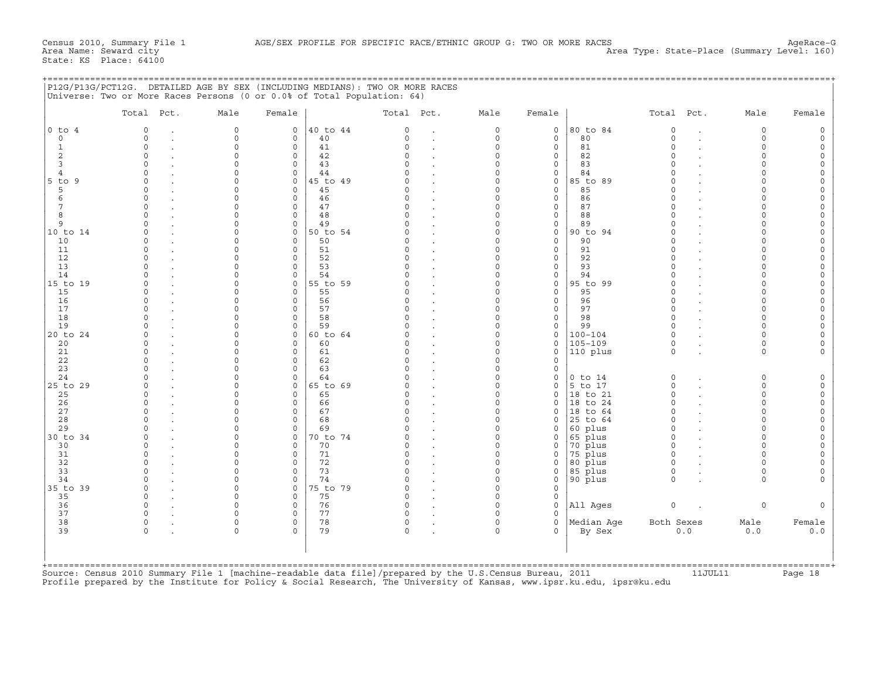Census 2010, Summary File 1 AGE/SEX PROFILE FOR SPECIFIC RACE/ETHNIC GROUP G: TWO OR MORE RACES AgeRace-G
Area Name: Seward city Area Type: State-Place (Summary Level: 160)
State: KS Place: 64100

## P12G/P13G/PCT12G. DETAILED AGE BY SEX (INCLUDING MEDIANS): TWO OR MORE RACES

Universe: Two or More Races Persons (0 or 0.0% of Total Population: 64)

| | Total | Pct. | Male | Female | | Total | Pct. | Male | Female | | Total | Pct. | Male | Female |
|---|---|---|---|---|---|---|---|---|---|---|---|---|---|---|
| 0 to 4 | 0 | . | 0 | 0 | 40 to 44 | 0 | . | 0 | 0 | 80 to 84 | 0 | . | 0 | 0 |
| 0 | 0 | . | 0 | 0 | 40 | 0 | . | 0 | 0 | 80 | 0 | . | 0 | 0 |
| 1 | 0 | . | 0 | 0 | 41 | 0 | . | 0 | 0 | 81 | 0 | . | 0 | 0 |
| 2 | 0 | . | 0 | 0 | 42 | 0 | . | 0 | 0 | 82 | 0 | . | 0 | 0 |
| 3 | 0 | . | 0 | 0 | 43 | 0 | . | 0 | 0 | 83 | 0 | . | 0 | 0 |
| 4 | 0 | . | 0 | 0 | 44 | 0 | . | 0 | 0 | 84 | 0 | . | 0 | 0 |
| 5 to 9 | 0 | . | 0 | 0 | 45 to 49 | 0 | . | 0 | 0 | 85 to 89 | 0 | . | 0 | 0 |
| 5 | 0 | . | 0 | 0 | 45 | 0 | . | 0 | 0 | 85 | 0 | . | 0 | 0 |
| 6 | 0 | . | 0 | 0 | 46 | 0 | . | 0 | 0 | 86 | 0 | . | 0 | 0 |
| 7 | 0 | . | 0 | 0 | 47 | 0 | . | 0 | 0 | 87 | 0 | . | 0 | 0 |
| 8 | 0 | . | 0 | 0 | 48 | 0 | . | 0 | 0 | 88 | 0 | . | 0 | 0 |
| 9 | 0 | . | 0 | 0 | 49 | 0 | . | 0 | 0 | 89 | 0 | . | 0 | 0 |
| 10 to 14 | 0 | . | 0 | 0 | 50 to 54 | 0 | . | 0 | 0 | 90 to 94 | 0 | . | 0 | 0 |
| 10 | 0 | . | 0 | 0 | 50 | 0 | . | 0 | 0 | 90 | 0 | . | 0 | 0 |
| 11 | 0 | . | 0 | 0 | 51 | 0 | . | 0 | 0 | 91 | 0 | . | 0 | 0 |
| 12 | 0 | . | 0 | 0 | 52 | 0 | . | 0 | 0 | 92 | 0 | . | 0 | 0 |
| 13 | 0 | . | 0 | 0 | 53 | 0 | . | 0 | 0 | 93 | 0 | . | 0 | 0 |
| 14 | 0 | . | 0 | 0 | 54 | 0 | . | 0 | 0 | 94 | 0 | . | 0 | 0 |
| 15 to 19 | 0 | . | 0 | 0 | 55 to 59 | 0 | . | 0 | 0 | 95 to 99 | 0 | . | 0 | 0 |
| 15 | 0 | . | 0 | 0 | 55 | 0 | . | 0 | 0 | 95 | 0 | . | 0 | 0 |
| 16 | 0 | . | 0 | 0 | 56 | 0 | . | 0 | 0 | 96 | 0 | . | 0 | 0 |
| 17 | 0 | . | 0 | 0 | 57 | 0 | . | 0 | 0 | 97 | 0 | . | 0 | 0 |
| 18 | 0 | . | 0 | 0 | 58 | 0 | . | 0 | 0 | 98 | 0 | . | 0 | 0 |
| 19 | 0 | . | 0 | 0 | 59 | 0 | . | 0 | 0 | 99 | 0 | . | 0 | 0 |
| 20 to 24 | 0 | . | 0 | 0 | 60 to 64 | 0 | . | 0 | 0 | 100-104 | 0 | . | 0 | 0 |
| 20 | 0 | . | 0 | 0 | 60 | 0 | . | 0 | 0 | 105-109 | 0 | . | 0 | 0 |
| 21 | 0 | . | 0 | 0 | 61 | 0 | . | 0 | 0 | 110 plus | 0 | . | 0 | 0 |
| 22 | 0 | . | 0 | 0 | 62 | 0 | . | 0 | 0 | | | | | |
| 23 | 0 | . | 0 | 0 | 63 | 0 | . | 0 | 0 | | | | | |
| 24 | 0 | . | 0 | 0 | 64 | 0 | . | 0 | 0 | 0 to 14 | 0 | . | 0 | 0 |
| 25 to 29 | 0 | . | 0 | 0 | 65 to 69 | 0 | . | 0 | 0 | 5 to 17 | 0 | . | 0 | 0 |
| 25 | 0 | . | 0 | 0 | 65 | 0 | . | 0 | 0 | 18 to 21 | 0 | . | 0 | 0 |
| 26 | 0 | . | 0 | 0 | 66 | 0 | . | 0 | 0 | 18 to 24 | 0 | . | 0 | 0 |
| 27 | 0 | . | 0 | 0 | 67 | 0 | . | 0 | 0 | 18 to 64 | 0 | . | 0 | 0 |
| 28 | 0 | . | 0 | 0 | 68 | 0 | . | 0 | 0 | 25 to 64 | 0 | . | 0 | 0 |
| 29 | 0 | . | 0 | 0 | 69 | 0 | . | 0 | 0 | 60 plus | 0 | . | 0 | 0 |
| 30 to 34 | 0 | . | 0 | 0 | 70 to 74 | 0 | . | 0 | 0 | 65 plus | 0 | . | 0 | 0 |
| 30 | 0 | . | 0 | 0 | 70 | 0 | . | 0 | 0 | 70 plus | 0 | . | 0 | 0 |
| 31 | 0 | . | 0 | 0 | 71 | 0 | . | 0 | 0 | 75 plus | 0 | . | 0 | 0 |
| 32 | 0 | . | 0 | 0 | 72 | 0 | . | 0 | 0 | 80 plus | 0 | . | 0 | 0 |
| 33 | 0 | . | 0 | 0 | 73 | 0 | . | 0 | 0 | 85 plus | 0 | . | 0 | 0 |
| 34 | 0 | . | 0 | 0 | 74 | 0 | . | 0 | 0 | 90 plus | 0 | . | 0 | 0 |
| 35 to 39 | 0 | . | 0 | 0 | 75 to 79 | 0 | . | 0 | 0 | | | | | |
| 35 | 0 | . | 0 | 0 | 75 | 0 | . | 0 | 0 | | | | | |
| 36 | 0 | . | 0 | 0 | 76 | 0 | . | 0 | 0 | All Ages | 0 | . | 0 | 0 |
| 37 | 0 | . | 0 | 0 | 77 | 0 | . | 0 | 0 | | | | | |
| 38 | 0 | . | 0 | 0 | 78 | 0 | . | 0 | 0 | Median Age | Both Sexes | | Male | Female |
| 39 | 0 | . | 0 | 0 | 79 | 0 | . | 0 | 0 | By Sex | 0.0 | | 0.0 | 0.0 |

Source: Census 2010 Summary File 1 [machine-readable data file]/prepared by the U.S.Census Bureau, 2011 11JUL11
Profile prepared by the Institute for Policy & Social Research, The University of Kansas, www.ipsr.ku.edu, ipsr@ku.edu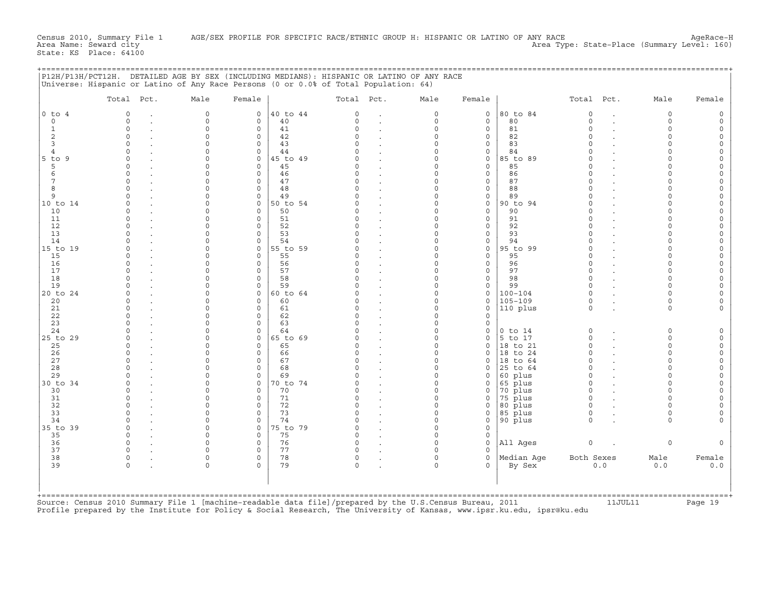Census 2010, Summary File 1 AGE/SEX PROFILE FOR SPECIFIC RACE/ETHNIC GROUP H: HISPANIC OR LATINO OF ANY RACE AgeRace-H
Area Name: Seward city Area Type: State-Place (Summary Level: 160)
State: KS Place: 64100

P12H/P13H/PCT12H. DETAILED AGE BY SEX (INCLUDING MEDIANS): HISPANIC OR LATINO OF ANY RACE
Universe: Hispanic or Latino of Any Race Persons (0 or 0.0% of Total Population: 64)

| | Total | Pct. | Male | Female | | Total | Pct. | Male | Female | | Total | Pct. | Male | Female |
|---|---|---|---|---|---|---|---|---|---|---|---|---|---|---|
| 0 to 4 | 0 | . | 0 | 0 | 40 to 44 | 0 | . | 0 | 0 | 80 to 84 | 0 | . | 0 | 0 |
| 0 | 0 | . | 0 | 0 | 40 | 0 | . | 0 | 0 | 80 | 0 | . | 0 | 0 |
| 1 | 0 | . | 0 | 0 | 41 | 0 | . | 0 | 0 | 81 | 0 | . | 0 | 0 |
| 2 | 0 | . | 0 | 0 | 42 | 0 | . | 0 | 0 | 82 | 0 | . | 0 | 0 |
| 3 | 0 | . | 0 | 0 | 43 | 0 | . | 0 | 0 | 83 | 0 | . | 0 | 0 |
| 4 | 0 | . | 0 | 0 | 44 | 0 | . | 0 | 0 | 84 | 0 | . | 0 | 0 |
| 5 to 9 | 0 | . | 0 | 0 | 45 to 49 | 0 | . | 0 | 0 | 85 to 89 | 0 | . | 0 | 0 |
| 5 | 0 | . | 0 | 0 | 45 | 0 | . | 0 | 0 | 85 | 0 | . | 0 | 0 |
| 6 | 0 | . | 0 | 0 | 46 | 0 | . | 0 | 0 | 86 | 0 | . | 0 | 0 |
| 7 | 0 | . | 0 | 0 | 47 | 0 | . | 0 | 0 | 87 | 0 | . | 0 | 0 |
| 8 | 0 | . | 0 | 0 | 48 | 0 | . | 0 | 0 | 88 | 0 | . | 0 | 0 |
| 9 | 0 | . | 0 | 0 | 49 | 0 | . | 0 | 0 | 89 | 0 | . | 0 | 0 |
| 10 to 14 | 0 | . | 0 | 0 | 50 to 54 | 0 | . | 0 | 0 | 90 to 94 | 0 | . | 0 | 0 |
| 10 | 0 | . | 0 | 0 | 50 | 0 | . | 0 | 0 | 90 | 0 | . | 0 | 0 |
| 11 | 0 | . | 0 | 0 | 51 | 0 | . | 0 | 0 | 91 | 0 | . | 0 | 0 |
| 12 | 0 | . | 0 | 0 | 52 | 0 | . | 0 | 0 | 92 | 0 | . | 0 | 0 |
| 13 | 0 | . | 0 | 0 | 53 | 0 | . | 0 | 0 | 93 | 0 | . | 0 | 0 |
| 14 | 0 | . | 0 | 0 | 54 | 0 | . | 0 | 0 | 94 | 0 | . | 0 | 0 |
| 15 to 19 | 0 | . | 0 | 0 | 55 to 59 | 0 | . | 0 | 0 | 95 to 99 | 0 | . | 0 | 0 |
| 15 | 0 | . | 0 | 0 | 55 | 0 | . | 0 | 0 | 95 | 0 | . | 0 | 0 |
| 16 | 0 | . | 0 | 0 | 56 | 0 | . | 0 | 0 | 96 | 0 | . | 0 | 0 |
| 17 | 0 | . | 0 | 0 | 57 | 0 | . | 0 | 0 | 97 | 0 | . | 0 | 0 |
| 18 | 0 | . | 0 | 0 | 58 | 0 | . | 0 | 0 | 98 | 0 | . | 0 | 0 |
| 19 | 0 | . | 0 | 0 | 59 | 0 | . | 0 | 0 | 99 | 0 | . | 0 | 0 |
| 20 to 24 | 0 | . | 0 | 0 | 60 to 64 | 0 | . | 0 | 0 | 100-104 | 0 | . | 0 | 0 |
| 20 | 0 | . | 0 | 0 | 60 | 0 | . | 0 | 0 | 105-109 | 0 | . | 0 | 0 |
| 21 | 0 | . | 0 | 0 | 61 | 0 | . | 0 | 0 | 110 plus | 0 | . | 0 | 0 |
| 22 | 0 | . | 0 | 0 | 62 | 0 | . | 0 | 0 | | | | | |
| 23 | 0 | . | 0 | 0 | 63 | 0 | . | 0 | 0 | | | | | |
| 24 | 0 | . | 0 | 0 | 64 | 0 | . | 0 | 0 | 0 to 14 | 0 | . | 0 | 0 |
| 25 to 29 | 0 | . | 0 | 0 | 65 to 69 | 0 | . | 0 | 0 | 5 to 17 | 0 | . | 0 | 0 |
| 25 | 0 | . | 0 | 0 | 65 | 0 | . | 0 | 0 | 18 to 21 | 0 | . | 0 | 0 |
| 26 | 0 | . | 0 | 0 | 66 | 0 | . | 0 | 0 | 18 to 24 | 0 | . | 0 | 0 |
| 27 | 0 | . | 0 | 0 | 67 | 0 | . | 0 | 0 | 18 to 64 | 0 | . | 0 | 0 |
| 28 | 0 | . | 0 | 0 | 68 | 0 | . | 0 | 0 | 25 to 64 | 0 | . | 0 | 0 |
| 29 | 0 | . | 0 | 0 | 69 | 0 | . | 0 | 0 | 60 plus | 0 | . | 0 | 0 |
| 30 to 34 | 0 | . | 0 | 0 | 70 to 74 | 0 | . | 0 | 0 | 65 plus | 0 | . | 0 | 0 |
| 30 | 0 | . | 0 | 0 | 70 | 0 | . | 0 | 0 | 70 plus | 0 | . | 0 | 0 |
| 31 | 0 | . | 0 | 0 | 71 | 0 | . | 0 | 0 | 75 plus | 0 | . | 0 | 0 |
| 32 | 0 | . | 0 | 0 | 72 | 0 | . | 0 | 0 | 80 plus | 0 | . | 0 | 0 |
| 33 | 0 | . | 0 | 0 | 73 | 0 | . | 0 | 0 | 85 plus | 0 | . | 0 | 0 |
| 34 | 0 | . | 0 | 0 | 74 | 0 | . | 0 | 0 | 90 plus | 0 | . | 0 | 0 |
| 35 to 39 | 0 | . | 0 | 0 | 75 to 79 | 0 | . | 0 | 0 | | | | | |
| 35 | 0 | . | 0 | 0 | 75 | 0 | . | 0 | 0 | | | | | |
| 36 | 0 | . | 0 | 0 | 76 | 0 | . | 0 | 0 | All Ages | 0 | . | 0 | 0 |
| 37 | 0 | . | 0 | 0 | 77 | 0 | . | 0 | 0 | | | | | |
| 38 | 0 | . | 0 | 0 | 78 | 0 | . | 0 | 0 | Median Age | Both Sexes | | Male | Female |
| 39 | 0 | . | 0 | 0 | 79 | 0 | . | 0 | 0 | By Sex | 0.0 | | 0.0 | 0.0 |

Source: Census 2010 Summary File 1 [machine-readable data file]/prepared by the U.S.Census Bureau, 2011 11JUL11
Profile prepared by the Institute for Policy & Social Research, The University of Kansas, www.ipsr.ku.edu, ipsr@ku.edu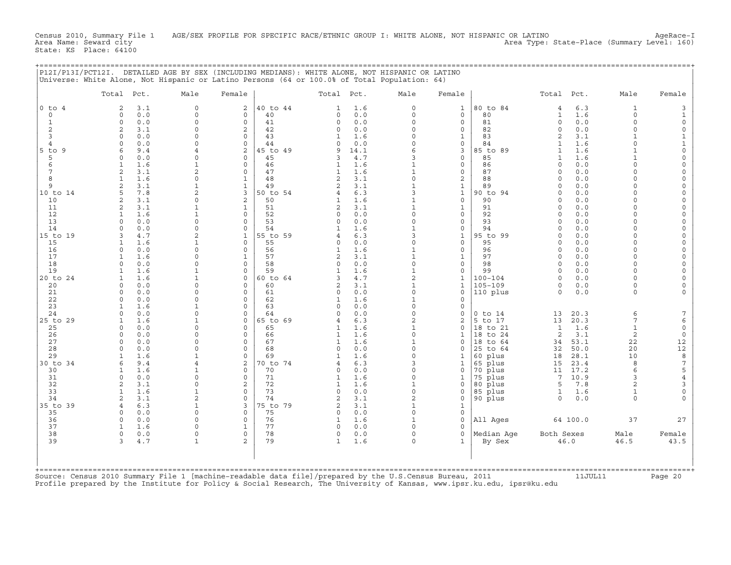Census 2010, Summary File 1 AGE/SEX PROFILE FOR SPECIFIC RACE/ETHNIC GROUP I: WHITE ALONE, NOT HISPANIC OR LATINO AgeRace-I
Area Name: Seward city Area Type: State-Place (Summary Level: 160)
State: KS Place: 64100

## P12I/P13I/PCT12I. DETAILED AGE BY SEX (INCLUDING MEDIANS): WHITE ALONE, NOT HISPANIC OR LATINO

Universe: White Alone, Not Hispanic or Latino Persons (64 or 100.0% of Total Population: 64)

| | Total | Pct. | Male | Female | | Total | Pct. | Male | Female | | Total | Pct. | Male | Female |
|---|---|---|---|---|---|---|---|---|---|---|---|---|---|---|
| 0 to 4 | 2 | 3.1 | 0 | 2 | 40 to 44 | 1 | 1.6 | 0 | 1 | 80 to 84 | 4 | 6.3 | 1 | 3 |
| 0 | 0 | 0.0 | 0 | 0 | 40 | 0 | 0.0 | 0 | 0 | 80 | 1 | 1.6 | 0 | 1 |
| 1 | 0 | 0.0 | 0 | 0 | 41 | 0 | 0.0 | 0 | 0 | 81 | 0 | 0.0 | 0 | 0 |
| 2 | 2 | 3.1 | 0 | 2 | 42 | 0 | 0.0 | 0 | 0 | 82 | 0 | 0.0 | 0 | 0 |
| 3 | 0 | 0.0 | 0 | 0 | 43 | 1 | 1.6 | 0 | 1 | 83 | 2 | 3.1 | 1 | 1 |
| 4 | 0 | 0.0 | 0 | 0 | 44 | 0 | 0.0 | 0 | 0 | 84 | 1 | 1.6 | 0 | 1 |
| 5 to 9 | 6 | 9.4 | 4 | 2 | 45 to 49 | 9 | 14.1 | 6 | 3 | 85 to 89 | 1 | 1.6 | 1 | 0 |
| 5 | 0 | 0.0 | 0 | 0 | 45 | 3 | 4.7 | 3 | 0 | 85 | 1 | 1.6 | 1 | 0 |
| 6 | 1 | 1.6 | 1 | 0 | 46 | 1 | 1.6 | 1 | 0 | 86 | 0 | 0.0 | 0 | 0 |
| 7 | 2 | 3.1 | 2 | 0 | 47 | 1 | 1.6 | 1 | 0 | 87 | 0 | 0.0 | 0 | 0 |
| 8 | 1 | 1.6 | 0 | 1 | 48 | 2 | 3.1 | 0 | 2 | 88 | 0 | 0.0 | 0 | 0 |
| 9 | 2 | 3.1 | 1 | 1 | 49 | 2 | 3.1 | 1 | 1 | 89 | 0 | 0.0 | 0 | 0 |
| 10 to 14 | 5 | 7.8 | 2 | 3 | 50 to 54 | 4 | 6.3 | 3 | 1 | 90 to 94 | 0 | 0.0 | 0 | 0 |
| 10 | 2 | 3.1 | 0 | 2 | 50 | 1 | 1.6 | 1 | 0 | 90 | 0 | 0.0 | 0 | 0 |
| 11 | 2 | 3.1 | 1 | 1 | 51 | 2 | 3.1 | 1 | 1 | 91 | 0 | 0.0 | 0 | 0 |
| 12 | 1 | 1.6 | 1 | 0 | 52 | 0 | 0.0 | 0 | 0 | 92 | 0 | 0.0 | 0 | 0 |
| 13 | 0 | 0.0 | 0 | 0 | 53 | 0 | 0.0 | 0 | 0 | 93 | 0 | 0.0 | 0 | 0 |
| 14 | 0 | 0.0 | 0 | 0 | 54 | 1 | 1.6 | 1 | 0 | 94 | 0 | 0.0 | 0 | 0 |
| 15 to 19 | 3 | 4.7 | 2 | 1 | 55 to 59 | 4 | 6.3 | 3 | 1 | 95 to 99 | 0 | 0.0 | 0 | 0 |
| 15 | 1 | 1.6 | 1 | 0 | 55 | 0 | 0.0 | 0 | 0 | 95 | 0 | 0.0 | 0 | 0 |
| 16 | 0 | 0.0 | 0 | 0 | 56 | 1 | 1.6 | 1 | 0 | 96 | 0 | 0.0 | 0 | 0 |
| 17 | 1 | 1.6 | 0 | 1 | 57 | 2 | 3.1 | 1 | 1 | 97 | 0 | 0.0 | 0 | 0 |
| 18 | 0 | 0.0 | 0 | 0 | 58 | 0 | 0.0 | 0 | 0 | 98 | 0 | 0.0 | 0 | 0 |
| 19 | 1 | 1.6 | 1 | 0 | 59 | 1 | 1.6 | 1 | 0 | 99 | 0 | 0.0 | 0 | 0 |
| 20 to 24 | 1 | 1.6 | 1 | 0 | 60 to 64 | 3 | 4.7 | 2 | 1 | 100-104 | 0 | 0.0 | 0 | 0 |
| 20 | 0 | 0.0 | 0 | 0 | 60 | 2 | 3.1 | 1 | 1 | 105-109 | 0 | 0.0 | 0 | 0 |
| 21 | 0 | 0.0 | 0 | 0 | 61 | 0 | 0.0 | 0 | 0 | 110 plus | 0 | 0.0 | 0 | 0 |
| 22 | 0 | 0.0 | 0 | 0 | 62 | 1 | 1.6 | 1 | 0 | | | | | |
| 23 | 1 | 1.6 | 1 | 0 | 63 | 0 | 0.0 | 0 | 0 | | | | | |
| 24 | 0 | 0.0 | 0 | 0 | 64 | 0 | 0.0 | 0 | 0 | 0 to 14 | 13 | 20.3 | 6 | 7 |
| 25 to 29 | 1 | 1.6 | 1 | 0 | 65 to 69 | 4 | 6.3 | 2 | 2 | 5 to 17 | 13 | 20.3 | 7 | 6 |
| 25 | 0 | 0.0 | 0 | 0 | 65 | 1 | 1.6 | 1 | 0 | 18 to 21 | 1 | 1.6 | 1 | 0 |
| 26 | 0 | 0.0 | 0 | 0 | 66 | 1 | 1.6 | 0 | 1 | 18 to 24 | 2 | 3.1 | 2 | 0 |
| 27 | 0 | 0.0 | 0 | 0 | 67 | 1 | 1.6 | 1 | 0 | 18 to 64 | 34 | 53.1 | 22 | 12 |
| 28 | 0 | 0.0 | 0 | 0 | 68 | 0 | 0.0 | 0 | 0 | 25 to 64 | 32 | 50.0 | 20 | 12 |
| 29 | 1 | 1.6 | 1 | 0 | 69 | 1 | 1.6 | 0 | 1 | 60 plus | 18 | 28.1 | 10 | 8 |
| 30 to 34 | 6 | 9.4 | 4 | 2 | 70 to 74 | 4 | 6.3 | 3 | 1 | 65 plus | 15 | 23.4 | 8 | 7 |
| 30 | 1 | 1.6 | 1 | 0 | 70 | 0 | 0.0 | 0 | 0 | 70 plus | 11 | 17.2 | 6 | 5 |
| 31 | 0 | 0.0 | 0 | 0 | 71 | 1 | 1.6 | 0 | 1 | 75 plus | 7 | 10.9 | 3 | 4 |
| 32 | 2 | 3.1 | 0 | 2 | 72 | 1 | 1.6 | 1 | 0 | 80 plus | 5 | 7.8 | 2 | 3 |
| 33 | 1 | 1.6 | 1 | 0 | 73 | 0 | 0.0 | 0 | 0 | 85 plus | 1 | 1.6 | 1 | 0 |
| 34 | 2 | 3.1 | 2 | 0 | 74 | 2 | 3.1 | 2 | 0 | 90 plus | 0 | 0.0 | 0 | 0 |
| 35 to 39 | 4 | 6.3 | 1 | 3 | 75 to 79 | 2 | 3.1 | 1 | 1 | | | | | |
| 35 | 0 | 0.0 | 0 | 0 | 75 | 0 | 0.0 | 0 | 0 | | | | | |
| 36 | 0 | 0.0 | 0 | 0 | 76 | 1 | 1.6 | 1 | 0 | All Ages | 64 | 100.0 | 37 | 27 |
| 37 | 1 | 1.6 | 0 | 1 | 77 | 0 | 0.0 | 0 | 0 | | | | | |
| 38 | 0 | 0.0 | 0 | 0 | 78 | 0 | 0.0 | 0 | 0 | Median Age | Both Sexes | | Male | Female |
| 39 | 3 | 4.7 | 1 | 2 | 79 | 1 | 1.6 | 0 | 1 | By Sex | 46.0 | | 46.5 | 43.5 |

Source: Census 2010 Summary File 1 [machine-readable data file]/prepared by the U.S.Census Bureau, 2011 11JUL11
Profile prepared by the Institute for Policy & Social Research, The University of Kansas, www.ipsr.ku.edu, ipsr@ku.edu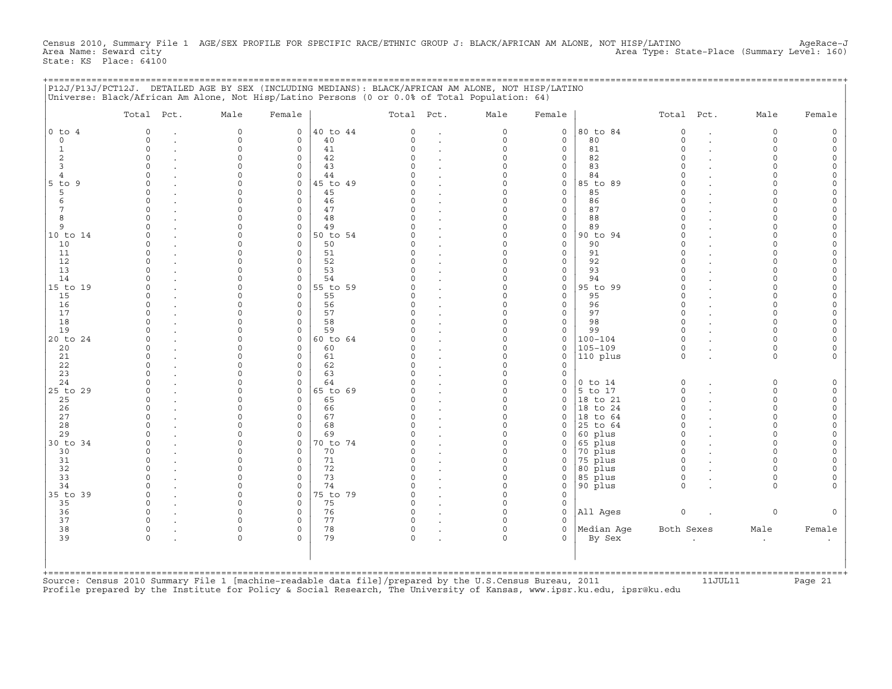Census 2010, Summary File 1 AGE/SEX PROFILE FOR SPECIFIC RACE/ETHNIC GROUP J: BLACK/AFRICAN AM ALONE, NOT HISP/LATINO AgeRace-J
Area Name: Seward city Area Type: State-Place (Summary Level: 160)
State: KS Place: 64100

P12J/P13J/PCT12J. DETAILED AGE BY SEX (INCLUDING MEDIANS): BLACK/AFRICAN AM ALONE, NOT HISP/LATINO
Universe: Black/African Am Alone, Not Hisp/Latino Persons (0 or 0.0% of Total Population: 64)

| | Total | Pct. | Male | Female | | Total | Pct. | Male | Female | | Total | Pct. | Male | Female |
|---|---|---|---|---|---|---|---|---|---|---|---|---|---|---|
| 0 to 4 | 0 | . | 0 | 0 | 40 to 44 | 0 | . | 0 | 0 | 80 to 84 | 0 | . | 0 | 0 |
| 0 | 0 | . | 0 | 0 | 40 | 0 | . | 0 | 0 | 80 | 0 | . | 0 | 0 |
| 1 | 0 | . | 0 | 0 | 41 | 0 | . | 0 | 0 | 81 | 0 | . | 0 | 0 |
| 2 | 0 | . | 0 | 0 | 42 | 0 | . | 0 | 0 | 82 | 0 | . | 0 | 0 |
| 3 | 0 | . | 0 | 0 | 43 | 0 | . | 0 | 0 | 83 | 0 | . | 0 | 0 |
| 4 | 0 | . | 0 | 0 | 44 | 0 | . | 0 | 0 | 84 | 0 | . | 0 | 0 |
| 5 to 9 | 0 | . | 0 | 0 | 45 to 49 | 0 | . | 0 | 0 | 85 to 89 | 0 | . | 0 | 0 |
| 5 | 0 | . | 0 | 0 | 45 | 0 | . | 0 | 0 | 85 | 0 | . | 0 | 0 |
| 6 | 0 | . | 0 | 0 | 46 | 0 | . | 0 | 0 | 86 | 0 | . | 0 | 0 |
| 7 | 0 | . | 0 | 0 | 47 | 0 | . | 0 | 0 | 87 | 0 | . | 0 | 0 |
| 8 | 0 | . | 0 | 0 | 48 | 0 | . | 0 | 0 | 88 | 0 | . | 0 | 0 |
| 9 | 0 | . | 0 | 0 | 49 | 0 | . | 0 | 0 | 89 | 0 | . | 0 | 0 |
| 10 to 14 | 0 | . | 0 | 0 | 50 to 54 | 0 | . | 0 | 0 | 90 to 94 | 0 | . | 0 | 0 |
| 10 | 0 | . | 0 | 0 | 50 | 0 | . | 0 | 0 | 90 | 0 | . | 0 | 0 |
| 11 | 0 | . | 0 | 0 | 51 | 0 | . | 0 | 0 | 91 | 0 | . | 0 | 0 |
| 12 | 0 | . | 0 | 0 | 52 | 0 | . | 0 | 0 | 92 | 0 | . | 0 | 0 |
| 13 | 0 | . | 0 | 0 | 53 | 0 | . | 0 | 0 | 93 | 0 | . | 0 | 0 |
| 14 | 0 | . | 0 | 0 | 54 | 0 | . | 0 | 0 | 94 | 0 | . | 0 | 0 |
| 15 to 19 | 0 | . | 0 | 0 | 55 to 59 | 0 | . | 0 | 0 | 95 to 99 | 0 | . | 0 | 0 |
| 15 | 0 | . | 0 | 0 | 55 | 0 | . | 0 | 0 | 95 | 0 | . | 0 | 0 |
| 16 | 0 | . | 0 | 0 | 56 | 0 | . | 0 | 0 | 96 | 0 | . | 0 | 0 |
| 17 | 0 | . | 0 | 0 | 57 | 0 | . | 0 | 0 | 97 | 0 | . | 0 | 0 |
| 18 | 0 | . | 0 | 0 | 58 | 0 | . | 0 | 0 | 98 | 0 | . | 0 | 0 |
| 19 | 0 | . | 0 | 0 | 59 | 0 | . | 0 | 0 | 99 | 0 | . | 0 | 0 |
| 20 to 24 | 0 | . | 0 | 0 | 60 to 64 | 0 | . | 0 | 0 | 100-104 | 0 | . | 0 | 0 |
| 20 | 0 | . | 0 | 0 | 60 | 0 | . | 0 | 0 | 105-109 | 0 | . | 0 | 0 |
| 21 | 0 | . | 0 | 0 | 61 | 0 | . | 0 | 0 | 110 plus | 0 | . | 0 | 0 |
| 22 | 0 | . | 0 | 0 | 62 | 0 | . | 0 | 0 | | | | | |
| 23 | 0 | . | 0 | 0 | 63 | 0 | . | 0 | 0 | | | | | |
| 24 | 0 | . | 0 | 0 | 64 | 0 | . | 0 | 0 | 0 to 14 | 0 | . | 0 | 0 |
| 25 to 29 | 0 | . | 0 | 0 | 65 to 69 | 0 | . | 0 | 0 | 5 to 17 | 0 | . | 0 | 0 |
| 25 | 0 | . | 0 | 0 | 65 | 0 | . | 0 | 0 | 18 to 21 | 0 | . | 0 | 0 |
| 26 | 0 | . | 0 | 0 | 66 | 0 | . | 0 | 0 | 18 to 24 | 0 | . | 0 | 0 |
| 27 | 0 | . | 0 | 0 | 67 | 0 | . | 0 | 0 | 18 to 64 | 0 | . | 0 | 0 |
| 28 | 0 | . | 0 | 0 | 68 | 0 | . | 0 | 0 | 25 to 64 | 0 | . | 0 | 0 |
| 29 | 0 | . | 0 | 0 | 69 | 0 | . | 0 | 0 | 60 plus | 0 | . | 0 | 0 |
| 30 to 34 | 0 | . | 0 | 0 | 70 to 74 | 0 | . | 0 | 0 | 65 plus | 0 | . | 0 | 0 |
| 30 | 0 | . | 0 | 0 | 70 | 0 | . | 0 | 0 | 70 plus | 0 | . | 0 | 0 |
| 31 | 0 | . | 0 | 0 | 71 | 0 | . | 0 | 0 | 75 plus | 0 | . | 0 | 0 |
| 32 | 0 | . | 0 | 0 | 72 | 0 | . | 0 | 0 | 80 plus | 0 | . | 0 | 0 |
| 33 | 0 | . | 0 | 0 | 73 | 0 | . | 0 | 0 | 85 plus | 0 | . | 0 | 0 |
| 34 | 0 | . | 0 | 0 | 74 | 0 | . | 0 | 0 | 90 plus | 0 | . | 0 | 0 |
| 35 to 39 | 0 | . | 0 | 0 | 75 to 79 | 0 | . | 0 | 0 | | | | | |
| 35 | 0 | . | 0 | 0 | 75 | 0 | . | 0 | 0 | | | | | |
| 36 | 0 | . | 0 | 0 | 76 | 0 | . | 0 | 0 | All Ages | 0 | . | 0 | 0 |
| 37 | 0 | . | 0 | 0 | 77 | 0 | . | 0 | 0 | | | | | |
| 38 | 0 | . | 0 | 0 | 78 | 0 | . | 0 | 0 | Median Age | Both Sexes | | Male | Female |
| 39 | 0 | . | 0 | 0 | 79 | 0 | . | 0 | 0 | By Sex | . | | . | . |

Source: Census 2010 Summary File 1 [machine-readable data file]/prepared by the U.S.Census Bureau, 2011 11JUL11
Profile prepared by the Institute for Policy & Social Research, The University of Kansas, www.ipsr.ku.edu, ipsr@ku.edu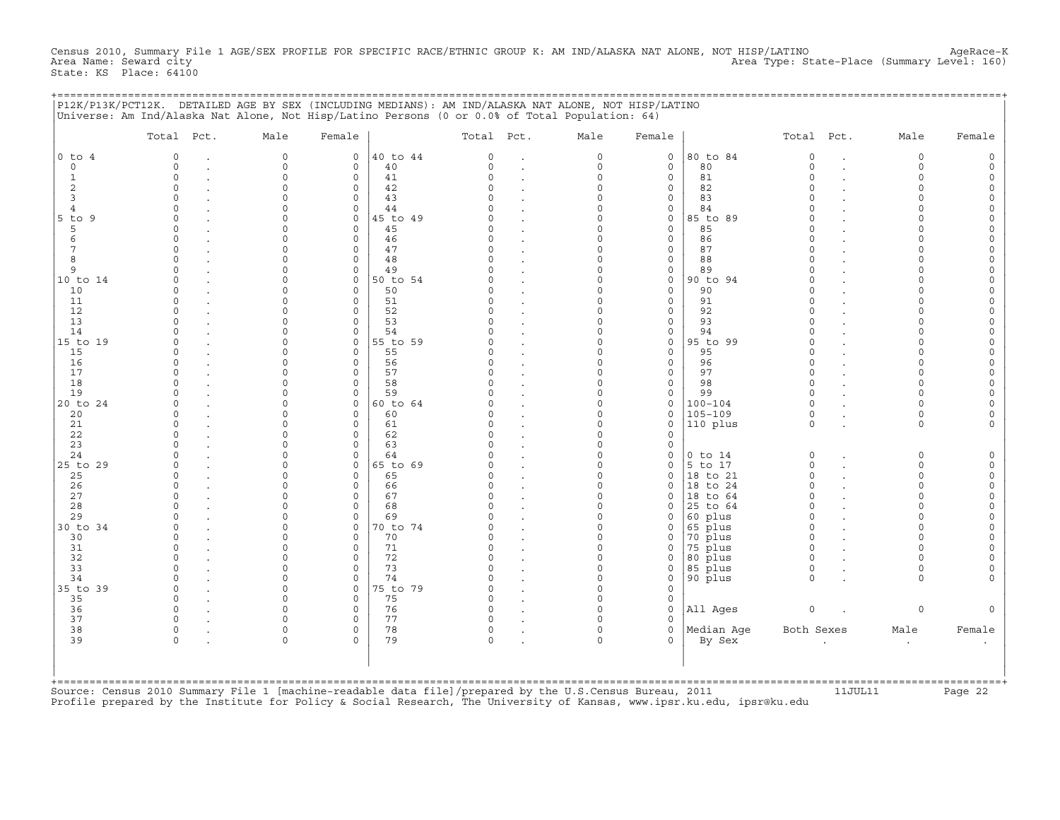Census 2010, Summary File 1 AGE/SEX PROFILE FOR SPECIFIC RACE/ETHNIC GROUP K: AM IND/ALASKA NAT ALONE, NOT HISP/LATINO AgeRace-K
Area Name: Seward city Area Type: State-Place (Summary Level: 160)
State: KS Place: 64100

P12K/P13K/PCT12K. DETAILED AGE BY SEX (INCLUDING MEDIANS): AM IND/ALASKA NAT ALONE, NOT HISP/LATINO
Universe: Am Ind/Alaska Nat Alone, Not Hisp/Latino Persons (0 or 0.0% of Total Population: 64)

| | Total | Pct. | Male | Female | | Total | Pct. | Male | Female | | Total | Pct. | Male | Female |
|---|---|---|---|---|---|---|---|---|---|---|---|---|---|---|
| 0 to 4 | 0 | . | 0 | 0 | 40 to 44 | 0 | . | 0 | 0 | 80 to 84 | 0 | . | 0 | 0 |
| 0 | 0 | . | 0 | 0 | 40 | 0 | . | 0 | 0 | 80 | 0 | . | 0 | 0 |
| 1 | 0 | . | 0 | 0 | 41 | 0 | . | 0 | 0 | 81 | 0 | . | 0 | 0 |
| 2 | 0 | . | 0 | 0 | 42 | 0 | . | 0 | 0 | 82 | 0 | . | 0 | 0 |
| 3 | 0 | . | 0 | 0 | 43 | 0 | . | 0 | 0 | 83 | 0 | . | 0 | 0 |
| 4 | 0 | . | 0 | 0 | 44 | 0 | . | 0 | 0 | 84 | 0 | . | 0 | 0 |
| 5 to 9 | 0 | . | 0 | 0 | 45 to 49 | 0 | . | 0 | 0 | 85 to 89 | 0 | . | 0 | 0 |
| 5 | 0 | . | 0 | 0 | 45 | 0 | . | 0 | 0 | 85 | 0 | . | 0 | 0 |
| 6 | 0 | . | 0 | 0 | 46 | 0 | . | 0 | 0 | 86 | 0 | . | 0 | 0 |
| 7 | 0 | . | 0 | 0 | 47 | 0 | . | 0 | 0 | 87 | 0 | . | 0 | 0 |
| 8 | 0 | . | 0 | 0 | 48 | 0 | . | 0 | 0 | 88 | 0 | . | 0 | 0 |
| 9 | 0 | . | 0 | 0 | 49 | 0 | . | 0 | 0 | 89 | 0 | . | 0 | 0 |
| 10 to 14 | 0 | . | 0 | 0 | 50 to 54 | 0 | . | 0 | 0 | 90 to 94 | 0 | . | 0 | 0 |
| 10 | 0 | . | 0 | 0 | 50 | 0 | . | 0 | 0 | 90 | 0 | . | 0 | 0 |
| 11 | 0 | . | 0 | 0 | 51 | 0 | . | 0 | 0 | 91 | 0 | . | 0 | 0 |
| 12 | 0 | . | 0 | 0 | 52 | 0 | . | 0 | 0 | 92 | 0 | . | 0 | 0 |
| 13 | 0 | . | 0 | 0 | 53 | 0 | . | 0 | 0 | 93 | 0 | . | 0 | 0 |
| 14 | 0 | . | 0 | 0 | 54 | 0 | . | 0 | 0 | 94 | 0 | . | 0 | 0 |
| 15 to 19 | 0 | . | 0 | 0 | 55 to 59 | 0 | . | 0 | 0 | 95 to 99 | 0 | . | 0 | 0 |
| 15 | 0 | . | 0 | 0 | 55 | 0 | . | 0 | 0 | 95 | 0 | . | 0 | 0 |
| 16 | 0 | . | 0 | 0 | 56 | 0 | . | 0 | 0 | 96 | 0 | . | 0 | 0 |
| 17 | 0 | . | 0 | 0 | 57 | 0 | . | 0 | 0 | 97 | 0 | . | 0 | 0 |
| 18 | 0 | . | 0 | 0 | 58 | 0 | . | 0 | 0 | 98 | 0 | . | 0 | 0 |
| 19 | 0 | . | 0 | 0 | 59 | 0 | . | 0 | 0 | 99 | 0 | . | 0 | 0 |
| 20 to 24 | 0 | . | 0 | 0 | 60 to 64 | 0 | . | 0 | 0 | 100-104 | 0 | . | 0 | 0 |
| 20 | 0 | . | 0 | 0 | 60 | 0 | . | 0 | 0 | 105-109 | 0 | . | 0 | 0 |
| 21 | 0 | . | 0 | 0 | 61 | 0 | . | 0 | 0 | 110 plus | 0 | . | 0 | 0 |
| 22 | 0 | . | 0 | 0 | 62 | 0 | . | 0 | 0 | | | | | |
| 23 | 0 | . | 0 | 0 | 63 | 0 | . | 0 | 0 | | | | | |
| 24 | 0 | . | 0 | 0 | 64 | 0 | . | 0 | 0 | 0 to 14 | 0 | . | 0 | 0 |
| 25 to 29 | 0 | . | 0 | 0 | 65 to 69 | 0 | . | 0 | 0 | 5 to 17 | 0 | . | 0 | 0 |
| 25 | 0 | . | 0 | 0 | 65 | 0 | . | 0 | 0 | 18 to 21 | 0 | . | 0 | 0 |
| 26 | 0 | . | 0 | 0 | 66 | 0 | . | 0 | 0 | 18 to 24 | 0 | . | 0 | 0 |
| 27 | 0 | . | 0 | 0 | 67 | 0 | . | 0 | 0 | 18 to 64 | 0 | . | 0 | 0 |
| 28 | 0 | . | 0 | 0 | 68 | 0 | . | 0 | 0 | 25 to 64 | 0 | . | 0 | 0 |
| 29 | 0 | . | 0 | 0 | 69 | 0 | . | 0 | 0 | 60 plus | 0 | . | 0 | 0 |
| 30 to 34 | 0 | . | 0 | 0 | 70 to 74 | 0 | . | 0 | 0 | 65 plus | 0 | . | 0 | 0 |
| 30 | 0 | . | 0 | 0 | 70 | 0 | . | 0 | 0 | 70 plus | 0 | . | 0 | 0 |
| 31 | 0 | . | 0 | 0 | 71 | 0 | . | 0 | 0 | 75 plus | 0 | . | 0 | 0 |
| 32 | 0 | . | 0 | 0 | 72 | 0 | . | 0 | 0 | 80 plus | 0 | . | 0 | 0 |
| 33 | 0 | . | 0 | 0 | 73 | 0 | . | 0 | 0 | 85 plus | 0 | . | 0 | 0 |
| 34 | 0 | . | 0 | 0 | 74 | 0 | . | 0 | 0 | 90 plus | 0 | . | 0 | 0 |
| 35 to 39 | 0 | . | 0 | 0 | 75 to 79 | 0 | . | 0 | 0 | | | | | |
| 35 | 0 | . | 0 | 0 | 75 | 0 | . | 0 | 0 | | | | | |
| 36 | 0 | . | 0 | 0 | 76 | 0 | . | 0 | 0 | All Ages | 0 | . | 0 | 0 |
| 37 | 0 | . | 0 | 0 | 77 | 0 | . | 0 | 0 | | | | | |
| 38 | 0 | . | 0 | 0 | 78 | 0 | . | 0 | 0 | Median Age | Both Sexes | | Male | Female |
| 39 | 0 | . | 0 | 0 | 79 | 0 | . | 0 | 0 | By Sex | . | | . | . |

Source: Census 2010 Summary File 1 [machine-readable data file]/prepared by the U.S.Census Bureau, 2011 11JUL11
Profile prepared by the Institute for Policy & Social Research, The University of Kansas, www.ipsr.ku.edu, ipsr@ku.edu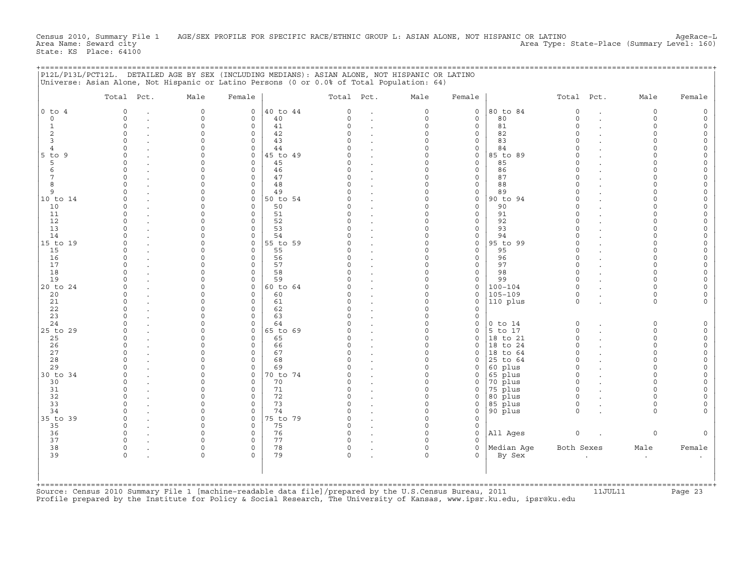Census 2010, Summary File 1 AGE/SEX PROFILE FOR SPECIFIC RACE/ETHNIC GROUP L: ASIAN ALONE, NOT HISPANIC OR LATINO AgeRace-L
Area Name: Seward city Area Type: State-Place (Summary Level: 160)
State: KS Place: 64100

P12L/P13L/PCT12L. DETAILED AGE BY SEX (INCLUDING MEDIANS): ASIAN ALONE, NOT HISPANIC OR LATINO
Universe: Asian Alone, Not Hispanic or Latino Persons (0 or 0.0% of Total Population: 64)

| | Total | Pct. | Male | Female | | Total | Pct. | Male | Female | | Total | Pct. | Male | Female |
|---|---|---|---|---|---|---|---|---|---|---|---|---|---|---|
| 0 to 4 | 0 | . | 0 | 0 | 40 to 44 | 0 | . | 0 | 0 | 80 to 84 | 0 | . | 0 | 0 |
| 0 | 0 | . | 0 | 0 | 40 | 0 | . | 0 | 0 | 80 | 0 | . | 0 | 0 |
| 1 | 0 | . | 0 | 0 | 41 | 0 | . | 0 | 0 | 81 | 0 | . | 0 | 0 |
| 2 | 0 | . | 0 | 0 | 42 | 0 | . | 0 | 0 | 82 | 0 | . | 0 | 0 |
| 3 | 0 | . | 0 | 0 | 43 | 0 | . | 0 | 0 | 83 | 0 | . | 0 | 0 |
| 4 | 0 | . | 0 | 0 | 44 | 0 | . | 0 | 0 | 84 | 0 | . | 0 | 0 |
| 5 to 9 | 0 | . | 0 | 0 | 45 to 49 | 0 | . | 0 | 0 | 85 to 89 | 0 | . | 0 | 0 |
| 5 | 0 | . | 0 | 0 | 45 | 0 | . | 0 | 0 | 85 | 0 | . | 0 | 0 |
| 6 | 0 | . | 0 | 0 | 46 | 0 | . | 0 | 0 | 86 | 0 | . | 0 | 0 |
| 7 | 0 | . | 0 | 0 | 47 | 0 | . | 0 | 0 | 87 | 0 | . | 0 | 0 |
| 8 | 0 | . | 0 | 0 | 48 | 0 | . | 0 | 0 | 88 | 0 | . | 0 | 0 |
| 9 | 0 | . | 0 | 0 | 49 | 0 | . | 0 | 0 | 89 | 0 | . | 0 | 0 |
| 10 to 14 | 0 | . | 0 | 0 | 50 to 54 | 0 | . | 0 | 0 | 90 to 94 | 0 | . | 0 | 0 |
| 10 | 0 | . | 0 | 0 | 50 | 0 | . | 0 | 0 | 90 | 0 | . | 0 | 0 |
| 11 | 0 | . | 0 | 0 | 51 | 0 | . | 0 | 0 | 91 | 0 | . | 0 | 0 |
| 12 | 0 | . | 0 | 0 | 52 | 0 | . | 0 | 0 | 92 | 0 | . | 0 | 0 |
| 13 | 0 | . | 0 | 0 | 53 | 0 | . | 0 | 0 | 93 | 0 | . | 0 | 0 |
| 14 | 0 | . | 0 | 0 | 54 | 0 | . | 0 | 0 | 94 | 0 | . | 0 | 0 |
| 15 to 19 | 0 | . | 0 | 0 | 55 to 59 | 0 | . | 0 | 0 | 95 to 99 | 0 | . | 0 | 0 |
| 15 | 0 | . | 0 | 0 | 55 | 0 | . | 0 | 0 | 95 | 0 | . | 0 | 0 |
| 16 | 0 | . | 0 | 0 | 56 | 0 | . | 0 | 0 | 96 | 0 | . | 0 | 0 |
| 17 | 0 | . | 0 | 0 | 57 | 0 | . | 0 | 0 | 97 | 0 | . | 0 | 0 |
| 18 | 0 | . | 0 | 0 | 58 | 0 | . | 0 | 0 | 98 | 0 | . | 0 | 0 |
| 19 | 0 | . | 0 | 0 | 59 | 0 | . | 0 | 0 | 99 | 0 | . | 0 | 0 |
| 20 to 24 | 0 | . | 0 | 0 | 60 to 64 | 0 | . | 0 | 0 | 100-104 | 0 | . | 0 | 0 |
| 20 | 0 | . | 0 | 0 | 60 | 0 | . | 0 | 0 | 105-109 | 0 | . | 0 | 0 |
| 21 | 0 | . | 0 | 0 | 61 | 0 | . | 0 | 0 | 110 plus | 0 | . | 0 | 0 |
| 22 | 0 | . | 0 | 0 | 62 | 0 | . | 0 | 0 | | | | | |
| 23 | 0 | . | 0 | 0 | 63 | 0 | . | 0 | 0 | | | | | |
| 24 | 0 | . | 0 | 0 | 64 | 0 | . | 0 | 0 | 0 to 14 | 0 | . | 0 | 0 |
| 25 to 29 | 0 | . | 0 | 0 | 65 to 69 | 0 | . | 0 | 0 | 5 to 17 | 0 | . | 0 | 0 |
| 25 | 0 | . | 0 | 0 | 65 | 0 | . | 0 | 0 | 18 to 21 | 0 | . | 0 | 0 |
| 26 | 0 | . | 0 | 0 | 66 | 0 | . | 0 | 0 | 18 to 24 | 0 | . | 0 | 0 |
| 27 | 0 | . | 0 | 0 | 67 | 0 | . | 0 | 0 | 18 to 64 | 0 | . | 0 | 0 |
| 28 | 0 | . | 0 | 0 | 68 | 0 | . | 0 | 0 | 25 to 64 | 0 | . | 0 | 0 |
| 29 | 0 | . | 0 | 0 | 69 | 0 | . | 0 | 0 | 60 plus | 0 | . | 0 | 0 |
| 30 to 34 | 0 | . | 0 | 0 | 70 to 74 | 0 | . | 0 | 0 | 65 plus | 0 | . | 0 | 0 |
| 30 | 0 | . | 0 | 0 | 70 | 0 | . | 0 | 0 | 70 plus | 0 | . | 0 | 0 |
| 31 | 0 | . | 0 | 0 | 71 | 0 | . | 0 | 0 | 75 plus | 0 | . | 0 | 0 |
| 32 | 0 | . | 0 | 0 | 72 | 0 | . | 0 | 0 | 80 plus | 0 | . | 0 | 0 |
| 33 | 0 | . | 0 | 0 | 73 | 0 | . | 0 | 0 | 85 plus | 0 | . | 0 | 0 |
| 34 | 0 | . | 0 | 0 | 74 | 0 | . | 0 | 0 | 90 plus | 0 | . | 0 | 0 |
| 35 to 39 | 0 | . | 0 | 0 | 75 to 79 | 0 | . | 0 | 0 | | | | | |
| 35 | 0 | . | 0 | 0 | 75 | 0 | . | 0 | 0 | | | | | |
| 36 | 0 | . | 0 | 0 | 76 | 0 | . | 0 | 0 | All Ages | 0 | . | 0 | 0 |
| 37 | 0 | . | 0 | 0 | 77 | 0 | . | 0 | 0 | | | | | |
| 38 | 0 | . | 0 | 0 | 78 | 0 | . | 0 | 0 | Median Age | Both Sexes | | Male | Female |
| 39 | 0 | . | 0 | 0 | 79 | 0 | . | 0 | 0 | By Sex | . | | . | . |

Source: Census 2010 Summary File 1 [machine-readable data file]/prepared by the U.S.Census Bureau, 2011 11JUL11
Profile prepared by the Institute for Policy & Social Research, The University of Kansas, www.ipsr.ku.edu, ipsr@ku.edu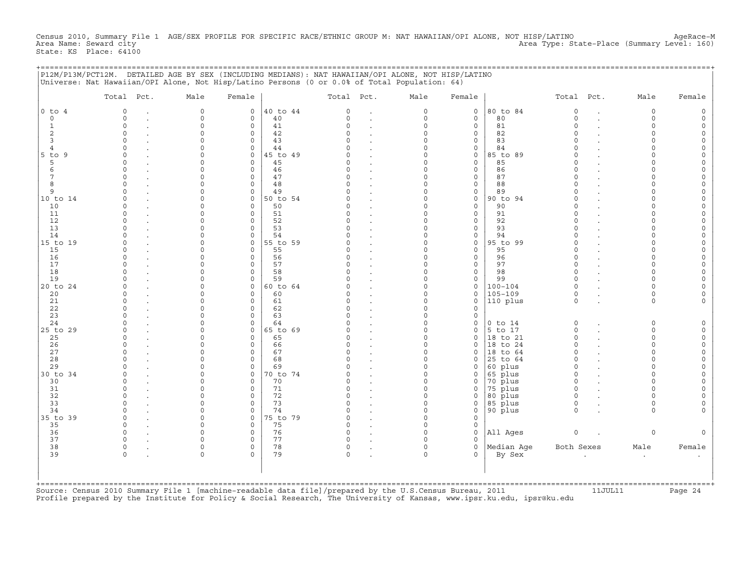Census 2010, Summary File 1 AGE/SEX PROFILE FOR SPECIFIC RACE/ETHNIC GROUP M: NAT HAWAIIAN/OPI ALONE, NOT HISP/LATINO AgeRace-M
Area Name: Seward city Area Type: State-Place (Summary Level: 160)
State: KS Place: 64100

P12M/P13M/PCT12M. DETAILED AGE BY SEX (INCLUDING MEDIANS): NAT HAWAIIAN/OPI ALONE, NOT HISP/LATINO
Universe: Nat Hawaiian/OPI Alone, Not Hisp/Latino Persons (0 or 0.0% of Total Population: 64)

| | Total | Pct. | Male | Female | | Total | Pct. | Male | Female | | Total | Pct. | Male | Female |
|---|---|---|---|---|---|---|---|---|---|---|---|---|---|---|
| 0 to 4 | 0 | . | 0 | 0 | 40 to 44 | 0 | . | 0 | 0 | 80 to 84 | 0 | . | 0 | 0 |
| 0 | 0 | . | 0 | 0 | 40 | 0 | . | 0 | 0 | 80 | 0 | . | 0 | 0 |
| 1 | 0 | . | 0 | 0 | 41 | 0 | . | 0 | 0 | 81 | 0 | . | 0 | 0 |
| 2 | 0 | . | 0 | 0 | 42 | 0 | . | 0 | 0 | 82 | 0 | . | 0 | 0 |
| 3 | 0 | . | 0 | 0 | 43 | 0 | . | 0 | 0 | 83 | 0 | . | 0 | 0 |
| 4 | 0 | . | 0 | 0 | 44 | 0 | . | 0 | 0 | 84 | 0 | . | 0 | 0 |
| 5 to 9 | 0 | . | 0 | 0 | 45 to 49 | 0 | . | 0 | 0 | 85 to 89 | 0 | . | 0 | 0 |
| 5 | 0 | . | 0 | 0 | 45 | 0 | . | 0 | 0 | 85 | 0 | . | 0 | 0 |
| 6 | 0 | . | 0 | 0 | 46 | 0 | . | 0 | 0 | 86 | 0 | . | 0 | 0 |
| 7 | 0 | . | 0 | 0 | 47 | 0 | . | 0 | 0 | 87 | 0 | . | 0 | 0 |
| 8 | 0 | . | 0 | 0 | 48 | 0 | . | 0 | 0 | 88 | 0 | . | 0 | 0 |
| 9 | 0 | . | 0 | 0 | 49 | 0 | . | 0 | 0 | 89 | 0 | . | 0 | 0 |
| 10 to 14 | 0 | . | 0 | 0 | 50 to 54 | 0 | . | 0 | 0 | 90 to 94 | 0 | . | 0 | 0 |
| 10 | 0 | . | 0 | 0 | 50 | 0 | . | 0 | 0 | 90 | 0 | . | 0 | 0 |
| 11 | 0 | . | 0 | 0 | 51 | 0 | . | 0 | 0 | 91 | 0 | . | 0 | 0 |
| 12 | 0 | . | 0 | 0 | 52 | 0 | . | 0 | 0 | 92 | 0 | . | 0 | 0 |
| 13 | 0 | . | 0 | 0 | 53 | 0 | . | 0 | 0 | 93 | 0 | . | 0 | 0 |
| 14 | 0 | . | 0 | 0 | 54 | 0 | . | 0 | 0 | 94 | 0 | . | 0 | 0 |
| 15 to 19 | 0 | . | 0 | 0 | 55 to 59 | 0 | . | 0 | 0 | 95 to 99 | 0 | . | 0 | 0 |
| 15 | 0 | . | 0 | 0 | 55 | 0 | . | 0 | 0 | 95 | 0 | . | 0 | 0 |
| 16 | 0 | . | 0 | 0 | 56 | 0 | . | 0 | 0 | 96 | 0 | . | 0 | 0 |
| 17 | 0 | . | 0 | 0 | 57 | 0 | . | 0 | 0 | 97 | 0 | . | 0 | 0 |
| 18 | 0 | . | 0 | 0 | 58 | 0 | . | 0 | 0 | 98 | 0 | . | 0 | 0 |
| 19 | 0 | . | 0 | 0 | 59 | 0 | . | 0 | 0 | 99 | 0 | . | 0 | 0 |
| 20 to 24 | 0 | . | 0 | 0 | 60 to 64 | 0 | . | 0 | 0 | 100-104 | 0 | . | 0 | 0 |
| 20 | 0 | . | 0 | 0 | 60 | 0 | . | 0 | 0 | 105-109 | 0 | . | 0 | 0 |
| 21 | 0 | . | 0 | 0 | 61 | 0 | . | 0 | 0 | 110 plus | 0 | . | 0 | 0 |
| 22 | 0 | . | 0 | 0 | 62 | 0 | . | 0 | 0 | | | | | |
| 23 | 0 | . | 0 | 0 | 63 | 0 | . | 0 | 0 | | | | | |
| 24 | 0 | . | 0 | 0 | 64 | 0 | . | 0 | 0 | 0 to 14 | 0 | . | 0 | 0 |
| 25 to 29 | 0 | . | 0 | 0 | 65 to 69 | 0 | . | 0 | 0 | 5 to 17 | 0 | . | 0 | 0 |
| 25 | 0 | . | 0 | 0 | 65 | 0 | . | 0 | 0 | 18 to 21 | 0 | . | 0 | 0 |
| 26 | 0 | . | 0 | 0 | 66 | 0 | . | 0 | 0 | 18 to 24 | 0 | . | 0 | 0 |
| 27 | 0 | . | 0 | 0 | 67 | 0 | . | 0 | 0 | 18 to 64 | 0 | . | 0 | 0 |
| 28 | 0 | . | 0 | 0 | 68 | 0 | . | 0 | 0 | 25 to 64 | 0 | . | 0 | 0 |
| 29 | 0 | . | 0 | 0 | 69 | 0 | . | 0 | 0 | 60 plus | 0 | . | 0 | 0 |
| 30 to 34 | 0 | . | 0 | 0 | 70 to 74 | 0 | . | 0 | 0 | 65 plus | 0 | . | 0 | 0 |
| 30 | 0 | . | 0 | 0 | 70 | 0 | . | 0 | 0 | 70 plus | 0 | . | 0 | 0 |
| 31 | 0 | . | 0 | 0 | 71 | 0 | . | 0 | 0 | 75 plus | 0 | . | 0 | 0 |
| 32 | 0 | . | 0 | 0 | 72 | 0 | . | 0 | 0 | 80 plus | 0 | . | 0 | 0 |
| 33 | 0 | . | 0 | 0 | 73 | 0 | . | 0 | 0 | 85 plus | 0 | . | 0 | 0 |
| 34 | 0 | . | 0 | 0 | 74 | 0 | . | 0 | 0 | 90 plus | 0 | . | 0 | 0 |
| 35 to 39 | 0 | . | 0 | 0 | 75 to 79 | 0 | . | 0 | 0 | | | | | |
| 35 | 0 | . | 0 | 0 | 75 | 0 | . | 0 | 0 | | | | | |
| 36 | 0 | . | 0 | 0 | 76 | 0 | . | 0 | 0 | All Ages | 0 | . | 0 | 0 |
| 37 | 0 | . | 0 | 0 | 77 | 0 | . | 0 | 0 | | | | | |
| 38 | 0 | . | 0 | 0 | 78 | 0 | . | 0 | 0 | Median Age | Both Sexes | | Male | Female |
| 39 | 0 | . | 0 | 0 | 79 | 0 | . | 0 | 0 | By Sex | . | | . | . |

Source: Census 2010 Summary File 1 [machine-readable data file]/prepared by the U.S.Census Bureau, 2011 11JUL11
Profile prepared by the Institute for Policy & Social Research, The University of Kansas, www.ipsr.ku.edu, ipsr@ku.edu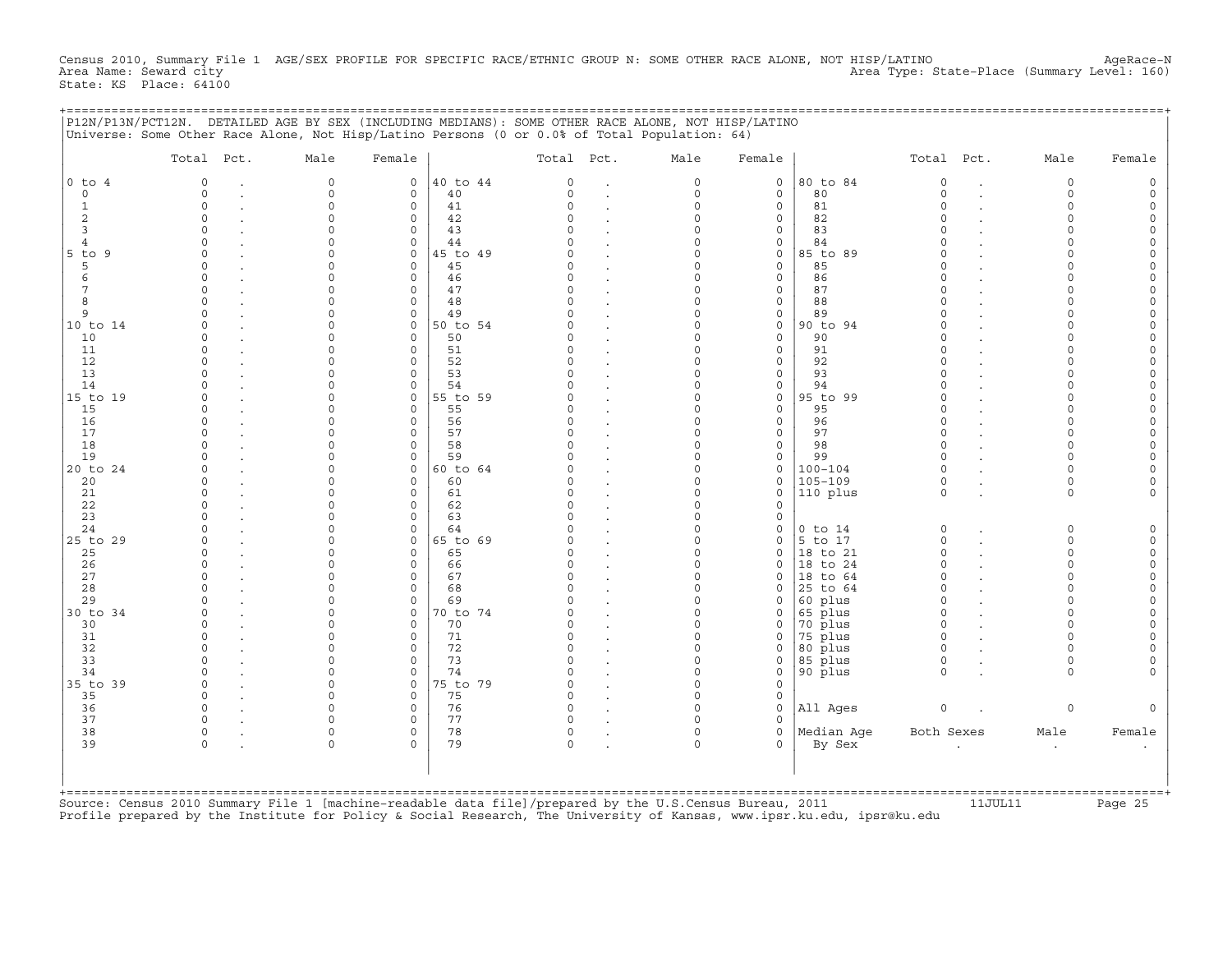Census 2010, Summary File 1 AGE/SEX PROFILE FOR SPECIFIC RACE/ETHNIC GROUP N: SOME OTHER RACE ALONE, NOT HISP/LATINO AgeRace-N
Area Name: Seward city Area Type: State-Place (Summary Level: 160)
State: KS Place: 64100

P12N/P13N/PCT12N. DETAILED AGE BY SEX (INCLUDING MEDIANS): SOME OTHER RACE ALONE, NOT HISP/LATINO
Universe: Some Other Race Alone, Not Hisp/Latino Persons (0 or 0.0% of Total Population: 64)

| | Total | Pct. | Male | Female | | Total | Pct. | Male | Female | | Total | Pct. | Male | Female |
|---|---|---|---|---|---|---|---|---|---|---|---|---|---|---|
| 0 to 4 | 0 | . | 0 | 0 | 40 to 44 | 0 | . | 0 | 0 | 80 to 84 | 0 | . | 0 | 0 |
| 0 | 0 | . | 0 | 0 | 40 | 0 | . | 0 | 0 | 80 | 0 | . | 0 | 0 |
| 1 | 0 | . | 0 | 0 | 41 | 0 | . | 0 | 0 | 81 | 0 | . | 0 | 0 |
| 2 | 0 | . | 0 | 0 | 42 | 0 | . | 0 | 0 | 82 | 0 | . | 0 | 0 |
| 3 | 0 | . | 0 | 0 | 43 | 0 | . | 0 | 0 | 83 | 0 | . | 0 | 0 |
| 4 | 0 | . | 0 | 0 | 44 | 0 | . | 0 | 0 | 84 | 0 | . | 0 | 0 |
| 5 to 9 | 0 | . | 0 | 0 | 45 to 49 | 0 | . | 0 | 0 | 85 to 89 | 0 | . | 0 | 0 |
| 5 | 0 | . | 0 | 0 | 45 | 0 | . | 0 | 0 | 85 | 0 | . | 0 | 0 |
| 6 | 0 | . | 0 | 0 | 46 | 0 | . | 0 | 0 | 86 | 0 | . | 0 | 0 |
| 7 | 0 | . | 0 | 0 | 47 | 0 | . | 0 | 0 | 87 | 0 | . | 0 | 0 |
| 8 | 0 | . | 0 | 0 | 48 | 0 | . | 0 | 0 | 88 | 0 | . | 0 | 0 |
| 9 | 0 | . | 0 | 0 | 49 | 0 | . | 0 | 0 | 89 | 0 | . | 0 | 0 |
| 10 to 14 | 0 | . | 0 | 0 | 50 to 54 | 0 | . | 0 | 0 | 90 to 94 | 0 | . | 0 | 0 |
| 10 | 0 | . | 0 | 0 | 50 | 0 | . | 0 | 0 | 90 | 0 | . | 0 | 0 |
| 11 | 0 | . | 0 | 0 | 51 | 0 | . | 0 | 0 | 91 | 0 | . | 0 | 0 |
| 12 | 0 | . | 0 | 0 | 52 | 0 | . | 0 | 0 | 92 | 0 | . | 0 | 0 |
| 13 | 0 | . | 0 | 0 | 53 | 0 | . | 0 | 0 | 93 | 0 | . | 0 | 0 |
| 14 | 0 | . | 0 | 0 | 54 | 0 | . | 0 | 0 | 94 | 0 | . | 0 | 0 |
| 15 to 19 | 0 | . | 0 | 0 | 55 to 59 | 0 | . | 0 | 0 | 95 to 99 | 0 | . | 0 | 0 |
| 15 | 0 | . | 0 | 0 | 55 | 0 | . | 0 | 0 | 95 | 0 | . | 0 | 0 |
| 16 | 0 | . | 0 | 0 | 56 | 0 | . | 0 | 0 | 96 | 0 | . | 0 | 0 |
| 17 | 0 | . | 0 | 0 | 57 | 0 | . | 0 | 0 | 97 | 0 | . | 0 | 0 |
| 18 | 0 | . | 0 | 0 | 58 | 0 | . | 0 | 0 | 98 | 0 | . | 0 | 0 |
| 19 | 0 | . | 0 | 0 | 59 | 0 | . | 0 | 0 | 99 | 0 | . | 0 | 0 |
| 20 to 24 | 0 | . | 0 | 0 | 60 to 64 | 0 | . | 0 | 0 | 100-104 | 0 | . | 0 | 0 |
| 20 | 0 | . | 0 | 0 | 60 | 0 | . | 0 | 0 | 105-109 | 0 | . | 0 | 0 |
| 21 | 0 | . | 0 | 0 | 61 | 0 | . | 0 | 0 | 110 plus | 0 | . | 0 | 0 |
| 22 | 0 | . | 0 | 0 | 62 | 0 | . | 0 | 0 | | | | | |
| 23 | 0 | . | 0 | 0 | 63 | 0 | . | 0 | 0 | | | | | |
| 24 | 0 | . | 0 | 0 | 64 | 0 | . | 0 | 0 | 0 to 14 | 0 | . | 0 | 0 |
| 25 to 29 | 0 | . | 0 | 0 | 65 to 69 | 0 | . | 0 | 0 | 5 to 17 | 0 | . | 0 | 0 |
| 25 | 0 | . | 0 | 0 | 65 | 0 | . | 0 | 0 | 18 to 21 | 0 | . | 0 | 0 |
| 26 | 0 | . | 0 | 0 | 66 | 0 | . | 0 | 0 | 18 to 24 | 0 | . | 0 | 0 |
| 27 | 0 | . | 0 | 0 | 67 | 0 | . | 0 | 0 | 18 to 64 | 0 | . | 0 | 0 |
| 28 | 0 | . | 0 | 0 | 68 | 0 | . | 0 | 0 | 25 to 64 | 0 | . | 0 | 0 |
| 29 | 0 | . | 0 | 0 | 69 | 0 | . | 0 | 0 | 60 plus | 0 | . | 0 | 0 |
| 30 to 34 | 0 | . | 0 | 0 | 70 to 74 | 0 | . | 0 | 0 | 65 plus | 0 | . | 0 | 0 |
| 30 | 0 | . | 0 | 0 | 70 | 0 | . | 0 | 0 | 70 plus | 0 | . | 0 | 0 |
| 31 | 0 | . | 0 | 0 | 71 | 0 | . | 0 | 0 | 75 plus | 0 | . | 0 | 0 |
| 32 | 0 | . | 0 | 0 | 72 | 0 | . | 0 | 0 | 80 plus | 0 | . | 0 | 0 |
| 33 | 0 | . | 0 | 0 | 73 | 0 | . | 0 | 0 | 85 plus | 0 | . | 0 | 0 |
| 34 | 0 | . | 0 | 0 | 74 | 0 | . | 0 | 0 | 90 plus | 0 | . | 0 | 0 |
| 35 to 39 | 0 | . | 0 | 0 | 75 to 79 | 0 | . | 0 | 0 | | | | | |
| 35 | 0 | . | 0 | 0 | 75 | 0 | . | 0 | 0 | | | | | |
| 36 | 0 | . | 0 | 0 | 76 | 0 | . | 0 | 0 | All Ages | 0 | . | 0 | 0 |
| 37 | 0 | . | 0 | 0 | 77 | 0 | . | 0 | 0 | | | | | |
| 38 | 0 | . | 0 | 0 | 78 | 0 | . | 0 | 0 | Median Age | Both Sexes | | Male | Female |
| 39 | 0 | . | 0 | 0 | 79 | 0 | . | 0 | 0 | By Sex | . | | . | . |

Source: Census 2010 Summary File 1 [machine-readable data file]/prepared by the U.S.Census Bureau, 2011 11JUL11
Profile prepared by the Institute for Policy & Social Research, The University of Kansas, www.ipsr.ku.edu, ipsr@ku.edu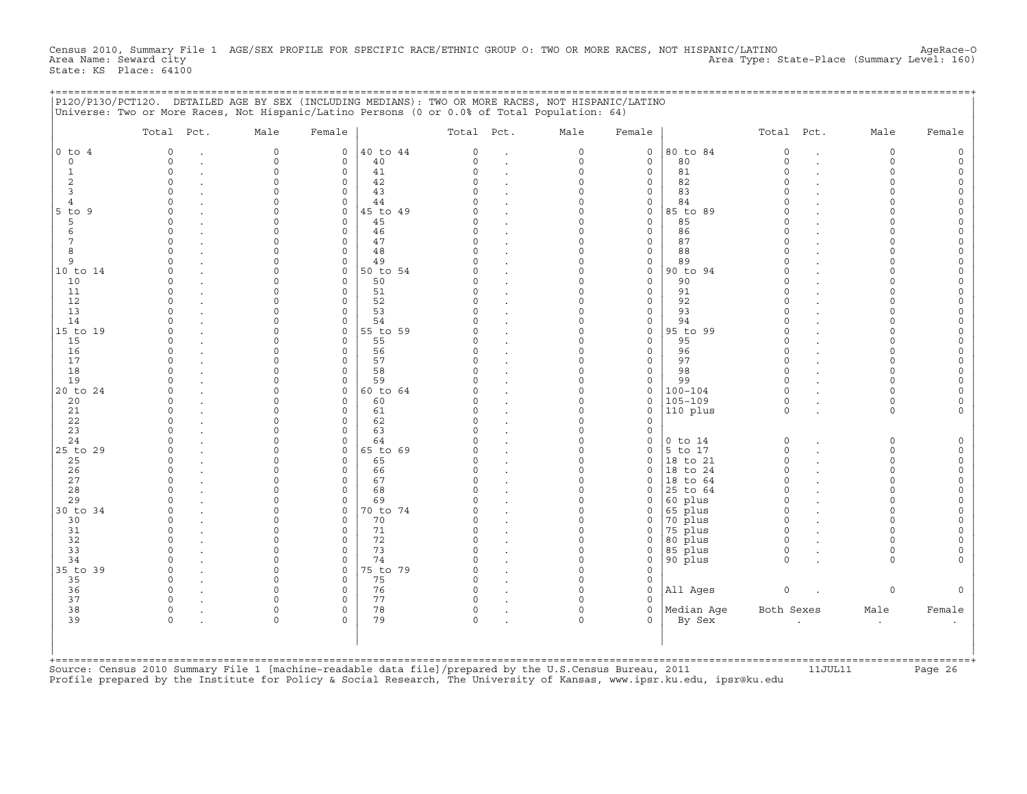Census 2010, Summary File 1 AGE/SEX PROFILE FOR SPECIFIC RACE/ETHNIC GROUP O: TWO OR MORE RACES, NOT HISPANIC/LATINO AgeRace-O
Area Name: Seward city Area Type: State-Place (Summary Level: 160)
State: KS Place: 64100

P12O/P13O/PCT12O. DETAILED AGE BY SEX (INCLUDING MEDIANS): TWO OR MORE RACES, NOT HISPANIC/LATINO
Universe: Two or More Races, Not Hispanic/Latino Persons (0 or 0.0% of Total Population: 64)

| | Total | Pct. | Male | Female | | Total | Pct. | Male | Female | | Total | Pct. | Male | Female |
|---|---|---|---|---|---|---|---|---|---|---|---|---|---|---|
| 0 to 4 | 0 | . | 0 | 0 | 40 to 44 | 0 | . | 0 | 0 | 80 to 84 | 0 | . | 0 | 0 |
| 0 | 0 | . | 0 | 0 | 40 | 0 | . | 0 | 0 | 80 | 0 | . | 0 | 0 |
| 1 | 0 | . | 0 | 0 | 41 | 0 | . | 0 | 0 | 81 | 0 | . | 0 | 0 |
| 2 | 0 | . | 0 | 0 | 42 | 0 | . | 0 | 0 | 82 | 0 | . | 0 | 0 |
| 3 | 0 | . | 0 | 0 | 43 | 0 | . | 0 | 0 | 83 | 0 | . | 0 | 0 |
| 4 | 0 | . | 0 | 0 | 44 | 0 | . | 0 | 0 | 84 | 0 | . | 0 | 0 |
| 5 to 9 | 0 | . | 0 | 0 | 45 to 49 | 0 | . | 0 | 0 | 85 to 89 | 0 | . | 0 | 0 |
| 5 | 0 | . | 0 | 0 | 45 | 0 | . | 0 | 0 | 85 | 0 | . | 0 | 0 |
| 6 | 0 | . | 0 | 0 | 46 | 0 | . | 0 | 0 | 86 | 0 | . | 0 | 0 |
| 7 | 0 | . | 0 | 0 | 47 | 0 | . | 0 | 0 | 87 | 0 | . | 0 | 0 |
| 8 | 0 | . | 0 | 0 | 48 | 0 | . | 0 | 0 | 88 | 0 | . | 0 | 0 |
| 9 | 0 | . | 0 | 0 | 49 | 0 | . | 0 | 0 | 89 | 0 | . | 0 | 0 |
| 10 to 14 | 0 | . | 0 | 0 | 50 to 54 | 0 | . | 0 | 0 | 90 to 94 | 0 | . | 0 | 0 |
| 10 | 0 | . | 0 | 0 | 50 | 0 | . | 0 | 0 | 90 | 0 | . | 0 | 0 |
| 11 | 0 | . | 0 | 0 | 51 | 0 | . | 0 | 0 | 91 | 0 | . | 0 | 0 |
| 12 | 0 | . | 0 | 0 | 52 | 0 | . | 0 | 0 | 92 | 0 | . | 0 | 0 |
| 13 | 0 | . | 0 | 0 | 53 | 0 | . | 0 | 0 | 93 | 0 | . | 0 | 0 |
| 14 | 0 | . | 0 | 0 | 54 | 0 | . | 0 | 0 | 94 | 0 | . | 0 | 0 |
| 15 to 19 | 0 | . | 0 | 0 | 55 to 59 | 0 | . | 0 | 0 | 95 to 99 | 0 | . | 0 | 0 |
| 15 | 0 | . | 0 | 0 | 55 | 0 | . | 0 | 0 | 95 | 0 | . | 0 | 0 |
| 16 | 0 | . | 0 | 0 | 56 | 0 | . | 0 | 0 | 96 | 0 | . | 0 | 0 |
| 17 | 0 | . | 0 | 0 | 57 | 0 | . | 0 | 0 | 97 | 0 | . | 0 | 0 |
| 18 | 0 | . | 0 | 0 | 58 | 0 | . | 0 | 0 | 98 | 0 | . | 0 | 0 |
| 19 | 0 | . | 0 | 0 | 59 | 0 | . | 0 | 0 | 99 | 0 | . | 0 | 0 |
| 20 to 24 | 0 | . | 0 | 0 | 60 to 64 | 0 | . | 0 | 0 | 100-104 | 0 | . | 0 | 0 |
| 20 | 0 | . | 0 | 0 | 60 | 0 | . | 0 | 0 | 105-109 | 0 | . | 0 | 0 |
| 21 | 0 | . | 0 | 0 | 61 | 0 | . | 0 | 0 | 110 plus | 0 | . | 0 | 0 |
| 22 | 0 | . | 0 | 0 | 62 | 0 | . | 0 | 0 | | | | | |
| 23 | 0 | . | 0 | 0 | 63 | 0 | . | 0 | 0 | | | | | |
| 24 | 0 | . | 0 | 0 | 64 | 0 | . | 0 | 0 | 0 to 14 | 0 | . | 0 | 0 |
| 25 to 29 | 0 | . | 0 | 0 | 65 to 69 | 0 | . | 0 | 0 | 5 to 17 | 0 | . | 0 | 0 |
| 25 | 0 | . | 0 | 0 | 65 | 0 | . | 0 | 0 | 18 to 21 | 0 | . | 0 | 0 |
| 26 | 0 | . | 0 | 0 | 66 | 0 | . | 0 | 0 | 18 to 24 | 0 | . | 0 | 0 |
| 27 | 0 | . | 0 | 0 | 67 | 0 | . | 0 | 0 | 18 to 64 | 0 | . | 0 | 0 |
| 28 | 0 | . | 0 | 0 | 68 | 0 | . | 0 | 0 | 25 to 64 | 0 | . | 0 | 0 |
| 29 | 0 | . | 0 | 0 | 69 | 0 | . | 0 | 0 | 60 plus | 0 | . | 0 | 0 |
| 30 to 34 | 0 | . | 0 | 0 | 70 to 74 | 0 | . | 0 | 0 | 65 plus | 0 | . | 0 | 0 |
| 30 | 0 | . | 0 | 0 | 70 | 0 | . | 0 | 0 | 70 plus | 0 | . | 0 | 0 |
| 31 | 0 | . | 0 | 0 | 71 | 0 | . | 0 | 0 | 75 plus | 0 | . | 0 | 0 |
| 32 | 0 | . | 0 | 0 | 72 | 0 | . | 0 | 0 | 80 plus | 0 | . | 0 | 0 |
| 33 | 0 | . | 0 | 0 | 73 | 0 | . | 0 | 0 | 85 plus | 0 | . | 0 | 0 |
| 34 | 0 | . | 0 | 0 | 74 | 0 | . | 0 | 0 | 90 plus | 0 | . | 0 | 0 |
| 35 to 39 | 0 | . | 0 | 0 | 75 to 79 | 0 | . | 0 | 0 | | | | | |
| 35 | 0 | . | 0 | 0 | 75 | 0 | . | 0 | 0 | | | | | |
| 36 | 0 | . | 0 | 0 | 76 | 0 | . | 0 | 0 | All Ages | 0 | . | 0 | 0 |
| 37 | 0 | . | 0 | 0 | 77 | 0 | . | 0 | 0 | | | | | |
| 38 | 0 | . | 0 | 0 | 78 | 0 | . | 0 | 0 | Median Age | Both Sexes | | Male | Female |
| 39 | 0 | . | 0 | 0 | 79 | 0 | . | 0 | 0 | By Sex | . | | . | . |

Source: Census 2010 Summary File 1 [machine-readable data file]/prepared by the U.S.Census Bureau, 2011 11JUL11
Profile prepared by the Institute for Policy & Social Research, The University of Kansas, www.ipsr.ku.edu, ipsr@ku.edu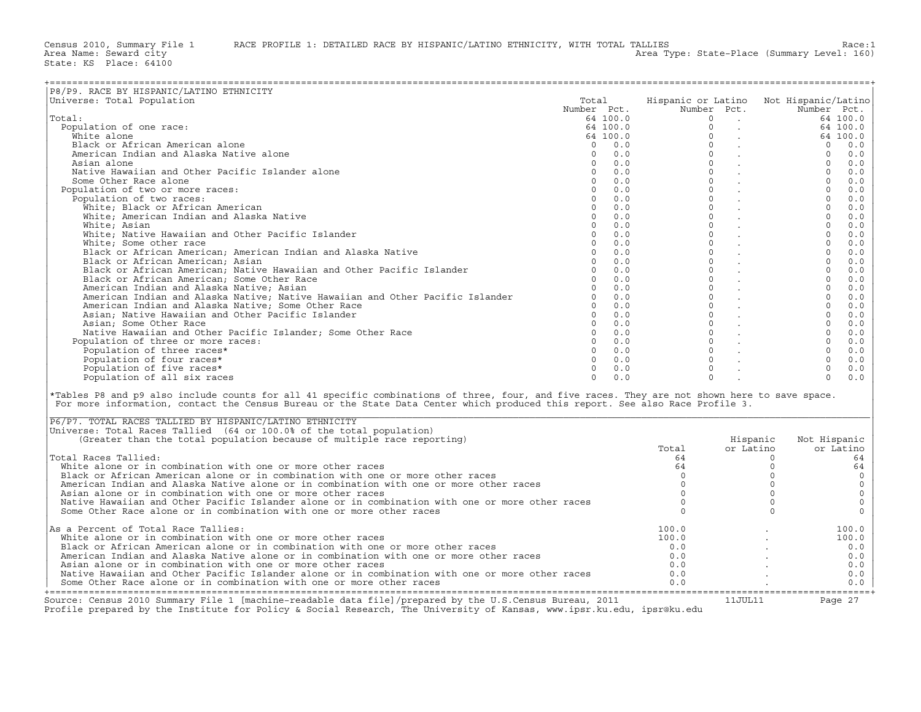Census 2010, Summary File 1 RACE PROFILE 1: DETAILED RACE BY HISPANIC/LATINO ETHNICITY, WITH TOTAL TALLIES Race:1
Area Name: Seward city Area Type: State-Place (Summary Level: 160)
State: KS Place: 64100

## P8/P9. RACE BY HISPANIC/LATINO ETHNICITY

Universe: Total Population

| | Total Number | Total Pct. | Hispanic or Latino Number | Hispanic or Latino Pct. | Not Hispanic/Latino Number | Not Hispanic/Latino Pct. |
|---|---|---|---|---|---|---|
| Total: | 64 | 100.0 | 0 | . | 64 | 100.0 |
| Population of one race: | 64 | 100.0 | 0 | . | 64 | 100.0 |
| White alone | 64 | 100.0 | 0 | . | 64 | 100.0 |
| Black or African American alone | 0 | 0.0 | 0 | . | 0 | 0.0 |
| American Indian and Alaska Native alone | 0 | 0.0 | 0 | . | 0 | 0.0 |
| Asian alone | 0 | 0.0 | 0 | . | 0 | 0.0 |
| Native Hawaiian and Other Pacific Islander alone | 0 | 0.0 | 0 | . | 0 | 0.0 |
| Some Other Race alone | 0 | 0.0 | 0 | . | 0 | 0.0 |
| Population of two or more races: | 0 | 0.0 | 0 | . | 0 | 0.0 |
| Population of two races: | 0 | 0.0 | 0 | . | 0 | 0.0 |
| White; Black or African American | 0 | 0.0 | 0 | . | 0 | 0.0 |
| White; American Indian and Alaska Native | 0 | 0.0 | 0 | . | 0 | 0.0 |
| White; Asian | 0 | 0.0 | 0 | . | 0 | 0.0 |
| White; Native Hawaiian and Other Pacific Islander | 0 | 0.0 | 0 | . | 0 | 0.0 |
| White; Some other race | 0 | 0.0 | 0 | . | 0 | 0.0 |
| Black or African American; American Indian and Alaska Native | 0 | 0.0 | 0 | . | 0 | 0.0 |
| Black or African American; Asian | 0 | 0.0 | 0 | . | 0 | 0.0 |
| Black or African American; Native Hawaiian and Other Pacific Islander | 0 | 0.0 | 0 | . | 0 | 0.0 |
| Black or African American; Some Other Race | 0 | 0.0 | 0 | . | 0 | 0.0 |
| American Indian and Alaska Native; Asian | 0 | 0.0 | 0 | . | 0 | 0.0 |
| American Indian and Alaska Native; Native Hawaiian and Other Pacific Islander | 0 | 0.0 | 0 | . | 0 | 0.0 |
| American Indian and Alaska Native; Some Other Race | 0 | 0.0 | 0 | . | 0 | 0.0 |
| Asian; Native Hawaiian and Other Pacific Islander | 0 | 0.0 | 0 | . | 0 | 0.0 |
| Asian; Some Other Race | 0 | 0.0 | 0 | . | 0 | 0.0 |
| Native Hawaiian and Other Pacific Islander; Some Other Race | 0 | 0.0 | 0 | . | 0 | 0.0 |
| Population of three or more races: | 0 | 0.0 | 0 | . | 0 | 0.0 |
| Population of three races* | 0 | 0.0 | 0 | . | 0 | 0.0 |
| Population of four races* | 0 | 0.0 | 0 | . | 0 | 0.0 |
| Population of five races* | 0 | 0.0 | 0 | . | 0 | 0.0 |
| Population of all six races | 0 | 0.0 | 0 | . | 0 | 0.0 |

*Tables P8 and p9 also include counts for all 41 specific combinations of three, four, and five races. They are not shown here to save space. For more information, contact the Census Bureau or the State Data Center which produced this report. See also Race Profile 3.

## P6/P7. TOTAL RACES TALLIED BY HISPANIC/LATINO ETHNICITY

Universe: Total Races Tallied (64 or 100.0% of the total population)
(Greater than the total population because of multiple race reporting)

| | Total | Hispanic or Latino | Not Hispanic or Latino |
|---|---|---|---|
| Total Races Tallied: | 64 | 0 | 64 |
| White alone or in combination with one or more other races | 64 | 0 | 64 |
| Black or African American alone or in combination with one or more other races | 0 | 0 | 0 |
| American Indian and Alaska Native alone or in combination with one or more other races | 0 | 0 | 0 |
| Asian alone or in combination with one or more other races | 0 | 0 | 0 |
| Native Hawaiian and Other Pacific Islander alone or in combination with one or more other races | 0 | 0 | 0 |
| Some Other Race alone or in combination with one or more other races | 0 | 0 | 0 |
| As a Percent of Total Race Tallies: | 100.0 | . | 100.0 |
| White alone or in combination with one or more other races | 100.0 | . | 100.0 |
| Black or African American alone or in combination with one or more other races | 0.0 | . | 0.0 |
| American Indian and Alaska Native alone or in combination with one or more other races | 0.0 | . | 0.0 |
| Asian alone or in combination with one or more other races | 0.0 | . | 0.0 |
| Native Hawaiian and Other Pacific Islander alone or in combination with one or more other races | 0.0 | . | 0.0 |
| Some Other Race alone or in combination with one or more other races | 0.0 | . | 0.0 |

Source: Census 2010 Summary File 1 [machine-readable data file]/prepared by the U.S.Census Bureau, 2011 11JUL11
Profile prepared by the Institute for Policy & Social Research, The University of Kansas, www.ipsr.ku.edu, ipsr@ku.edu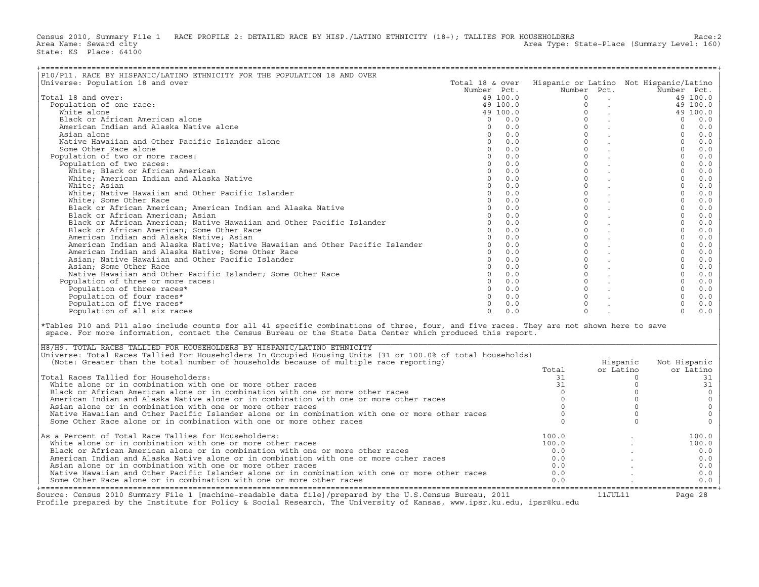Census 2010, Summary File 1 RACE PROFILE 2: DETAILED RACE BY HISP./LATINO ETHNICITY (18+); TALLIES FOR HOUSEHOLDERS Race:2
Area Name: Seward city Area Type: State-Place (Summary Level: 160)
State: KS Place: 64100

## P10/P11. RACE BY HISPANIC/LATINO ETHNICITY FOR THE POPULATION 18 AND OVER

Universe: Population 18 and over

| | Total 18 & over Number | Pct. | Hispanic or Latino Number | Pct. | Not Hispanic/Latino Number | Pct. |
|---|---|---|---|---|---|---|
| Total 18 and over: | 49 | 100.0 | 0 | . | 49 | 100.0 |
| Population of one race: | 49 | 100.0 | 0 | . | 49 | 100.0 |
| White alone | 49 | 100.0 | 0 | . | 49 | 100.0 |
| Black or African American alone | 0 | 0.0 | 0 | . | 0 | 0.0 |
| American Indian and Alaska Native alone | 0 | 0.0 | 0 | . | 0 | 0.0 |
| Asian alone | 0 | 0.0 | 0 | . | 0 | 0.0 |
| Native Hawaiian and Other Pacific Islander alone | 0 | 0.0 | 0 | . | 0 | 0.0 |
| Some Other Race alone | 0 | 0.0 | 0 | . | 0 | 0.0 |
| Population of two or more races: | 0 | 0.0 | 0 | . | 0 | 0.0 |
| Population of two races: | 0 | 0.0 | 0 | . | 0 | 0.0 |
| White; Black or African American | 0 | 0.0 | 0 | . | 0 | 0.0 |
| White; American Indian and Alaska Native | 0 | 0.0 | 0 | . | 0 | 0.0 |
| White; Asian | 0 | 0.0 | 0 | . | 0 | 0.0 |
| White; Native Hawaiian and Other Pacific Islander | 0 | 0.0 | 0 | . | 0 | 0.0 |
| White; Some Other Race | 0 | 0.0 | 0 | . | 0 | 0.0 |
| Black or African American; American Indian and Alaska Native | 0 | 0.0 | 0 | . | 0 | 0.0 |
| Black or African American; Asian | 0 | 0.0 | 0 | . | 0 | 0.0 |
| Black or African American; Native Hawaiian and Other Pacific Islander | 0 | 0.0 | 0 | . | 0 | 0.0 |
| Black or African American; Some Other Race | 0 | 0.0 | 0 | . | 0 | 0.0 |
| American Indian and Alaska Native; Asian | 0 | 0.0 | 0 | . | 0 | 0.0 |
| American Indian and Alaska Native; Native Hawaiian and Other Pacific Islander | 0 | 0.0 | 0 | . | 0 | 0.0 |
| American Indian and Alaska Native; Some Other Race | 0 | 0.0 | 0 | . | 0 | 0.0 |
| Asian; Native Hawaiian and Other Pacific Islander | 0 | 0.0 | 0 | . | 0 | 0.0 |
| Asian; Some Other Race | 0 | 0.0 | 0 | . | 0 | 0.0 |
| Native Hawaiian and Other Pacific Islander; Some Other Race | 0 | 0.0 | 0 | . | 0 | 0.0 |
| Population of three or more races: | 0 | 0.0 | 0 | . | 0 | 0.0 |
| Population of three races* | 0 | 0.0 | 0 | . | 0 | 0.0 |
| Population of four races* | 0 | 0.0 | 0 | . | 0 | 0.0 |
| Population of five races* | 0 | 0.0 | 0 | . | 0 | 0.0 |
| Population of all six races | 0 | 0.0 | 0 | . | 0 | 0.0 |

*Tables P10 and P11 also include counts for all 41 specific combinations of three, four, and five races. They are not shown here to save space. For more information, contact the Census Bureau or the State Data Center which produced this report.

## H8/H9. TOTAL RACES TALLIED FOR HOUSEHOLDERS BY HISPANIC/LATINO ETHNICITY

Universe: Total Races Tallied For Householders In Occupied Housing Units (31 or 100.0% of total households)
(Note: Greater than the total number of households because of multiple race reporting)

| | Total | Hispanic or Latino | Not Hispanic or Latino |
|---|---|---|---|
| Total Races Tallied for Householders: | 31 | 0 | 31 |
| White alone or in combination with one or more other races | 31 | 0 | 31 |
| Black or African American alone or in combination with one or more other races | 0 | 0 | 0 |
| American Indian and Alaska Native alone or in combination with one or more other races | 0 | 0 | 0 |
| Asian alone or in combination with one or more other races | 0 | 0 | 0 |
| Native Hawaiian and Other Pacific Islander alone or in combination with one or more other races | 0 | 0 | 0 |
| Some Other Race alone or in combination with one or more other races | 0 | 0 | 0 |
| As a Percent of Total Race Tallies for Householders: | 100.0 | . | 100.0 |
| White alone or in combination with one or more other races | 100.0 | . | 100.0 |
| Black or African American alone or in combination with one or more other races | 0.0 | . | 0.0 |
| American Indian and Alaska Native alone or in combination with one or more other races | 0.0 | . | 0.0 |
| Asian alone or in combination with one or more other races | 0.0 | . | 0.0 |
| Native Hawaiian and Other Pacific Islander alone or in combination with one or more other races | 0.0 | . | 0.0 |
| Some Other Race alone or in combination with one or more other races | 0.0 | . | 0.0 |

Source: Census 2010 Summary File 1 [machine-readable data file]/prepared by the U.S.Census Bureau, 2011 11JUL11
Profile prepared by the Institute for Policy & Social Research, The University of Kansas, www.ipsr.ku.edu, ipsr@ku.edu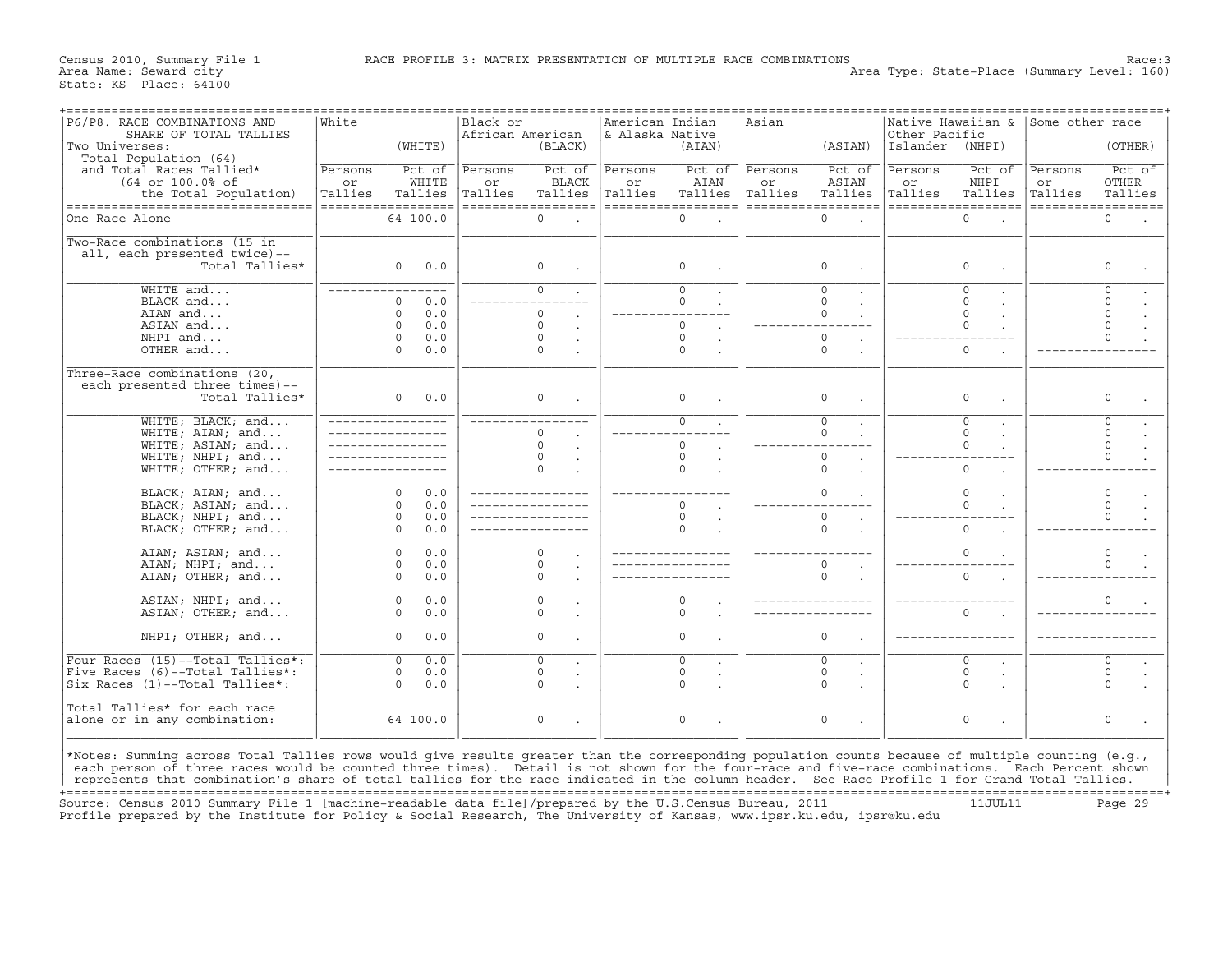Census 2010, Summary File 1 RACE PROFILE 3: MATRIX PRESENTATION OF MULTIPLE RACE COMBINATIONS Race:3
Area Name: Seward city Area Type: State-Place (Summary Level: 160)
State: KS Place: 64100

| P6/P8. RACE COMBINATIONS AND SHARE OF TOTAL TALLIES<br>Two Universes:<br>Total Population (64) and Total Races Tallied* (64 or 100.0% of the Total Population) | White (WHITE) Persons or Tallies | Pct of WHITE Tallies | Black or African American (BLACK) Persons or Tallies | Pct of BLACK Tallies | American Indian & Alaska Native (AIAN) Persons or Tallies | Pct of AIAN Tallies | Asian (ASIAN) Persons or Tallies | Pct of ASIAN Tallies | Native Hawaiian & Other Pacific Islander (NHPI) Persons or Tallies | Pct of NHPI Tallies | Some other race (OTHER) Persons or Tallies | Pct of OTHER Tallies |
|---|---|---|---|---|---|---|---|---|---|---|---|---|
| One Race Alone | 64 | 100.0 | 0 | . | 0 | . | 0 | . | 0 | . | 0 | . |
| Two-Race combinations (15 in all, each presented twice)--Total Tallies* | 0 | 0.0 | 0 | . | 0 | . | 0 | . | 0 | . | 0 | . |
| WHITE and... | ---- | ---- | 0 | . | 0 | . | 0 | . | 0 | . | 0 | . |
| BLACK and... | 0 | 0.0 | ---- | ---- | 0 | . | 0 | . | 0 | . | 0 | . |
| AIAN and... | 0 | 0.0 | 0 | . | ---- | ---- | 0 | . | 0 | . | 0 | . |
| ASIAN and... | 0 | 0.0 | 0 | . | 0 | . | ---- | ---- | 0 | . | 0 | . |
| NHPI and... | 0 | 0.0 | 0 | . | 0 | . | 0 | . | ---- | ---- | 0 | . |
| OTHER and... | 0 | 0.0 | 0 | . | 0 | . | 0 | . | 0 | . | ---- | ---- |
| Three-Race combinations (20, each presented three times)--Total Tallies* | 0 | 0.0 | 0 | . | 0 | . | 0 | . | 0 | . | 0 | . |
| WHITE; BLACK; and... | ---- | ---- | ---- | ---- | 0 | . | 0 | . | 0 | . | 0 | . |
| WHITE; AIAN; and... | ---- | ---- | 0 | . | ---- | ---- | 0 | . | 0 | . | 0 | . |
| WHITE; ASIAN; and... | ---- | ---- | 0 | . | 0 | . | ---- | ---- | 0 | . | 0 | . |
| WHITE; NHPI; and... | ---- | ---- | 0 | . | 0 | . | 0 | . | ---- | ---- | 0 | . |
| WHITE; OTHER; and... | ---- | ---- | 0 | . | 0 | . | 0 | . | 0 | . | ---- | ---- |
| BLACK; AIAN; and... | 0 | 0.0 | ---- | ---- | ---- | ---- | 0 | . | 0 | . | 0 | . |
| BLACK; ASIAN; and... | 0 | 0.0 | ---- | ---- | 0 | . | ---- | ---- | 0 | . | 0 | . |
| BLACK; NHPI; and... | 0 | 0.0 | ---- | ---- | 0 | . | 0 | . | ---- | ---- | 0 | . |
| BLACK; OTHER; and... | 0 | 0.0 | ---- | ---- | 0 | . | 0 | . | 0 | . | ---- | ---- |
| AIAN; ASIAN; and... | 0 | 0.0 | 0 | . | ---- | ---- | ---- | ---- | 0 | . | 0 | . |
| AIAN; NHPI; and... | 0 | 0.0 | 0 | . | ---- | ---- | 0 | . | ---- | ---- | 0 | . |
| AIAN; OTHER; and... | 0 | 0.0 | 0 | . | ---- | ---- | 0 | . | 0 | . | ---- | ---- |
| ASIAN; NHPI; and... | 0 | 0.0 | 0 | . | 0 | . | ---- | ---- | ---- | ---- | 0 | . |
| ASIAN; OTHER; and... | 0 | 0.0 | 0 | . | 0 | . | ---- | ---- | 0 | . | ---- | ---- |
| NHPI; OTHER; and... | 0 | 0.0 | 0 | . | 0 | . | 0 | . | ---- | ---- | ---- | ---- |
| Four Races (15)--Total Tallies*: | 0 | 0.0 | 0 | . | 0 | . | 0 | . | 0 | . | 0 | . |
| Five Races (6)--Total Tallies*: | 0 | 0.0 | 0 | . | 0 | . | 0 | . | 0 | . | 0 | . |
| Six Races (1)--Total Tallies*: | 0 | 0.0 | 0 | . | 0 | . | 0 | . | 0 | . | 0 | . |
| Total Tallies* for each race alone or in any combination: | 64 | 100.0 | 0 | . | 0 | . | 0 | . | 0 | . | 0 | . |

*Notes: Summing across Total Tallies rows would give results greater than the corresponding population counts because of multiple counting (e.g., each person of three races would be counted three times). Detail is not shown for the four-race and five-race combinations. Each Percent shown represents that combination's share of total tallies for the race indicated in the column header. See Race Profile 1 for Grand Total Tallies.

Source: Census 2010 Summary File 1 [machine-readable data file]/prepared by the U.S.Census Bureau, 2011 11JUL11
Profile prepared by the Institute for Policy & Social Research, The University of Kansas, www.ipsr.ku.edu, ipsr@ku.edu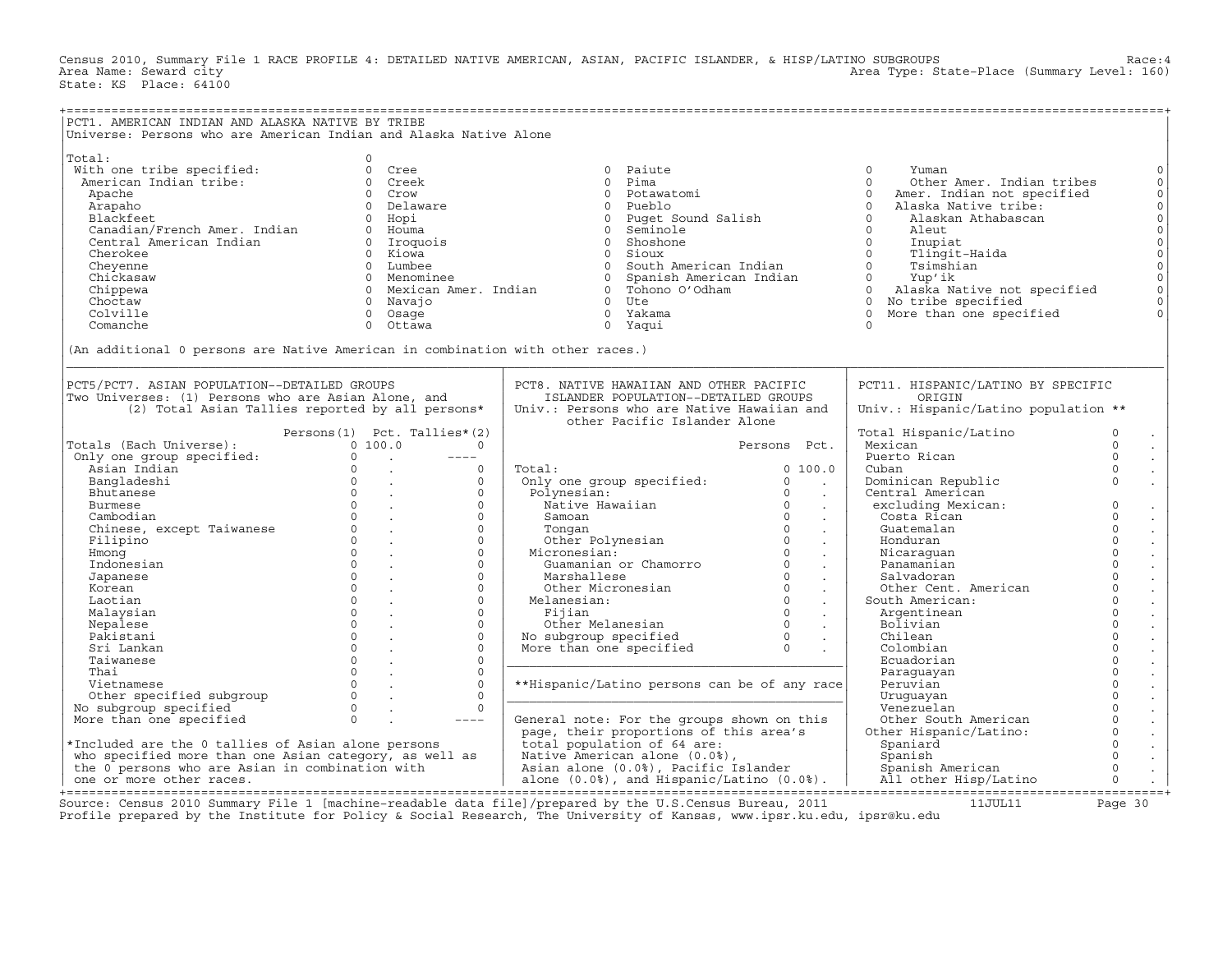Census 2010, Summary File 1 RACE PROFILE 4: DETAILED NATIVE AMERICAN, ASIAN, PACIFIC ISLANDER, & HISP/LATINO SUBGROUPS Race:4
Area Name: Seward city Area Type: State-Place (Summary Level: 160)
State: KS Place: 64100

## PCT1. AMERICAN INDIAN AND ALASKA NATIVE BY TRIBE

Universe: Persons who are American Indian and Alaska Native Alone

| Category | Persons | Category | Persons | Category | Persons | Category | Persons |
|---|---|---|---|---|---|---|---|
| Total: | 0 | | | | | | |
| With one tribe specified: | 0 | Cree | 0 | Paiute | 0 | Yuman | 0 |
| American Indian tribe: | 0 | Creek | 0 | Pima | 0 | Other Amer. Indian tribes | 0 |
| Apache | 0 | Crow | 0 | Potawatomi | 0 | Amer. Indian not specified | 0 |
| Arapaho | 0 | Delaware | 0 | Pueblo | 0 | Alaska Native tribe: | 0 |
| Blackfeet | 0 | Hopi | 0 | Puget Sound Salish | 0 | Alaskan Athabascan | 0 |
| Canadian/French Amer. Indian | 0 | Houma | 0 | Seminole | 0 | Aleut | 0 |
| Central American Indian | 0 | Iroquois | 0 | Shoshone | 0 | Inupiat | 0 |
| Cherokee | 0 | Kiowa | 0 | Sioux | 0 | Tlingit-Haida | 0 |
| Cheyenne | 0 | Lumbee | 0 | South American Indian | 0 | Tsimshian | 0 |
| Chickasaw | 0 | Menominee | 0 | Spanish American Indian | 0 | Yup'ik | 0 |
| Chippewa | 0 | Mexican Amer. Indian | 0 | Tohono O'Odham | 0 | Alaska Native not specified | 0 |
| Choctaw | 0 | Navajo | 0 | Ute | 0 | No tribe specified | 0 |
| Colville | 0 | Osage | 0 | Yakama | 0 | More than one specified | 0 |
| Comanche | 0 | Ottawa | 0 | Yaqui | 0 | | |

(An additional 0 persons are Native American in combination with other races.)

## PCT5/PCT7. ASIAN POPULATION--DETAILED GROUPS

Two Universes: (1) Persons who are Asian Alone, and (2) Total Asian Tallies reported by all persons*

| | Persons(1) | Pct. | Tallies*(2) |
|---|---|---|---|
| Totals (Each Universe): | 0 | 100.0 | 0 |
| Only one group specified: | 0 | . | ---- |
| Asian Indian | 0 | . | 0 |
| Bangladeshi | 0 | . | 0 |
| Bhutanese | 0 | . | 0 |
| Burmese | 0 | . | 0 |
| Cambodian | 0 | . | 0 |
| Chinese, except Taiwanese | 0 | . | 0 |
| Filipino | 0 | . | 0 |
| Hmong | 0 | . | 0 |
| Indonesian | 0 | . | 0 |
| Japanese | 0 | . | 0 |
| Korean | 0 | . | 0 |
| Laotian | 0 | . | 0 |
| Malaysian | 0 | . | 0 |
| Nepalese | 0 | . | 0 |
| Pakistani | 0 | . | 0 |
| Sri Lankan | 0 | . | 0 |
| Taiwanese | 0 | . | 0 |
| Thai | 0 | . | 0 |
| Vietnamese | 0 | . | 0 |
| Other specified subgroup | 0 | . | 0 |
| No subgroup specified | 0 | . | 0 |
| More than one specified | 0 | . | ---- |

*Included are the 0 tallies of Asian alone persons who specified more than one Asian category, as well as the 0 persons who are Asian in combination with one or more other races.

## PCT8. NATIVE HAWAIIAN AND OTHER PACIFIC ISLANDER POPULATION--DETAILED GROUPS

Univ.: Persons who are Native Hawaiian and other Pacific Islander Alone

| | Persons | Pct. |
|---|---|---|
| Total: | 0 | 100.0 |
| Only one group specified: | 0 | . |
| Polynesian: | 0 | . |
| Native Hawaiian | 0 | . |
| Samoan | 0 | . |
| Tongan | 0 | . |
| Other Polynesian | 0 | . |
| Micronesian: | 0 | . |
| Guamanian or Chamorro | 0 | . |
| Marshallese | 0 | . |
| Other Micronesian | 0 | . |
| Melanesian: | 0 | . |
| Fijian | 0 | . |
| Other Melanesian | 0 | . |
| No subgroup specified | 0 | . |
| More than one specified | 0 | . |

**Hispanic/Latino persons can be of any race

General note: For the groups shown on this page, their proportions of this area's total population of 64 are: Native American alone (0.0%), Asian alone (0.0%), Pacific Islander alone (0.0%), and Hispanic/Latino (0.0%).

## PCT11. HISPANIC/LATINO BY SPECIFIC ORIGIN

Univ.: Hispanic/Latino population **

| | Persons | Pct. |
|---|---|---|
| Total Hispanic/Latino | 0 | . |
| Mexican | 0 | . |
| Puerto Rican | 0 | . |
| Cuban | 0 | . |
| Dominican Republic | 0 | . |
| Central American excluding Mexican: | 0 | . |
| Costa Rican | 0 | . |
| Guatemalan | 0 | . |
| Honduran | 0 | . |
| Nicaraguan | 0 | . |
| Panamanian | 0 | . |
| Salvadoran | 0 | . |
| Other Cent. American | 0 | . |
| South American: | 0 | . |
| Argentinean | 0 | . |
| Bolivian | 0 | . |
| Chilean | 0 | . |
| Colombian | 0 | . |
| Ecuadorian | 0 | . |
| Paraguayan | 0 | . |
| Peruvian | 0 | . |
| Uruguayan | 0 | . |
| Venezuelan | 0 | . |
| Other South American | 0 | . |
| Other Hispanic/Latino: | 0 | . |
| Spaniard | 0 | . |
| Spanish | 0 | . |
| Spanish American | 0 | . |
| All other Hisp/Latino | 0 | . |

Source: Census 2010 Summary File 1 [machine-readable data file]/prepared by the U.S.Census Bureau, 2011 11JUL11
Profile prepared by the Institute for Policy & Social Research, The University of Kansas, www.ipsr.ku.edu, ipsr@ku.edu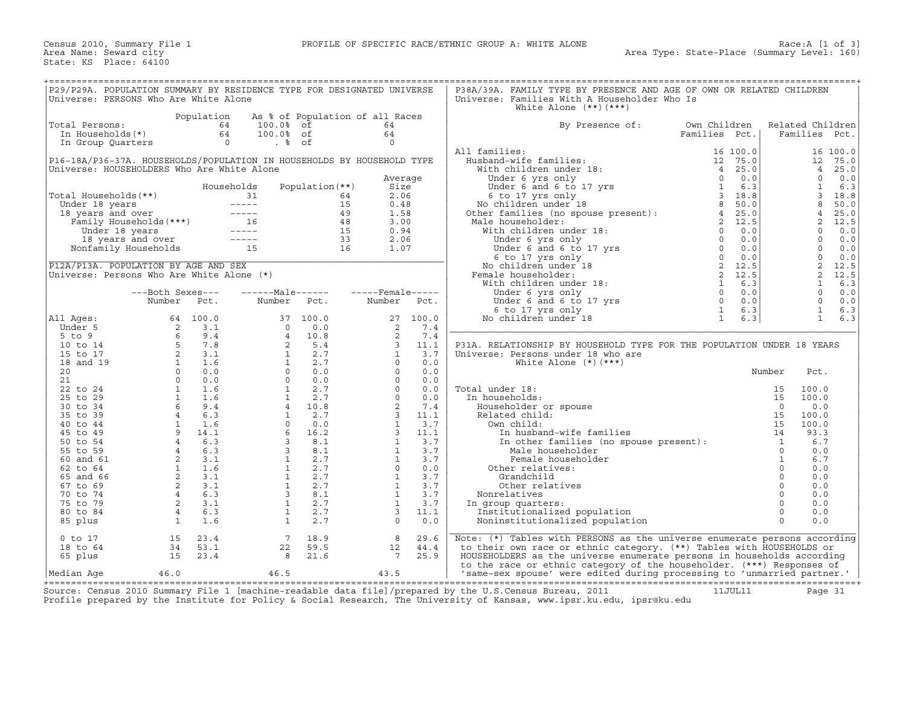Census 2010, Summary File 1 — PROFILE OF SPECIFIC RACE/ETHNIC GROUP A: WHITE ALONE — Race:A [1 of 3]

Area Name: Seward city — Area Type: State-Place (Summary Level: 160)

State: KS Place: 64100

## P29/P29A. POPULATION SUMMARY BY RESIDENCE TYPE FOR DESIGNATED UNIVERSE

Universe: PERSONS Who Are White Alone

| | Population | As % of Population of all Races | |
|---|---|---|---|
| Total Persons: | 64 | 100.0% of | 64 |
| In Households(*) | 64 | 100.0% of | 64 |
| In Group Quarters | 0 | . % of | 0 |

## P16-18A/P36-37A. HOUSEHOLDS/POPULATION IN HOUSEHOLDS BY HOUSEHOLD TYPE

Universe: HOUSEHOLDERS Who Are White Alone

| | Households | Population(**) | Average Size |
|---|---|---|---|
| Total Households(**) | 31 | 64 | 2.06 |
| Under 18 years | ----- | 15 | 0.48 |
| 18 years and over | ----- | 49 | 1.58 |
| Family Households(***) | 16 | 48 | 3.00 |
| Under 18 years | ----- | 15 | 0.94 |
| 18 years and over | ----- | 33 | 2.06 |
| Nonfamily Households | 15 | 16 | 1.07 |

## P12A/P13A. POPULATION BY AGE AND SEX

Universe: Persons Who Are White Alone (*)

| | Both Sexes Number | Both Sexes Pct. | Male Number | Male Pct. | Female Number | Female Pct. |
|---|---|---|---|---|---|---|
| All Ages: | 64 | 100.0 | 37 | 100.0 | 27 | 100.0 |
| Under 5 | 2 | 3.1 | 0 | 0.0 | 2 | 7.4 |
| 5 to 9 | 6 | 9.4 | 4 | 10.8 | 2 | 7.4 |
| 10 to 14 | 5 | 7.8 | 2 | 5.4 | 3 | 11.1 |
| 15 to 17 | 2 | 3.1 | 1 | 2.7 | 1 | 3.7 |
| 18 and 19 | 1 | 1.6 | 1 | 2.7 | 0 | 0.0 |
| 20 | 0 | 0.0 | 0 | 0.0 | 0 | 0.0 |
| 21 | 0 | 0.0 | 0 | 0.0 | 0 | 0.0 |
| 22 to 24 | 1 | 1.6 | 1 | 2.7 | 0 | 0.0 |
| 25 to 29 | 1 | 1.6 | 1 | 2.7 | 0 | 0.0 |
| 30 to 34 | 6 | 9.4 | 4 | 10.8 | 2 | 7.4 |
| 35 to 39 | 4 | 6.3 | 1 | 2.7 | 3 | 11.1 |
| 40 to 44 | 1 | 1.6 | 0 | 0.0 | 1 | 3.7 |
| 45 to 49 | 9 | 14.1 | 6 | 16.2 | 3 | 11.1 |
| 50 to 54 | 4 | 6.3 | 3 | 8.1 | 1 | 3.7 |
| 55 to 59 | 4 | 6.3 | 3 | 8.1 | 1 | 3.7 |
| 60 and 61 | 2 | 3.1 | 1 | 2.7 | 1 | 3.7 |
| 62 to 64 | 1 | 1.6 | 1 | 2.7 | 0 | 0.0 |
| 65 and 66 | 2 | 3.1 | 1 | 2.7 | 1 | 3.7 |
| 67 to 69 | 2 | 3.1 | 1 | 2.7 | 1 | 3.7 |
| 70 to 74 | 4 | 6.3 | 3 | 8.1 | 1 | 3.7 |
| 75 to 79 | 2 | 3.1 | 1 | 2.7 | 1 | 3.7 |
| 80 to 84 | 4 | 6.3 | 1 | 2.7 | 3 | 11.1 |
| 85 plus | 1 | 1.6 | 1 | 2.7 | 0 | 0.0 |
| 0 to 17 | 15 | 23.4 | 7 | 18.9 | 8 | 29.6 |
| 18 to 64 | 34 | 53.1 | 22 | 59.5 | 12 | 44.4 |
| 65 plus | 15 | 23.4 | 8 | 21.6 | 7 | 25.9 |
| Median Age | 46.0 | | 46.5 | | 43.5 | |

## P38A/39A. FAMILY TYPE BY PRESENCE AND AGE OF OWN OR RELATED CHILDREN

Universe: Families With A Householder Who Is White Alone (**)(***)

| By Presence of: | Own Children Families | Own Children Pct. | Related Children Families | Related Children Pct. |
|---|---|---|---|---|
| All families: | 16 | 100.0 | 16 | 100.0 |
| Husband-wife families: | 12 | 75.0 | 12 | 75.0 |
| With children under 18: | 4 | 25.0 | 4 | 25.0 |
| Under 6 yrs only | 0 | 0.0 | 0 | 0.0 |
| Under 6 and 6 to 17 yrs | 1 | 6.3 | 1 | 6.3 |
| 6 to 17 yrs only | 3 | 18.8 | 3 | 18.8 |
| No children under 18 | 8 | 50.0 | 8 | 50.0 |
| Other families (no spouse present): | 4 | 25.0 | 4 | 25.0 |
| Male householder: | 2 | 12.5 | 2 | 12.5 |
| With children under 18: | 0 | 0.0 | 0 | 0.0 |
| Under 6 yrs only | 0 | 0.0 | 0 | 0.0 |
| Under 6 and 6 to 17 yrs | 0 | 0.0 | 0 | 0.0 |
| 6 to 17 yrs only | 0 | 0.0 | 0 | 0.0 |
| No children under 18 | 2 | 12.5 | 2 | 12.5 |
| Female householder: | 2 | 12.5 | 2 | 12.5 |
| With children under 18: | 1 | 6.3 | 1 | 6.3 |
| Under 6 yrs only | 0 | 0.0 | 0 | 0.0 |
| Under 6 and 6 to 17 yrs | 0 | 0.0 | 0 | 0.0 |
| 6 to 17 yrs only | 1 | 6.3 | 1 | 6.3 |
| No children under 18 | 1 | 6.3 | 1 | 6.3 |

## P31A. RELATIONSHIP BY HOUSEHOLD TYPE FOR THE POPULATION UNDER 18 YEARS

Universe: Persons under 18 who are White Alone (*)(***)

| | Number | Pct. |
|---|---|---|
| Total under 18: | 15 | 100.0 |
| In households: | 15 | 100.0 |
| Householder or spouse | 0 | 0.0 |
| Related child: | 15 | 100.0 |
| Own child: | 15 | 100.0 |
| In husband-wife families | 14 | 93.3 |
| In other families (no spouse present): | 1 | 6.7 |
| Male householder | 0 | 0.0 |
| Female householder | 1 | 6.7 |
| Other relatives: | 0 | 0.0 |
| Grandchild | 0 | 0.0 |
| Other relatives | 0 | 0.0 |
| Nonrelatives | 0 | 0.0 |
| In group quarters: | 0 | 0.0 |
| Institutionalized population | 0 | 0.0 |
| Noninstitutionalized population | 0 | 0.0 |

Note: (*) Tables with PERSONS as the universe enumerate persons according to their own race or ethnic category. (**) Tables with HOUSEHOLDS or HOUSEHOLDERS as the universe enumerate persons in households according to the race or ethnic category of the householder. (***) Responses of 'same-sex spouse' were edited during processing to 'unmarried partner.'

Source: Census 2010 Summary File 1 [machine-readable data file]/prepared by the U.S.Census Bureau, 2011 11JUL11

Profile prepared by the Institute for Policy & Social Research, The University of Kansas, www.ipsr.ku.edu, ipsr@ku.edu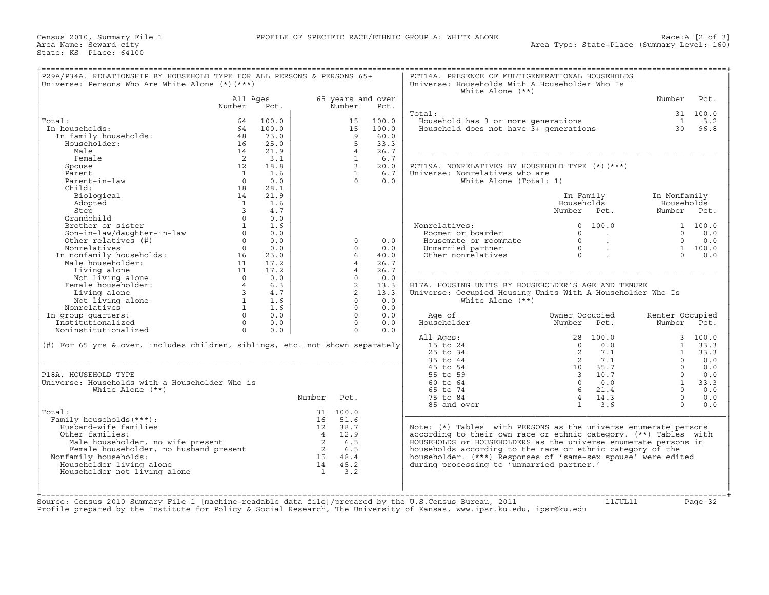Census 2010, Summary File 1 — PROFILE OF SPECIFIC RACE/ETHNIC GROUP A: WHITE ALONE — Race:A [2 of 3]
Area Name: Seward city — Area Type: State-Place (Summary Level: 160)
State: KS Place: 64100

## P29A/P34A. RELATIONSHIP BY HOUSEHOLD TYPE FOR ALL PERSONS & PERSONS 65+
Universe: Persons Who Are White Alone (*)(***)

| | All Ages Number | All Ages Pct. | 65 years and over Number | 65 years and over Pct. |
|---|---|---|---|---|
| Total: | 64 | 100.0 | 15 | 100.0 |
| In households: | 64 | 100.0 | 15 | 100.0 |
| In family households: | 48 | 75.0 | 9 | 60.0 |
| Householder: | 16 | 25.0 | 5 | 33.3 |
| Male | 14 | 21.9 | 4 | 26.7 |
| Female | 2 | 3.1 | 1 | 6.7 |
| Spouse | 12 | 18.8 | 3 | 20.0 |
| Parent | 1 | 1.6 | 1 | 6.7 |
| Parent-in-law | 0 | 0.0 | 0 | 0.0 |
| Child: | 18 | 28.1 | | |
| Biological | 14 | 21.9 | | |
| Adopted | 1 | 1.6 | | |
| Step | 3 | 4.7 | | |
| Grandchild | 0 | 0.0 | | |
| Brother or sister | 1 | 1.6 | | |
| Son-in-law/daughter-in-law | 0 | 0.0 | | |
| Other relatives (#) | 0 | 0.0 | 0 | 0.0 |
| Nonrelatives | 0 | 0.0 | 0 | 0.0 |
| In nonfamily households: | 16 | 25.0 | 6 | 40.0 |
| Male householder: | 11 | 17.2 | 4 | 26.7 |
| Living alone | 11 | 17.2 | 4 | 26.7 |
| Not living alone | 0 | 0.0 | 0 | 0.0 |
| Female householder: | 4 | 6.3 | 2 | 13.3 |
| Living alone | 3 | 4.7 | 2 | 13.3 |
| Not living alone | 1 | 1.6 | 0 | 0.0 |
| Nonrelatives | 1 | 1.6 | 0 | 0.0 |
| In group quarters: | 0 | 0.0 | 0 | 0.0 |
| Institutionalized | 0 | 0.0 | 0 | 0.0 |
| Noninstitutionalized | 0 | 0.0 | 0 | 0.0 |

(#) For 65 yrs & over, includes children, siblings, etc. not shown separately

## P18A. HOUSEHOLD TYPE
Universe: Households with a Householder Who is White Alone (**)

| | Number | Pct. |
|---|---|---|
| Total: | 31 | 100.0 |
| Family households(***): | 16 | 51.6 |
| Husband-wife families | 12 | 38.7 |
| Other families: | 4 | 12.9 |
| Male householder, no wife present | 2 | 6.5 |
| Female householder, no husband present | 2 | 6.5 |
| Nonfamily households: | 15 | 48.4 |
| Householder living alone | 14 | 45.2 |
| Householder not living alone | 1 | 3.2 |

## PCT14A. PRESENCE OF MULTIGENERATIONAL HOUSEHOLDS
Universe: Households With A Householder Who Is White Alone (**)

| | Number | Pct. |
|---|---|---|
| Total: | 31 | 100.0 |
| Household has 3 or more generations | 1 | 3.2 |
| Household does not have 3+ generations | 30 | 96.8 |

## PCT19A. NONRELATIVES BY HOUSEHOLD TYPE (*)(***)
Universe: Nonrelatives who are White Alone (Total: 1)

| | In Family Households Number | In Family Households Pct. | In Nonfamily Households Number | In Nonfamily Households Pct. |
|---|---|---|---|---|
| Nonrelatives: | 0 | 100.0 | 1 | 100.0 |
| Roomer or boarder | 0 | . | 0 | 0.0 |
| Housemate or roommate | 0 | . | 0 | 0.0 |
| Unmarried partner | 0 | . | 1 | 100.0 |
| Other nonrelatives | 0 | . | 0 | 0.0 |

## H17A. HOUSING UNITS BY HOUSEHOLDER'S AGE AND TENURE
Universe: Occupied Housing Units With A Householder Who Is White Alone (**)

| Age of Householder | Owner Occupied Number | Owner Occupied Pct. | Renter Occupied Number | Renter Occupied Pct. |
|---|---|---|---|---|
| All Ages: | 28 | 100.0 | 3 | 100.0 |
| 15 to 24 | 0 | 0.0 | 1 | 33.3 |
| 25 to 34 | 2 | 7.1 | 1 | 33.3 |
| 35 to 44 | 2 | 7.1 | 0 | 0.0 |
| 45 to 54 | 10 | 35.7 | 0 | 0.0 |
| 55 to 59 | 3 | 10.7 | 0 | 0.0 |
| 60 to 64 | 0 | 0.0 | 1 | 33.3 |
| 65 to 74 | 6 | 21.4 | 0 | 0.0 |
| 75 to 84 | 4 | 14.3 | 0 | 0.0 |
| 85 and over | 1 | 3.6 | 0 | 0.0 |

Note: (*) Tables with PERSONS as the universe enumerate persons according to their own race or ethnic category. (**) Tables with HOUSEHOLDS or HOUSEHOLDERS as the universe enumerate persons in households according to the race or ethnic category of the householder. (***) Responses of 'same-sex spouse' were edited during processing to 'unmarried partner.'

Source: Census 2010 Summary File 1 [machine-readable data file]/prepared by the U.S.Census Bureau, 2011 11JUL11
Profile prepared by the Institute for Policy & Social Research, The University of Kansas, www.ipsr.ku.edu, ipsr@ku.edu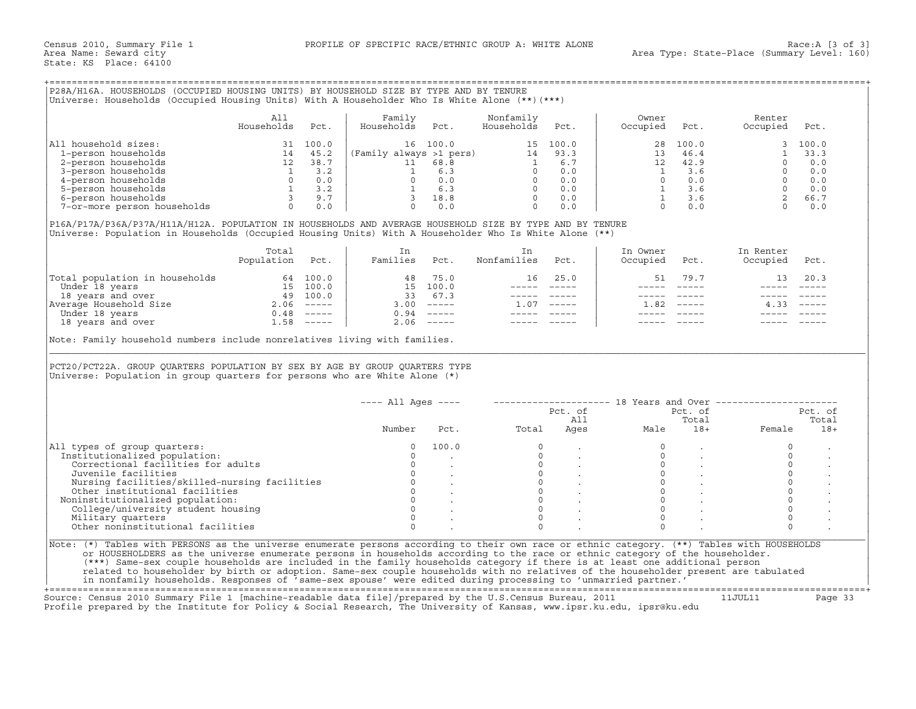Census 2010, Summary File 1 — PROFILE OF SPECIFIC RACE/ETHNIC GROUP A: WHITE ALONE — Race:A [3 of 3]
Area Name: Seward city — Area Type: State-Place (Summary Level: 160)
State: KS Place: 64100

## P28A/H16A. HOUSEHOLDS (OCCUPIED HOUSING UNITS) BY HOUSEHOLD SIZE BY TYPE AND BY TENURE

Universe: Households (Occupied Housing Units) With A Householder Who Is White Alone (**)(***)

| | All Households | Pct. | Family Households | Pct. | Nonfamily Households | Pct. | Owner Occupied | Pct. | Renter Occupied | Pct. |
|---|---|---|---|---|---|---|---|---|---|---|
| All household sizes: | 31 | 100.0 | 16 | 100.0 | 15 | 100.0 | 28 | 100.0 | 3 | 100.0 |
| 1-person households | 14 | 45.2 | (Family always >1 pers) | | 14 | 93.3 | 13 | 46.4 | 1 | 33.3 |
| 2-person households | 12 | 38.7 | 11 | 68.8 | 1 | 6.7 | 12 | 42.9 | 0 | 0.0 |
| 3-person households | 1 | 3.2 | 1 | 6.3 | 0 | 0.0 | 1 | 3.6 | 0 | 0.0 |
| 4-person households | 0 | 0.0 | 0 | 0.0 | 0 | 0.0 | 0 | 0.0 | 0 | 0.0 |
| 5-person households | 1 | 3.2 | 1 | 6.3 | 0 | 0.0 | 1 | 3.6 | 0 | 0.0 |
| 6-person households | 3 | 9.7 | 3 | 18.8 | 0 | 0.0 | 1 | 3.6 | 2 | 66.7 |
| 7-or-more person households | 0 | 0.0 | 0 | 0.0 | 0 | 0.0 | 0 | 0.0 | 0 | 0.0 |

## P16A/P17A/P36A/P37A/H11A/H12A. POPULATION IN HOUSEHOLDS AND AVERAGE HOUSEHOLD SIZE BY TYPE AND BY TENURE

Universe: Population in Households (Occupied Housing Units) With A Householder Who Is White Alone (**)

| | Total Population | Pct. | In Families | Pct. | In Nonfamilies | Pct. | In Owner Occupied | Pct. | In Renter Occupied | Pct. |
|---|---|---|---|---|---|---|---|---|---|---|
| Total population in households | 64 | 100.0 | 48 | 75.0 | 16 | 25.0 | 51 | 79.7 | 13 | 20.3 |
| Under 18 years | 15 | 100.0 | 15 | 100.0 | ----- | ----- | ----- | ----- | ----- | ----- |
| 18 years and over | 49 | 100.0 | 33 | 67.3 | ----- | ----- | ----- | ----- | ----- | ----- |
| Average Household Size | 2.06 | ----- | 3.00 | ----- | 1.07 | ----- | 1.82 | ----- | 4.33 | ----- |
| Under 18 years | 0.48 | ----- | 0.94 | ----- | ----- | ----- | ----- | ----- | ----- | ----- |
| 18 years and over | 1.58 | ----- | 2.06 | ----- | ----- | ----- | ----- | ----- | ----- | ----- |

Note: Family household numbers include nonrelatives living with families.

## PCT20/PCT22A. GROUP QUARTERS POPULATION BY SEX BY AGE BY GROUP QUARTERS TYPE

Universe: Population in group quarters for persons who are White Alone (*)

| | All Ages | | 18 Years and Over | | | | | |
|---|---|---|---|---|---|---|---|---|
| | Number | Pct. | Total | Pct. of All Ages | Male | Pct. of Total 18+ | Female | Pct. of Total 18+ |
| All types of group quarters: | 0 | 100.0 | 0 | . | 0 | . | 0 | . |
| Institutionalized population: | 0 | . | 0 | . | 0 | . | 0 | . |
| Correctional facilities for adults | 0 | . | 0 | . | 0 | . | 0 | . |
| Juvenile facilities | 0 | . | 0 | . | 0 | . | 0 | . |
| Nursing facilities/skilled-nursing facilities | 0 | . | 0 | . | 0 | . | 0 | . |
| Other institutional facilities | 0 | . | 0 | . | 0 | . | 0 | . |
| Noninstitutionalized population: | 0 | . | 0 | . | 0 | . | 0 | . |
| College/university student housing | 0 | . | 0 | . | 0 | . | 0 | . |
| Military quarters | 0 | . | 0 | . | 0 | . | 0 | . |
| Other noninstitutional facilities | 0 | . | 0 | . | 0 | . | 0 | . |

Note: (*) Tables with PERSONS as the universe enumerate persons according to their own race or ethnic category. (**) Tables with HOUSEHOLDS or HOUSEHOLDERS as the universe enumerate persons in households according to the race or ethnic category of the householder. (***) Same-sex couple households are included in the family households category if there is at least one additional person related to householder by birth or adoption. Same-sex couple households with no relatives of the householder present are tabulated in nonfamily households. Responses of 'same-sex spouse' were edited during processing to 'unmarried partner.'

Source: Census 2010 Summary File 1 [machine-readable data file]/prepared by the U.S.Census Bureau, 2011 11JUL11
Profile prepared by the Institute for Policy & Social Research, The University of Kansas, www.ipsr.ku.edu, ipsr@ku.edu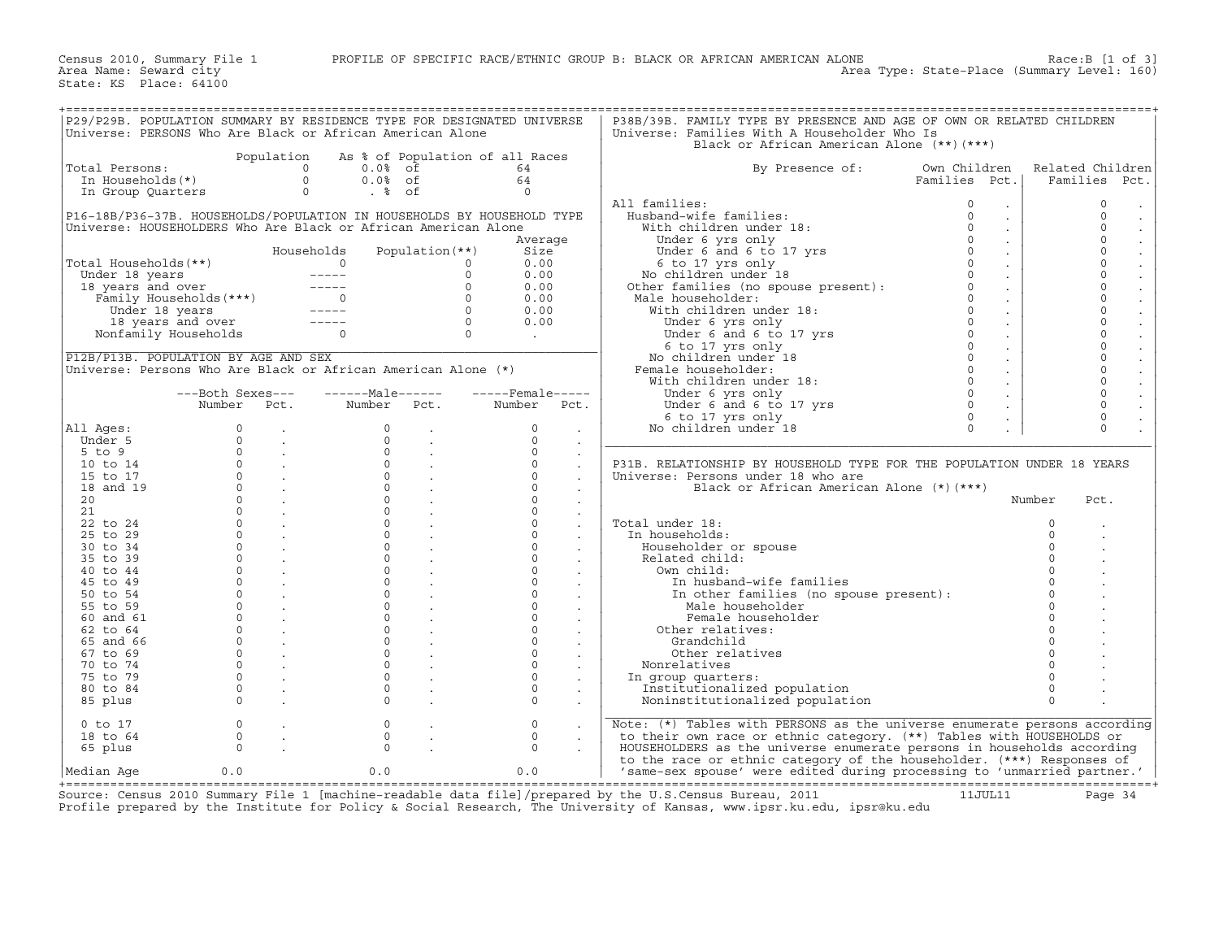Census 2010, Summary File 1 — PROFILE OF SPECIFIC RACE/ETHNIC GROUP B: BLACK OR AFRICAN AMERICAN ALONE — Race:B [1 of 3]

Area Name: Seward city — Area Type: State-Place (Summary Level: 160)

State: KS Place: 64100

## P29/P29B. POPULATION SUMMARY BY RESIDENCE TYPE FOR DESIGNATED UNIVERSE

Universe: PERSONS Who Are Black or African American Alone

| | Population | As % of Population of all Races | |
|---|---|---|---|
| Total Persons: | 0 | 0.0% of | 64 |
| In Households(*) | 0 | 0.0% of | 64 |
| In Group Quarters | 0 | . % of | 0 |

## P16-18B/P36-37B. HOUSEHOLDS/POPULATION IN HOUSEHOLDS BY HOUSEHOLD TYPE

Universe: HOUSEHOLDERS Who Are Black or African American Alone

| | Households | Population(**) | Average Size |
|---|---|---|---|
| Total Households(**) | 0 | 0 | 0.00 |
| Under 18 years | ----- | 0 | 0.00 |
| 18 years and over | ----- | 0 | 0.00 |
| Family Households(***) | 0 | 0 | 0.00 |
| Under 18 years | ----- | 0 | 0.00 |
| 18 years and over | ----- | 0 | 0.00 |
| Nonfamily Households | 0 | 0 | . |

## P12B/P13B. POPULATION BY AGE AND SEX

Universe: Persons Who Are Black or African American Alone (*)

| | Both Sexes Number | Both Sexes Pct. | Male Number | Male Pct. | Female Number | Female Pct. |
|---|---|---|---|---|---|---|
| All Ages: | 0 | . | 0 | . | 0 | . |
| Under 5 | 0 | . | 0 | . | 0 | . |
| 5 to 9 | 0 | . | 0 | . | 0 | . |
| 10 to 14 | 0 | . | 0 | . | 0 | . |
| 15 to 17 | 0 | . | 0 | . | 0 | . |
| 18 and 19 | 0 | . | 0 | . | 0 | . |
| 20 | 0 | . | 0 | . | 0 | . |
| 21 | 0 | . | 0 | . | 0 | . |
| 22 to 24 | 0 | . | 0 | . | 0 | . |
| 25 to 29 | 0 | . | 0 | . | 0 | . |
| 30 to 34 | 0 | . | 0 | . | 0 | . |
| 35 to 39 | 0 | . | 0 | . | 0 | . |
| 40 to 44 | 0 | . | 0 | . | 0 | . |
| 45 to 49 | 0 | . | 0 | . | 0 | . |
| 50 to 54 | 0 | . | 0 | . | 0 | . |
| 55 to 59 | 0 | . | 0 | . | 0 | . |
| 60 and 61 | 0 | . | 0 | . | 0 | . |
| 62 to 64 | 0 | . | 0 | . | 0 | . |
| 65 and 66 | 0 | . | 0 | . | 0 | . |
| 67 to 69 | 0 | . | 0 | . | 0 | . |
| 70 to 74 | 0 | . | 0 | . | 0 | . |
| 75 to 79 | 0 | . | 0 | . | 0 | . |
| 80 to 84 | 0 | . | 0 | . | 0 | . |
| 85 plus | 0 | . | 0 | . | 0 | . |
| 0 to 17 | 0 | . | 0 | . | 0 | . |
| 18 to 64 | 0 | . | 0 | . | 0 | . |
| 65 plus | 0 | . | 0 | . | 0 | . |
| Median Age | 0.0 | | 0.0 | | 0.0 | |

## P38B/39B. FAMILY TYPE BY PRESENCE AND AGE OF OWN OR RELATED CHILDREN

Universe: Families With A Householder Who Is Black or African American Alone (**)(***)

| By Presence of: | Own Children Families | Own Children Pct. | Related Children Families | Related Children Pct. |
|---|---|---|---|---|
| All families: | 0 | . | 0 | . |
| Husband-wife families: | 0 | . | 0 | . |
| With children under 18: | 0 | . | 0 | . |
| Under 6 yrs only | 0 | . | 0 | . |
| Under 6 and 6 to 17 yrs | 0 | . | 0 | . |
| 6 to 17 yrs only | 0 | . | 0 | . |
| No children under 18 | 0 | . | 0 | . |
| Other families (no spouse present): | 0 | . | 0 | . |
| Male householder: | 0 | . | 0 | . |
| With children under 18: | 0 | . | 0 | . |
| Under 6 yrs only | 0 | . | 0 | . |
| Under 6 and 6 to 17 yrs | 0 | . | 0 | . |
| 6 to 17 yrs only | 0 | . | 0 | . |
| No children under 18 | 0 | . | 0 | . |
| Female householder: | 0 | . | 0 | . |
| With children under 18: | 0 | . | 0 | . |
| Under 6 yrs only | 0 | . | 0 | . |
| Under 6 and 6 to 17 yrs | 0 | . | 0 | . |
| 6 to 17 yrs only | 0 | . | 0 | . |
| No children under 18 | 0 | . | 0 | . |

## P31B. RELATIONSHIP BY HOUSEHOLD TYPE FOR THE POPULATION UNDER 18 YEARS

Universe: Persons under 18 who are Black or African American Alone (*)(***)

| | Number | Pct. |
|---|---|---|
| Total under 18: | 0 | . |
| In households: | 0 | . |
| Householder or spouse | 0 | . |
| Related child: | 0 | . |
| Own child: | 0 | . |
| In husband-wife families | 0 | . |
| In other families (no spouse present): | 0 | . |
| Male householder | 0 | . |
| Female householder | 0 | . |
| Other relatives: | 0 | . |
| Grandchild | 0 | . |
| Other relatives | 0 | . |
| Nonrelatives | 0 | . |
| In group quarters: | 0 | . |
| Institutionalized population | 0 | . |
| Noninstitutionalized population | 0 | . |

Note: (*) Tables with PERSONS as the universe enumerate persons according to their own race or ethnic category. (**) Tables with HOUSEHOLDS or HOUSEHOLDERS as the universe enumerate persons in households according to the race or ethnic category of the householder. (***) Responses of 'same-sex spouse' were edited during processing to 'unmarried partner.'

Source: Census 2010 Summary File 1 [machine-readable data file]/prepared by the U.S.Census Bureau, 2011 11JUL11

Profile prepared by the Institute for Policy & Social Research, The University of Kansas, www.ipsr.ku.edu, ipsr@ku.edu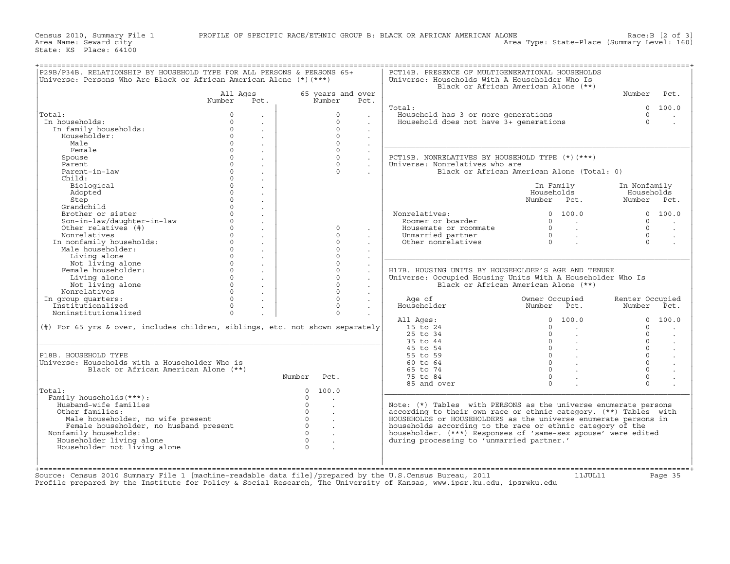## P29B/P34B. RELATIONSHIP BY HOUSEHOLD TYPE FOR ALL PERSONS & PERSONS 65+

Universe: Persons Who Are Black or African American Alone (*)(***)

| | All Ages Number | All Ages Pct. | 65 years and over Number | 65 years and over Pct. |
|---|---|---|---|---|
| Total: | 0 | . | 0 | . |
| In households: | 0 | . | 0 | . |
| In family households: | 0 | . | 0 | . |
| Householder: | 0 | . | 0 | . |
| Male | 0 | . | 0 | . |
| Female | 0 | . | 0 | . |
| Spouse | 0 | . | 0 | . |
| Parent | 0 | . | 0 | . |
| Parent-in-law | 0 | . | 0 | . |
| Child: | 0 | . | | |
| Biological | 0 | . | | |
| Adopted | 0 | . | | |
| Step | 0 | . | | |
| Grandchild | 0 | . | | |
| Brother or sister | 0 | . | | |
| Son-in-law/daughter-in-law | 0 | . | | |
| Other relatives (#) | 0 | . | 0 | . |
| Nonrelatives | 0 | . | 0 | . |
| In nonfamily households: | 0 | . | 0 | . |
| Male householder: | 0 | . | 0 | . |
| Living alone | 0 | . | 0 | . |
| Not living alone | 0 | . | 0 | . |
| Female householder: | 0 | . | 0 | . |
| Living alone | 0 | . | 0 | . |
| Not living alone | 0 | . | 0 | . |
| Nonrelatives | 0 | . | 0 | . |
| In group quarters: | 0 | . | 0 | . |
| Institutionalized | 0 | . | 0 | . |
| Noninstitutionalized | 0 | . | 0 | . |

(#) For 65 yrs & over, includes children, siblings, etc. not shown separately

## P18B. HOUSEHOLD TYPE

Universe: Households with a Householder Who is Black or African American Alone (**)

| | Number | Pct. |
|---|---|---|
| Total: | 0 | 100.0 |
| Family households(***): | 0 | . |
| Husband-wife families | 0 | . |
| Other families: | 0 | . |
| Male householder, no wife present | 0 | . |
| Female householder, no husband present | 0 | . |
| Nonfamily households: | 0 | . |
| Householder living alone | 0 | . |
| Householder not living alone | 0 | . |

## PCT14B. PRESENCE OF MULTIGENERATIONAL HOUSEHOLDS

Universe: Households With A Householder Who Is Black or African American Alone (**)

| | Number | Pct. |
|---|---|---|
| Total: | 0 | 100.0 |
| Household has 3 or more generations | 0 | . |
| Household does not have 3+ generations | 0 | . |

## PCT19B. NONRELATIVES BY HOUSEHOLD TYPE (*)(***)

Universe: Nonrelatives who are Black or African American Alone (Total: 0)

| | In Family Households Number | In Family Households Pct. | In Nonfamily Households Number | In Nonfamily Households Pct. |
|---|---|---|---|---|
| Nonrelatives: | 0 | 100.0 | 0 | 100.0 |
| Roomer or boarder | 0 | . | 0 | . |
| Housemate or roommate | 0 | . | 0 | . |
| Unmarried partner | 0 | . | 0 | . |
| Other nonrelatives | 0 | . | 0 | . |

## H17B. HOUSING UNITS BY HOUSEHOLDER'S AGE AND TENURE

Universe: Occupied Housing Units With A Householder Who Is Black or African American Alone (**)

| Age of Householder | Owner Occupied Number | Owner Occupied Pct. | Renter Occupied Number | Renter Occupied Pct. |
|---|---|---|---|---|
| All Ages: | 0 | 100.0 | 0 | 100.0 |
| 15 to 24 | 0 | . | 0 | . |
| 25 to 34 | 0 | . | 0 | . |
| 35 to 44 | 0 | . | 0 | . |
| 45 to 54 | 0 | . | 0 | . |
| 55 to 59 | 0 | . | 0 | . |
| 60 to 64 | 0 | . | 0 | . |
| 65 to 74 | 0 | . | 0 | . |
| 75 to 84 | 0 | . | 0 | . |
| 85 and over | 0 | . | 0 | . |

Note: (*) Tables with PERSONS as the universe enumerate persons according to their own race or ethnic category. (**) Tables with HOUSEHOLDS or HOUSEHOLDERS as the universe enumerate persons in households according to the race or ethnic category of the householder. (***) Responses of 'same-sex spouse' were edited during processing to 'unmarried partner.'

Source: Census 2010 Summary File 1 [machine-readable data file]/prepared by the U.S.Census Bureau, 2011 11JUL11
Profile prepared by the Institute for Policy & Social Research, The University of Kansas, www.ipsr.ku.edu, ipsr@ku.edu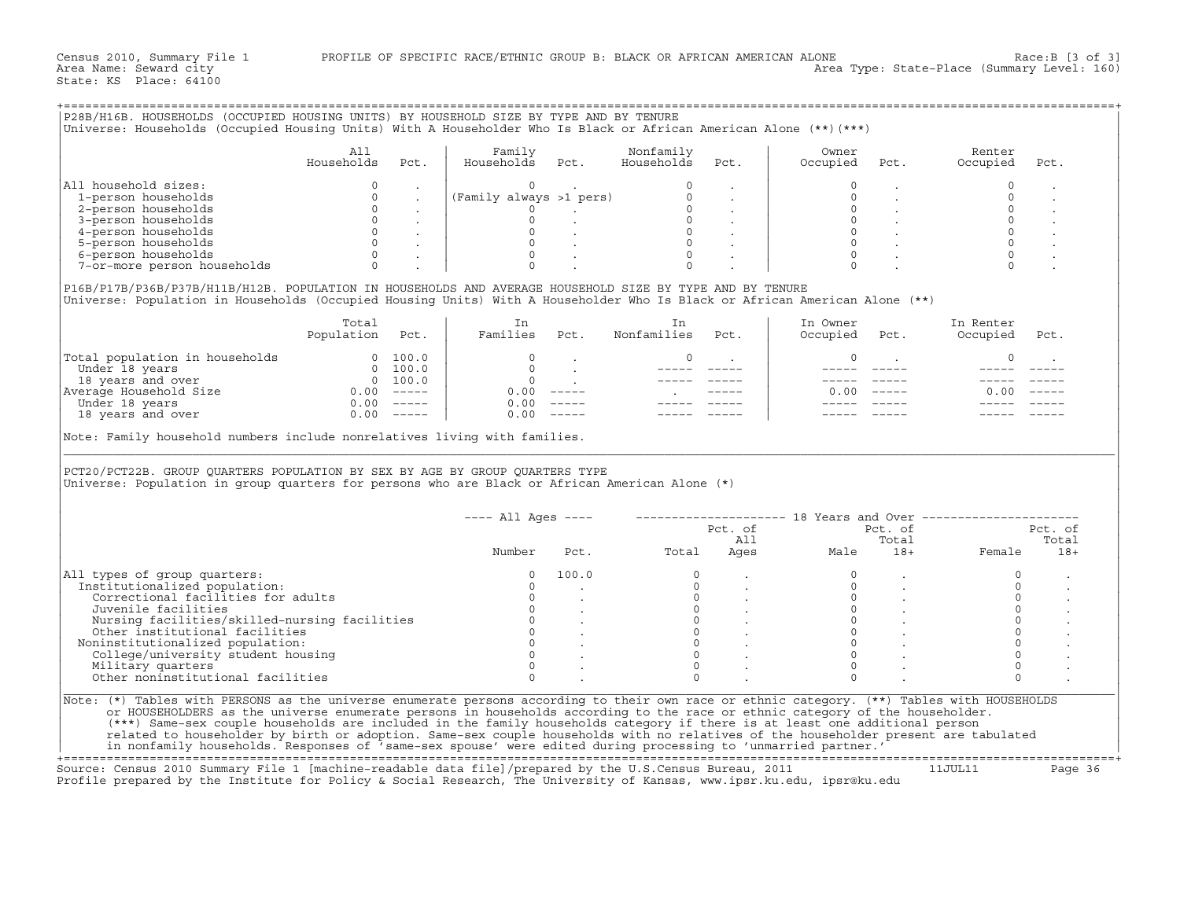Census 2010, Summary File 1 PROFILE OF SPECIFIC RACE/ETHNIC GROUP B: BLACK OR AFRICAN AMERICAN ALONE Race:B [3 of 3]
Area Name: Seward city Area Type: State-Place (Summary Level: 160)
State: KS Place: 64100

## P28B/H16B. HOUSEHOLDS (OCCUPIED HOUSING UNITS) BY HOUSEHOLD SIZE BY TYPE AND BY TENURE

Universe: Households (Occupied Housing Units) With A Householder Who Is Black or African American Alone (**)(***)

| | All Households | Pct. | Family Households | Pct. | Nonfamily Households | Pct. | Owner Occupied | Pct. | Renter Occupied | Pct. |
|---|---|---|---|---|---|---|---|---|---|---|
| All household sizes: | 0 | . | 0 | . | 0 | . | 0 | . | 0 | . |
| 1-person households | 0 | . | (Family always >1 pers) | | 0 | . | 0 | . | 0 | . |
| 2-person households | 0 | . | 0 | . | 0 | . | 0 | . | 0 | . |
| 3-person households | 0 | . | 0 | . | 0 | . | 0 | . | 0 | . |
| 4-person households | 0 | . | 0 | . | 0 | . | 0 | . | 0 | . |
| 5-person households | 0 | . | 0 | . | 0 | . | 0 | . | 0 | . |
| 6-person households | 0 | . | 0 | . | 0 | . | 0 | . | 0 | . |
| 7-or-more person households | 0 | . | 0 | . | 0 | . | 0 | . | 0 | . |

## P16B/P17B/P36B/P37B/H11B/H12B. POPULATION IN HOUSEHOLDS AND AVERAGE HOUSEHOLD SIZE BY TYPE AND BY TENURE

Universe: Population in Households (Occupied Housing Units) With A Householder Who Is Black or African American Alone (**)

| | Total Population | Pct. | In Families | Pct. | In Nonfamilies | Pct. | In Owner Occupied | Pct. | In Renter Occupied | Pct. |
|---|---|---|---|---|---|---|---|---|---|---|
| Total population in households | 0 | 100.0 | 0 | . | 0 | . | 0 | . | 0 | . |
| Under 18 years | 0 | 100.0 | 0 | . | ----- | ----- | ----- | ----- | ----- | ----- |
| 18 years and over | 0 | 100.0 | 0 | . | ----- | ----- | ----- | ----- | ----- | ----- |
| Average Household Size | 0.00 | ----- | 0.00 | ----- | . | ----- | 0.00 | ----- | 0.00 | ----- |
| Under 18 years | 0.00 | ----- | 0.00 | ----- | ----- | ----- | ----- | ----- | ----- | ----- |
| 18 years and over | 0.00 | ----- | 0.00 | ----- | ----- | ----- | ----- | ----- | ----- | ----- |

Note: Family household numbers include nonrelatives living with families.

## PCT20/PCT22B. GROUP QUARTERS POPULATION BY SEX BY AGE BY GROUP QUARTERS TYPE

Universe: Population in group quarters for persons who are Black or African American Alone (*)

| | All Ages Number | All Ages Pct. | 18 Years and Over Total | Pct. of All Ages | Male | Pct. of Total 18+ | Female | Pct. of Total 18+ |
|---|---|---|---|---|---|---|---|---|
| All types of group quarters: | 0 | 100.0 | 0 | . | 0 | . | 0 | . |
| Institutionalized population: | 0 | . | 0 | . | 0 | . | 0 | . |
| Correctional facilities for adults | 0 | . | 0 | . | 0 | . | 0 | . |
| Juvenile facilities | 0 | . | 0 | . | 0 | . | 0 | . |
| Nursing facilities/skilled-nursing facilities | 0 | . | 0 | . | 0 | . | 0 | . |
| Other institutional facilities | 0 | . | 0 | . | 0 | . | 0 | . |
| Noninstitutionalized population: | 0 | . | 0 | . | 0 | . | 0 | . |
| College/university student housing | 0 | . | 0 | . | 0 | . | 0 | . |
| Military quarters | 0 | . | 0 | . | 0 | . | 0 | . |
| Other noninstitutional facilities | 0 | . | 0 | . | 0 | . | 0 | . |

Note: (*) Tables with PERSONS as the universe enumerate persons according to their own race or ethnic category. (**) Tables with HOUSEHOLDS or HOUSEHOLDERS as the universe enumerate persons in households according to the race or ethnic category of the householder. (***) Same-sex couple households are included in the family households category if there is at least one additional person related to householder by birth or adoption. Same-sex couple households with no relatives of the householder present are tabulated in nonfamily households. Responses of 'same-sex spouse' were edited during processing to 'unmarried partner.'

Source: Census 2010 Summary File 1 [machine-readable data file]/prepared by the U.S.Census Bureau, 2011 11JUL11
Profile prepared by the Institute for Policy & Social Research, The University of Kansas, www.ipsr.ku.edu, ipsr@ku.edu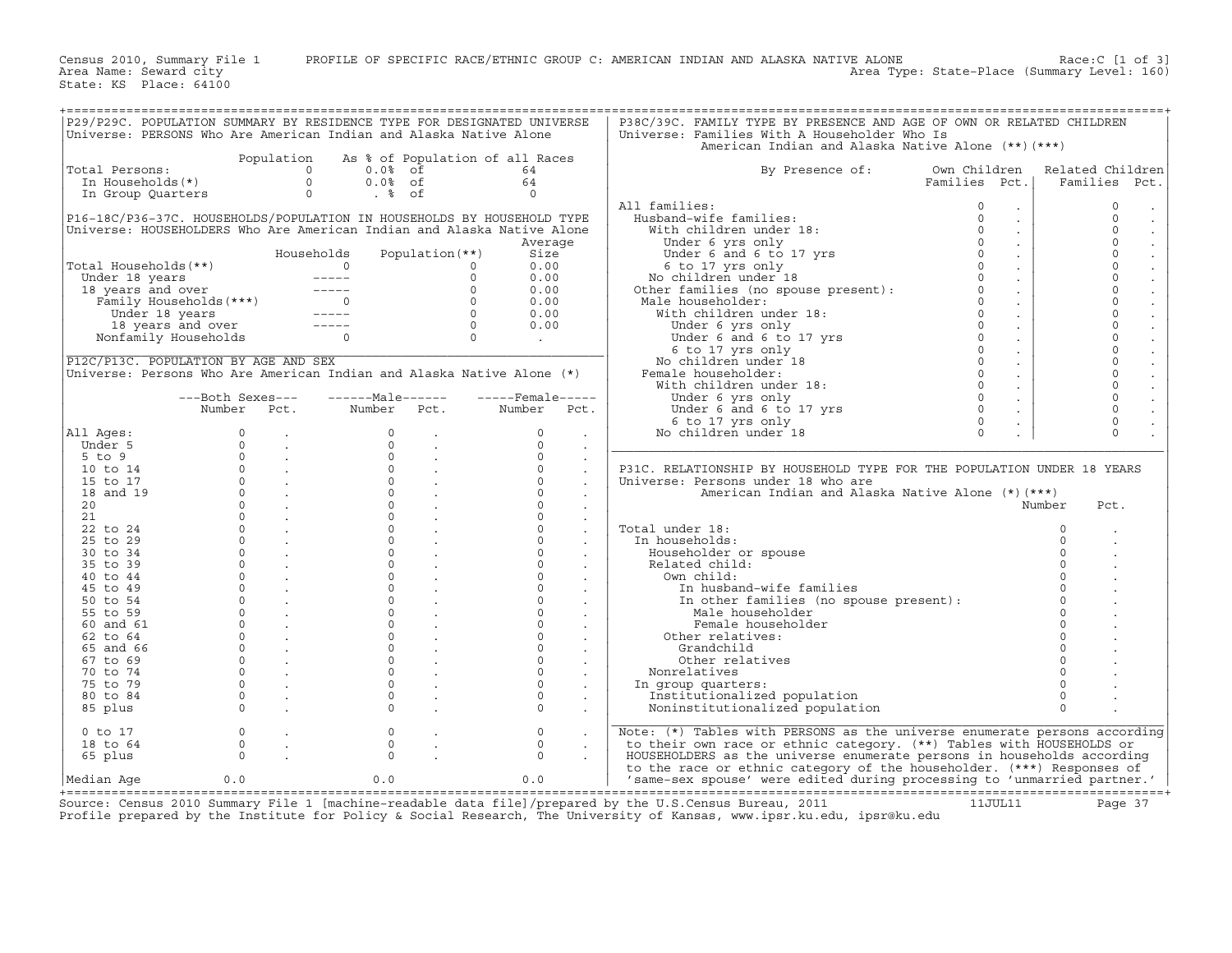Census 2010, Summary File 1 PROFILE OF SPECIFIC RACE/ETHNIC GROUP C: AMERICAN INDIAN AND ALASKA NATIVE ALONE Race:C [1 of 3]
Area Name: Seward city Area Type: State-Place (Summary Level: 160)
State: KS Place: 64100

## P29/P29C. POPULATION SUMMARY BY RESIDENCE TYPE FOR DESIGNATED UNIVERSE

Universe: PERSONS Who Are American Indian and Alaska Native Alone

| | Population | As % of Population of all Races | |
|---|---|---|---|
| Total Persons: | 0 | 0.0% of | 64 |
| In Households(*) | 0 | 0.0% of | 64 |
| In Group Quarters | 0 | . % of | 0 |

## P16-18C/P36-37C. HOUSEHOLDS/POPULATION IN HOUSEHOLDS BY HOUSEHOLD TYPE

Universe: HOUSEHOLDERS Who Are American Indian and Alaska Native Alone

| | Households | Population(**) | Average Size |
|---|---|---|---|
| Total Households(**) | 0 | 0 | 0.00 |
| Under 18 years | ----- | 0 | 0.00 |
| 18 years and over | ----- | 0 | 0.00 |
| Family Households(***) | 0 | 0 | 0.00 |
| Under 18 years | ----- | 0 | 0.00 |
| 18 years and over | ----- | 0 | 0.00 |
| Nonfamily Households | 0 | 0 | . |

## P12C/P13C. POPULATION BY AGE AND SEX

Universe: Persons Who Are American Indian and Alaska Native Alone (*)

| | Both Sexes Number | Both Sexes Pct. | Male Number | Male Pct. | Female Number | Female Pct. |
|---|---|---|---|---|---|---|
| All Ages: | 0 | . | 0 | . | 0 | . |
| Under 5 | 0 | . | 0 | . | 0 | . |
| 5 to 9 | 0 | . | 0 | . | 0 | . |
| 10 to 14 | 0 | . | 0 | . | 0 | . |
| 15 to 17 | 0 | . | 0 | . | 0 | . |
| 18 and 19 | 0 | . | 0 | . | 0 | . |
| 20 | 0 | . | 0 | . | 0 | . |
| 21 | 0 | . | 0 | . | 0 | . |
| 22 to 24 | 0 | . | 0 | . | 0 | . |
| 25 to 29 | 0 | . | 0 | . | 0 | . |
| 30 to 34 | 0 | . | 0 | . | 0 | . |
| 35 to 39 | 0 | . | 0 | . | 0 | . |
| 40 to 44 | 0 | . | 0 | . | 0 | . |
| 45 to 49 | 0 | . | 0 | . | 0 | . |
| 50 to 54 | 0 | . | 0 | . | 0 | . |
| 55 to 59 | 0 | . | 0 | . | 0 | . |
| 60 and 61 | 0 | . | 0 | . | 0 | . |
| 62 to 64 | 0 | . | 0 | . | 0 | . |
| 65 and 66 | 0 | . | 0 | . | 0 | . |
| 67 to 69 | 0 | . | 0 | . | 0 | . |
| 70 to 74 | 0 | . | 0 | . | 0 | . |
| 75 to 79 | 0 | . | 0 | . | 0 | . |
| 80 to 84 | 0 | . | 0 | . | 0 | . |
| 85 plus | 0 | . | 0 | . | 0 | . |
| 0 to 17 | 0 | . | 0 | . | 0 | . |
| 18 to 64 | 0 | . | 0 | . | 0 | . |
| 65 plus | 0 | . | 0 | . | 0 | . |
| Median Age | 0.0 | | 0.0 | | 0.0 | |

## P38C/39C. FAMILY TYPE BY PRESENCE AND AGE OF OWN OR RELATED CHILDREN

Universe: Families With A Householder Who Is American Indian and Alaska Native Alone (**)(***)

| By Presence of: | Own Children Families | Own Children Pct. | Related Children Families | Related Children Pct. |
|---|---|---|---|---|
| All families: | 0 | . | 0 | . |
| Husband-wife families: | 0 | . | 0 | . |
| With children under 18: | 0 | . | 0 | . |
| Under 6 yrs only | 0 | . | 0 | . |
| Under 6 and 6 to 17 yrs | 0 | . | 0 | . |
| 6 to 17 yrs only | 0 | . | 0 | . |
| No children under 18 | 0 | . | 0 | . |
| Other families (no spouse present): | 0 | . | 0 | . |
| Male householder: | 0 | . | 0 | . |
| With children under 18: | 0 | . | 0 | . |
| Under 6 yrs only | 0 | . | 0 | . |
| Under 6 and 6 to 17 yrs | 0 | . | 0 | . |
| 6 to 17 yrs only | 0 | . | 0 | . |
| No children under 18 | 0 | . | 0 | . |
| Female householder: | 0 | . | 0 | . |
| With children under 18: | 0 | . | 0 | . |
| Under 6 yrs only | 0 | . | 0 | . |
| Under 6 and 6 to 17 yrs | 0 | . | 0 | . |
| 6 to 17 yrs only | 0 | . | 0 | . |
| No children under 18 | 0 | . | 0 | . |

## P31C. RELATIONSHIP BY HOUSEHOLD TYPE FOR THE POPULATION UNDER 18 YEARS

Universe: Persons under 18 who are American Indian and Alaska Native Alone (*)(***)

| | Number | Pct. |
|---|---|---|
| Total under 18: | 0 | . |
| In households: | 0 | . |
| Householder or spouse | 0 | . |
| Related child: | 0 | . |
| Own child: | 0 | . |
| In husband-wife families | 0 | . |
| In other families (no spouse present): | 0 | . |
| Male householder | 0 | . |
| Female householder | 0 | . |
| Other relatives: | 0 | . |
| Grandchild | 0 | . |
| Other relatives | 0 | . |
| Nonrelatives | 0 | . |
| In group quarters: | 0 | . |
| Institutionalized population | 0 | . |
| Noninstitutionalized population | 0 | . |

Note: (*) Tables with PERSONS as the universe enumerate persons according to their own race or ethnic category. (**) Tables with HOUSEHOLDS or HOUSEHOLDERS as the universe enumerate persons in households according to the race or ethnic category of the householder. (***) Responses of 'same-sex spouse' were edited during processing to 'unmarried partner.'

Source: Census 2010 Summary File 1 [machine-readable data file]/prepared by the U.S.Census Bureau, 2011 11JUL11
Profile prepared by the Institute for Policy & Social Research, The University of Kansas, www.ipsr.ku.edu, ipsr@ku.edu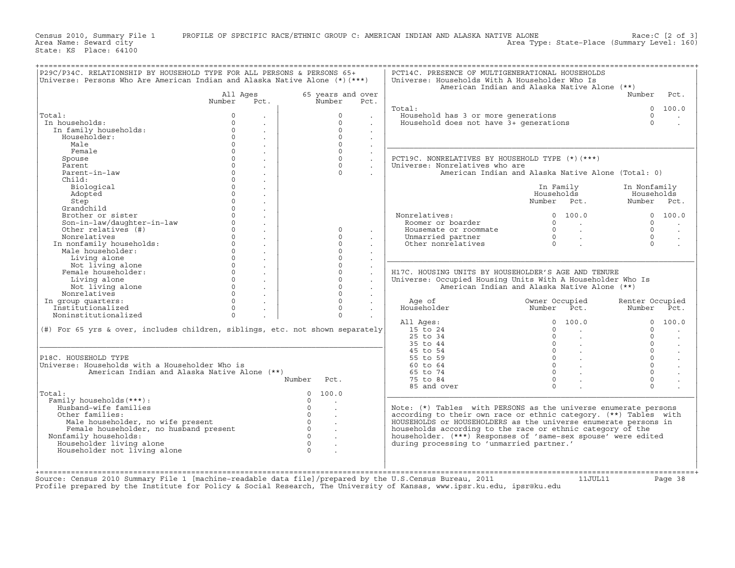Census 2010, Summary File 1 PROFILE OF SPECIFIC RACE/ETHNIC GROUP C: AMERICAN INDIAN AND ALASKA NATIVE ALONE Race:C [2 of 3]
Area Name: Seward city Area Type: State-Place (Summary Level: 160)
State: KS Place: 64100

## P29C/P34C. RELATIONSHIP BY HOUSEHOLD TYPE FOR ALL PERSONS & PERSONS 65+

Universe: Persons Who Are American Indian and Alaska Native Alone (*)(***)

| | All Ages Number | All Ages Pct. | 65 years and over Number | 65 years and over Pct. |
|---|---|---|---|---|
| Total: | 0 | . | 0 | . |
| In households: | 0 | . | 0 | . |
| In family households: | 0 | . | 0 | . |
| Householder: | 0 | . | 0 | . |
| Male | 0 | . | 0 | . |
| Female | 0 | . | 0 | . |
| Spouse | 0 | . | 0 | . |
| Parent | 0 | . | 0 | . |
| Parent-in-law | 0 | . | 0 | . |
| Child: | 0 | . | | |
| Biological | 0 | . | | |
| Adopted | 0 | . | | |
| Step | 0 | . | | |
| Grandchild | 0 | . | | |
| Brother or sister | 0 | . | | |
| Son-in-law/daughter-in-law | 0 | . | | |
| Other relatives (#) | 0 | . | 0 | . |
| Nonrelatives | 0 | . | 0 | . |
| In nonfamily households: | 0 | . | 0 | . |
| Male householder: | 0 | . | 0 | . |
| Living alone | 0 | . | 0 | . |
| Not living alone | 0 | . | 0 | . |
| Female householder: | 0 | . | 0 | . |
| Living alone | 0 | . | 0 | . |
| Not living alone | 0 | . | 0 | . |
| Nonrelatives | 0 | . | 0 | . |
| In group quarters: | 0 | . | 0 | . |
| Institutionalized | 0 | . | 0 | . |
| Noninstitutionalized | 0 | . | 0 | . |

(#) For 65 yrs & over, includes children, siblings, etc. not shown separately

## P18C. HOUSEHOLD TYPE

Universe: Households with a Householder Who is American Indian and Alaska Native Alone (**)

| | Number | Pct. |
|---|---|---|
| Total: | 0 | 100.0 |
| Family households(***): | 0 | . |
| Husband-wife families | 0 | . |
| Other families: | 0 | . |
| Male householder, no wife present | 0 | . |
| Female householder, no husband present | 0 | . |
| Nonfamily households: | 0 | . |
| Householder living alone | 0 | . |
| Householder not living alone | 0 | . |

## PCT14C. PRESENCE OF MULTIGENERATIONAL HOUSEHOLDS

Universe: Households With A Householder Who Is American Indian and Alaska Native Alone (**)

| | Number | Pct. |
|---|---|---|
| Total: | 0 | 100.0 |
| Household has 3 or more generations | 0 | . |
| Household does not have 3+ generations | 0 | . |

## PCT19C. NONRELATIVES BY HOUSEHOLD TYPE (*)(***)

Universe: Nonrelatives who are American Indian and Alaska Native Alone (Total: 0)

| | In Family Households Number | In Family Households Pct. | In Nonfamily Households Number | In Nonfamily Households Pct. |
|---|---|---|---|---|
| Nonrelatives: | 0 | 100.0 | 0 | 100.0 |
| Roomer or boarder | 0 | . | 0 | . |
| Housemate or roommate | 0 | . | 0 | . |
| Unmarried partner | 0 | . | 0 | . |
| Other nonrelatives | 0 | . | 0 | . |

## H17C. HOUSING UNITS BY HOUSEHOLDER'S AGE AND TENURE

Universe: Occupied Housing Units With A Householder Who Is American Indian and Alaska Native Alone (**)

| Age of Householder | Owner Occupied Number | Owner Occupied Pct. | Renter Occupied Number | Renter Occupied Pct. |
|---|---|---|---|---|
| All Ages: | 0 | 100.0 | 0 | 100.0 |
| 15 to 24 | 0 | . | 0 | . |
| 25 to 34 | 0 | . | 0 | . |
| 35 to 44 | 0 | . | 0 | . |
| 45 to 54 | 0 | . | 0 | . |
| 55 to 59 | 0 | . | 0 | . |
| 60 to 64 | 0 | . | 0 | . |
| 65 to 74 | 0 | . | 0 | . |
| 75 to 84 | 0 | . | 0 | . |
| 85 and over | 0 | . | 0 | . |

Note: (*) Tables with PERSONS as the universe enumerate persons according to their own race or ethnic category. (**) Tables with HOUSEHOLDS or HOUSEHOLDERS as the universe enumerate persons in households according to the race or ethnic category of the householder. (***) Responses of 'same-sex spouse' were edited during processing to 'unmarried partner.'

Source: Census 2010 Summary File 1 [machine-readable data file]/prepared by the U.S.Census Bureau, 2011 11JUL11
Profile prepared by the Institute for Policy & Social Research, The University of Kansas, www.ipsr.ku.edu, ipsr@ku.edu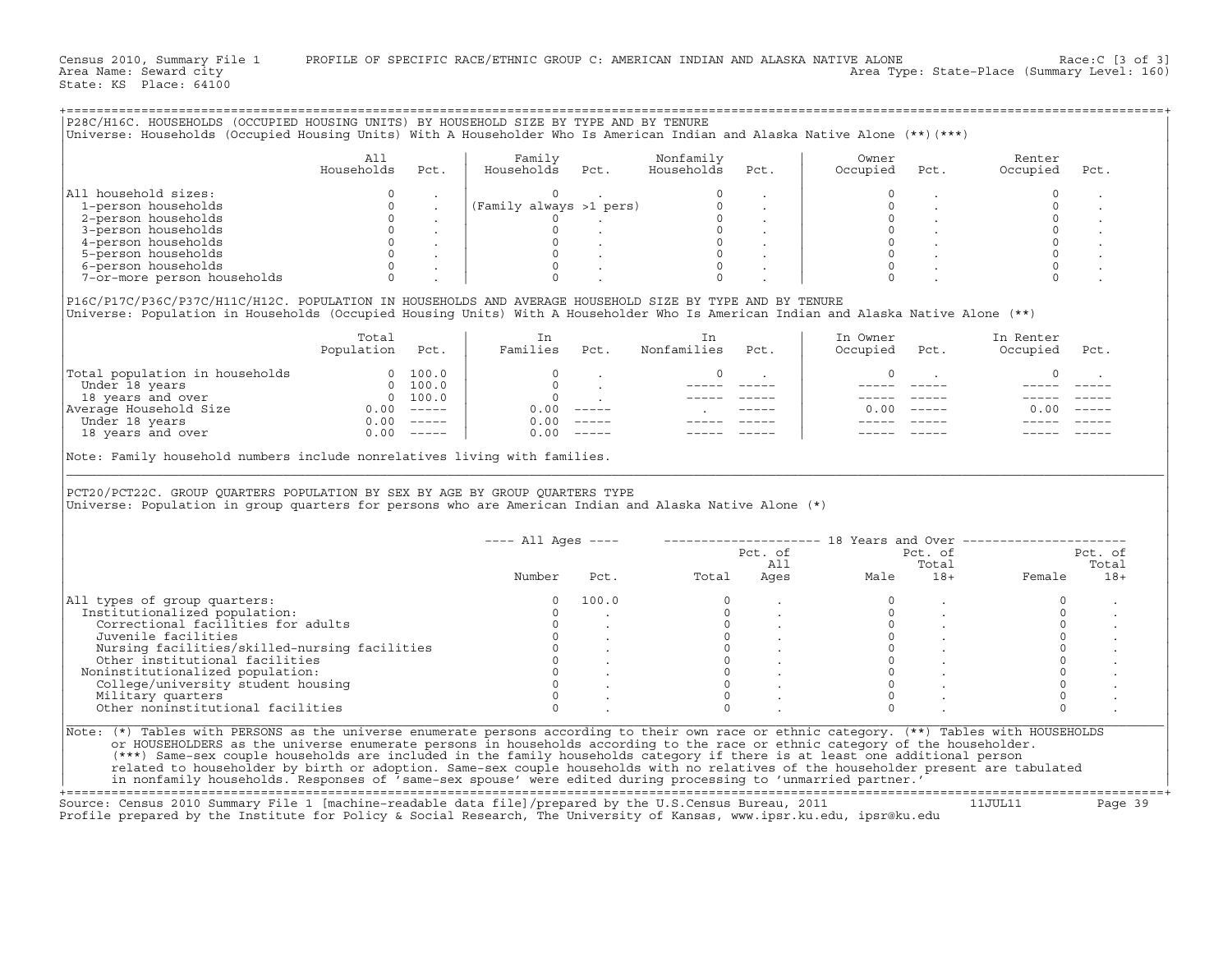Census 2010, Summary File 1 PROFILE OF SPECIFIC RACE/ETHNIC GROUP C: AMERICAN INDIAN AND ALASKA NATIVE ALONE Race:C [3 of 3]
Area Name: Seward city Area Type: State-Place (Summary Level: 160)
State: KS Place: 64100

## P28C/H16C. HOUSEHOLDS (OCCUPIED HOUSING UNITS) BY HOUSEHOLD SIZE BY TYPE AND BY TENURE

Universe: Households (Occupied Housing Units) With A Householder Who Is American Indian and Alaska Native Alone (**)(***)

| | All Households | Pct. | Family Households | Pct. | Nonfamily Households | Pct. | Owner Occupied | Pct. | Renter Occupied | Pct. |
|---|---|---|---|---|---|---|---|---|---|---|
| All household sizes: | 0 | . | 0 | . | 0 | . | 0 | . | 0 | . |
| 1-person households | 0 | . | (Family always >1 pers) | | 0 | . | 0 | . | 0 | . |
| 2-person households | 0 | . | 0 | . | 0 | . | 0 | . | 0 | . |
| 3-person households | 0 | . | 0 | . | 0 | . | 0 | . | 0 | . |
| 4-person households | 0 | . | 0 | . | 0 | . | 0 | . | 0 | . |
| 5-person households | 0 | . | 0 | . | 0 | . | 0 | . | 0 | . |
| 6-person households | 0 | . | 0 | . | 0 | . | 0 | . | 0 | . |
| 7-or-more person households | 0 | . | 0 | . | 0 | . | 0 | . | 0 | . |

## P16C/P17C/P36C/P37C/H11C/H12C. POPULATION IN HOUSEHOLDS AND AVERAGE HOUSEHOLD SIZE BY TYPE AND BY TENURE

Universe: Population in Households (Occupied Housing Units) With A Householder Who Is American Indian and Alaska Native Alone (**)

| | Total Population | Pct. | In Families | Pct. | In Nonfamilies | Pct. | In Owner Occupied | Pct. | In Renter Occupied | Pct. |
|---|---|---|---|---|---|---|---|---|---|---|
| Total population in households | 0 | 100.0 | 0 | . | 0 | . | 0 | . | 0 | . |
| Under 18 years | 0 | 100.0 | 0 | . | ----- | ----- | ----- | ----- | ----- | ----- |
| 18 years and over | 0 | 100.0 | 0 | . | ----- | ----- | ----- | ----- | ----- | ----- |
| Average Household Size | 0.00 | ----- | 0.00 | ----- | . | ----- | 0.00 | ----- | 0.00 | ----- |
| Under 18 years | 0.00 | ----- | 0.00 | ----- | ----- | ----- | ----- | ----- | ----- | ----- |
| 18 years and over | 0.00 | ----- | 0.00 | ----- | ----- | ----- | ----- | ----- | ----- | ----- |

Note: Family household numbers include nonrelatives living with families.

## PCT20/PCT22C. GROUP QUARTERS POPULATION BY SEX BY AGE BY GROUP QUARTERS TYPE

Universe: Population in group quarters for persons who are American Indian and Alaska Native Alone (*)

| | All Ages Number | All Ages Pct. | 18 Years and Over Total | Pct. of All Ages | Male | Pct. of Total 18+ | Female | Pct. of Total 18+ |
|---|---|---|---|---|---|---|---|---|
| All types of group quarters: | 0 | 100.0 | 0 | . | 0 | . | 0 | . |
| Institutionalized population: | 0 | . | 0 | . | 0 | . | 0 | . |
| Correctional facilities for adults | 0 | . | 0 | . | 0 | . | 0 | . |
| Juvenile facilities | 0 | . | 0 | . | 0 | . | 0 | . |
| Nursing facilities/skilled-nursing facilities | 0 | . | 0 | . | 0 | . | 0 | . |
| Other institutional facilities | 0 | . | 0 | . | 0 | . | 0 | . |
| Noninstitutionalized population: | 0 | . | 0 | . | 0 | . | 0 | . |
| College/university student housing | 0 | . | 0 | . | 0 | . | 0 | . |
| Military quarters | 0 | . | 0 | . | 0 | . | 0 | . |
| Other noninstitutional facilities | 0 | . | 0 | . | 0 | . | 0 | . |

Note: (*) Tables with PERSONS as the universe enumerate persons according to their own race or ethnic category. (**) Tables with HOUSEHOLDS or HOUSEHOLDERS as the universe enumerate persons in households according to the race or ethnic category of the householder. (***) Same-sex couple households are included in the family households category if there is at least one additional person related to householder by birth or adoption. Same-sex couple households with no relatives of the householder present are tabulated in nonfamily households. Responses of 'same-sex spouse' were edited during processing to 'unmarried partner.'

Source: Census 2010 Summary File 1 [machine-readable data file]/prepared by the U.S.Census Bureau, 2011 11JUL11
Profile prepared by the Institute for Policy & Social Research, The University of Kansas, www.ipsr.ku.edu, ipsr@ku.edu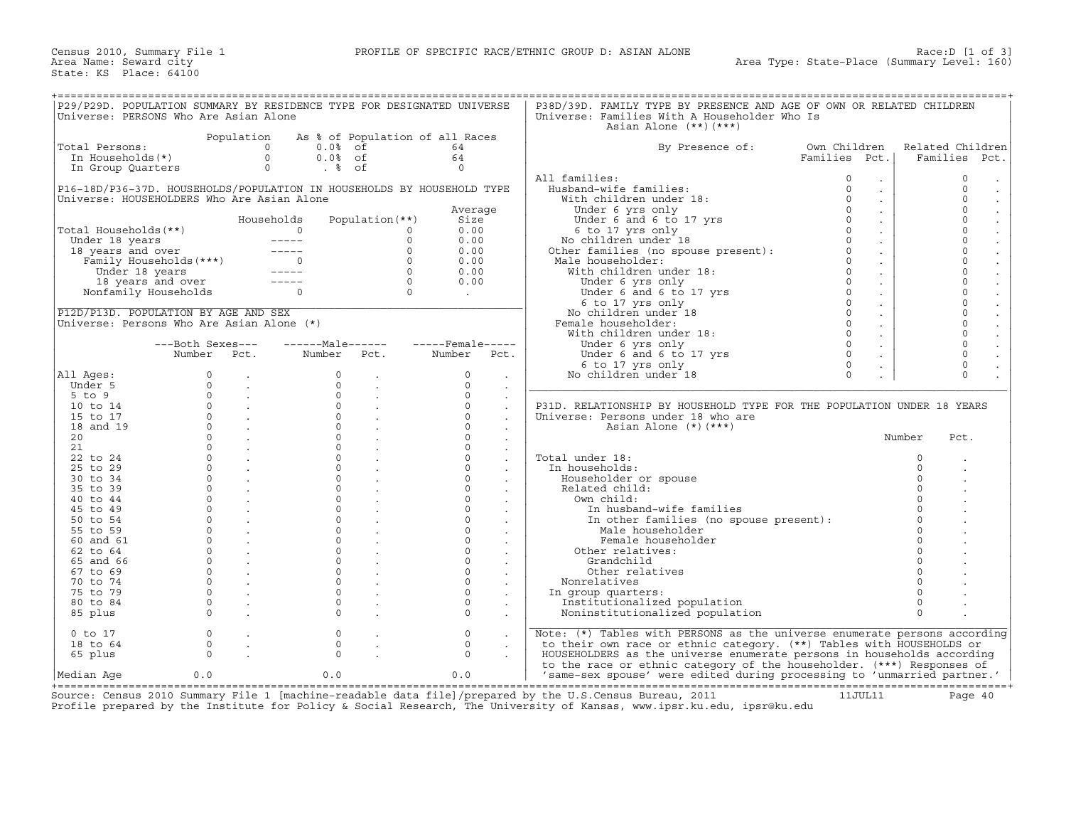Census 2010, Summary File 1
Area Name: Seward city
State: KS Place: 64100

PROFILE OF SPECIFIC RACE/ETHNIC GROUP D: ASIAN ALONE

Race:D [1 of 3]
Area Type: State-Place (Summary Level: 160)

## P29/P29D. POPULATION SUMMARY BY RESIDENCE TYPE FOR DESIGNATED UNIVERSE

Universe: PERSONS Who Are Asian Alone

| | Population | As % of Population of all Races | |
|---|---|---|---|
| Total Persons: | 0 | 0.0% of | 64 |
| In Households(*) | 0 | 0.0% of | 64 |
| In Group Quarters | 0 | . % of | 0 |

## P16-18D/P36-37D. HOUSEHOLDS/POPULATION IN HOUSEHOLDS BY HOUSEHOLD TYPE

Universe: HOUSEHOLDERS Who Are Asian Alone

| | Households | Population(**) | Average Size |
|---|---|---|---|
| Total Households(**) | 0 | 0 | 0.00 |
| Under 18 years | ----- | 0 | 0.00 |
| 18 years and over | ----- | 0 | 0.00 |
| Family Households(***) | 0 | 0 | 0.00 |
| Under 18 years | ----- | 0 | 0.00 |
| 18 years and over | ----- | 0 | 0.00 |
| Nonfamily Households | 0 | 0 | . |

## P12D/P13D. POPULATION BY AGE AND SEX

Universe: Persons Who Are Asian Alone (*)

| | Both Sexes Number | Both Sexes Pct. | Male Number | Male Pct. | Female Number | Female Pct. |
|---|---|---|---|---|---|---|
| All Ages: | 0 | . | 0 | . | 0 | . |
| Under 5 | 0 | . | 0 | . | 0 | . |
| 5 to 9 | 0 | . | 0 | . | 0 | . |
| 10 to 14 | 0 | . | 0 | . | 0 | . |
| 15 to 17 | 0 | . | 0 | . | 0 | . |
| 18 and 19 | 0 | . | 0 | . | 0 | . |
| 20 | 0 | . | 0 | . | 0 | . |
| 21 | 0 | . | 0 | . | 0 | . |
| 22 to 24 | 0 | . | 0 | . | 0 | . |
| 25 to 29 | 0 | . | 0 | . | 0 | . |
| 30 to 34 | 0 | . | 0 | . | 0 | . |
| 35 to 39 | 0 | . | 0 | . | 0 | . |
| 40 to 44 | 0 | . | 0 | . | 0 | . |
| 45 to 49 | 0 | . | 0 | . | 0 | . |
| 50 to 54 | 0 | . | 0 | . | 0 | . |
| 55 to 59 | 0 | . | 0 | . | 0 | . |
| 60 and 61 | 0 | . | 0 | . | 0 | . |
| 62 to 64 | 0 | . | 0 | . | 0 | . |
| 65 and 66 | 0 | . | 0 | . | 0 | . |
| 67 to 69 | 0 | . | 0 | . | 0 | . |
| 70 to 74 | 0 | . | 0 | . | 0 | . |
| 75 to 79 | 0 | . | 0 | . | 0 | . |
| 80 to 84 | 0 | . | 0 | . | 0 | . |
| 85 plus | 0 | . | 0 | . | 0 | . |
| 0 to 17 | 0 | . | 0 | . | 0 | . |
| 18 to 64 | 0 | . | 0 | . | 0 | . |
| 65 plus | 0 | . | 0 | . | 0 | . |
| Median Age | 0.0 | | 0.0 | | 0.0 | |

## P38D/39D. FAMILY TYPE BY PRESENCE AND AGE OF OWN OR RELATED CHILDREN

Universe: Families With A Householder Who Is Asian Alone (**)(***)

| By Presence of: | Own Children Families | Own Children Pct. | Related Children Families | Related Children Pct. |
|---|---|---|---|---|
| All families: | 0 | . | 0 | . |
| Husband-wife families: | 0 | . | 0 | . |
| With children under 18: | 0 | . | 0 | . |
| Under 6 yrs only | 0 | . | 0 | . |
| Under 6 and 6 to 17 yrs | 0 | . | 0 | . |
| 6 to 17 yrs only | 0 | . | 0 | . |
| No children under 18 | 0 | . | 0 | . |
| Other families (no spouse present): | 0 | . | 0 | . |
| Male householder: | 0 | . | 0 | . |
| With children under 18: | 0 | . | 0 | . |
| Under 6 yrs only | 0 | . | 0 | . |
| Under 6 and 6 to 17 yrs | 0 | . | 0 | . |
| 6 to 17 yrs only | 0 | . | 0 | . |
| No children under 18 | 0 | . | 0 | . |
| Female householder: | 0 | . | 0 | . |
| With children under 18: | 0 | . | 0 | . |
| Under 6 yrs only | 0 | . | 0 | . |
| Under 6 and 6 to 17 yrs | 0 | . | 0 | . |
| 6 to 17 yrs only | 0 | . | 0 | . |
| No children under 18 | 0 | . | 0 | . |

## P31D. RELATIONSHIP BY HOUSEHOLD TYPE FOR THE POPULATION UNDER 18 YEARS

Universe: Persons under 18 who are Asian Alone (*)(***)

| | Number | Pct. |
|---|---|---|
| Total under 18: | 0 | . |
| In households: | 0 | . |
| Householder or spouse | 0 | . |
| Related child: | 0 | . |
| Own child: | 0 | . |
| In husband-wife families | 0 | . |
| In other families (no spouse present): | 0 | . |
| Male householder | 0 | . |
| Female householder | 0 | . |
| Other relatives: | 0 | . |
| Grandchild | 0 | . |
| Other relatives | 0 | . |
| Nonrelatives | 0 | . |
| In group quarters: | 0 | . |
| Institutionalized population | 0 | . |
| Noninstitutionalized population | 0 | . |

Note: (*) Tables with PERSONS as the universe enumerate persons according to their own race or ethnic category. (**) Tables with HOUSEHOLDS or HOUSEHOLDERS as the universe enumerate persons in households according to the race or ethnic category of the householder. (***) Responses of 'same-sex spouse' were edited during processing to 'unmarried partner.'

Source: Census 2010 Summary File 1 [machine-readable data file]/prepared by the U.S.Census Bureau, 2011 11JUL11
Profile prepared by the Institute for Policy & Social Research, The University of Kansas, www.ipsr.ku.edu, ipsr@ku.edu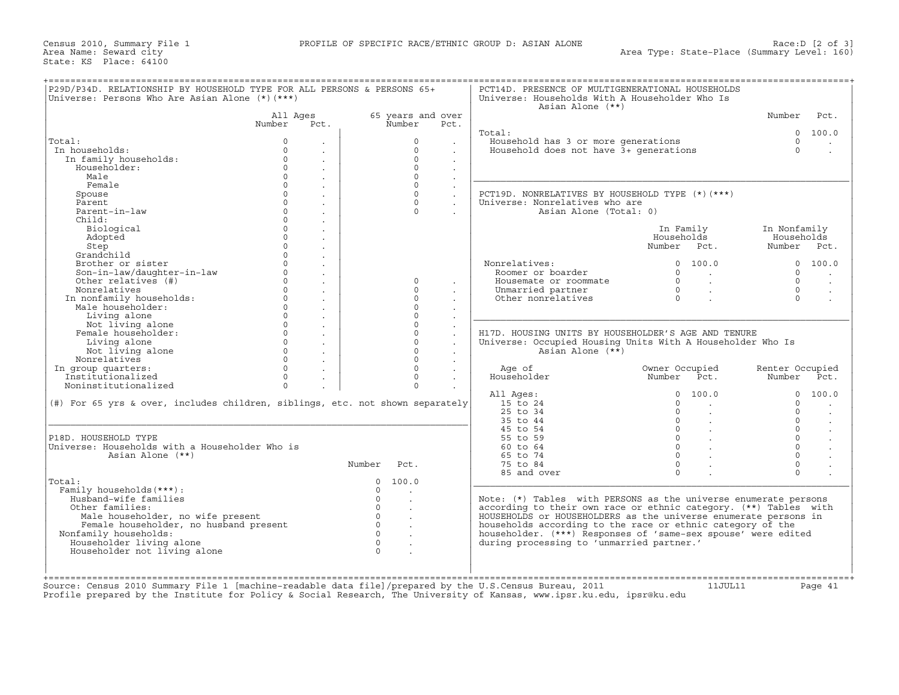Census 2010, Summary File 1 — PROFILE OF SPECIFIC RACE/ETHNIC GROUP D: ASIAN ALONE — Race:D [2 of 3]

Area Name: Seward city
State: KS Place: 64100
Area Type: State-Place (Summary Level: 160)

## P29D/P34D. RELATIONSHIP BY HOUSEHOLD TYPE FOR ALL PERSONS & PERSONS 65+

Universe: Persons Who Are Asian Alone (*)(***)

| | All Ages Number | All Ages Pct. | 65 years and over Number | 65 years and over Pct. |
|---|---|---|---|---|
| Total: | 0 | . | 0 | . |
| In households: | 0 | . | 0 | . |
| In family households: | 0 | . | 0 | . |
| Householder: | 0 | . | 0 | . |
| Male | 0 | . | 0 | . |
| Female | 0 | . | 0 | . |
| Spouse | 0 | . | 0 | . |
| Parent | 0 | . | 0 | . |
| Parent-in-law | 0 | . | 0 | . |
| Child: | 0 | . | | |
| Biological | 0 | . | | |
| Adopted | 0 | . | | |
| Step | 0 | . | | |
| Grandchild | 0 | . | | |
| Brother or sister | 0 | . | | |
| Son-in-law/daughter-in-law | 0 | . | | |
| Other relatives (#) | 0 | . | 0 | . |
| Nonrelatives | 0 | . | 0 | . |
| In nonfamily households: | 0 | . | 0 | . |
| Male householder: | 0 | . | 0 | . |
| Living alone | 0 | . | 0 | . |
| Not living alone | 0 | . | 0 | . |
| Female householder: | 0 | . | 0 | . |
| Living alone | 0 | . | 0 | . |
| Not living alone | 0 | . | 0 | . |
| Nonrelatives | 0 | . | 0 | . |
| In group quarters: | 0 | . | 0 | . |
| Institutionalized | 0 | . | 0 | . |
| Noninstitutionalized | 0 | . | 0 | . |

(#) For 65 yrs & over, includes children, siblings, etc. not shown separately

## P18D. HOUSEHOLD TYPE

Universe: Households with a Householder Who is Asian Alone (**)

| | Number | Pct. |
|---|---|---|
| Total: | 0 | 100.0 |
| Family households(***): | 0 | . |
| Husband-wife families | 0 | . |
| Other families: | 0 | . |
| Male householder, no wife present | 0 | . |
| Female householder, no husband present | 0 | . |
| Nonfamily households: | 0 | . |
| Householder living alone | 0 | . |
| Householder not living alone | 0 | . |

## PCT14D. PRESENCE OF MULTIGENERATIONAL HOUSEHOLDS

Universe: Households With A Householder Who Is Asian Alone (**)

| | Number | Pct. |
|---|---|---|
| Total: | 0 | 100.0 |
| Household has 3 or more generations | 0 | . |
| Household does not have 3+ generations | 0 | . |

## PCT19D. NONRELATIVES BY HOUSEHOLD TYPE (*)(***)

Universe: Nonrelatives who are Asian Alone (Total: 0)

| | In Family Households Number | In Family Households Pct. | In Nonfamily Households Number | In Nonfamily Households Pct. |
|---|---|---|---|---|
| Nonrelatives: | 0 | 100.0 | 0 | 100.0 |
| Roomer or boarder | 0 | . | 0 | . |
| Housemate or roommate | 0 | . | 0 | . |
| Unmarried partner | 0 | . | 0 | . |
| Other nonrelatives | 0 | . | 0 | . |

## H17D. HOUSING UNITS BY HOUSEHOLDER'S AGE AND TENURE

Universe: Occupied Housing Units With A Householder Who Is Asian Alone (**)

| Age of Householder | Owner Occupied Number | Owner Occupied Pct. | Renter Occupied Number | Renter Occupied Pct. |
|---|---|---|---|---|
| All Ages: | 0 | 100.0 | 0 | 100.0 |
| 15 to 24 | 0 | . | 0 | . |
| 25 to 34 | 0 | . | 0 | . |
| 35 to 44 | 0 | . | 0 | . |
| 45 to 54 | 0 | . | 0 | . |
| 55 to 59 | 0 | . | 0 | . |
| 60 to 64 | 0 | . | 0 | . |
| 65 to 74 | 0 | . | 0 | . |
| 75 to 84 | 0 | . | 0 | . |
| 85 and over | 0 | . | 0 | . |

Note: (*) Tables with PERSONS as the universe enumerate persons according to their own race or ethnic category. (**) Tables with HOUSEHOLDS or HOUSEHOLDERS as the universe enumerate persons in households according to the race or ethnic category of the householder. (***) Responses of 'same-sex spouse' were edited during processing to 'unmarried partner.'

Source: Census 2010 Summary File 1 [machine-readable data file]/prepared by the U.S.Census Bureau, 2011 11JUL11
Profile prepared by the Institute for Policy & Social Research, The University of Kansas, www.ipsr.ku.edu, ipsr@ku.edu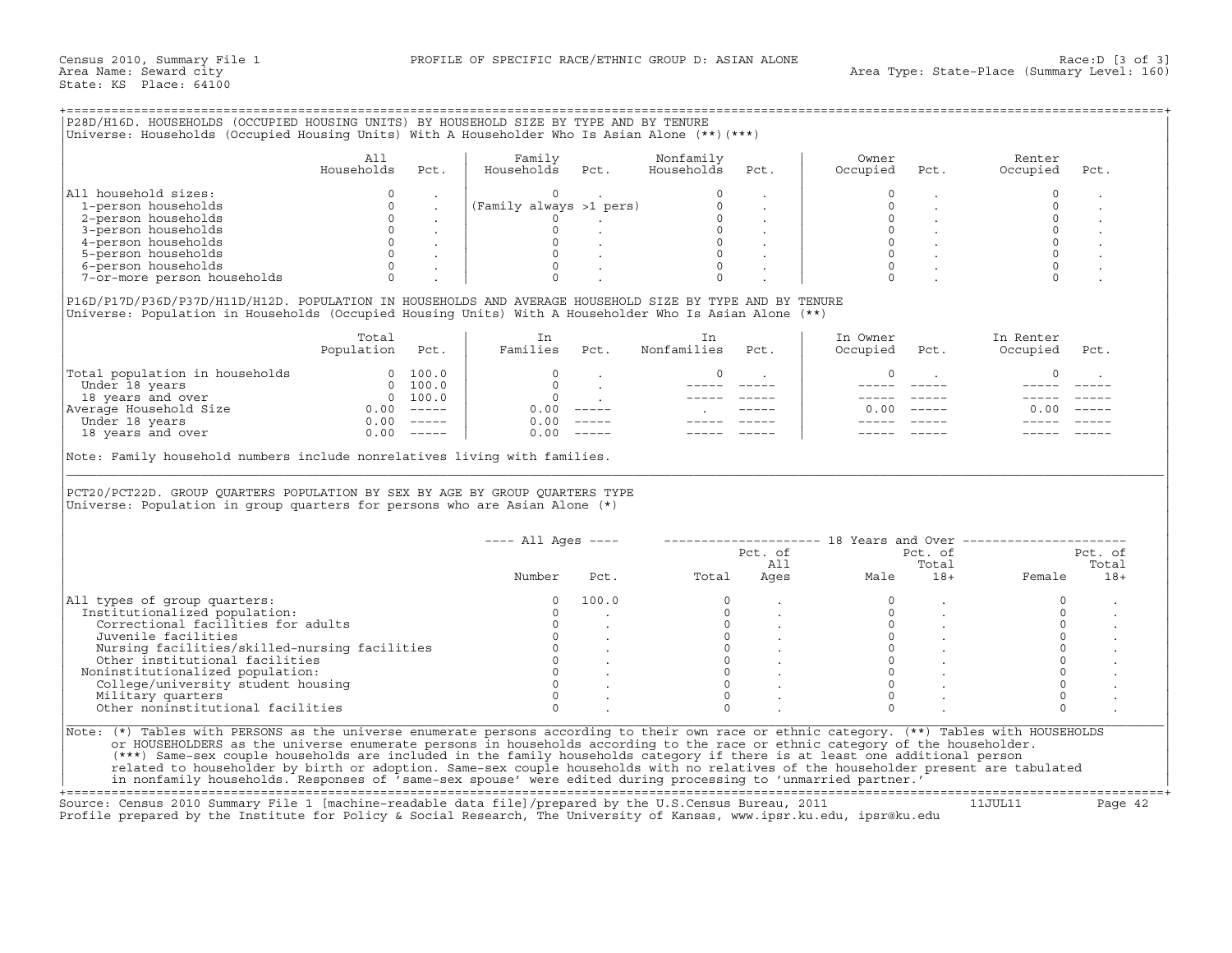Census 2010, Summary File 1 — PROFILE OF SPECIFIC RACE/ETHNIC GROUP D: ASIAN ALONE — Race:D [3 of 3]
Area Name: Seward city — Area Type: State-Place (Summary Level: 160)
State: KS Place: 64100

## P28D/H16D. HOUSEHOLDS (OCCUPIED HOUSING UNITS) BY HOUSEHOLD SIZE BY TYPE AND BY TENURE

Universe: Households (Occupied Housing Units) With A Householder Who Is Asian Alone (**)(***)

| | All Households | Pct. | Family Households | Pct. | Nonfamily Households | Pct. | Owner Occupied | Pct. | Renter Occupied | Pct. |
|---|---|---|---|---|---|---|---|---|---|---|
| All household sizes: | 0 | . | 0 | . | 0 | . | 0 | . | 0 | . |
| 1-person households | 0 | . | (Family always >1 pers) | | 0 | . | 0 | . | 0 | . |
| 2-person households | 0 | . | 0 | . | 0 | . | 0 | . | 0 | . |
| 3-person households | 0 | . | 0 | . | 0 | . | 0 | . | 0 | . |
| 4-person households | 0 | . | 0 | . | 0 | . | 0 | . | 0 | . |
| 5-person households | 0 | . | 0 | . | 0 | . | 0 | . | 0 | . |
| 6-person households | 0 | . | 0 | . | 0 | . | 0 | . | 0 | . |
| 7-or-more person households | 0 | . | 0 | . | 0 | . | 0 | . | 0 | . |

## P16D/P17D/P36D/P37D/H11D/H12D. POPULATION IN HOUSEHOLDS AND AVERAGE HOUSEHOLD SIZE BY TYPE AND BY TENURE

Universe: Population in Households (Occupied Housing Units) With A Householder Who Is Asian Alone (**)

| | Total Population | Pct. | In Families | Pct. | In Nonfamilies | Pct. | In Owner Occupied | Pct. | In Renter Occupied | Pct. |
|---|---|---|---|---|---|---|---|---|---|---|
| Total population in households | 0 | 100.0 | 0 | . | 0 | . | 0 | . | 0 | . |
| Under 18 years | 0 | 100.0 | 0 | . | ----- | ----- | ----- | ----- | ----- | ----- |
| 18 years and over | 0 | 100.0 | 0 | . | ----- | ----- | ----- | ----- | ----- | ----- |
| Average Household Size | 0.00 | ----- | 0.00 | ----- | . | ----- | 0.00 | ----- | 0.00 | ----- |
| Under 18 years | 0.00 | ----- | 0.00 | ----- | ----- | ----- | ----- | ----- | ----- | ----- |
| 18 years and over | 0.00 | ----- | 0.00 | ----- | ----- | ----- | ----- | ----- | ----- | ----- |

Note: Family household numbers include nonrelatives living with families.

## PCT20/PCT22D. GROUP QUARTERS POPULATION BY SEX BY AGE BY GROUP QUARTERS TYPE

Universe: Population in group quarters for persons who are Asian Alone (*)

| | All Ages | | 18 Years and Over | | | | | |
|---|---|---|---|---|---|---|---|---|
| | Number | Pct. | Total | Pct. of All Ages | Male | Pct. of Total 18+ | Female | Pct. of Total 18+ |
| All types of group quarters: | 0 | 100.0 | 0 | . | 0 | . | 0 | . |
| Institutionalized population: | 0 | . | 0 | . | 0 | . | 0 | . |
| Correctional facilities for adults | 0 | . | 0 | . | 0 | . | 0 | . |
| Juvenile facilities | 0 | . | 0 | . | 0 | . | 0 | . |
| Nursing facilities/skilled-nursing facilities | 0 | . | 0 | . | 0 | . | 0 | . |
| Other institutional facilities | 0 | . | 0 | . | 0 | . | 0 | . |
| Noninstitutionalized population: | 0 | . | 0 | . | 0 | . | 0 | . |
| College/university student housing | 0 | . | 0 | . | 0 | . | 0 | . |
| Military quarters | 0 | . | 0 | . | 0 | . | 0 | . |
| Other noninstitutional facilities | 0 | . | 0 | . | 0 | . | 0 | . |

Note: (*) Tables with PERSONS as the universe enumerate persons according to their own race or ethnic category. (**) Tables with HOUSEHOLDS or HOUSEHOLDERS as the universe enumerate persons in households according to the race or ethnic category of the householder. (***) Same-sex couple households are included in the family households category if there is at least one additional person related to householder by birth or adoption. Same-sex couple households with no relatives of the householder present are tabulated in nonfamily households. Responses of 'same-sex spouse' were edited during processing to 'unmarried partner.'

Source: Census 2010 Summary File 1 [machine-readable data file]/prepared by the U.S.Census Bureau, 2011 — 11JUL11
Profile prepared by the Institute for Policy & Social Research, The University of Kansas, www.ipsr.ku.edu, ipsr@ku.edu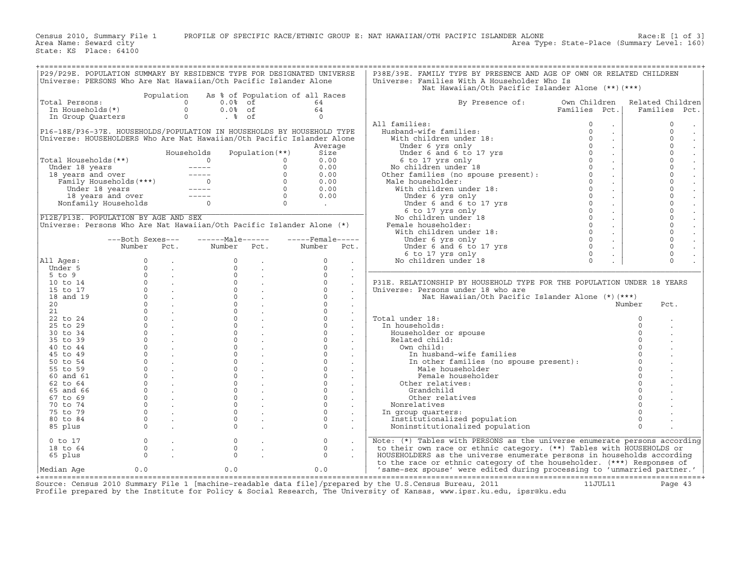Census 2010, Summary File 1 PROFILE OF SPECIFIC RACE/ETHNIC GROUP E: NAT HAWAIIAN/OTH PACIFIC ISLANDER ALONE Race:E [1 of 3]
Area Name: Seward city Area Type: State-Place (Summary Level: 160)
State: KS Place: 64100

## P29/P29E. POPULATION SUMMARY BY RESIDENCE TYPE FOR DESIGNATED UNIVERSE

Universe: PERSONS Who Are Nat Hawaiian/Oth Pacific Islander Alone

| | Population | As % of Population of all Races | |
|---|---|---|---|
| Total Persons: | 0 | 0.0% of | 64 |
| In Households(*) | 0 | 0.0% of | 64 |
| In Group Quarters | 0 | . % of | 0 |

## P16-18E/P36-37E. HOUSEHOLDS/POPULATION IN HOUSEHOLDS BY HOUSEHOLD TYPE

Universe: HOUSEHOLDERS Who Are Nat Hawaiian/Oth Pacific Islander Alone

| | Households | Population(**) | Average Size |
|---|---|---|---|
| Total Households(**) | 0 | 0 | 0.00 |
| Under 18 years | ----- | 0 | 0.00 |
| 18 years and over | ----- | 0 | 0.00 |
| Family Households(***) | 0 | 0 | 0.00 |
| Under 18 years | ----- | 0 | 0.00 |
| 18 years and over | ----- | 0 | 0.00 |
| Nonfamily Households | 0 | 0 | . |

## P12E/P13E. POPULATION BY AGE AND SEX

Universe: Persons Who Are Nat Hawaiian/Oth Pacific Islander Alone (*)

| | Both Sexes Number | Both Sexes Pct. | Male Number | Male Pct. | Female Number | Female Pct. |
|---|---|---|---|---|---|---|
| All Ages: | 0 | . | 0 | . | 0 | . |
| Under 5 | 0 | . | 0 | . | 0 | . |
| 5 to 9 | 0 | . | 0 | . | 0 | . |
| 10 to 14 | 0 | . | 0 | . | 0 | . |
| 15 to 17 | 0 | . | 0 | . | 0 | . |
| 18 and 19 | 0 | . | 0 | . | 0 | . |
| 20 | 0 | . | 0 | . | 0 | . |
| 21 | 0 | . | 0 | . | 0 | . |
| 22 to 24 | 0 | . | 0 | . | 0 | . |
| 25 to 29 | 0 | . | 0 | . | 0 | . |
| 30 to 34 | 0 | . | 0 | . | 0 | . |
| 35 to 39 | 0 | . | 0 | . | 0 | . |
| 40 to 44 | 0 | . | 0 | . | 0 | . |
| 45 to 49 | 0 | . | 0 | . | 0 | . |
| 50 to 54 | 0 | . | 0 | . | 0 | . |
| 55 to 59 | 0 | . | 0 | . | 0 | . |
| 60 and 61 | 0 | . | 0 | . | 0 | . |
| 62 to 64 | 0 | . | 0 | . | 0 | . |
| 65 and 66 | 0 | . | 0 | . | 0 | . |
| 67 to 69 | 0 | . | 0 | . | 0 | . |
| 70 to 74 | 0 | . | 0 | . | 0 | . |
| 75 to 79 | 0 | . | 0 | . | 0 | . |
| 80 to 84 | 0 | . | 0 | . | 0 | . |
| 85 plus | 0 | . | 0 | . | 0 | . |
| 0 to 17 | 0 | . | 0 | . | 0 | . |
| 18 to 64 | 0 | . | 0 | . | 0 | . |
| 65 plus | 0 | . | 0 | . | 0 | . |
| Median Age | 0.0 | | 0.0 | | 0.0 | |

## P38E/39E. FAMILY TYPE BY PRESENCE AND AGE OF OWN OR RELATED CHILDREN

Universe: Families With A Householder Who Is Nat Hawaiian/Oth Pacific Islander Alone (**)(***)

| By Presence of: | Own Children Families | Own Children Pct. | Related Children Families | Related Children Pct. |
|---|---|---|---|---|
| All families: | 0 | . | 0 | . |
| Husband-wife families: | 0 | . | 0 | . |
| With children under 18: | 0 | . | 0 | . |
| Under 6 yrs only | 0 | . | 0 | . |
| Under 6 and 6 to 17 yrs | 0 | . | 0 | . |
| 6 to 17 yrs only | 0 | . | 0 | . |
| No children under 18 | 0 | . | 0 | . |
| Other families (no spouse present): | 0 | . | 0 | . |
| Male householder: | 0 | . | 0 | . |
| With children under 18: | 0 | . | 0 | . |
| Under 6 yrs only | 0 | . | 0 | . |
| Under 6 and 6 to 17 yrs | 0 | . | 0 | . |
| 6 to 17 yrs only | 0 | . | 0 | . |
| No children under 18 | 0 | . | 0 | . |
| Female householder: | 0 | . | 0 | . |
| With children under 18: | 0 | . | 0 | . |
| Under 6 yrs only | 0 | . | 0 | . |
| Under 6 and 6 to 17 yrs | 0 | . | 0 | . |
| 6 to 17 yrs only | 0 | . | 0 | . |
| No children under 18 | 0 | . | 0 | . |

## P31E. RELATIONSHIP BY HOUSEHOLD TYPE FOR THE POPULATION UNDER 18 YEARS

Universe: Persons under 18 who are Nat Hawaiian/Oth Pacific Islander Alone (*)(***)

| | Number | Pct. |
|---|---|---|
| Total under 18: | 0 | . |
| In households: | 0 | . |
| Householder or spouse | 0 | . |
| Related child: | 0 | . |
| Own child: | 0 | . |
| In husband-wife families | 0 | . |
| In other families (no spouse present): | 0 | . |
| Male householder | 0 | . |
| Female householder | 0 | . |
| Other relatives: | 0 | . |
| Grandchild | 0 | . |
| Other relatives | 0 | . |
| Nonrelatives | 0 | . |
| In group quarters: | 0 | . |
| Institutionalized population | 0 | . |
| Noninstitutionalized population | 0 | . |

Note: (*) Tables with PERSONS as the universe enumerate persons according to their own race or ethnic category. (**) Tables with HOUSEHOLDS or HOUSEHOLDERS as the universe enumerate persons in households according to the race or ethnic category of the householder. (***) Responses of 'same-sex spouse' were edited during processing to 'unmarried partner.'

Source: Census 2010 Summary File 1 [machine-readable data file]/prepared by the U.S.Census Bureau, 2011 11JUL11
Profile prepared by the Institute for Policy & Social Research, The University of Kansas, www.ipsr.ku.edu, ipsr@ku.edu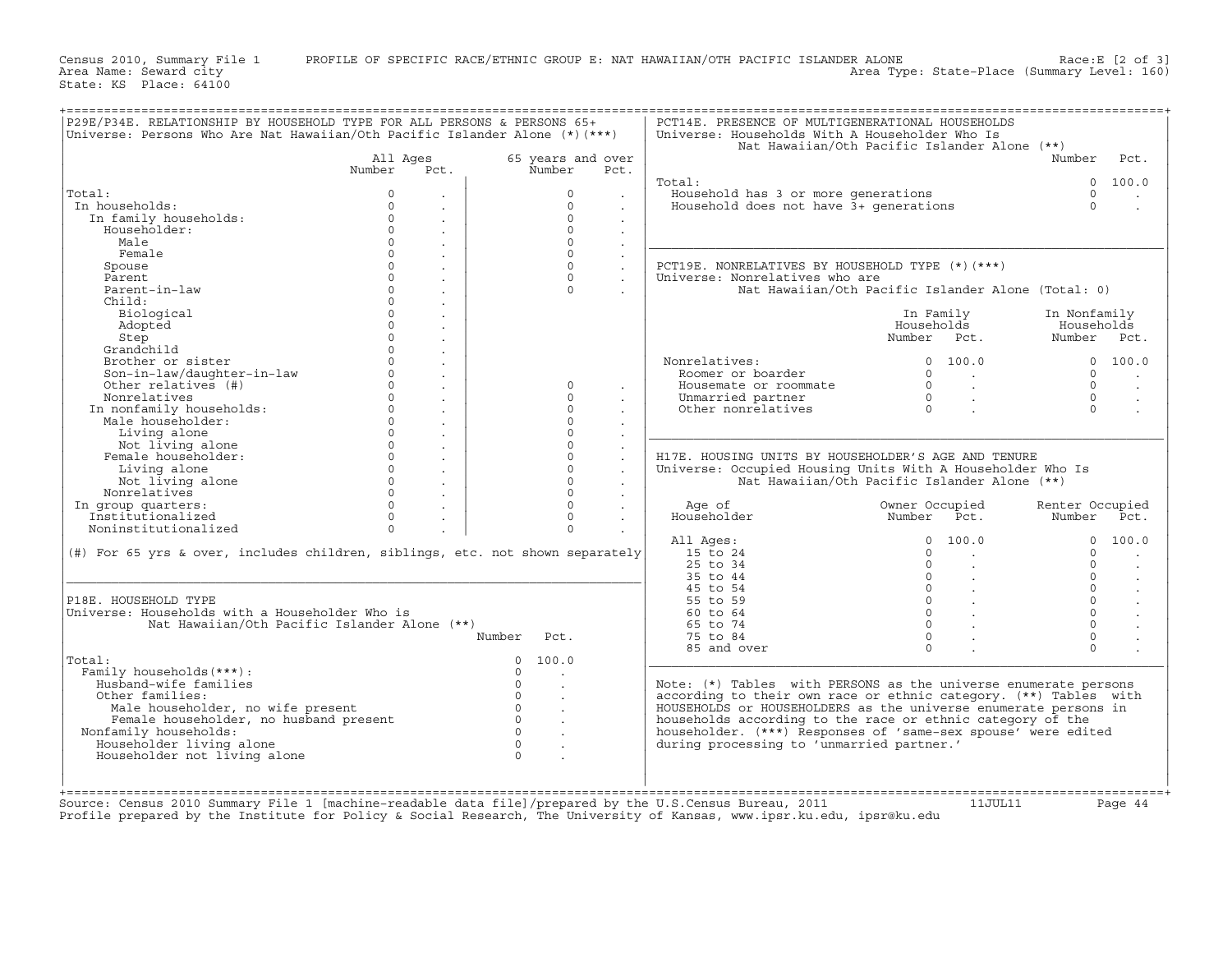Census 2010, Summary File 1 PROFILE OF SPECIFIC RACE/ETHNIC GROUP E: NAT HAWAIIAN/OTH PACIFIC ISLANDER ALONE Race:E [2 of 3]
Area Name: Seward city Area Type: State-Place (Summary Level: 160)
State: KS Place: 64100

## P29E/P34E. RELATIONSHIP BY HOUSEHOLD TYPE FOR ALL PERSONS & PERSONS 65+

Universe: Persons Who Are Nat Hawaiian/Oth Pacific Islander Alone (*)(***)

| | All Ages Number | All Ages Pct. | 65 years and over Number | 65 years and over Pct. |
|---|---|---|---|---|
| Total: | 0 | . | 0 | . |
| In households: | 0 | . | 0 | . |
| In family households: | 0 | . | 0 | . |
| Householder: | 0 | . | 0 | . |
| Male | 0 | . | 0 | . |
| Female | 0 | . | 0 | . |
| Spouse | 0 | . | 0 | . |
| Parent | 0 | . | 0 | . |
| Parent-in-law | 0 | . | 0 | . |
| Child: | 0 | . | | |
| Biological | 0 | . | | |
| Adopted | 0 | . | | |
| Step | 0 | . | | |
| Grandchild | 0 | . | | |
| Brother or sister | 0 | . | | |
| Son-in-law/daughter-in-law | 0 | . | | |
| Other relatives (#) | 0 | . | 0 | . |
| Nonrelatives | 0 | . | 0 | . |
| In nonfamily households: | 0 | . | 0 | . |
| Male householder: | 0 | . | 0 | . |
| Living alone | 0 | . | 0 | . |
| Not living alone | 0 | . | 0 | . |
| Female householder: | 0 | . | 0 | . |
| Living alone | 0 | . | 0 | . |
| Not living alone | 0 | . | 0 | . |
| Nonrelatives | 0 | . | 0 | . |
| In group quarters: | 0 | . | 0 | . |
| Institutionalized | 0 | . | 0 | . |
| Noninstitutionalized | 0 | . | 0 | . |

(#) For 65 yrs & over, includes children, siblings, etc. not shown separately

## P18E. HOUSEHOLD TYPE

Universe: Households with a Householder Who is Nat Hawaiian/Oth Pacific Islander Alone (**)

| | Number | Pct. |
|---|---|---|
| Total: | 0 | 100.0 |
| Family households(***): | 0 | . |
| Husband-wife families | 0 | . |
| Other families: | 0 | . |
| Male householder, no wife present | 0 | . |
| Female householder, no husband present | 0 | . |
| Nonfamily households: | 0 | . |
| Householder living alone | 0 | . |
| Householder not living alone | 0 | . |

## PCT14E. PRESENCE OF MULTIGENERATIONAL HOUSEHOLDS

Universe: Households With A Householder Who Is Nat Hawaiian/Oth Pacific Islander Alone (**)

| | Number | Pct. |
|---|---|---|
| Total: | 0 | 100.0 |
| Household has 3 or more generations | 0 | . |
| Household does not have 3+ generations | 0 | . |

## PCT19E. NONRELATIVES BY HOUSEHOLD TYPE (*)(***)

Universe: Nonrelatives who are Nat Hawaiian/Oth Pacific Islander Alone (Total: 0)

| | In Family Households Number | In Family Households Pct. | In Nonfamily Households Number | In Nonfamily Households Pct. |
|---|---|---|---|---|
| Nonrelatives: | 0 | 100.0 | 0 | 100.0 |
| Roomer or boarder | 0 | . | 0 | . |
| Housemate or roommate | 0 | . | 0 | . |
| Unmarried partner | 0 | . | 0 | . |
| Other nonrelatives | 0 | . | 0 | . |

## H17E. HOUSING UNITS BY HOUSEHOLDER'S AGE AND TENURE

Universe: Occupied Housing Units With A Householder Who Is Nat Hawaiian/Oth Pacific Islander Alone (**)

| Age of Householder | Owner Occupied Number | Owner Occupied Pct. | Renter Occupied Number | Renter Occupied Pct. |
|---|---|---|---|---|
| All Ages: | 0 | 100.0 | 0 | 100.0 |
| 15 to 24 | 0 | . | 0 | . |
| 25 to 34 | 0 | . | 0 | . |
| 35 to 44 | 0 | . | 0 | . |
| 45 to 54 | 0 | . | 0 | . |
| 55 to 59 | 0 | . | 0 | . |
| 60 to 64 | 0 | . | 0 | . |
| 65 to 74 | 0 | . | 0 | . |
| 75 to 84 | 0 | . | 0 | . |
| 85 and over | 0 | . | 0 | . |

Note: (*) Tables with PERSONS as the universe enumerate persons according to their own race or ethnic category. (**) Tables with HOUSEHOLDS or HOUSEHOLDERS as the universe enumerate persons in households according to the race or ethnic category of the householder. (***) Responses of 'same-sex spouse' were edited during processing to 'unmarried partner.'

Source: Census 2010 Summary File 1 [machine-readable data file]/prepared by the U.S.Census Bureau, 2011 11JUL11
Profile prepared by the Institute for Policy & Social Research, The University of Kansas, www.ipsr.ku.edu, ipsr@ku.edu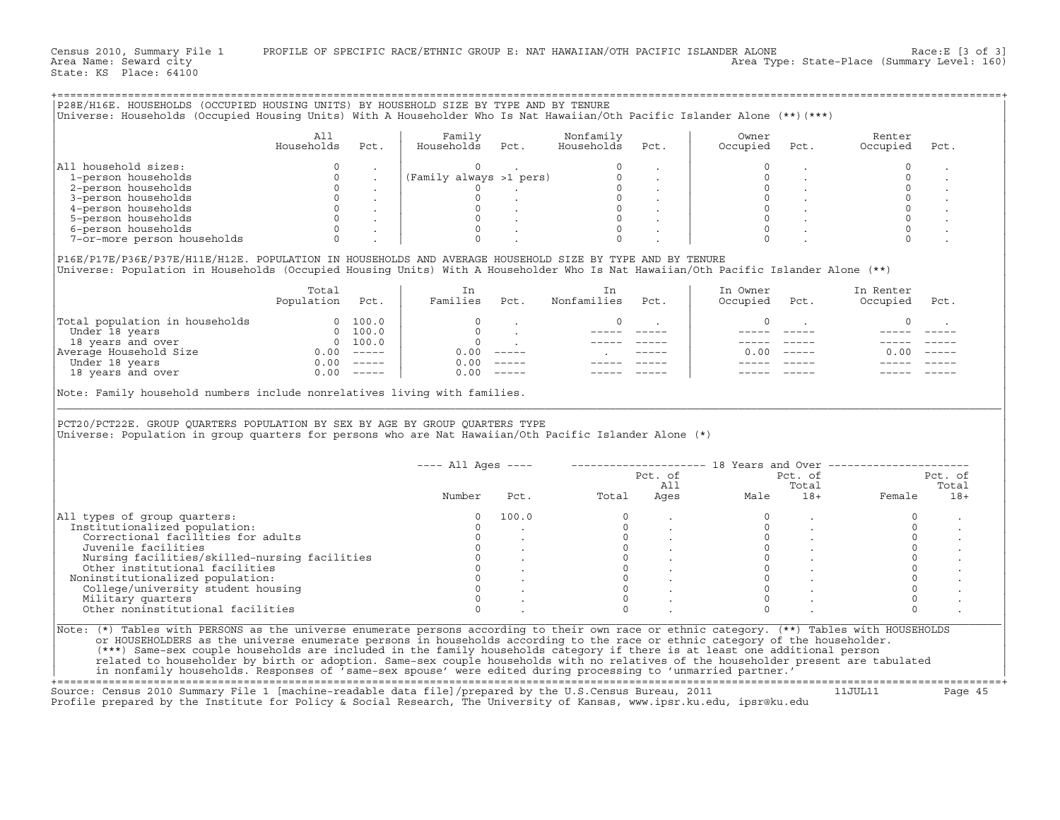Census 2010, Summary File 1 PROFILE OF SPECIFIC RACE/ETHNIC GROUP E: NAT HAWAIIAN/OTH PACIFIC ISLANDER ALONE Race:E [3 of 3]
Area Name: Seward city Area Type: State-Place (Summary Level: 160)
State: KS Place: 64100

## P28E/H16E. HOUSEHOLDS (OCCUPIED HOUSING UNITS) BY HOUSEHOLD SIZE BY TYPE AND BY TENURE

Universe: Households (Occupied Housing Units) With A Householder Who Is Nat Hawaiian/Oth Pacific Islander Alone (**)(***)

| | All Households | Pct. | Family Households | Pct. | Nonfamily Households | Pct. | Owner Occupied | Pct. | Renter Occupied | Pct. |
|---|---|---|---|---|---|---|---|---|---|---|
| All household sizes: | 0 | . | 0 | . | 0 | . | 0 | . | 0 | . |
| 1-person households | 0 | . | (Family always >1 pers) | | 0 | . | 0 | . | 0 | . |
| 2-person households | 0 | . | 0 | . | 0 | . | 0 | . | 0 | . |
| 3-person households | 0 | . | 0 | . | 0 | . | 0 | . | 0 | . |
| 4-person households | 0 | . | 0 | . | 0 | . | 0 | . | 0 | . |
| 5-person households | 0 | . | 0 | . | 0 | . | 0 | . | 0 | . |
| 6-person households | 0 | . | 0 | . | 0 | . | 0 | . | 0 | . |
| 7-or-more person households | 0 | . | 0 | . | 0 | . | 0 | . | 0 | . |

## P16E/P17E/P36E/P37E/H11E/H12E. POPULATION IN HOUSEHOLDS AND AVERAGE HOUSEHOLD SIZE BY TYPE AND BY TENURE

Universe: Population in Households (Occupied Housing Units) With A Householder Who Is Nat Hawaiian/Oth Pacific Islander Alone (**)

| | Total Population | Pct. | In Families | Pct. | In Nonfamilies | Pct. | In Owner Occupied | Pct. | In Renter Occupied | Pct. |
|---|---|---|---|---|---|---|---|---|---|---|
| Total population in households | 0 | 100.0 | 0 | . | 0 | . | 0 | . | 0 | . |
| Under 18 years | 0 | 100.0 | 0 | . | ----- | ----- | ----- | ----- | ----- | ----- |
| 18 years and over | 0 | 100.0 | 0 | . | ----- | ----- | ----- | ----- | ----- | ----- |
| Average Household Size | 0.00 | ----- | 0.00 | ----- | . | ----- | 0.00 | ----- | 0.00 | ----- |
| Under 18 years | 0.00 | ----- | 0.00 | ----- | ----- | ----- | ----- | ----- | ----- | ----- |
| 18 years and over | 0.00 | ----- | 0.00 | ----- | ----- | ----- | ----- | ----- | ----- | ----- |

Note: Family household numbers include nonrelatives living with families.

## PCT20/PCT22E. GROUP QUARTERS POPULATION BY SEX BY AGE BY GROUP QUARTERS TYPE

Universe: Population in group quarters for persons who are Nat Hawaiian/Oth Pacific Islander Alone (*)

| | All Ages | | 18 Years and Over | | | | | |
|---|---|---|---|---|---|---|---|---|
| | Number | Pct. | Total | Pct. of All Ages | Male | Pct. of Total 18+ | Female | Pct. of Total 18+ |
| All types of group quarters: | 0 | 100.0 | 0 | . | 0 | . | 0 | . |
| Institutionalized population: | 0 | . | 0 | . | 0 | . | 0 | . |
| Correctional facilities for adults | 0 | . | 0 | . | 0 | . | 0 | . |
| Juvenile facilities | 0 | . | 0 | . | 0 | . | 0 | . |
| Nursing facilities/skilled-nursing facilities | 0 | . | 0 | . | 0 | . | 0 | . |
| Other institutional facilities | 0 | . | 0 | . | 0 | . | 0 | . |
| Noninstitutionalized population: | 0 | . | 0 | . | 0 | . | 0 | . |
| College/university student housing | 0 | . | 0 | . | 0 | . | 0 | . |
| Military quarters | 0 | . | 0 | . | 0 | . | 0 | . |
| Other noninstitutional facilities | 0 | . | 0 | . | 0 | . | 0 | . |

Note: (*) Tables with PERSONS as the universe enumerate persons according to their own race or ethnic category. (**) Tables with HOUSEHOLDS or HOUSEHOLDERS as the universe enumerate persons in households according to the race or ethnic category of the householder. (***) Same-sex couple households are included in the family households category if there is at least one additional person related to householder by birth or adoption. Same-sex couple households with no relatives of the householder present are tabulated in nonfamily households. Responses of 'same-sex spouse' were edited during processing to 'unmarried partner.'

Source: Census 2010 Summary File 1 [machine-readable data file]/prepared by the U.S.Census Bureau, 2011 11JUL11
Profile prepared by the Institute for Policy & Social Research, The University of Kansas, www.ipsr.ku.edu, ipsr@ku.edu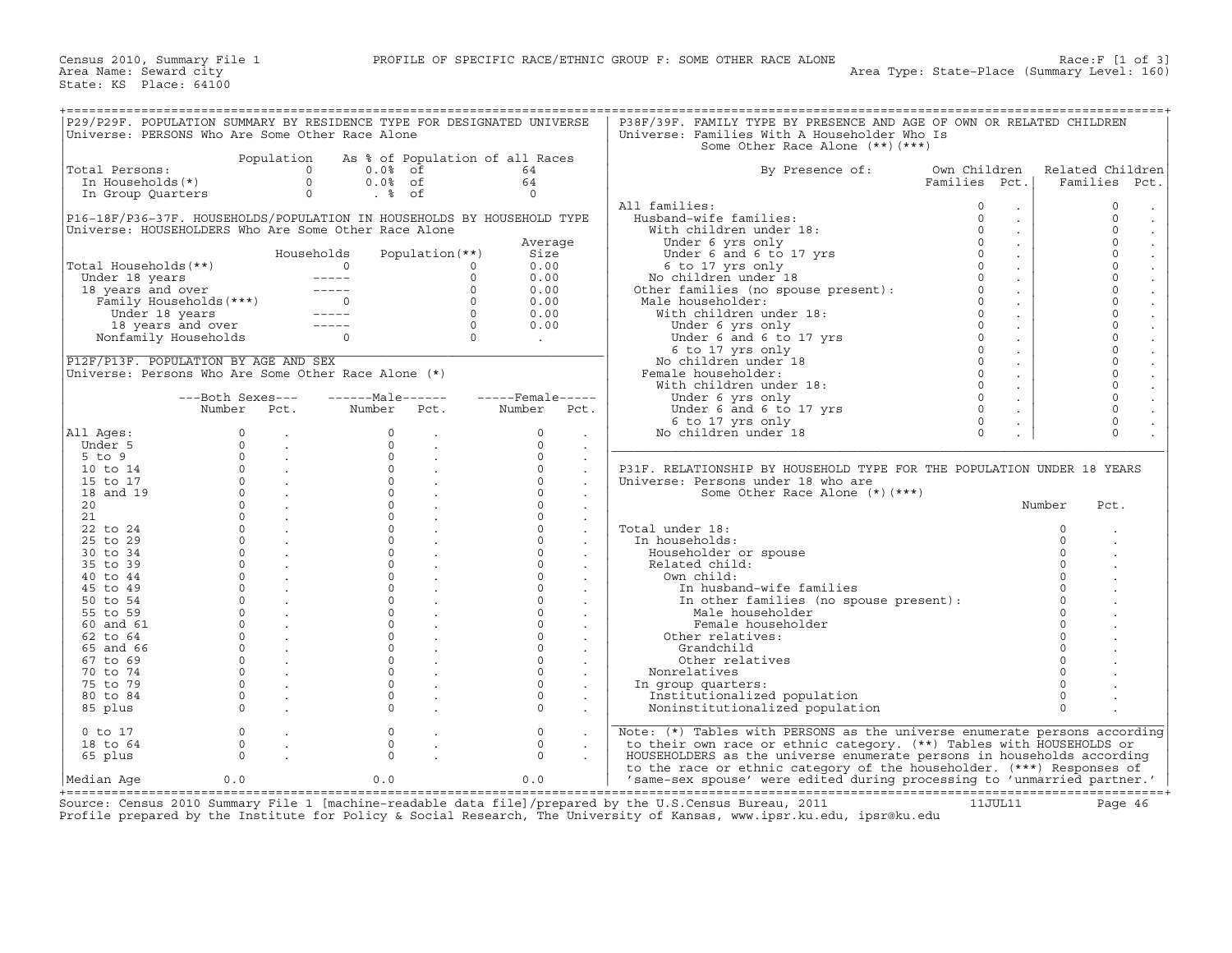Census 2010, Summary File 1 — PROFILE OF SPECIFIC RACE/ETHNIC GROUP F: SOME OTHER RACE ALONE — Race:F [1 of 3]

Area Name: Seward city — Area Type: State-Place (Summary Level: 160)

State: KS Place: 64100

## P29/P29F. POPULATION SUMMARY BY RESIDENCE TYPE FOR DESIGNATED UNIVERSE

Universe: PERSONS Who Are Some Other Race Alone

| | Population | As % of Population of all Races | |
|---|---|---|---|
| Total Persons: | 0 | 0.0% of | 64 |
| In Households(*) | 0 | 0.0% of | 64 |
| In Group Quarters | 0 | . % of | 0 |

## P16-18F/P36-37F. HOUSEHOLDS/POPULATION IN HOUSEHOLDS BY HOUSEHOLD TYPE

Universe: HOUSEHOLDERS Who Are Some Other Race Alone

| | Households | Population(**) | Average Size |
|---|---|---|---|
| Total Households(**) | 0 | 0 | 0.00 |
| Under 18 years | ----- | 0 | 0.00 |
| 18 years and over | ----- | 0 | 0.00 |
| Family Households(***) | 0 | 0 | 0.00 |
| Under 18 years | ----- | 0 | 0.00 |
| 18 years and over | ----- | 0 | 0.00 |
| Nonfamily Households | 0 | 0 | . |

## P12F/P13F. POPULATION BY AGE AND SEX

Universe: Persons Who Are Some Other Race Alone (*)

| | Both Sexes Number | Both Sexes Pct. | Male Number | Male Pct. | Female Number | Female Pct. |
|---|---|---|---|---|---|---|
| All Ages: | 0 | . | 0 | . | 0 | . |
| Under 5 | 0 | . | 0 | . | 0 | . |
| 5 to 9 | 0 | . | 0 | . | 0 | . |
| 10 to 14 | 0 | . | 0 | . | 0 | . |
| 15 to 17 | 0 | . | 0 | . | 0 | . |
| 18 and 19 | 0 | . | 0 | . | 0 | . |
| 20 | 0 | . | 0 | . | 0 | . |
| 21 | 0 | . | 0 | . | 0 | . |
| 22 to 24 | 0 | . | 0 | . | 0 | . |
| 25 to 29 | 0 | . | 0 | . | 0 | . |
| 30 to 34 | 0 | . | 0 | . | 0 | . |
| 35 to 39 | 0 | . | 0 | . | 0 | . |
| 40 to 44 | 0 | . | 0 | . | 0 | . |
| 45 to 49 | 0 | . | 0 | . | 0 | . |
| 50 to 54 | 0 | . | 0 | . | 0 | . |
| 55 to 59 | 0 | . | 0 | . | 0 | . |
| 60 and 61 | 0 | . | 0 | . | 0 | . |
| 62 to 64 | 0 | . | 0 | . | 0 | . |
| 65 and 66 | 0 | . | 0 | . | 0 | . |
| 67 to 69 | 0 | . | 0 | . | 0 | . |
| 70 to 74 | 0 | . | 0 | . | 0 | . |
| 75 to 79 | 0 | . | 0 | . | 0 | . |
| 80 to 84 | 0 | . | 0 | . | 0 | . |
| 85 plus | 0 | . | 0 | . | 0 | . |
| 0 to 17 | 0 | . | 0 | . | 0 | . |
| 18 to 64 | 0 | . | 0 | . | 0 | . |
| 65 plus | 0 | . | 0 | . | 0 | . |
| Median Age | 0.0 | | 0.0 | | 0.0 | |

## P38F/39F. FAMILY TYPE BY PRESENCE AND AGE OF OWN OR RELATED CHILDREN

Universe: Families With A Householder Who Is Some Other Race Alone (**)(***)

| By Presence of: | Own Children Families | Own Children Pct. | Related Children Families | Related Children Pct. |
|---|---|---|---|---|
| All families: | 0 | . | 0 | . |
| Husband-wife families: | 0 | . | 0 | . |
| With children under 18: | 0 | . | 0 | . |
| Under 6 yrs only | 0 | . | 0 | . |
| Under 6 and 6 to 17 yrs | 0 | . | 0 | . |
| 6 to 17 yrs only | 0 | . | 0 | . |
| No children under 18 | 0 | . | 0 | . |
| Other families (no spouse present): | 0 | . | 0 | . |
| Male householder: | 0 | . | 0 | . |
| With children under 18: | 0 | . | 0 | . |
| Under 6 yrs only | 0 | . | 0 | . |
| Under 6 and 6 to 17 yrs | 0 | . | 0 | . |
| 6 to 17 yrs only | 0 | . | 0 | . |
| No children under 18 | 0 | . | 0 | . |
| Female householder: | 0 | . | 0 | . |
| With children under 18: | 0 | . | 0 | . |
| Under 6 yrs only | 0 | . | 0 | . |
| Under 6 and 6 to 17 yrs | 0 | . | 0 | . |
| 6 to 17 yrs only | 0 | . | 0 | . |
| No children under 18 | 0 | . | 0 | . |

## P31F. RELATIONSHIP BY HOUSEHOLD TYPE FOR THE POPULATION UNDER 18 YEARS

Universe: Persons under 18 who are Some Other Race Alone (*)(***)

| | Number | Pct. |
|---|---|---|
| Total under 18: | 0 | . |
| In households: | 0 | . |
| Householder or spouse | 0 | . |
| Related child: | 0 | . |
| Own child: | 0 | . |
| In husband-wife families | 0 | . |
| In other families (no spouse present): | 0 | . |
| Male householder | 0 | . |
| Female householder | 0 | . |
| Other relatives: | 0 | . |
| Grandchild | 0 | . |
| Other relatives | 0 | . |
| Nonrelatives | 0 | . |
| In group quarters: | 0 | . |
| Institutionalized population | 0 | . |
| Noninstitutionalized population | 0 | . |

Note: (*) Tables with PERSONS as the universe enumerate persons according to their own race or ethnic category. (**) Tables with HOUSEHOLDS or HOUSEHOLDERS as the universe enumerate persons in households according to the race or ethnic category of the householder. (***) Responses of 'same-sex spouse' were edited during processing to 'unmarried partner.'

Source: Census 2010 Summary File 1 [machine-readable data file]/prepared by the U.S.Census Bureau, 2011 — 11JUL11

Profile prepared by the Institute for Policy & Social Research, The University of Kansas, www.ipsr.ku.edu, ipsr@ku.edu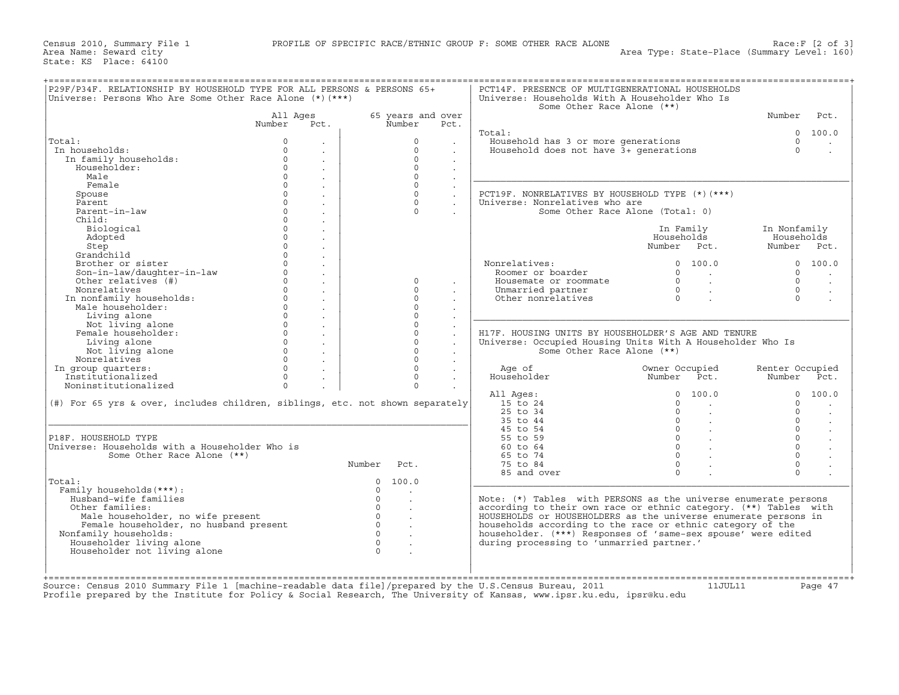Census 2010, Summary File 1 PROFILE OF SPECIFIC RACE/ETHNIC GROUP F: SOME OTHER RACE ALONE Race:F [2 of 3]
Area Name: Seward city Area Type: State-Place (Summary Level: 160)
State: KS Place: 64100

## P29F/P34F. RELATIONSHIP BY HOUSEHOLD TYPE FOR ALL PERSONS & PERSONS 65+

Universe: Persons Who Are Some Other Race Alone (*)(***)

| | All Ages Number | All Ages Pct. | 65 years and over Number | 65 years and over Pct. |
|---|---|---|---|---|
| Total: | 0 | . | 0 | . |
| In households: | 0 | . | 0 | . |
| In family households: | 0 | . | 0 | . |
| Householder: | 0 | . | 0 | . |
| Male | 0 | . | 0 | . |
| Female | 0 | . | 0 | . |
| Spouse | 0 | . | 0 | . |
| Parent | 0 | . | 0 | . |
| Parent-in-law | 0 | . | 0 | . |
| Child: | 0 | . | | |
| Biological | 0 | . | | |
| Adopted | 0 | . | | |
| Step | 0 | . | | |
| Grandchild | 0 | . | | |
| Brother or sister | 0 | . | | |
| Son-in-law/daughter-in-law | 0 | . | | |
| Other relatives (#) | 0 | . | 0 | . |
| Nonrelatives | 0 | . | 0 | . |
| In nonfamily households: | 0 | . | 0 | . |
| Male householder: | 0 | . | 0 | . |
| Living alone | 0 | . | 0 | . |
| Not living alone | 0 | . | 0 | . |
| Female householder: | 0 | . | 0 | . |
| Living alone | 0 | . | 0 | . |
| Not living alone | 0 | . | 0 | . |
| Nonrelatives | 0 | . | 0 | . |
| In group quarters: | 0 | . | 0 | . |
| Institutionalized | 0 | . | 0 | . |
| Noninstitutionalized | 0 | . | 0 | . |

(#) For 65 yrs & over, includes children, siblings, etc. not shown separately

## P18F. HOUSEHOLD TYPE

Universe: Households with a Householder Who is Some Other Race Alone (**)

| | Number | Pct. |
|---|---|---|
| Total: | 0 | 100.0 |
| Family households(***): | 0 | . |
| Husband-wife families | 0 | . |
| Other families: | 0 | . |
| Male householder, no wife present | 0 | . |
| Female householder, no husband present | 0 | . |
| Nonfamily households: | 0 | . |
| Householder living alone | 0 | . |
| Householder not living alone | 0 | . |

## PCT14F. PRESENCE OF MULTIGENERATIONAL HOUSEHOLDS

Universe: Households With A Householder Who Is Some Other Race Alone (**)

| | Number | Pct. |
|---|---|---|
| Total: | 0 | 100.0 |
| Household has 3 or more generations | 0 | . |
| Household does not have 3+ generations | 0 | . |

## PCT19F. NONRELATIVES BY HOUSEHOLD TYPE (*)(***)

Universe: Nonrelatives who are Some Other Race Alone (Total: 0)

| | In Family Households Number | In Family Households Pct. | In Nonfamily Households Number | In Nonfamily Households Pct. |
|---|---|---|---|---|
| Nonrelatives: | 0 | 100.0 | 0 | 100.0 |
| Roomer or boarder | 0 | . | 0 | . |
| Housemate or roommate | 0 | . | 0 | . |
| Unmarried partner | 0 | . | 0 | . |
| Other nonrelatives | 0 | . | 0 | . |

## H17F. HOUSING UNITS BY HOUSEHOLDER'S AGE AND TENURE

Universe: Occupied Housing Units With A Householder Who Is Some Other Race Alone (**)

| Age of Householder | Owner Occupied Number | Owner Occupied Pct. | Renter Occupied Number | Renter Occupied Pct. |
|---|---|---|---|---|
| All Ages: | 0 | 100.0 | 0 | 100.0 |
| 15 to 24 | 0 | . | 0 | . |
| 25 to 34 | 0 | . | 0 | . |
| 35 to 44 | 0 | . | 0 | . |
| 45 to 54 | 0 | . | 0 | . |
| 55 to 59 | 0 | . | 0 | . |
| 60 to 64 | 0 | . | 0 | . |
| 65 to 74 | 0 | . | 0 | . |
| 75 to 84 | 0 | . | 0 | . |
| 85 and over | 0 | . | 0 | . |

Note: (*) Tables with PERSONS as the universe enumerate persons according to their own race or ethnic category. (**) Tables with HOUSEHOLDS or HOUSEHOLDERS as the universe enumerate persons in households according to the race or ethnic category of the householder. (***) Responses of 'same-sex spouse' were edited during processing to 'unmarried partner.'

Source: Census 2010 Summary File 1 [machine-readable data file]/prepared by the U.S.Census Bureau, 2011 11JUL11
Profile prepared by the Institute for Policy & Social Research, The University of Kansas, www.ipsr.ku.edu, ipsr@ku.edu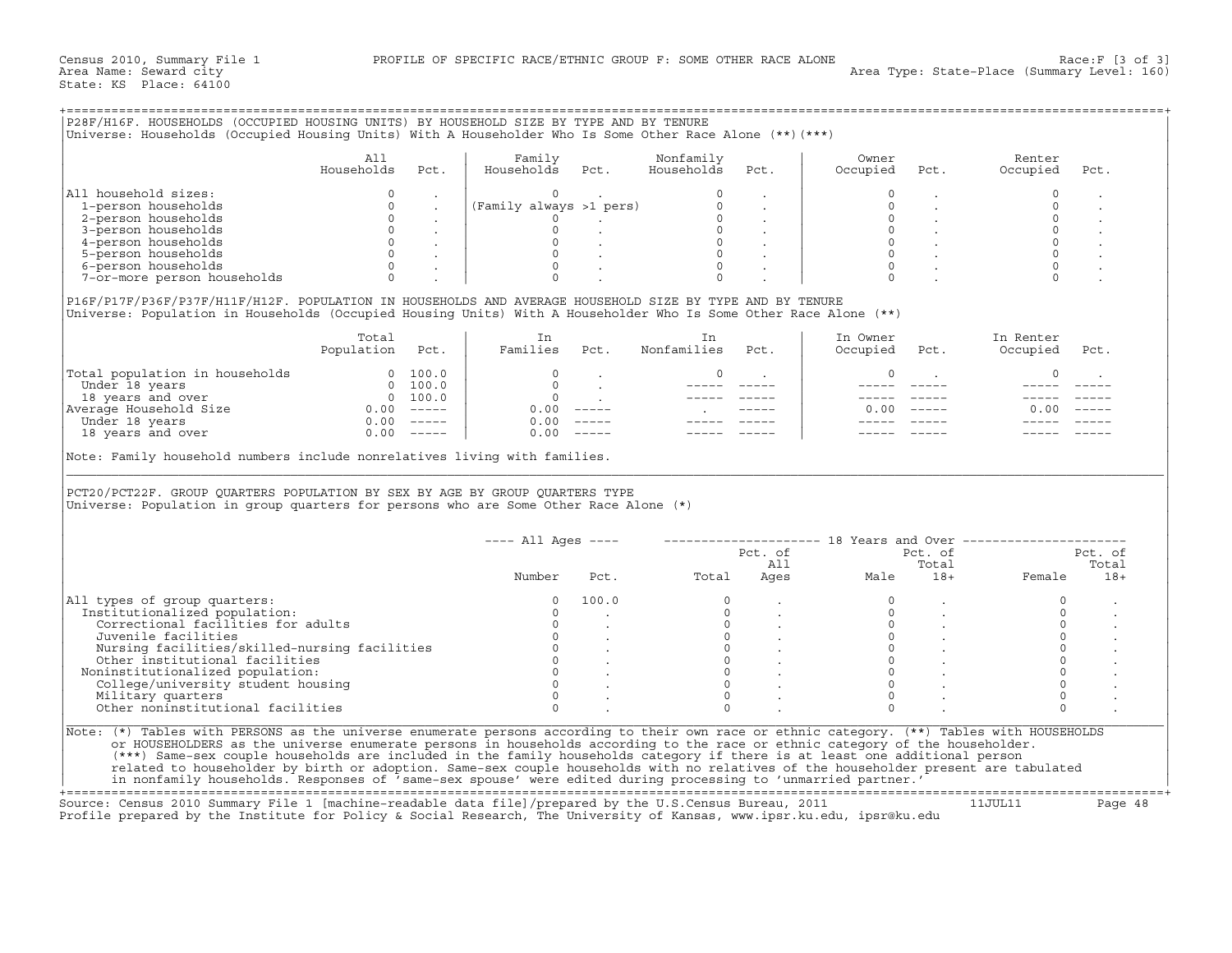Census 2010, Summary File 1 PROFILE OF SPECIFIC RACE/ETHNIC GROUP F: SOME OTHER RACE ALONE Race:F [3 of 3]
Area Name: Seward city Area Type: State-Place (Summary Level: 160)
State: KS Place: 64100

## P28F/H16F. HOUSEHOLDS (OCCUPIED HOUSING UNITS) BY HOUSEHOLD SIZE BY TYPE AND BY TENURE

Universe: Households (Occupied Housing Units) With A Householder Who Is Some Other Race Alone (**)(***)

| | All Households | Pct. | Family Households | Pct. | Nonfamily Households | Pct. | Owner Occupied | Pct. | Renter Occupied | Pct. |
|---|---|---|---|---|---|---|---|---|---|---|
| All household sizes: | 0 | . | 0 | . | 0 | . | 0 | . | 0 | . |
| 1-person households | 0 | . | (Family always >1 pers) | | 0 | . | 0 | . | 0 | . |
| 2-person households | 0 | . | 0 | . | 0 | . | 0 | . | 0 | . |
| 3-person households | 0 | . | 0 | . | 0 | . | 0 | . | 0 | . |
| 4-person households | 0 | . | 0 | . | 0 | . | 0 | . | 0 | . |
| 5-person households | 0 | . | 0 | . | 0 | . | 0 | . | 0 | . |
| 6-person households | 0 | . | 0 | . | 0 | . | 0 | . | 0 | . |
| 7-or-more person households | 0 | . | 0 | . | 0 | . | 0 | . | 0 | . |

## P16F/P17F/P36F/P37F/H11F/H12F. POPULATION IN HOUSEHOLDS AND AVERAGE HOUSEHOLD SIZE BY TYPE AND BY TENURE

Universe: Population in Households (Occupied Housing Units) With A Householder Who Is Some Other Race Alone (**)

| | Total Population | Pct. | In Families | Pct. | In Nonfamilies | Pct. | In Owner Occupied | Pct. | In Renter Occupied | Pct. |
|---|---|---|---|---|---|---|---|---|---|---|
| Total population in households | 0 | 100.0 | 0 | . | 0 | . | 0 | . | 0 | . |
| Under 18 years | 0 | 100.0 | 0 | . | ----- | ----- | ----- | ----- | ----- | ----- |
| 18 years and over | 0 | 100.0 | 0 | . | ----- | ----- | ----- | ----- | ----- | ----- |
| Average Household Size | 0.00 | ----- | 0.00 | ----- | . | ----- | 0.00 | ----- | 0.00 | ----- |
| Under 18 years | 0.00 | ----- | 0.00 | ----- | ----- | ----- | ----- | ----- | ----- | ----- |
| 18 years and over | 0.00 | ----- | 0.00 | ----- | ----- | ----- | ----- | ----- | ----- | ----- |

Note: Family household numbers include nonrelatives living with families.

## PCT20/PCT22F. GROUP QUARTERS POPULATION BY SEX BY AGE BY GROUP QUARTERS TYPE

Universe: Population in group quarters for persons who are Some Other Race Alone (*)

| | All Ages Number | All Ages Pct. | 18 Years and Over Total | Pct. of All Ages | Male | Pct. of Total 18+ | Female | Pct. of Total 18+ |
|---|---|---|---|---|---|---|---|---|
| All types of group quarters: | 0 | 100.0 | 0 | . | 0 | . | 0 | . |
| Institutionalized population: | 0 | . | 0 | . | 0 | . | 0 | . |
| Correctional facilities for adults | 0 | . | 0 | . | 0 | . | 0 | . |
| Juvenile facilities | 0 | . | 0 | . | 0 | . | 0 | . |
| Nursing facilities/skilled-nursing facilities | 0 | . | 0 | . | 0 | . | 0 | . |
| Other institutional facilities | 0 | . | 0 | . | 0 | . | 0 | . |
| Noninstitutionalized population: | 0 | . | 0 | . | 0 | . | 0 | . |
| College/university student housing | 0 | . | 0 | . | 0 | . | 0 | . |
| Military quarters | 0 | . | 0 | . | 0 | . | 0 | . |
| Other noninstitutional facilities | 0 | . | 0 | . | 0 | . | 0 | . |

Note: (*) Tables with PERSONS as the universe enumerate persons according to their own race or ethnic category. (**) Tables with HOUSEHOLDS or HOUSEHOLDERS as the universe enumerate persons in households according to the race or ethnic category of the householder. (***) Same-sex couple households are included in the family households category if there is at least one additional person related to householder by birth or adoption. Same-sex couple households with no relatives of the householder present are tabulated in nonfamily households. Responses of 'same-sex spouse' were edited during processing to 'unmarried partner.'

Source: Census 2010 Summary File 1 [machine-readable data file]/prepared by the U.S.Census Bureau, 2011 11JUL11
Profile prepared by the Institute for Policy & Social Research, The University of Kansas, www.ipsr.ku.edu, ipsr@ku.edu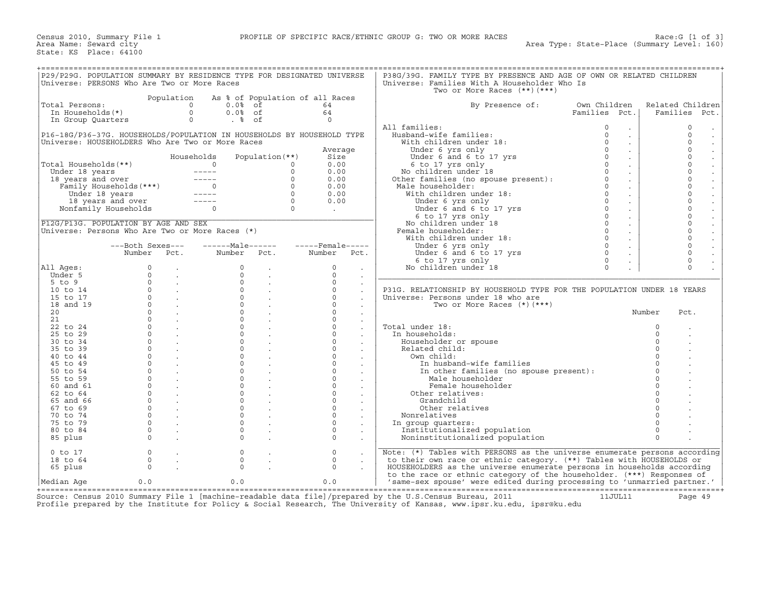Census 2010, Summary File 1 — PROFILE OF SPECIFIC RACE/ETHNIC GROUP G: TWO OR MORE RACES — Race:G [1 of 3]
Area Name: Seward city — Area Type: State-Place (Summary Level: 160)
State: KS Place: 64100

## P29/P29G. POPULATION SUMMARY BY RESIDENCE TYPE FOR DESIGNATED UNIVERSE
Universe: PERSONS Who Are Two or More Races

| | Population | As % of Population of all Races | |
|---|---|---|---|
| Total Persons: | 0 | 0.0% of | 64 |
| In Households(*) | 0 | 0.0% of | 64 |
| In Group Quarters | 0 | . % of | 0 |

## P16-18G/P36-37G. HOUSEHOLDS/POPULATION IN HOUSEHOLDS BY HOUSEHOLD TYPE
Universe: HOUSEHOLDERS Who Are Two or More Races

| | Households | Population(**) | Average Size |
|---|---|---|---|
| Total Households(**) | 0 | 0 | 0.00 |
| Under 18 years | ----- | 0 | 0.00 |
| 18 years and over | ----- | 0 | 0.00 |
| Family Households(***) | 0 | 0 | 0.00 |
| Under 18 years | ----- | 0 | 0.00 |
| 18 years and over | ----- | 0 | 0.00 |
| Nonfamily Households | 0 | 0 | . |

## P12G/P13G. POPULATION BY AGE AND SEX
Universe: Persons Who Are Two or More Races (*)

| | Both Sexes Number | Both Sexes Pct. | Male Number | Male Pct. | Female Number | Female Pct. |
|---|---|---|---|---|---|---|
| All Ages: | 0 | . | 0 | . | 0 | . |
| Under 5 | 0 | . | 0 | . | 0 | . |
| 5 to 9 | 0 | . | 0 | . | 0 | . |
| 10 to 14 | 0 | . | 0 | . | 0 | . |
| 15 to 17 | 0 | . | 0 | . | 0 | . |
| 18 and 19 | 0 | . | 0 | . | 0 | . |
| 20 | 0 | . | 0 | . | 0 | . |
| 21 | 0 | . | 0 | . | 0 | . |
| 22 to 24 | 0 | . | 0 | . | 0 | . |
| 25 to 29 | 0 | . | 0 | . | 0 | . |
| 30 to 34 | 0 | . | 0 | . | 0 | . |
| 35 to 39 | 0 | . | 0 | . | 0 | . |
| 40 to 44 | 0 | . | 0 | . | 0 | . |
| 45 to 49 | 0 | . | 0 | . | 0 | . |
| 50 to 54 | 0 | . | 0 | . | 0 | . |
| 55 to 59 | 0 | . | 0 | . | 0 | . |
| 60 and 61 | 0 | . | 0 | . | 0 | . |
| 62 to 64 | 0 | . | 0 | . | 0 | . |
| 65 and 66 | 0 | . | 0 | . | 0 | . |
| 67 to 69 | 0 | . | 0 | . | 0 | . |
| 70 to 74 | 0 | . | 0 | . | 0 | . |
| 75 to 79 | 0 | . | 0 | . | 0 | . |
| 80 to 84 | 0 | . | 0 | . | 0 | . |
| 85 plus | 0 | . | 0 | . | 0 | . |
| 0 to 17 | 0 | . | 0 | . | 0 | . |
| 18 to 64 | 0 | . | 0 | . | 0 | . |
| 65 plus | 0 | . | 0 | . | 0 | . |
| Median Age | 0.0 | | 0.0 | | 0.0 | |

## P38G/39G. FAMILY TYPE BY PRESENCE AND AGE OF OWN OR RELATED CHILDREN
Universe: Families With A Householder Who Is Two or More Races (**)(***)

| By Presence of: | Own Children Families | Own Children Pct. | Related Children Families | Related Children Pct. |
|---|---|---|---|---|
| All families: | 0 | . | 0 | . |
| Husband-wife families: | 0 | . | 0 | . |
| With children under 18: | 0 | . | 0 | . |
| Under 6 yrs only | 0 | . | 0 | . |
| Under 6 and 6 to 17 yrs | 0 | . | 0 | . |
| 6 to 17 yrs only | 0 | . | 0 | . |
| No children under 18 | 0 | . | 0 | . |
| Other families (no spouse present): | 0 | . | 0 | . |
| Male householder: | 0 | . | 0 | . |
| With children under 18: | 0 | . | 0 | . |
| Under 6 yrs only | 0 | . | 0 | . |
| Under 6 and 6 to 17 yrs | 0 | . | 0 | . |
| 6 to 17 yrs only | 0 | . | 0 | . |
| No children under 18 | 0 | . | 0 | . |
| Female householder: | 0 | . | 0 | . |
| With children under 18: | 0 | . | 0 | . |
| Under 6 yrs only | 0 | . | 0 | . |
| Under 6 and 6 to 17 yrs | 0 | . | 0 | . |
| 6 to 17 yrs only | 0 | . | 0 | . |
| No children under 18 | 0 | . | 0 | . |

## P31G. RELATIONSHIP BY HOUSEHOLD TYPE FOR THE POPULATION UNDER 18 YEARS
Universe: Persons under 18 who are Two or More Races (*)(***)

| | Number | Pct. |
|---|---|---|
| Total under 18: | 0 | . |
| In households: | 0 | . |
| Householder or spouse | 0 | . |
| Related child: | 0 | . |
| Own child: | 0 | . |
| In husband-wife families | 0 | . |
| In other families (no spouse present): | 0 | . |
| Male householder | 0 | . |
| Female householder | 0 | . |
| Other relatives: | 0 | . |
| Grandchild | 0 | . |
| Other relatives | 0 | . |
| Nonrelatives | 0 | . |
| In group quarters: | 0 | . |
| Institutionalized population | 0 | . |
| Noninstitutionalized population | 0 | . |

Note: (*) Tables with PERSONS as the universe enumerate persons according to their own race or ethnic category. (**) Tables with HOUSEHOLDS or HOUSEHOLDERS as the universe enumerate persons in households according to the race or ethnic category of the householder. (***) Responses of 'same-sex spouse' were edited during processing to 'unmarried partner.'

Source: Census 2010 Summary File 1 [machine-readable data file]/prepared by the U.S.Census Bureau, 2011 11JUL11
Profile prepared by the Institute for Policy & Social Research, The University of Kansas, www.ipsr.ku.edu, ipsr@ku.edu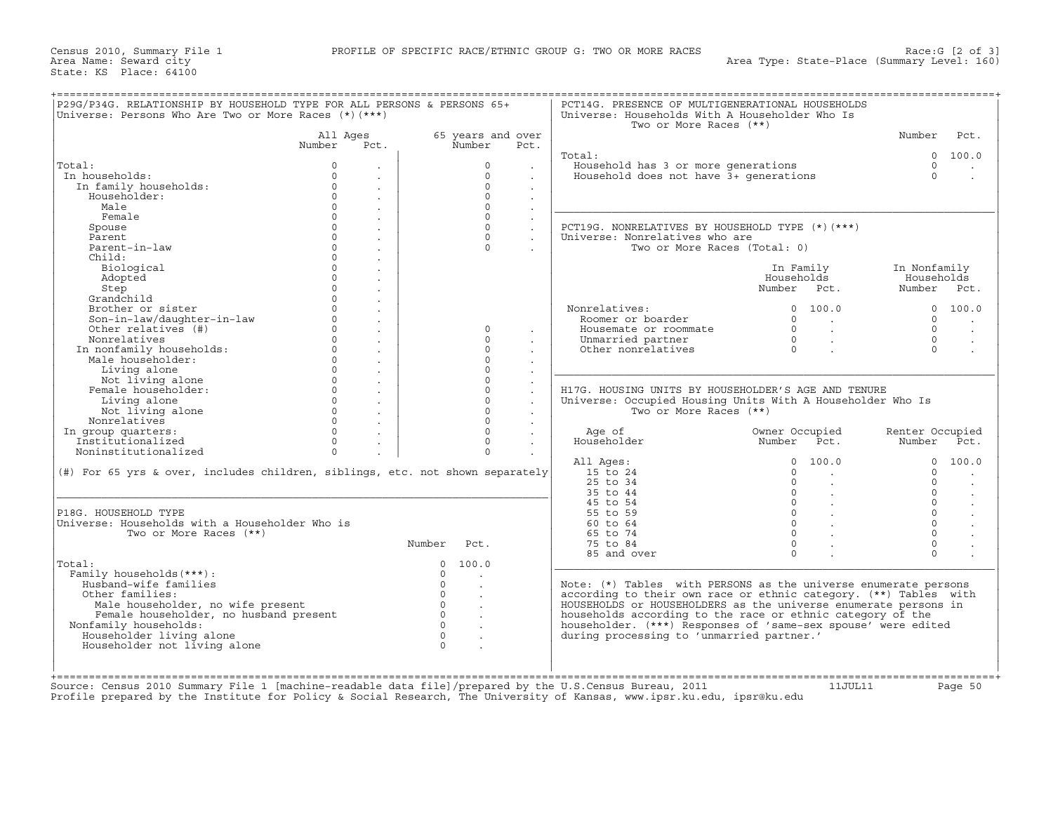Census 2010, Summary File 1 — PROFILE OF SPECIFIC RACE/ETHNIC GROUP G: TWO OR MORE RACES — Race:G [2 of 3]

Area Name: Seward city — Area Type: State-Place (Summary Level: 160)

State: KS Place: 64100

## P29G/P34G. RELATIONSHIP BY HOUSEHOLD TYPE FOR ALL PERSONS & PERSONS 65+

Universe: Persons Who Are Two or More Races (*)(***)

| | All Ages Number | All Ages Pct. | 65 years and over Number | 65 years and over Pct. |
|---|---|---|---|---|
| Total: | 0 | . | 0 | . |
| In households: | 0 | . | 0 | . |
| In family households: | 0 | . | 0 | . |
| Householder: | 0 | . | 0 | . |
| Male | 0 | . | 0 | . |
| Female | 0 | . | 0 | . |
| Spouse | 0 | . | 0 | . |
| Parent | 0 | . | 0 | . |
| Parent-in-law | 0 | . | 0 | . |
| Child: | 0 | . | | |
| Biological | 0 | . | | |
| Adopted | 0 | . | | |
| Step | 0 | . | | |
| Grandchild | 0 | . | | |
| Brother or sister | 0 | . | | |
| Son-in-law/daughter-in-law | 0 | . | | |
| Other relatives (#) | 0 | . | 0 | . |
| Nonrelatives | 0 | . | 0 | . |
| In nonfamily households: | 0 | . | 0 | . |
| Male householder: | 0 | . | 0 | . |
| Living alone | 0 | . | 0 | . |
| Not living alone | 0 | . | 0 | . |
| Female householder: | 0 | . | 0 | . |
| Living alone | 0 | . | 0 | . |
| Not living alone | 0 | . | 0 | . |
| Nonrelatives | 0 | . | 0 | . |
| In group quarters: | 0 | . | 0 | . |
| Institutionalized | 0 | . | 0 | . |
| Noninstitutionalized | 0 | . | 0 | . |

(#) For 65 yrs & over, includes children, siblings, etc. not shown separately

## P18G. HOUSEHOLD TYPE

Universe: Households with a Householder Who is Two or More Races (**)

| | Number | Pct. |
|---|---|---|
| Total: | 0 | 100.0 |
| Family households(***): | 0 | . |
| Husband-wife families | 0 | . |
| Other families: | 0 | . |
| Male householder, no wife present | 0 | . |
| Female householder, no husband present | 0 | . |
| Nonfamily households: | 0 | . |
| Householder living alone | 0 | . |
| Householder not living alone | 0 | . |

## PCT14G. PRESENCE OF MULTIGENERATIONAL HOUSEHOLDS

Universe: Households With A Householder Who Is Two or More Races (**)

| | Number | Pct. |
|---|---|---|
| Total: | 0 | 100.0 |
| Household has 3 or more generations | 0 | . |
| Household does not have 3+ generations | 0 | . |

## PCT19G. NONRELATIVES BY HOUSEHOLD TYPE (*)(***)

Universe: Nonrelatives who are Two or More Races (Total: 0)

| | In Family Households Number | In Family Households Pct. | In Nonfamily Households Number | In Nonfamily Households Pct. |
|---|---|---|---|---|
| Nonrelatives: | 0 | 100.0 | 0 | 100.0 |
| Roomer or boarder | 0 | . | 0 | . |
| Housemate or roommate | 0 | . | 0 | . |
| Unmarried partner | 0 | . | 0 | . |
| Other nonrelatives | 0 | . | 0 | . |

## H17G. HOUSING UNITS BY HOUSEHOLDER'S AGE AND TENURE

Universe: Occupied Housing Units With A Householder Who Is Two or More Races (**)

| Age of Householder | Owner Occupied Number | Owner Occupied Pct. | Renter Occupied Number | Renter Occupied Pct. |
|---|---|---|---|---|
| All Ages: | 0 | 100.0 | 0 | 100.0 |
| 15 to 24 | 0 | . | 0 | . |
| 25 to 34 | 0 | . | 0 | . |
| 35 to 44 | 0 | . | 0 | . |
| 45 to 54 | 0 | . | 0 | . |
| 55 to 59 | 0 | . | 0 | . |
| 60 to 64 | 0 | . | 0 | . |
| 65 to 74 | 0 | . | 0 | . |
| 75 to 84 | 0 | . | 0 | . |
| 85 and over | 0 | . | 0 | . |

Note: (*) Tables with PERSONS as the universe enumerate persons according to their own race or ethnic category. (**) Tables with HOUSEHOLDS or HOUSEHOLDERS as the universe enumerate persons in households according to the race or ethnic category of the householder. (***) Responses of 'same-sex spouse' were edited during processing to 'unmarried partner.'

Source: Census 2010 Summary File 1 [machine-readable data file]/prepared by the U.S.Census Bureau, 2011 11JUL11

Profile prepared by the Institute for Policy & Social Research, The University of Kansas, www.ipsr.ku.edu, ipsr@ku.edu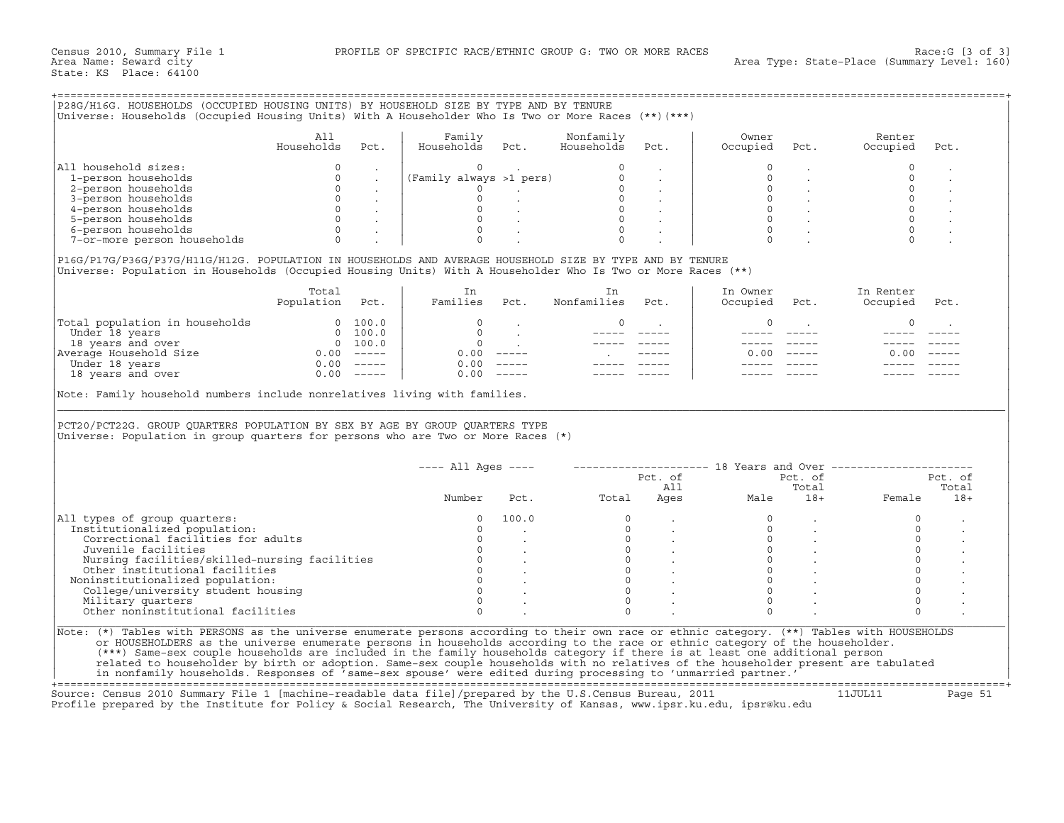Census 2010, Summary File 1 — PROFILE OF SPECIFIC RACE/ETHNIC GROUP G: TWO OR MORE RACES — Race:G [3 of 3]
Area Name: Seward city — Area Type: State-Place (Summary Level: 160)
State: KS Place: 64100

## P28G/H16G. HOUSEHOLDS (OCCUPIED HOUSING UNITS) BY HOUSEHOLD SIZE BY TYPE AND BY TENURE

Universe: Households (Occupied Housing Units) With A Householder Who Is Two or More Races (**)(***)

| | All Households | Pct. | Family Households | Pct. | Nonfamily Households | Pct. | Owner Occupied | Pct. | Renter Occupied | Pct. |
|---|---|---|---|---|---|---|---|---|---|---|
| All household sizes: | 0 | . | 0 | . | 0 | . | 0 | . | 0 | . |
| 1-person households | 0 | . | (Family always >1 pers) | | 0 | . | 0 | . | 0 | . |
| 2-person households | 0 | . | 0 | . | 0 | . | 0 | . | 0 | . |
| 3-person households | 0 | . | 0 | . | 0 | . | 0 | . | 0 | . |
| 4-person households | 0 | . | 0 | . | 0 | . | 0 | . | 0 | . |
| 5-person households | 0 | . | 0 | . | 0 | . | 0 | . | 0 | . |
| 6-person households | 0 | . | 0 | . | 0 | . | 0 | . | 0 | . |
| 7-or-more person households | 0 | . | 0 | . | 0 | . | 0 | . | 0 | . |

## P16G/P17G/P36G/P37G/H11G/H12G. POPULATION IN HOUSEHOLDS AND AVERAGE HOUSEHOLD SIZE BY TYPE AND BY TENURE

Universe: Population in Households (Occupied Housing Units) With A Householder Who Is Two or More Races (**)

| | Total Population | Pct. | In Families | Pct. | In Nonfamilies | Pct. | In Owner Occupied | Pct. | In Renter Occupied | Pct. |
|---|---|---|---|---|---|---|---|---|---|---|
| Total population in households | 0 | 100.0 | 0 | . | 0 | . | 0 | . | 0 | . |
| Under 18 years | 0 | 100.0 | 0 | . | ----- | ----- | ----- | ----- | ----- | ----- |
| 18 years and over | 0 | 100.0 | 0 | . | ----- | ----- | ----- | ----- | ----- | ----- |
| Average Household Size | 0.00 | ----- | 0.00 | ----- | . | ----- | 0.00 | ----- | 0.00 | ----- |
| Under 18 years | 0.00 | ----- | 0.00 | ----- | ----- | ----- | ----- | ----- | ----- | ----- |
| 18 years and over | 0.00 | ----- | 0.00 | ----- | ----- | ----- | ----- | ----- | ----- | ----- |

Note: Family household numbers include nonrelatives living with families.

## PCT20/PCT22G. GROUP QUARTERS POPULATION BY SEX BY AGE BY GROUP QUARTERS TYPE

Universe: Population in group quarters for persons who are Two or More Races (*)

| | All Ages | | 18 Years and Over | | | | | |
|---|---|---|---|---|---|---|---|---|
| | Number | Pct. | Total | Pct. of All Ages | Male | Pct. of Total 18+ | Female | Pct. of Total 18+ |
| All types of group quarters: | 0 | 100.0 | 0 | . | 0 | . | 0 | . |
| Institutionalized population: | 0 | . | 0 | . | 0 | . | 0 | . |
| Correctional facilities for adults | 0 | . | 0 | . | 0 | . | 0 | . |
| Juvenile facilities | 0 | . | 0 | . | 0 | . | 0 | . |
| Nursing facilities/skilled-nursing facilities | 0 | . | 0 | . | 0 | . | 0 | . |
| Other institutional facilities | 0 | . | 0 | . | 0 | . | 0 | . |
| Noninstitutionalized population: | 0 | . | 0 | . | 0 | . | 0 | . |
| College/university student housing | 0 | . | 0 | . | 0 | . | 0 | . |
| Military quarters | 0 | . | 0 | . | 0 | . | 0 | . |
| Other noninstitutional facilities | 0 | . | 0 | . | 0 | . | 0 | . |

Note: (*) Tables with PERSONS as the universe enumerate persons according to their own race or ethnic category. (**) Tables with HOUSEHOLDS or HOUSEHOLDERS as the universe enumerate persons in households according to the race or ethnic category of the householder. (***) Same-sex couple households are included in the family households category if there is at least one additional person related to householder by birth or adoption. Same-sex couple households with no relatives of the householder present are tabulated in nonfamily households. Responses of 'same-sex spouse' were edited during processing to 'unmarried partner.'

Source: Census 2010 Summary File 1 [machine-readable data file]/prepared by the U.S.Census Bureau, 2011 — 11JUL11
Profile prepared by the Institute for Policy & Social Research, The University of Kansas, www.ipsr.ku.edu, ipsr@ku.edu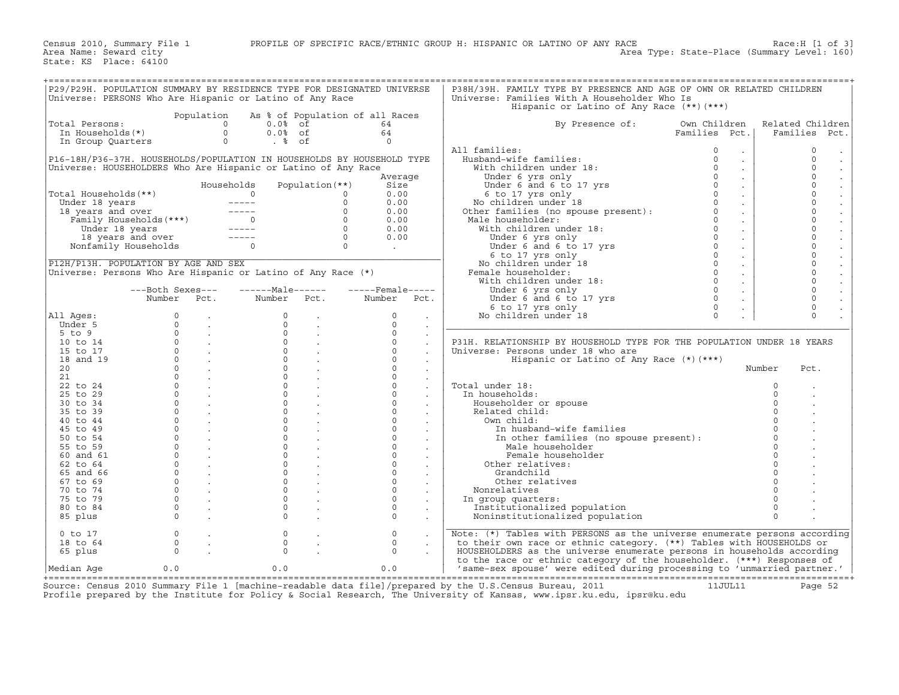Census 2010, Summary File 1 — PROFILE OF SPECIFIC RACE/ETHNIC GROUP H: HISPANIC OR LATINO OF ANY RACE — Race:H [1 of 3]
Area Name: Seward city — Area Type: State-Place (Summary Level: 160)
State: KS Place: 64100

## P29/P29H. POPULATION SUMMARY BY RESIDENCE TYPE FOR DESIGNATED UNIVERSE

Universe: PERSONS Who Are Hispanic or Latino of Any Race

| | Population | As % of Population of all Races | |
|---|---|---|---|
| Total Persons: | 0 | 0.0% of | 64 |
| In Households(*) | 0 | 0.0% of | 64 |
| In Group Quarters | 0 | . % of | 0 |

## P16-18H/P36-37H. HOUSEHOLDS/POPULATION IN HOUSEHOLDS BY HOUSEHOLD TYPE

Universe: HOUSEHOLDERS Who Are Hispanic or Latino of Any Race

| | Households | Population(**) | Average Size |
|---|---|---|---|
| Total Households(**) | 0 | 0 | 0.00 |
| Under 18 years | ----- | 0 | 0.00 |
| 18 years and over | ----- | 0 | 0.00 |
| Family Households(***) | 0 | 0 | 0.00 |
| Under 18 years | ----- | 0 | 0.00 |
| 18 years and over | ----- | 0 | 0.00 |
| Nonfamily Households | 0 | 0 | . |

## P12H/P13H. POPULATION BY AGE AND SEX

Universe: Persons Who Are Hispanic or Latino of Any Race (*)

| | Both Sexes Number | Both Sexes Pct. | Male Number | Male Pct. | Female Number | Female Pct. |
|---|---|---|---|---|---|---|
| All Ages: | 0 | . | 0 | . | 0 | . |
| Under 5 | 0 | . | 0 | . | 0 | . |
| 5 to 9 | 0 | . | 0 | . | 0 | . |
| 10 to 14 | 0 | . | 0 | . | 0 | . |
| 15 to 17 | 0 | . | 0 | . | 0 | . |
| 18 and 19 | 0 | . | 0 | . | 0 | . |
| 20 | 0 | . | 0 | . | 0 | . |
| 21 | 0 | . | 0 | . | 0 | . |
| 22 to 24 | 0 | . | 0 | . | 0 | . |
| 25 to 29 | 0 | . | 0 | . | 0 | . |
| 30 to 34 | 0 | . | 0 | . | 0 | . |
| 35 to 39 | 0 | . | 0 | . | 0 | . |
| 40 to 44 | 0 | . | 0 | . | 0 | . |
| 45 to 49 | 0 | . | 0 | . | 0 | . |
| 50 to 54 | 0 | . | 0 | . | 0 | . |
| 55 to 59 | 0 | . | 0 | . | 0 | . |
| 60 and 61 | 0 | . | 0 | . | 0 | . |
| 62 to 64 | 0 | . | 0 | . | 0 | . |
| 65 and 66 | 0 | . | 0 | . | 0 | . |
| 67 to 69 | 0 | . | 0 | . | 0 | . |
| 70 to 74 | 0 | . | 0 | . | 0 | . |
| 75 to 79 | 0 | . | 0 | . | 0 | . |
| 80 to 84 | 0 | . | 0 | . | 0 | . |
| 85 plus | 0 | . | 0 | . | 0 | . |
| 0 to 17 | 0 | . | 0 | . | 0 | . |
| 18 to 64 | 0 | . | 0 | . | 0 | . |
| 65 plus | 0 | . | 0 | . | 0 | . |
| Median Age | 0.0 | | 0.0 | | 0.0 | |

## P38H/39H. FAMILY TYPE BY PRESENCE AND AGE OF OWN OR RELATED CHILDREN

Universe: Families With A Householder Who Is Hispanic or Latino of Any Race (**)(***)

| By Presence of: | Own Children Families | Own Children Pct. | Related Children Families | Related Children Pct. |
|---|---|---|---|---|
| All families: | 0 | . | 0 | . |
| Husband-wife families: | 0 | . | 0 | . |
| With children under 18: | 0 | . | 0 | . |
| Under 6 yrs only | 0 | . | 0 | . |
| Under 6 and 6 to 17 yrs | 0 | . | 0 | . |
| 6 to 17 yrs only | 0 | . | 0 | . |
| No children under 18 | 0 | . | 0 | . |
| Other families (no spouse present): | 0 | . | 0 | . |
| Male householder: | 0 | . | 0 | . |
| With children under 18: | 0 | . | 0 | . |
| Under 6 yrs only | 0 | . | 0 | . |
| Under 6 and 6 to 17 yrs | 0 | . | 0 | . |
| 6 to 17 yrs only | 0 | . | 0 | . |
| No children under 18 | 0 | . | 0 | . |
| Female householder: | 0 | . | 0 | . |
| With children under 18: | 0 | . | 0 | . |
| Under 6 yrs only | 0 | . | 0 | . |
| Under 6 and 6 to 17 yrs | 0 | . | 0 | . |
| 6 to 17 yrs only | 0 | . | 0 | . |
| No children under 18 | 0 | . | 0 | . |

## P31H. RELATIONSHIP BY HOUSEHOLD TYPE FOR THE POPULATION UNDER 18 YEARS

Universe: Persons under 18 who are Hispanic or Latino of Any Race (*)(***)

| | Number | Pct. |
|---|---|---|
| Total under 18: | 0 | . |
| In households: | 0 | . |
| Householder or spouse | 0 | . |
| Related child: | 0 | . |
| Own child: | 0 | . |
| In husband-wife families | 0 | . |
| In other families (no spouse present): | 0 | . |
| Male householder | 0 | . |
| Female householder | 0 | . |
| Other relatives: | 0 | . |
| Grandchild | 0 | . |
| Other relatives | 0 | . |
| Nonrelatives | 0 | . |
| In group quarters: | 0 | . |
| Institutionalized population | 0 | . |
| Noninstitutionalized population | 0 | . |

Note: (*) Tables with PERSONS as the universe enumerate persons according to their own race or ethnic category. (**) Tables with HOUSEHOLDS or HOUSEHOLDERS as the universe enumerate persons in households according to the race or ethnic category of the householder. (***) Responses of 'same-sex spouse' were edited during processing to 'unmarried partner.'

Source: Census 2010 Summary File 1 [machine-readable data file]/prepared by the U.S.Census Bureau, 2011 11JUL11
Profile prepared by the Institute for Policy & Social Research, The University of Kansas, www.ipsr.ku.edu, ipsr@ku.edu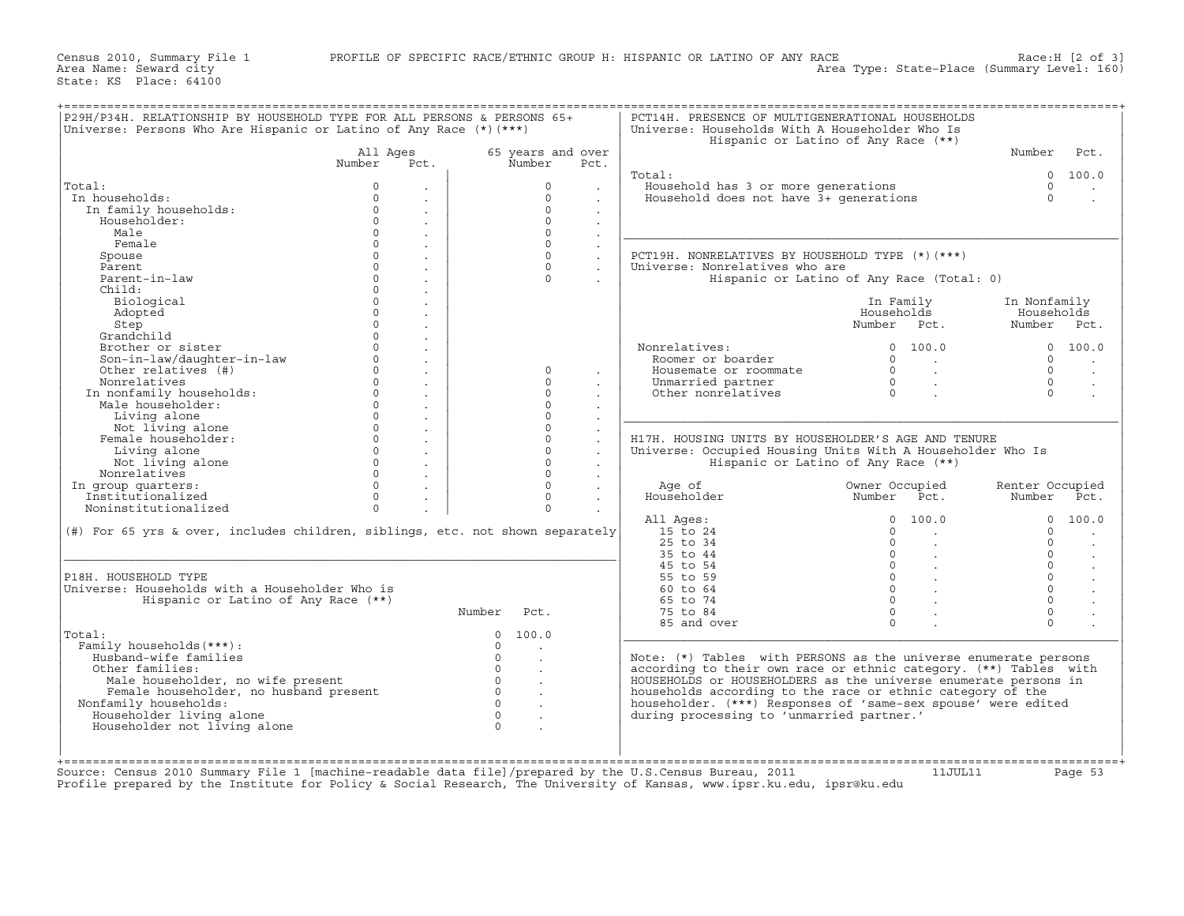Census 2010, Summary File 1 PROFILE OF SPECIFIC RACE/ETHNIC GROUP H: HISPANIC OR LATINO OF ANY RACE Race:H [2 of 3]
Area Name: Seward city Area Type: State-Place (Summary Level: 160)
State: KS Place: 64100

## P29H/P34H. RELATIONSHIP BY HOUSEHOLD TYPE FOR ALL PERSONS & PERSONS 65+
Universe: Persons Who Are Hispanic or Latino of Any Race (*)(***)

| | All Ages Number | All Ages Pct. | 65 years and over Number | 65 years and over Pct. |
|---|---|---|---|---|
| Total: | 0 | . | 0 | . |
| In households: | 0 | . | 0 | . |
| In family households: | 0 | . | 0 | . |
| Householder: | 0 | . | 0 | . |
| Male | 0 | . | 0 | . |
| Female | 0 | . | 0 | . |
| Spouse | 0 | . | 0 | . |
| Parent | 0 | . | 0 | . |
| Parent-in-law | 0 | . | 0 | . |
| Child: | 0 | . | | |
| Biological | 0 | . | | |
| Adopted | 0 | . | | |
| Step | 0 | . | | |
| Grandchild | 0 | . | | |
| Brother or sister | 0 | . | | |
| Son-in-law/daughter-in-law | 0 | . | | |
| Other relatives (#) | 0 | . | 0 | . |
| Nonrelatives | 0 | . | 0 | . |
| In nonfamily households: | 0 | . | 0 | . |
| Male householder: | 0 | . | 0 | . |
| Living alone | 0 | . | 0 | . |
| Not living alone | 0 | . | 0 | . |
| Female householder: | 0 | . | 0 | . |
| Living alone | 0 | . | 0 | . |
| Not living alone | 0 | . | 0 | . |
| Nonrelatives | 0 | . | 0 | . |
| In group quarters: | 0 | . | 0 | . |
| Institutionalized | 0 | . | 0 | . |
| Noninstitutionalized | 0 | . | 0 | . |

(#) For 65 yrs & over, includes children, siblings, etc. not shown separately

## P18H. HOUSEHOLD TYPE
Universe: Households with a Householder Who is Hispanic or Latino of Any Race (**)

| | Number | Pct. |
|---|---|---|
| Total: | 0 | 100.0 |
| Family households(***): | 0 | . |
| Husband-wife families | 0 | . |
| Other families: | 0 | . |
| Male householder, no wife present | 0 | . |
| Female householder, no husband present | 0 | . |
| Nonfamily households: | 0 | . |
| Householder living alone | 0 | . |
| Householder not living alone | 0 | . |

## PCT14H. PRESENCE OF MULTIGENERATIONAL HOUSEHOLDS
Universe: Households With A Householder Who Is Hispanic or Latino of Any Race (**)

| | Number | Pct. |
|---|---|---|
| Total: | 0 | 100.0 |
| Household has 3 or more generations | 0 | . |
| Household does not have 3+ generations | 0 | . |

## PCT19H. NONRELATIVES BY HOUSEHOLD TYPE (*)(***)
Universe: Nonrelatives who are Hispanic or Latino of Any Race (Total: 0)

| | In Family Households Number | In Family Households Pct. | In Nonfamily Households Number | In Nonfamily Households Pct. |
|---|---|---|---|---|
| Nonrelatives: | 0 | 100.0 | 0 | 100.0 |
| Roomer or boarder | 0 | . | 0 | . |
| Housemate or roommate | 0 | . | 0 | . |
| Unmarried partner | 0 | . | 0 | . |
| Other nonrelatives | 0 | . | 0 | . |

## H17H. HOUSING UNITS BY HOUSEHOLDER'S AGE AND TENURE
Universe: Occupied Housing Units With A Householder Who Is Hispanic or Latino of Any Race (**)

| Age of Householder | Owner Occupied Number | Owner Occupied Pct. | Renter Occupied Number | Renter Occupied Pct. |
|---|---|---|---|---|
| All Ages: | 0 | 100.0 | 0 | 100.0 |
| 15 to 24 | 0 | . | 0 | . |
| 25 to 34 | 0 | . | 0 | . |
| 35 to 44 | 0 | . | 0 | . |
| 45 to 54 | 0 | . | 0 | . |
| 55 to 59 | 0 | . | 0 | . |
| 60 to 64 | 0 | . | 0 | . |
| 65 to 74 | 0 | . | 0 | . |
| 75 to 84 | 0 | . | 0 | . |
| 85 and over | 0 | . | 0 | . |

Note: (*) Tables with PERSONS as the universe enumerate persons according to their own race or ethnic category. (**) Tables with HOUSEHOLDS or HOUSEHOLDERS as the universe enumerate persons in households according to the race or ethnic category of the householder. (***) Responses of 'same-sex spouse' were edited during processing to 'unmarried partner.'

Source: Census 2010 Summary File 1 [machine-readable data file]/prepared by the U.S.Census Bureau, 2011 11JUL11
Profile prepared by the Institute for Policy & Social Research, The University of Kansas, www.ipsr.ku.edu, ipsr@ku.edu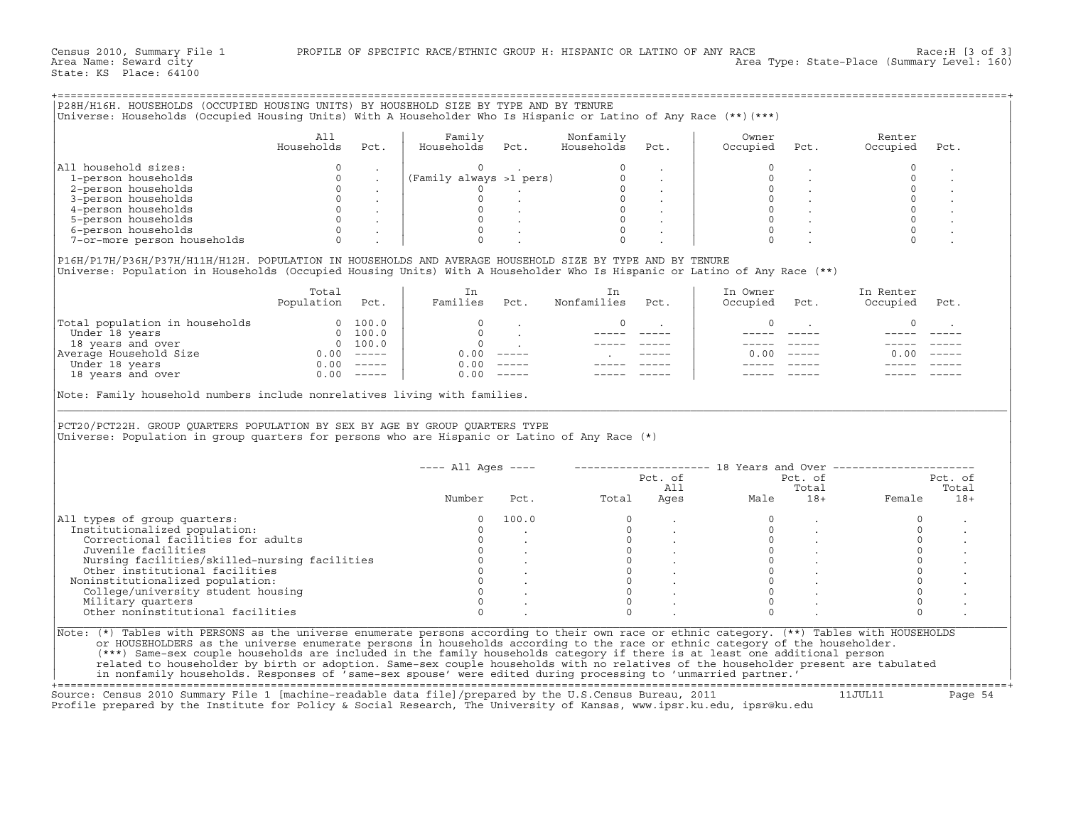Census 2010, Summary File 1 PROFILE OF SPECIFIC RACE/ETHNIC GROUP H: HISPANIC OR LATINO OF ANY RACE Race:H [3 of 3]
Area Name: Seward city Area Type: State-Place (Summary Level: 160)
State: KS Place: 64100

## P28H/H16H. HOUSEHOLDS (OCCUPIED HOUSING UNITS) BY HOUSEHOLD SIZE BY TYPE AND BY TENURE

Universe: Households (Occupied Housing Units) With A Householder Who Is Hispanic or Latino of Any Race (**)(***)

| | All Households | Pct. | Family Households | Pct. | Nonfamily Households | Pct. | Owner Occupied | Pct. | Renter Occupied | Pct. |
|---|---|---|---|---|---|---|---|---|---|---|
| All household sizes: | 0 | . | 0 | . | 0 | . | 0 | . | 0 | . |
| 1-person households | 0 | . | (Family always >1 pers) | | 0 | . | 0 | . | 0 | . |
| 2-person households | 0 | . | 0 | . | 0 | . | 0 | . | 0 | . |
| 3-person households | 0 | . | 0 | . | 0 | . | 0 | . | 0 | . |
| 4-person households | 0 | . | 0 | . | 0 | . | 0 | . | 0 | . |
| 5-person households | 0 | . | 0 | . | 0 | . | 0 | . | 0 | . |
| 6-person households | 0 | . | 0 | . | 0 | . | 0 | . | 0 | . |
| 7-or-more person households | 0 | . | 0 | . | 0 | . | 0 | . | 0 | . |

## P16H/P17H/P36H/P37H/H11H/H12H. POPULATION IN HOUSEHOLDS AND AVERAGE HOUSEHOLD SIZE BY TYPE AND BY TENURE

Universe: Population in Households (Occupied Housing Units) With A Householder Who Is Hispanic or Latino of Any Race (**)

| | Total Population | Pct. | In Families | Pct. | In Nonfamilies | Pct. | In Owner Occupied | Pct. | In Renter Occupied | Pct. |
|---|---|---|---|---|---|---|---|---|---|---|
| Total population in households | 0 | 100.0 | 0 | . | 0 | . | 0 | . | 0 | . |
| Under 18 years | 0 | 100.0 | 0 | . | ----- | ----- | ----- | ----- | ----- | ----- |
| 18 years and over | 0 | 100.0 | 0 | . | ----- | ----- | ----- | ----- | ----- | ----- |
| Average Household Size | 0.00 | ----- | 0.00 | ----- | . | ----- | 0.00 | ----- | 0.00 | ----- |
| Under 18 years | 0.00 | ----- | 0.00 | ----- | ----- | ----- | ----- | ----- | ----- | ----- |
| 18 years and over | 0.00 | ----- | 0.00 | ----- | ----- | ----- | ----- | ----- | ----- | ----- |

Note: Family household numbers include nonrelatives living with families.

## PCT20/PCT22H. GROUP QUARTERS POPULATION BY SEX BY AGE BY GROUP QUARTERS TYPE

Universe: Population in group quarters for persons who are Hispanic or Latino of Any Race (*)

| | All Ages | | 18 Years and Over | | | | | |
|---|---|---|---|---|---|---|---|---|
| | Number | Pct. | Total | Pct. of All Ages | Male | Pct. of Total 18+ | Female | Pct. of Total 18+ |
| All types of group quarters: | 0 | 100.0 | 0 | . | 0 | . | 0 | . |
| Institutionalized population: | 0 | . | 0 | . | 0 | . | 0 | . |
| Correctional facilities for adults | 0 | . | 0 | . | 0 | . | 0 | . |
| Juvenile facilities | 0 | . | 0 | . | 0 | . | 0 | . |
| Nursing facilities/skilled-nursing facilities | 0 | . | 0 | . | 0 | . | 0 | . |
| Other institutional facilities | 0 | . | 0 | . | 0 | . | 0 | . |
| Noninstitutionalized population: | 0 | . | 0 | . | 0 | . | 0 | . |
| College/university student housing | 0 | . | 0 | . | 0 | . | 0 | . |
| Military quarters | 0 | . | 0 | . | 0 | . | 0 | . |
| Other noninstitutional facilities | 0 | . | 0 | . | 0 | . | 0 | . |

Note: (*) Tables with PERSONS as the universe enumerate persons according to their own race or ethnic category. (**) Tables with HOUSEHOLDS or HOUSEHOLDERS as the universe enumerate persons in households according to the race or ethnic category of the householder. (***) Same-sex couple households are included in the family households category if there is at least one additional person related to householder by birth or adoption. Same-sex couple households with no relatives of the householder present are tabulated in nonfamily households. Responses of 'same-sex spouse' were edited during processing to 'unmarried partner.'

Source: Census 2010 Summary File 1 [machine-readable data file]/prepared by the U.S.Census Bureau, 2011 11JUL11
Profile prepared by the Institute for Policy & Social Research, The University of Kansas, www.ipsr.ku.edu, ipsr@ku.edu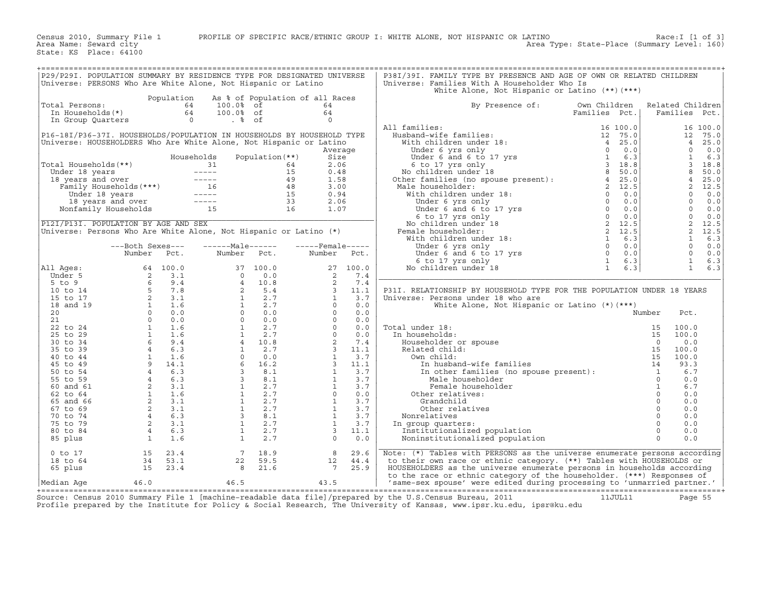Census 2010, Summary File 1 PROFILE OF SPECIFIC RACE/ETHNIC GROUP I: WHITE ALONE, NOT HISPANIC OR LATINO Race:I [1 of 3]
Area Name: Seward city Area Type: State-Place (Summary Level: 160)
State: KS Place: 64100

## P29/P29I. POPULATION SUMMARY BY RESIDENCE TYPE FOR DESIGNATED UNIVERSE

Universe: PERSONS Who Are White Alone, Not Hispanic or Latino

| | Population | As % of Population of all Races | |
|---|---|---|---|
| Total Persons: | 64 | 100.0% of | 64 |
| In Households(*) | 64 | 100.0% of | 64 |
| In Group Quarters | 0 | . % of | 0 |

## P16-18I/P36-37I. HOUSEHOLDS/POPULATION IN HOUSEHOLDS BY HOUSEHOLD TYPE

Universe: HOUSEHOLDERS Who Are White Alone, Not Hispanic or Latino

| | Households | Population(**) | Average Size |
|---|---|---|---|
| Total Households(**) | 31 | 64 | 2.06 |
| Under 18 years | ----- | 15 | 0.48 |
| 18 years and over | ----- | 49 | 1.58 |
| Family Households(***) | 16 | 48 | 3.00 |
| Under 18 years | ----- | 15 | 0.94 |
| 18 years and over | ----- | 33 | 2.06 |
| Nonfamily Households | 15 | 16 | 1.07 |

## P12I/P13I. POPULATION BY AGE AND SEX

Universe: Persons Who Are White Alone, Not Hispanic or Latino (*)

| | Both Sexes Number | Both Sexes Pct. | Male Number | Male Pct. | Female Number | Female Pct. |
|---|---|---|---|---|---|---|
| All Ages: | 64 | 100.0 | 37 | 100.0 | 27 | 100.0 |
| Under 5 | 2 | 3.1 | 0 | 0.0 | 2 | 7.4 |
| 5 to 9 | 6 | 9.4 | 4 | 10.8 | 2 | 7.4 |
| 10 to 14 | 5 | 7.8 | 2 | 5.4 | 3 | 11.1 |
| 15 to 17 | 2 | 3.1 | 1 | 2.7 | 1 | 3.7 |
| 18 and 19 | 1 | 1.6 | 1 | 2.7 | 0 | 0.0 |
| 20 | 0 | 0.0 | 0 | 0.0 | 0 | 0.0 |
| 21 | 0 | 0.0 | 0 | 0.0 | 0 | 0.0 |
| 22 to 24 | 1 | 1.6 | 1 | 2.7 | 0 | 0.0 |
| 25 to 29 | 1 | 1.6 | 1 | 2.7 | 0 | 0.0 |
| 30 to 34 | 6 | 9.4 | 4 | 10.8 | 2 | 7.4 |
| 35 to 39 | 4 | 6.3 | 1 | 2.7 | 3 | 11.1 |
| 40 to 44 | 1 | 1.6 | 0 | 0.0 | 1 | 3.7 |
| 45 to 49 | 9 | 14.1 | 6 | 16.2 | 3 | 11.1 |
| 50 to 54 | 4 | 6.3 | 3 | 8.1 | 1 | 3.7 |
| 55 to 59 | 4 | 6.3 | 3 | 8.1 | 1 | 3.7 |
| 60 and 61 | 2 | 3.1 | 1 | 2.7 | 1 | 3.7 |
| 62 to 64 | 1 | 1.6 | 1 | 2.7 | 0 | 0.0 |
| 65 and 66 | 2 | 3.1 | 1 | 2.7 | 1 | 3.7 |
| 67 to 69 | 2 | 3.1 | 1 | 2.7 | 1 | 3.7 |
| 70 to 74 | 4 | 6.3 | 3 | 8.1 | 1 | 3.7 |
| 75 to 79 | 2 | 3.1 | 1 | 2.7 | 1 | 3.7 |
| 80 to 84 | 4 | 6.3 | 1 | 2.7 | 3 | 11.1 |
| 85 plus | 1 | 1.6 | 1 | 2.7 | 0 | 0.0 |
| 0 to 17 | 15 | 23.4 | 7 | 18.9 | 8 | 29.6 |
| 18 to 64 | 34 | 53.1 | 22 | 59.5 | 12 | 44.4 |
| 65 plus | 15 | 23.4 | 8 | 21.6 | 7 | 25.9 |
| Median Age | 46.0 | | 46.5 | | 43.5 | |

## P38I/39I. FAMILY TYPE BY PRESENCE AND AGE OF OWN OR RELATED CHILDREN

Universe: Families With A Householder Who Is White Alone, Not Hispanic or Latino (**)(***)

| By Presence of: | Own Children Families | Own Children Pct. | Related Children Families | Related Children Pct. |
|---|---|---|---|---|
| All families: | 16 | 100.0 | 16 | 100.0 |
| Husband-wife families: | 12 | 75.0 | 12 | 75.0 |
| With children under 18: | 4 | 25.0 | 4 | 25.0 |
| Under 6 yrs only | 0 | 0.0 | 0 | 0.0 |
| Under 6 and 6 to 17 yrs | 1 | 6.3 | 1 | 6.3 |
| 6 to 17 yrs only | 3 | 18.8 | 3 | 18.8 |
| No children under 18 | 8 | 50.0 | 8 | 50.0 |
| Other families (no spouse present): | 4 | 25.0 | 4 | 25.0 |
| Male householder: | 2 | 12.5 | 2 | 12.5 |
| With children under 18: | 0 | 0.0 | 0 | 0.0 |
| Under 6 yrs only | 0 | 0.0 | 0 | 0.0 |
| Under 6 and 6 to 17 yrs | 0 | 0.0 | 0 | 0.0 |
| 6 to 17 yrs only | 0 | 0.0 | 0 | 0.0 |
| No children under 18 | 2 | 12.5 | 2 | 12.5 |
| Female householder: | 2 | 12.5 | 2 | 12.5 |
| With children under 18: | 1 | 6.3 | 1 | 6.3 |
| Under 6 yrs only | 0 | 0.0 | 0 | 0.0 |
| Under 6 and 6 to 17 yrs | 0 | 0.0 | 0 | 0.0 |
| 6 to 17 yrs only | 1 | 6.3 | 1 | 6.3 |
| No children under 18 | 1 | 6.3 | 1 | 6.3 |

## P31I. RELATIONSHIP BY HOUSEHOLD TYPE FOR THE POPULATION UNDER 18 YEARS

Universe: Persons under 18 who are White Alone, Not Hispanic or Latino (*)(***)

| | Number | Pct. |
|---|---|---|
| Total under 18: | 15 | 100.0 |
| In households: | 15 | 100.0 |
| Householder or spouse | 0 | 0.0 |
| Related child: | 15 | 100.0 |
| Own child: | 15 | 100.0 |
| In husband-wife families | 14 | 93.3 |
| In other families (no spouse present): | 1 | 6.7 |
| Male householder | 0 | 0.0 |
| Female householder | 1 | 6.7 |
| Other relatives: | 0 | 0.0 |
| Grandchild | 0 | 0.0 |
| Other relatives | 0 | 0.0 |
| Nonrelatives | 0 | 0.0 |
| In group quarters: | 0 | 0.0 |
| Institutionalized population | 0 | 0.0 |
| Noninstitutionalized population | 0 | 0.0 |

Note: (*) Tables with PERSONS as the universe enumerate persons according to their own race or ethnic category. (**) Tables with HOUSEHOLDS or HOUSEHOLDERS as the universe enumerate persons in households according to the race or ethnic category of the householder. (***) Responses of 'same-sex spouse' were edited during processing to 'unmarried partner.'

Source: Census 2010 Summary File 1 [machine-readable data file]/prepared by the U.S.Census Bureau, 2011 11JUL11
Profile prepared by the Institute for Policy & Social Research, The University of Kansas, www.ipsr.ku.edu, ipsr@ku.edu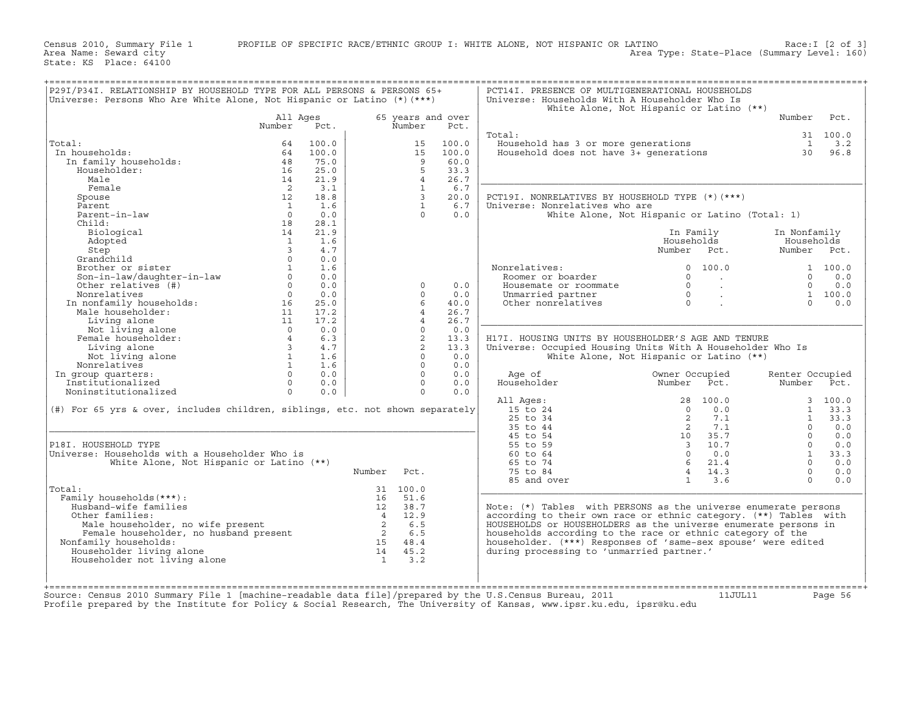Census 2010, Summary File 1 — PROFILE OF SPECIFIC RACE/ETHNIC GROUP I: WHITE ALONE, NOT HISPANIC OR LATINO — Race:I [2 of 3]

Area Name: Seward city — Area Type: State-Place (Summary Level: 160)

State: KS Place: 64100

## P29I/P34I. RELATIONSHIP BY HOUSEHOLD TYPE FOR ALL PERSONS & PERSONS 65+

Universe: Persons Who Are White Alone, Not Hispanic or Latino (*)(***)

| | All Ages Number | All Ages Pct. | 65 years and over Number | 65 years and over Pct. |
|---|---|---|---|---|
| Total: | 64 | 100.0 | 15 | 100.0 |
| In households: | 64 | 100.0 | 15 | 100.0 |
| In family households: | 48 | 75.0 | 9 | 60.0 |
| Householder: | 16 | 25.0 | 5 | 33.3 |
| Male | 14 | 21.9 | 4 | 26.7 |
| Female | 2 | 3.1 | 1 | 6.7 |
| Spouse | 12 | 18.8 | 3 | 20.0 |
| Parent | 1 | 1.6 | 1 | 6.7 |
| Parent-in-law | 0 | 0.0 | 0 | 0.0 |
| Child: | 18 | 28.1 | | |
| Biological | 14 | 21.9 | | |
| Adopted | 1 | 1.6 | | |
| Step | 3 | 4.7 | | |
| Grandchild | 0 | 0.0 | | |
| Brother or sister | 1 | 1.6 | | |
| Son-in-law/daughter-in-law | 0 | 0.0 | | |
| Other relatives (#) | 0 | 0.0 | 0 | 0.0 |
| Nonrelatives | 0 | 0.0 | 0 | 0.0 |
| In nonfamily households: | 16 | 25.0 | 6 | 40.0 |
| Male householder: | 11 | 17.2 | 4 | 26.7 |
| Living alone | 11 | 17.2 | 4 | 26.7 |
| Not living alone | 0 | 0.0 | 0 | 0.0 |
| Female householder: | 4 | 6.3 | 2 | 13.3 |
| Living alone | 3 | 4.7 | 2 | 13.3 |
| Not living alone | 1 | 1.6 | 0 | 0.0 |
| Nonrelatives | 1 | 1.6 | 0 | 0.0 |
| In group quarters: | 0 | 0.0 | 0 | 0.0 |
| Institutionalized | 0 | 0.0 | 0 | 0.0 |
| Noninstitutionalized | 0 | 0.0 | 0 | 0.0 |

(#) For 65 yrs & over, includes children, siblings, etc. not shown separately

## P18I. HOUSEHOLD TYPE

Universe: Households with a Householder Who is White Alone, Not Hispanic or Latino (**)

| | Number | Pct. |
|---|---|---|
| Total: | 31 | 100.0 |
| Family households(***): | 16 | 51.6 |
| Husband-wife families | 12 | 38.7 |
| Other families: | 4 | 12.9 |
| Male householder, no wife present | 2 | 6.5 |
| Female householder, no husband present | 2 | 6.5 |
| Nonfamily households: | 15 | 48.4 |
| Householder living alone | 14 | 45.2 |
| Householder not living alone | 1 | 3.2 |

## PCT14I. PRESENCE OF MULTIGENERATIONAL HOUSEHOLDS

Universe: Households With A Householder Who Is White Alone, Not Hispanic or Latino (**)

| | Number | Pct. |
|---|---|---|
| Total: | 31 | 100.0 |
| Household has 3 or more generations | 1 | 3.2 |
| Household does not have 3+ generations | 30 | 96.8 |

## PCT19I. NONRELATIVES BY HOUSEHOLD TYPE (*)(***)

Universe: Nonrelatives who are White Alone, Not Hispanic or Latino (Total: 1)

| | In Family Households Number | In Family Households Pct. | In Nonfamily Households Number | In Nonfamily Households Pct. |
|---|---|---|---|---|
| Nonrelatives: | 0 | 100.0 | 1 | 100.0 |
| Roomer or boarder | 0 | . | 0 | 0.0 |
| Housemate or roommate | 0 | . | 0 | 0.0 |
| Unmarried partner | 0 | . | 1 | 100.0 |
| Other nonrelatives | 0 | . | 0 | 0.0 |

## H17I. HOUSING UNITS BY HOUSEHOLDER'S AGE AND TENURE

Universe: Occupied Housing Units With A Householder Who Is White Alone, Not Hispanic or Latino (**)

| Age of Householder | Owner Occupied Number | Owner Occupied Pct. | Renter Occupied Number | Renter Occupied Pct. |
|---|---|---|---|---|
| All Ages: | 28 | 100.0 | 3 | 100.0 |
| 15 to 24 | 0 | 0.0 | 1 | 33.3 |
| 25 to 34 | 2 | 7.1 | 1 | 33.3 |
| 35 to 44 | 2 | 7.1 | 0 | 0.0 |
| 45 to 54 | 10 | 35.7 | 0 | 0.0 |
| 55 to 59 | 3 | 10.7 | 0 | 0.0 |
| 60 to 64 | 0 | 0.0 | 1 | 33.3 |
| 65 to 74 | 6 | 21.4 | 0 | 0.0 |
| 75 to 84 | 4 | 14.3 | 0 | 0.0 |
| 85 and over | 1 | 3.6 | 0 | 0.0 |

Note: (*) Tables with PERSONS as the universe enumerate persons according to their own race or ethnic category. (**) Tables with HOUSEHOLDS or HOUSEHOLDERS as the universe enumerate persons in households according to the race or ethnic category of the householder. (***) Responses of 'same-sex spouse' were edited during processing to 'unmarried partner.'

Source: Census 2010 Summary File 1 [machine-readable data file]/prepared by the U.S.Census Bureau, 2011 — 11JUL11

Profile prepared by the Institute for Policy & Social Research, The University of Kansas, www.ipsr.ku.edu, ipsr@ku.edu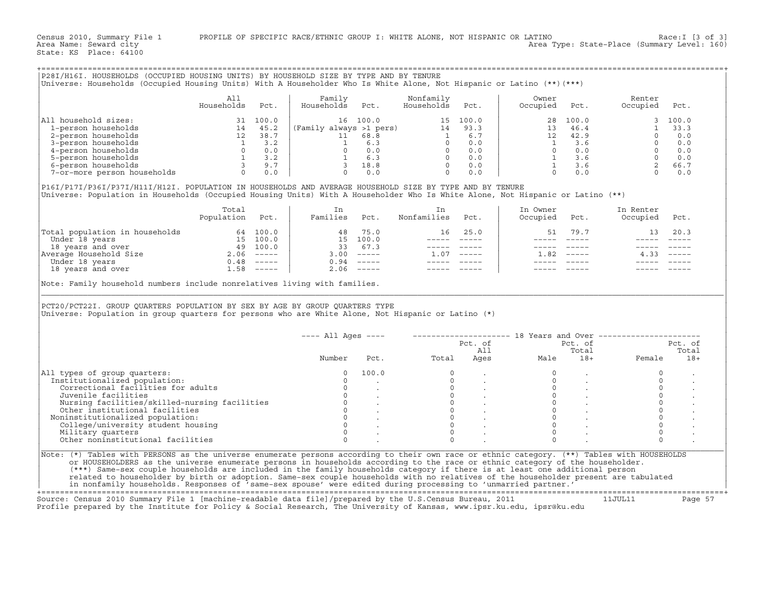Census 2010, Summary File 1 PROFILE OF SPECIFIC RACE/ETHNIC GROUP I: WHITE ALONE, NOT HISPANIC OR LATINO Race:I [3 of 3]
Area Name: Seward city Area Type: State-Place (Summary Level: 160)
State: KS Place: 64100

## P28I/H16I. HOUSEHOLDS (OCCUPIED HOUSING UNITS) BY HOUSEHOLD SIZE BY TYPE AND BY TENURE

Universe: Households (Occupied Housing Units) With A Householder Who Is White Alone, Not Hispanic or Latino (**)(***)

| | All Households | Pct. | Family Households | Pct. | Nonfamily Households | Pct. | Owner Occupied | Pct. | Renter Occupied | Pct. |
|---|---|---|---|---|---|---|---|---|---|---|
| All household sizes: | 31 | 100.0 | 16 | 100.0 | 15 | 100.0 | 28 | 100.0 | 3 | 100.0 |
| 1-person households | 14 | 45.2 | (Family always >1 pers) | | 14 | 93.3 | 13 | 46.4 | 1 | 33.3 |
| 2-person households | 12 | 38.7 | 11 | 68.8 | 1 | 6.7 | 12 | 42.9 | 0 | 0.0 |
| 3-person households | 1 | 3.2 | 1 | 6.3 | 0 | 0.0 | 1 | 3.6 | 0 | 0.0 |
| 4-person households | 0 | 0.0 | 0 | 0.0 | 0 | 0.0 | 0 | 0.0 | 0 | 0.0 |
| 5-person households | 1 | 3.2 | 1 | 6.3 | 0 | 0.0 | 1 | 3.6 | 0 | 0.0 |
| 6-person households | 3 | 9.7 | 3 | 18.8 | 0 | 0.0 | 1 | 3.6 | 2 | 66.7 |
| 7-or-more person households | 0 | 0.0 | 0 | 0.0 | 0 | 0.0 | 0 | 0.0 | 0 | 0.0 |

## P16I/P17I/P36I/P37I/H11I/H12I. POPULATION IN HOUSEHOLDS AND AVERAGE HOUSEHOLD SIZE BY TYPE AND BY TENURE

Universe: Population in Households (Occupied Housing Units) With A Householder Who Is White Alone, Not Hispanic or Latino (**)

| | Total Population | Pct. | In Families | Pct. | In Nonfamilies | Pct. | In Owner Occupied | Pct. | In Renter Occupied | Pct. |
|---|---|---|---|---|---|---|---|---|---|---|
| Total population in households | 64 | 100.0 | 48 | 75.0 | 16 | 25.0 | 51 | 79.7 | 13 | 20.3 |
| Under 18 years | 15 | 100.0 | 15 | 100.0 | ----- | ----- | ----- | ----- | ----- | ----- |
| 18 years and over | 49 | 100.0 | 33 | 67.3 | ----- | ----- | ----- | ----- | ----- | ----- |
| Average Household Size | 2.06 | ----- | 3.00 | ----- | 1.07 | ----- | 1.82 | ----- | 4.33 | ----- |
| Under 18 years | 0.48 | ----- | 0.94 | ----- | ----- | ----- | ----- | ----- | ----- | ----- |
| 18 years and over | 1.58 | ----- | 2.06 | ----- | ----- | ----- | ----- | ----- | ----- | ----- |

Note: Family household numbers include nonrelatives living with families.

## PCT20/PCT22I. GROUP QUARTERS POPULATION BY SEX BY AGE BY GROUP QUARTERS TYPE

Universe: Population in group quarters for persons who are White Alone, Not Hispanic or Latino (*)

| | ---- All Ages ---- | | 18 Years and Over | | | | | |
|---|---|---|---|---|---|---|---|---|
| | Number | Pct. | Total | Pct. of All Ages | Male | Pct. of Total 18+ | Female | Pct. of Total 18+ |
| All types of group quarters: | 0 | 100.0 | 0 | . | 0 | . | 0 | . |
| Institutionalized population: | 0 | . | 0 | . | 0 | . | 0 | . |
| Correctional facilities for adults | 0 | . | 0 | . | 0 | . | 0 | . |
| Juvenile facilities | 0 | . | 0 | . | 0 | . | 0 | . |
| Nursing facilities/skilled-nursing facilities | 0 | . | 0 | . | 0 | . | 0 | . |
| Other institutional facilities | 0 | . | 0 | . | 0 | . | 0 | . |
| Noninstitutionalized population: | 0 | . | 0 | . | 0 | . | 0 | . |
| College/university student housing | 0 | . | 0 | . | 0 | . | 0 | . |
| Military quarters | 0 | . | 0 | . | 0 | . | 0 | . |
| Other noninstitutional facilities | 0 | . | 0 | . | 0 | . | 0 | . |

Note: (*) Tables with PERSONS as the universe enumerate persons according to their own race or ethnic category. (**) Tables with HOUSEHOLDS or HOUSEHOLDERS as the universe enumerate persons in households according to the race or ethnic category of the householder. (***) Same-sex couple households are included in the family households category if there is at least one additional person related to householder by birth or adoption. Same-sex couple households with no relatives of the householder present are tabulated in nonfamily households. Responses of 'same-sex spouse' were edited during processing to 'unmarried partner.'

Source: Census 2010 Summary File 1 [machine-readable data file]/prepared by the U.S.Census Bureau, 2011 11JUL11
Profile prepared by the Institute for Policy & Social Research, The University of Kansas, www.ipsr.ku.edu, ipsr@ku.edu